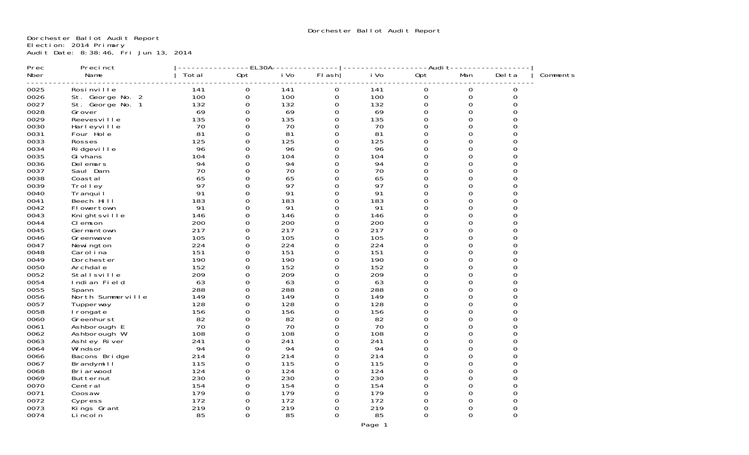# Dorchester Ballot Audit Report

Dorchester Ballot Audit Report
Election: 2014 Primary
Audit Date: 8:38:46, Fri Jun 13, 2014

| Prec | Precinct | EL30A | | | | Audit | | | | Comments |
|---|---|---|---|---|---|---|---|---|---|---|
| Nber | Name | Total | Opt | iVo | Flash | iVo | Opt | Man | Delta | |
| 0025 | Rosinville | 141 | 0 | 141 | 0 | 141 | 0 | 0 | 0 | |
| 0026 | St. George No. 2 | 100 | 0 | 100 | 0 | 100 | 0 | 0 | 0 | |
| 0027 | St. George No. 1 | 132 | 0 | 132 | 0 | 132 | 0 | 0 | 0 | |
| 0028 | Grover | 69 | 0 | 69 | 0 | 69 | 0 | 0 | 0 | |
| 0029 | Reevesville | 135 | 0 | 135 | 0 | 135 | 0 | 0 | 0 | |
| 0030 | Harleyville | 70 | 0 | 70 | 0 | 70 | 0 | 0 | 0 | |
| 0031 | Four Hole | 81 | 0 | 81 | 0 | 81 | 0 | 0 | 0 | |
| 0033 | Rosses | 125 | 0 | 125 | 0 | 125 | 0 | 0 | 0 | |
| 0034 | Ridgeville | 96 | 0 | 96 | 0 | 96 | 0 | 0 | 0 | |
| 0035 | Givhans | 104 | 0 | 104 | 0 | 104 | 0 | 0 | 0 | |
| 0036 | Delemars | 94 | 0 | 94 | 0 | 94 | 0 | 0 | 0 | |
| 0037 | Saul Dam | 70 | 0 | 70 | 0 | 70 | 0 | 0 | 0 | |
| 0038 | Coastal | 65 | 0 | 65 | 0 | 65 | 0 | 0 | 0 | |
| 0039 | Trolley | 97 | 0 | 97 | 0 | 97 | 0 | 0 | 0 | |
| 0040 | Tranquil | 91 | 0 | 91 | 0 | 91 | 0 | 0 | 0 | |
| 0041 | Beech Hill | 183 | 0 | 183 | 0 | 183 | 0 | 0 | 0 | |
| 0042 | Flowertown | 91 | 0 | 91 | 0 | 91 | 0 | 0 | 0 | |
| 0043 | Knightsville | 146 | 0 | 146 | 0 | 146 | 0 | 0 | 0 | |
| 0044 | Clemson | 200 | 0 | 200 | 0 | 200 | 0 | 0 | 0 | |
| 0045 | Germantown | 217 | 0 | 217 | 0 | 217 | 0 | 0 | 0 | |
| 0046 | Greenwave | 105 | 0 | 105 | 0 | 105 | 0 | 0 | 0 | |
| 0047 | Newington | 224 | 0 | 224 | 0 | 224 | 0 | 0 | 0 | |
| 0048 | Carolina | 151 | 0 | 151 | 0 | 151 | 0 | 0 | 0 | |
| 0049 | Dorchester | 190 | 0 | 190 | 0 | 190 | 0 | 0 | 0 | |
| 0050 | Archdale | 152 | 0 | 152 | 0 | 152 | 0 | 0 | 0 | |
| 0052 | Stallsville | 209 | 0 | 209 | 0 | 209 | 0 | 0 | 0 | |
| 0054 | Indian Field | 63 | 0 | 63 | 0 | 63 | 0 | 0 | 0 | |
| 0055 | Spann | 288 | 0 | 288 | 0 | 288 | 0 | 0 | 0 | |
| 0056 | North Summerville | 149 | 0 | 149 | 0 | 149 | 0 | 0 | 0 | |
| 0057 | Tupperway | 128 | 0 | 128 | 0 | 128 | 0 | 0 | 0 | |
| 0058 | Irongate | 156 | 0 | 156 | 0 | 156 | 0 | 0 | 0 | |
| 0060 | Greenhurst | 82 | 0 | 82 | 0 | 82 | 0 | 0 | 0 | |
| 0061 | Ashborough E | 70 | 0 | 70 | 0 | 70 | 0 | 0 | 0 | |
| 0062 | Ashborough W | 108 | 0 | 108 | 0 | 108 | 0 | 0 | 0 | |
| 0063 | Ashley River | 241 | 0 | 241 | 0 | 241 | 0 | 0 | 0 | |
| 0064 | Windsor | 94 | 0 | 94 | 0 | 94 | 0 | 0 | 0 | |
| 0066 | Bacons Bridge | 214 | 0 | 214 | 0 | 214 | 0 | 0 | 0 | |
| 0067 | Brandymill | 115 | 0 | 115 | 0 | 115 | 0 | 0 | 0 | |
| 0068 | Briarwood | 124 | 0 | 124 | 0 | 124 | 0 | 0 | 0 | |
| 0069 | Butternut | 230 | 0 | 230 | 0 | 230 | 0 | 0 | 0 | |
| 0070 | Central | 154 | 0 | 154 | 0 | 154 | 0 | 0 | 0 | |
| 0071 | Coosaw | 179 | 0 | 179 | 0 | 179 | 0 | 0 | 0 | |
| 0072 | Cypress | 172 | 0 | 172 | 0 | 172 | 0 | 0 | 0 | |
| 0073 | Kings Grant | 219 | 0 | 219 | 0 | 219 | 0 | 0 | 0 | |
| 0074 | Lincoln | 85 | 0 | 85 | 0 | 85 | 0 | 0 | 0 | |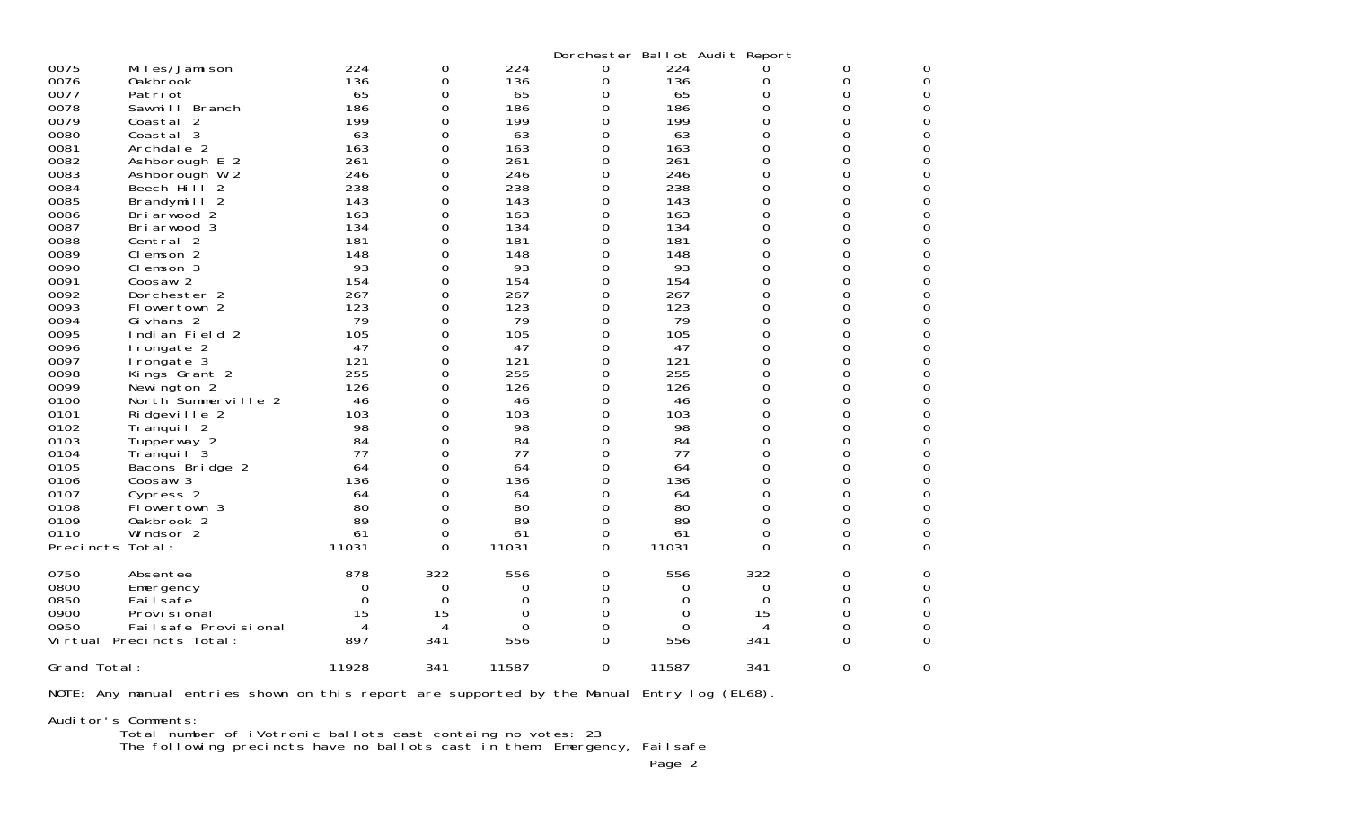# Dorchester Ballot Audit Report

| | | | | | | | | | |
|---|---|---|---|---|---|---|---|---|---|
| 0075 | Miles/Jamison | 224 | 0 | 224 | 0 | 224 | 0 | 0 | 0 |
| 0076 | Oakbrook | 136 | 0 | 136 | 0 | 136 | 0 | 0 | 0 |
| 0077 | Patriot | 65 | 0 | 65 | 0 | 65 | 0 | 0 | 0 |
| 0078 | Sawmill Branch | 186 | 0 | 186 | 0 | 186 | 0 | 0 | 0 |
| 0079 | Coastal 2 | 199 | 0 | 199 | 0 | 199 | 0 | 0 | 0 |
| 0080 | Coastal 3 | 63 | 0 | 63 | 0 | 63 | 0 | 0 | 0 |
| 0081 | Archdale 2 | 163 | 0 | 163 | 0 | 163 | 0 | 0 | 0 |
| 0082 | Ashborough E 2 | 261 | 0 | 261 | 0 | 261 | 0 | 0 | 0 |
| 0083 | Ashborough W 2 | 246 | 0 | 246 | 0 | 246 | 0 | 0 | 0 |
| 0084 | Beech Hill 2 | 238 | 0 | 238 | 0 | 238 | 0 | 0 | 0 |
| 0085 | Brandymill 2 | 143 | 0 | 143 | 0 | 143 | 0 | 0 | 0 |
| 0086 | Briarwood 2 | 163 | 0 | 163 | 0 | 163 | 0 | 0 | 0 |
| 0087 | Briarwood 3 | 134 | 0 | 134 | 0 | 134 | 0 | 0 | 0 |
| 0088 | Central 2 | 181 | 0 | 181 | 0 | 181 | 0 | 0 | 0 |
| 0089 | Clemson 2 | 148 | 0 | 148 | 0 | 148 | 0 | 0 | 0 |
| 0090 | Clemson 3 | 93 | 0 | 93 | 0 | 93 | 0 | 0 | 0 |
| 0091 | Coosaw 2 | 154 | 0 | 154 | 0 | 154 | 0 | 0 | 0 |
| 0092 | Dorchester 2 | 267 | 0 | 267 | 0 | 267 | 0 | 0 | 0 |
| 0093 | Flowertown 2 | 123 | 0 | 123 | 0 | 123 | 0 | 0 | 0 |
| 0094 | Givhans 2 | 79 | 0 | 79 | 0 | 79 | 0 | 0 | 0 |
| 0095 | Indian Field 2 | 105 | 0 | 105 | 0 | 105 | 0 | 0 | 0 |
| 0096 | Irongate 2 | 47 | 0 | 47 | 0 | 47 | 0 | 0 | 0 |
| 0097 | Irongate 3 | 121 | 0 | 121 | 0 | 121 | 0 | 0 | 0 |
| 0098 | Kings Grant 2 | 255 | 0 | 255 | 0 | 255 | 0 | 0 | 0 |
| 0099 | Newington 2 | 126 | 0 | 126 | 0 | 126 | 0 | 0 | 0 |
| 0100 | North Summerville 2 | 46 | 0 | 46 | 0 | 46 | 0 | 0 | 0 |
| 0101 | Ridgeville 2 | 103 | 0 | 103 | 0 | 103 | 0 | 0 | 0 |
| 0102 | Tranquil 2 | 98 | 0 | 98 | 0 | 98 | 0 | 0 | 0 |
| 0103 | Tupperway 2 | 84 | 0 | 84 | 0 | 84 | 0 | 0 | 0 |
| 0104 | Tranquil 3 | 77 | 0 | 77 | 0 | 77 | 0 | 0 | 0 |
| 0105 | Bacons Bridge 2 | 64 | 0 | 64 | 0 | 64 | 0 | 0 | 0 |
| 0106 | Coosaw 3 | 136 | 0 | 136 | 0 | 136 | 0 | 0 | 0 |
| 0107 | Cypress 2 | 64 | 0 | 64 | 0 | 64 | 0 | 0 | 0 |
| 0108 | Flowertown 3 | 80 | 0 | 80 | 0 | 80 | 0 | 0 | 0 |
| 0109 | Oakbrook 2 | 89 | 0 | 89 | 0 | 89 | 0 | 0 | 0 |
| 0110 | Windsor 2 | 61 | 0 | 61 | 0 | 61 | 0 | 0 | 0 |
| Precincts Total: | | 11031 | 0 | 11031 | 0 | 11031 | 0 | 0 | 0 |
| | | | | | | | | | |
| 0750 | Absentee | 878 | 322 | 556 | 0 | 556 | 322 | 0 | 0 |
| 0800 | Emergency | 0 | 0 | 0 | 0 | 0 | 0 | 0 | 0 |
| 0850 | Failsafe | 0 | 0 | 0 | 0 | 0 | 0 | 0 | 0 |
| 0900 | Provisional | 15 | 15 | 0 | 0 | 0 | 15 | 0 | 0 |
| 0950 | Failsafe Provisional | 4 | 4 | 0 | 0 | 0 | 4 | 0 | 0 |
| Virtual Precincts Total: | | 897 | 341 | 556 | 0 | 556 | 341 | 0 | 0 |
| | | | | | | | | | |
| Grand Total: | | 11928 | 341 | 11587 | 0 | 11587 | 341 | 0 | 0 |

NOTE: Any manual entries shown on this report are supported by the Manual Entry log (EL68).

Auditor's Comments:

Total number of iVotronic ballots cast containg no votes: 23

The following precincts have no ballots cast in them: Emergency, Failsafe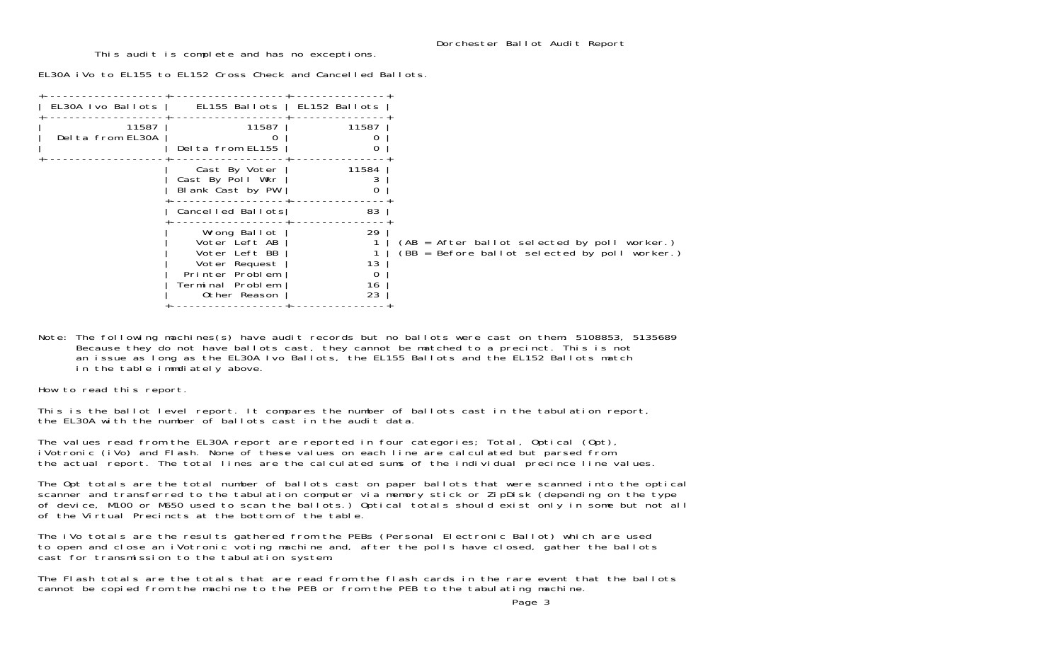# Dorchester Ballot Audit Report

This audit is complete and has no exceptions.

EL30A iVo to EL155 to EL152 Cross Check and Cancelled Ballots.

| EL30A Ivo Ballots | EL155 Ballots | EL152 Ballots |
|---|---|---|
| 11587 | 11587 | 11587 |
| Delta from EL30A | 0 | 0 |
| | Delta from EL155 | 0 |
| | Cast By Voter | 11584 |
| | Cast By Poll Wkr | 3 |
| | Blank Cast by PW | 0 |
| | Cancelled Ballots | 83 |
| | Wrong Ballot | 29 |
| | Voter Left AB | 1 |
| | Voter Left BB | 1 |
| | Voter Request | 13 |
| | Printer Problem | 0 |
| | Terminal Problem | 16 |
| | Other Reason | 23 |

(AB = After ballot selected by poll worker.)
(BB = Before ballot selected by poll worker.)

Note: The following machines(s) have audit records but no ballots were cast on them: 5108853, 5135689
Because they do not have ballots cast, they cannot be matched to a precinct. This is not an issue as long as the EL30A Ivo Ballots, the EL155 Ballots and the EL152 Ballots match in the table immdiately above.

How to read this report.

This is the ballot level report. It compares the number of ballots cast in the tabulation report, the EL30A with the number of ballots cast in the audit data.

The values read from the EL30A report are reported in four categories; Total, Optical (Opt), iVotronic (iVo) and Flash. None of these values on each line are calculated but parsed from the actual report. The total lines are the calculated sums of the individual precince line values.

The Opt totals are the total number of ballots cast on paper ballots that were scanned into the optical scanner and transferred to the tabulation computer via memory stick or ZipDisk (depending on the type of device, M100 or M650 used to scan the ballots.) Optical totals should exist only in some but not all of the Virtual Precincts at the bottom of the table.

The iVo totals are the results gathered from the PEBs (Personal Electronic Ballot) which are used to open and close an iVotronic voting machine and, after the polls have closed, gather the ballots cast for transmission to the tabulation system.

The Flash totals are the totals that are read from the flash cards in the rare event that the ballots cannot be copied from the machine to the PEB or from the PEB to the tabulating machine.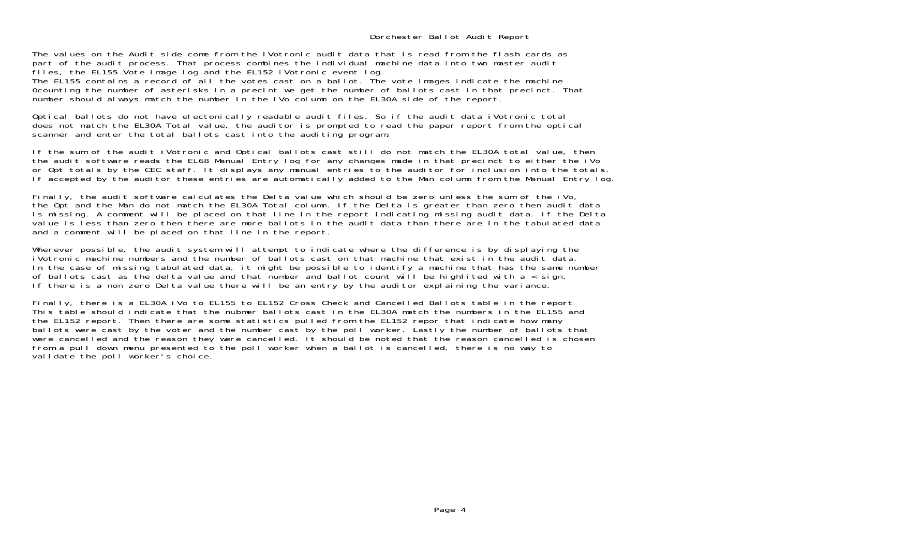# Dorchester Ballot Audit Report

The values on the Audit side come from the iVotronic audit data that is read from the flash cards as part of the audit process. That process combines the individual machine data into two master audit files, the EL155 Vote image log and the EL152 iVotronic event log.
The EL155 contains a record of all the votes cast on a ballot. The vote images indicate the machine 0counting the number of asterisks in a precint we get the number of ballots cast in that precinct. That number should always match the number in the iVo column on the EL30A side of the report.

Optical ballots do not have electonically readable audit files. So if the audit data iVotronic total does not match the EL30A Total value, the auditor is prompted to read the paper report from the optical scanner and enter the total ballots cast into the auditing program.

If the sum of the audit iVotronic and Optical ballots cast still do not match the EL30A total value, then the audit software reads the EL68 Manual Entry log for any changes made in that precinct to either the iVo or Opt totals by the CEC staff. It displays any manual entries to the auditor for inclusion into the totals. If accepted by the auditor these entries are automatically added to the Man column from the Manual Entry log.

Finally, the audit software calculates the Delta value which should be zero unless the sum of the iVo, the Opt and the Man do not match the EL30A Total column. If the Delta is greater than zero then audit data is missing. A comment will be placed on that line in the report indicating missing audit data. If the Delta value is less than zero then there are more ballots in the audit data than there are in the tabulated data and a comment will be placed on that line in the report.

Wherever possible, the audit system will attempt to indicate where the difference is by displaying the iVotronic machine numbers and the number of ballots cast on that machine that exist in the audit data. In the case of missing tabulated data, it might be possible to identify a machine that has the same number of ballots cast as the delta value and that number and ballot count will be highlited with a < sign. If there is a non zero Delta value there will be an entry by the auditor explaining the variance.

Finally, there is a EL30A iVo to EL155 to EL152 Cross Check and Cancelled Ballots table in the report This table should indicate that the nubmer ballots cast in the EL30A match the numbers in the EL155 and the EL152 report. Then there are some statistics pulled from the EL152 repor that indicate how many ballots were cast by the voter and the number cast by the poll worker. Lastly the number of ballots that were cancelled and the reason they were cancelled. It should be noted that the reason cancelled is chosen from a pull down menu presented to the poll worker when a ballot is cancelled, there is no way to validate the poll worker's choice.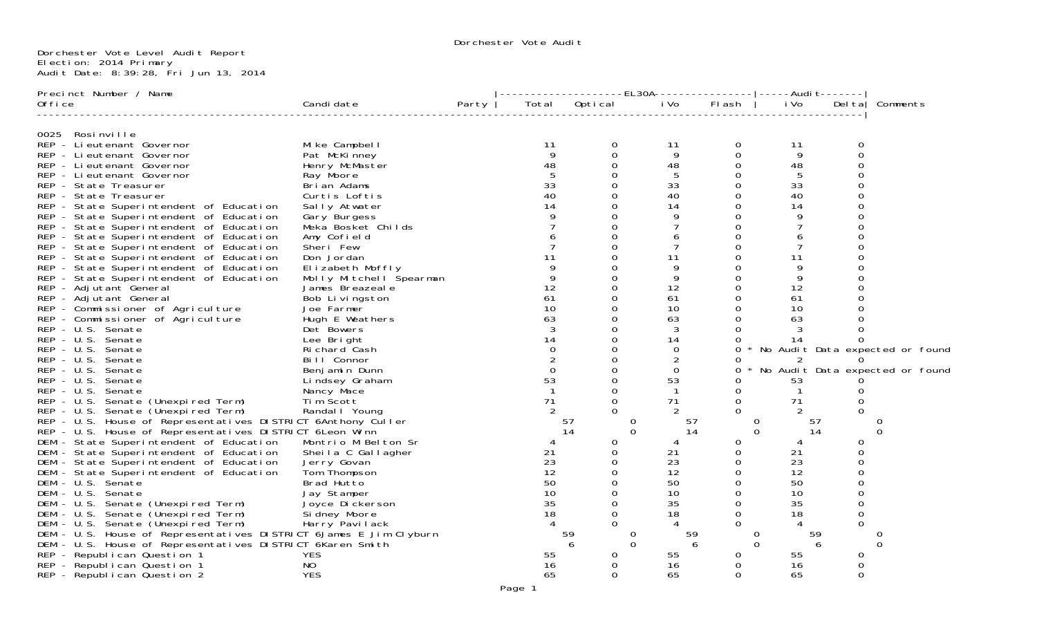Dorchester Vote Audit

Dorchester Vote Level Audit Report
Election: 2014 Primary
Audit Date: 8:39:28, Fri Jun 13, 2014

| Precinct Number / Name<br>Office | Candidate | Party | EL30A Total | EL30A Optical | EL30A iVo | EL30A Flash | Audit iVo | Audit Delta | Comments |
|---|---|---|---|---|---|---|---|---|---|
| **0025 Rosinville** | | | | | | | | | |
| REP - Lieutenant Governor | Mike Campbell | | 11 | 0 | 11 | 0 | 11 | 0 | |
| REP - Lieutenant Governor | Pat McKinney | | 9 | 0 | 9 | 0 | 9 | 0 | |
| REP - Lieutenant Governor | Henry McMaster | | 48 | 0 | 48 | 0 | 48 | 0 | |
| REP - Lieutenant Governor | Ray Moore | | 5 | 0 | 5 | 0 | 5 | 0 | |
| REP - State Treasurer | Brian Adams | | 33 | 0 | 33 | 0 | 33 | 0 | |
| REP - State Treasurer | Curtis Loftis | | 40 | 0 | 40 | 0 | 40 | 0 | |
| REP - State Superintendent of Education | Sally Atwater | | 14 | 0 | 14 | 0 | 14 | 0 | |
| REP - State Superintendent of Education | Gary Burgess | | 9 | 0 | 9 | 0 | 9 | 0 | |
| REP - State Superintendent of Education | Meka Bosket Childs | | 7 | 0 | 7 | 0 | 7 | 0 | |
| REP - State Superintendent of Education | Amy Cofield | | 6 | 0 | 6 | 0 | 6 | 0 | |
| REP - State Superintendent of Education | Sheri Few | | 7 | 0 | 7 | 0 | 7 | 0 | |
| REP - State Superintendent of Education | Don Jordan | | 11 | 0 | 11 | 0 | 11 | 0 | |
| REP - State Superintendent of Education | Elizabeth Moffly | | 9 | 0 | 9 | 0 | 9 | 0 | |
| REP - State Superintendent of Education | Molly Mitchell Spearman | | 9 | 0 | 9 | 0 | 9 | 0 | |
| REP - Adjutant General | James Breazeale | | 12 | 0 | 12 | 0 | 12 | 0 | |
| REP - Adjutant General | Bob Livingston | | 61 | 0 | 61 | 0 | 61 | 0 | |
| REP - Commissioner of Agriculture | Joe Farmer | | 10 | 0 | 10 | 0 | 10 | 0 | |
| REP - Commissioner of Agriculture | Hugh E Weathers | | 63 | 0 | 63 | 0 | 63 | 0 | |
| REP - U.S. Senate | Det Bowers | | 3 | 0 | 3 | 0 | 3 | 0 | |
| REP - U.S. Senate | Lee Bright | | 14 | 0 | 14 | 0 | 14 | 0 | |
| REP - U.S. Senate | Richard Cash | | 0 | 0 | 0 | 0 | | | * No Audit Data expected or found |
| REP - U.S. Senate | Bill Connor | | 2 | 0 | 2 | 0 | 2 | 0 | |
| REP - U.S. Senate | Benjamin Dunn | | 0 | 0 | 0 | 0 | | | * No Audit Data expected or found |
| REP - U.S. Senate | Lindsey Graham | | 53 | 0 | 53 | 0 | 53 | 0 | |
| REP - U.S. Senate | Nancy Mace | | 1 | 0 | 1 | 0 | 1 | 0 | |
| REP - U.S. Senate (Unexpired Term) | Tim Scott | | 71 | 0 | 71 | 0 | 71 | 0 | |
| REP - U.S. Senate (Unexpired Term) | Randall Young | | 2 | 0 | 2 | 0 | 2 | 0 | |
| REP - U.S. House of Representatives DISTRICT 6 | Anthony Culler | | 57 | 0 | 57 | 0 | 57 | 0 | |
| REP - U.S. House of Representatives DISTRICT 6 | Leon Winn | | 14 | 0 | 14 | 0 | 14 | 0 | |
| DEM - State Superintendent of Education | Montrio M Belton Sr | | 4 | 0 | 4 | 0 | 4 | 0 | |
| DEM - State Superintendent of Education | Sheila C Gallagher | | 21 | 0 | 21 | 0 | 21 | 0 | |
| DEM - State Superintendent of Education | Jerry Govan | | 23 | 0 | 23 | 0 | 23 | 0 | |
| DEM - State Superintendent of Education | Tom Thompson | | 12 | 0 | 12 | 0 | 12 | 0 | |
| DEM - U.S. Senate | Brad Hutto | | 50 | 0 | 50 | 0 | 50 | 0 | |
| DEM - U.S. Senate | Jay Stamper | | 10 | 0 | 10 | 0 | 10 | 0 | |
| DEM - U.S. Senate (Unexpired Term) | Joyce Dickerson | | 35 | 0 | 35 | 0 | 35 | 0 | |
| DEM - U.S. Senate (Unexpired Term) | Sidney Moore | | 18 | 0 | 18 | 0 | 18 | 0 | |
| DEM - U.S. Senate (Unexpired Term) | Harry Pavilack | | 4 | 0 | 4 | 0 | 4 | 0 | |
| DEM - U.S. House of Representatives DISTRICT 6 | James E Jim Clyburn | | 59 | 0 | 59 | 0 | 59 | 0 | |
| DEM - U.S. House of Representatives DISTRICT 6 | Karen Smith | | 6 | 0 | 6 | 0 | 6 | 0 | |
| REP - Republican Question 1 | YES | | 55 | 0 | 55 | 0 | 55 | 0 | |
| REP - Republican Question 1 | NO | | 16 | 0 | 16 | 0 | 16 | 0 | |
| REP - Republican Question 2 | YES | | 65 | 0 | 65 | 0 | 65 | 0 | |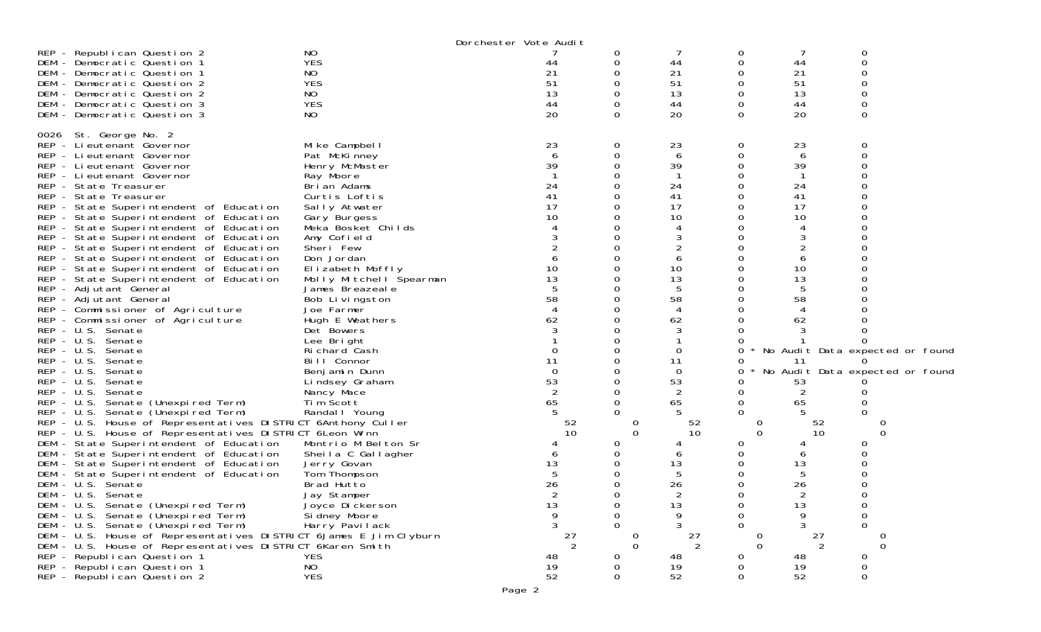Dorchester Vote Audit

| Contest | Choice | | | | | | |
|---|---|---|---|---|---|---|---|
| REP - Republican Question 2 | NO | 7 | 0 | 7 | 0 | 7 | 0 |
| DEM - Democratic Question 1 | YES | 44 | 0 | 44 | 0 | 44 | 0 |
| DEM - Democratic Question 1 | NO | 21 | 0 | 21 | 0 | 21 | 0 |
| DEM - Democratic Question 2 | YES | 51 | 0 | 51 | 0 | 51 | 0 |
| DEM - Democratic Question 2 | NO | 13 | 0 | 13 | 0 | 13 | 0 |
| DEM - Democratic Question 3 | YES | 44 | 0 | 44 | 0 | 44 | 0 |
| DEM - Democratic Question 3 | NO | 20 | 0 | 20 | 0 | 20 | 0 |

0026 St. George No. 2

| Contest | Choice | | | | | | |
|---|---|---|---|---|---|---|---|
| REP - Lieutenant Governor | Mike Campbell | 23 | 0 | 23 | 0 | 23 | 0 |
| REP - Lieutenant Governor | Pat McKinney | 6 | 0 | 6 | 0 | 6 | 0 |
| REP - Lieutenant Governor | Henry McMaster | 39 | 0 | 39 | 0 | 39 | 0 |
| REP - Lieutenant Governor | Ray Moore | 1 | 0 | 1 | 0 | 1 | 0 |
| REP - State Treasurer | Brian Adams | 24 | 0 | 24 | 0 | 24 | 0 |
| REP - State Treasurer | Curtis Loftis | 41 | 0 | 41 | 0 | 41 | 0 |
| REP - State Superintendent of Education | Sally Atwater | 17 | 0 | 17 | 0 | 17 | 0 |
| REP - State Superintendent of Education | Gary Burgess | 10 | 0 | 10 | 0 | 10 | 0 |
| REP - State Superintendent of Education | Meka Bosket Childs | 4 | 0 | 4 | 0 | 4 | 0 |
| REP - State Superintendent of Education | Amy Cofield | 3 | 0 | 3 | 0 | 3 | 0 |
| REP - State Superintendent of Education | Sheri Few | 2 | 0 | 2 | 0 | 2 | 0 |
| REP - State Superintendent of Education | Don Jordan | 6 | 0 | 6 | 0 | 6 | 0 |
| REP - State Superintendent of Education | Elizabeth Moffly | 10 | 0 | 10 | 0 | 10 | 0 |
| REP - State Superintendent of Education | Molly Mitchell Spearman | 13 | 0 | 13 | 0 | 13 | 0 |
| REP - Adjutant General | James Breazeale | 5 | 0 | 5 | 0 | 5 | 0 |
| REP - Adjutant General | Bob Livingston | 58 | 0 | 58 | 0 | 58 | 0 |
| REP - Commissioner of Agriculture | Joe Farmer | 4 | 0 | 4 | 0 | 4 | 0 |
| REP - Commissioner of Agriculture | Hugh E Weathers | 62 | 0 | 62 | 0 | 62 | 0 |
| REP - U.S. Senate | Det Bowers | 3 | 0 | 3 | 0 | 3 | 0 |
| REP - U.S. Senate | Lee Bright | 1 | 0 | 1 | 0 | 1 | 0 |
| REP - U.S. Senate | Richard Cash | 0 | 0 | 0 | 0 * No Audit Data expected or found | | |
| REP - U.S. Senate | Bill Connor | 11 | 0 | 11 | 0 | 11 | 0 |
| REP - U.S. Senate | Benjamin Dunn | 0 | 0 | 0 | 0 * No Audit Data expected or found | | |
| REP - U.S. Senate | Lindsey Graham | 53 | 0 | 53 | 0 | 53 | 0 |
| REP - U.S. Senate | Nancy Mace | 2 | 0 | 2 | 0 | 2 | 0 |
| REP - U.S. Senate (Unexpired Term) | Tim Scott | 65 | 0 | 65 | 0 | 65 | 0 |
| REP - U.S. Senate (Unexpired Term) | Randall Young | 5 | 0 | 5 | 0 | 5 | 0 |
| REP - U.S. House of Representatives DISTRICT 6 | Anthony Culler | 52 | 0 | 52 | 0 | 52 | 0 |
| REP - U.S. House of Representatives DISTRICT 6 | Leon Winn | 10 | 0 | 10 | 0 | 10 | 0 |
| DEM - State Superintendent of Education | Montrio M Belton Sr | 4 | 0 | 4 | 0 | 4 | 0 |
| DEM - State Superintendent of Education | Sheila C Gallagher | 6 | 0 | 6 | 0 | 6 | 0 |
| DEM - State Superintendent of Education | Jerry Govan | 13 | 0 | 13 | 0 | 13 | 0 |
| DEM - State Superintendent of Education | Tom Thompson | 5 | 0 | 5 | 0 | 5 | 0 |
| DEM - U.S. Senate | Brad Hutto | 26 | 0 | 26 | 0 | 26 | 0 |
| DEM - U.S. Senate | Jay Stamper | 2 | 0 | 2 | 0 | 2 | 0 |
| DEM - U.S. Senate (Unexpired Term) | Joyce Dickerson | 13 | 0 | 13 | 0 | 13 | 0 |
| DEM - U.S. Senate (Unexpired Term) | Sidney Moore | 9 | 0 | 9 | 0 | 9 | 0 |
| DEM - U.S. Senate (Unexpired Term) | Harry Pavilack | 3 | 0 | 3 | 0 | 3 | 0 |
| DEM - U.S. House of Representatives DISTRICT 6 | James E Jim Clyburn | 27 | 0 | 27 | 0 | 27 | 0 |
| DEM - U.S. House of Representatives DISTRICT 6 | Karen Smith | 2 | 0 | 2 | 0 | 2 | 0 |
| REP - Republican Question 1 | YES | 48 | 0 | 48 | 0 | 48 | 0 |
| REP - Republican Question 1 | NO | 19 | 0 | 19 | 0 | 19 | 0 |
| REP - Republican Question 2 | YES | 52 | 0 | 52 | 0 | 52 | 0 |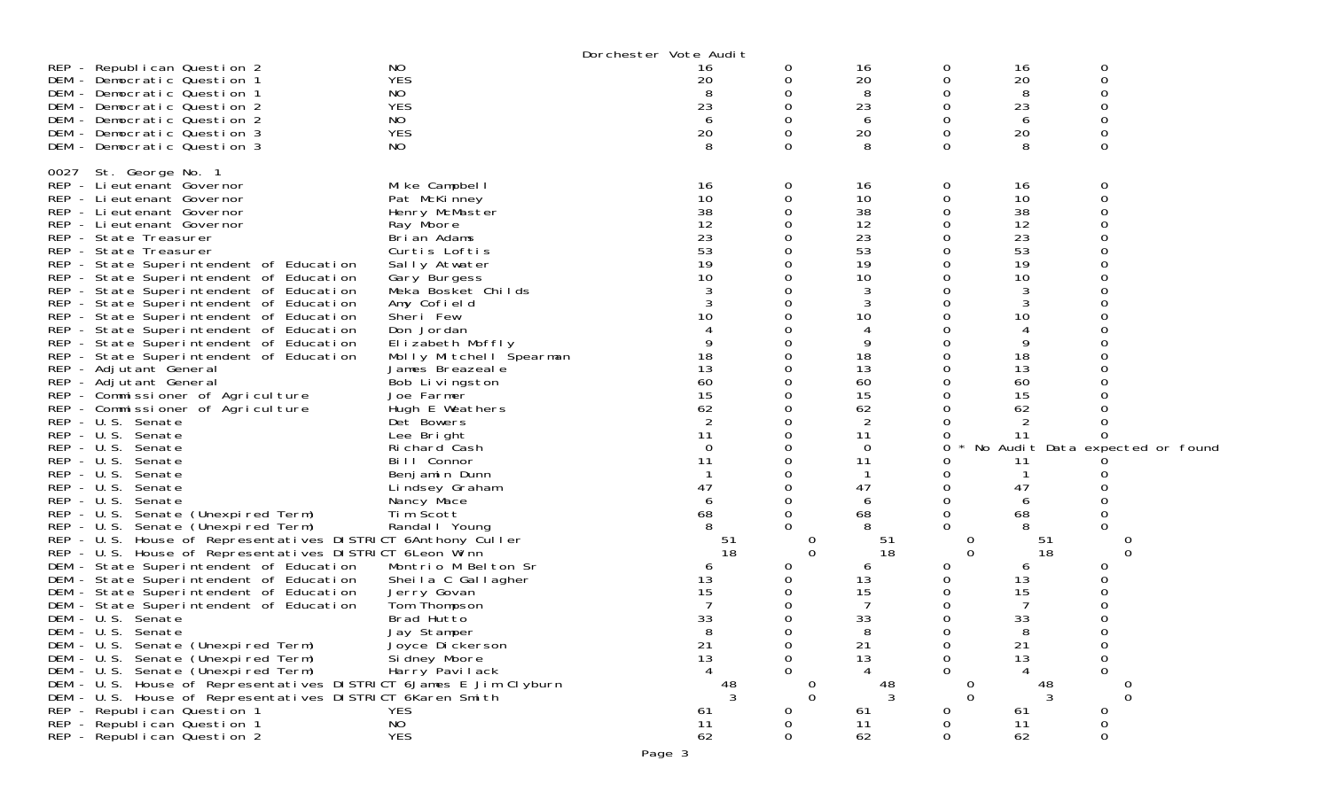Dorchester Vote Audit

| | | | | | | | |
|---|---|---|---|---|---|---|---|
| REP - Republican Question 2 | NO | 16 | 0 | 16 | 0 | 16 | 0 |
| DEM - Democratic Question 1 | YES | 20 | 0 | 20 | 0 | 20 | 0 |
| DEM - Democratic Question 1 | NO | 8 | 0 | 8 | 0 | 8 | 0 |
| DEM - Democratic Question 2 | YES | 23 | 0 | 23 | 0 | 23 | 0 |
| DEM - Democratic Question 2 | NO | 6 | 0 | 6 | 0 | 6 | 0 |
| DEM - Democratic Question 3 | YES | 20 | 0 | 20 | 0 | 20 | 0 |
| DEM - Democratic Question 3 | NO | 8 | 0 | 8 | 0 | 8 | 0 |

0027 St. George No. 1

| | | | | | | | |
|---|---|---|---|---|---|---|---|
| REP - Lieutenant Governor | Mike Campbell | 16 | 0 | 16 | 0 | 16 | 0 |
| REP - Lieutenant Governor | Pat McKinney | 10 | 0 | 10 | 0 | 10 | 0 |
| REP - Lieutenant Governor | Henry McMaster | 38 | 0 | 38 | 0 | 38 | 0 |
| REP - Lieutenant Governor | Ray Moore | 12 | 0 | 12 | 0 | 12 | 0 |
| REP - State Treasurer | Brian Adams | 23 | 0 | 23 | 0 | 23 | 0 |
| REP - State Treasurer | Curtis Loftis | 53 | 0 | 53 | 0 | 53 | 0 |
| REP - State Superintendent of Education | Sally Atwater | 19 | 0 | 19 | 0 | 19 | 0 |
| REP - State Superintendent of Education | Gary Burgess | 10 | 0 | 10 | 0 | 10 | 0 |
| REP - State Superintendent of Education | Meka Bosket Childs | 3 | 0 | 3 | 0 | 3 | 0 |
| REP - State Superintendent of Education | Amy Cofield | 3 | 0 | 3 | 0 | 3 | 0 |
| REP - State Superintendent of Education | Sheri Few | 10 | 0 | 10 | 0 | 10 | 0 |
| REP - State Superintendent of Education | Don Jordan | 4 | 0 | 4 | 0 | 4 | 0 |
| REP - State Superintendent of Education | Elizabeth Moffly | 9 | 0 | 9 | 0 | 9 | 0 |
| REP - State Superintendent of Education | Molly Mitchell Spearman | 18 | 0 | 18 | 0 | 18 | 0 |
| REP - Adjutant General | James Breazeale | 13 | 0 | 13 | 0 | 13 | 0 |
| REP - Adjutant General | Bob Livingston | 60 | 0 | 60 | 0 | 60 | 0 |
| REP - Commissioner of Agriculture | Joe Farmer | 15 | 0 | 15 | 0 | 15 | 0 |
| REP - Commissioner of Agriculture | Hugh E Weathers | 62 | 0 | 62 | 0 | 62 | 0 |
| REP - U.S. Senate | Det Bowers | 2 | 0 | 2 | 0 | 2 | 0 |
| REP - U.S. Senate | Lee Bright | 11 | 0 | 11 | 0 | 11 | 0 |
| REP - U.S. Senate | Richard Cash | 0 | 0 | 0 | 0 * No Audit Data expected or found | | |
| REP - U.S. Senate | Bill Connor | 11 | 0 | 11 | 0 | 11 | 0 |
| REP - U.S. Senate | Benjamin Dunn | 1 | 0 | 1 | 0 | 1 | 0 |
| REP - U.S. Senate | Lindsey Graham | 47 | 0 | 47 | 0 | 47 | 0 |
| REP - U.S. Senate | Nancy Mace | 6 | 0 | 6 | 0 | 6 | 0 |
| REP - U.S. Senate (Unexpired Term) | Tim Scott | 68 | 0 | 68 | 0 | 68 | 0 |
| REP - U.S. Senate (Unexpired Term) | Randall Young | 8 | 0 | 8 | 0 | 8 | 0 |
| REP - U.S. House of Representatives DISTRICT 6 | Anthony Culler | 51 | 0 | 51 | 0 | 51 | 0 |
| REP - U.S. House of Representatives DISTRICT 6 | Leon Winn | 18 | 0 | 18 | 0 | 18 | 0 |
| DEM - State Superintendent of Education | Montrio M Belton Sr | 6 | 0 | 6 | 0 | 6 | 0 |
| DEM - State Superintendent of Education | Sheila C Gallagher | 13 | 0 | 13 | 0 | 13 | 0 |
| DEM - State Superintendent of Education | Jerry Govan | 15 | 0 | 15 | 0 | 15 | 0 |
| DEM - State Superintendent of Education | Tom Thompson | 7 | 0 | 7 | 0 | 7 | 0 |
| DEM - U.S. Senate | Brad Hutto | 33 | 0 | 33 | 0 | 33 | 0 |
| DEM - U.S. Senate | Jay Stamper | 8 | 0 | 8 | 0 | 8 | 0 |
| DEM - U.S. Senate (Unexpired Term) | Joyce Dickerson | 21 | 0 | 21 | 0 | 21 | 0 |
| DEM - U.S. Senate (Unexpired Term) | Sidney Moore | 13 | 0 | 13 | 0 | 13 | 0 |
| DEM - U.S. Senate (Unexpired Term) | Harry Pavilack | 4 | 0 | 4 | 0 | 4 | 0 |
| DEM - U.S. House of Representatives DISTRICT 6 | James E Jim Clyburn | 48 | 0 | 48 | 0 | 48 | 0 |
| DEM - U.S. House of Representatives DISTRICT 6 | Karen Smith | 3 | 0 | 3 | 0 | 3 | 0 |
| REP - Republican Question 1 | YES | 61 | 0 | 61 | 0 | 61 | 0 |
| REP - Republican Question 1 | NO | 11 | 0 | 11 | 0 | 11 | 0 |
| REP - Republican Question 2 | YES | 62 | 0 | 62 | 0 | 62 | 0 |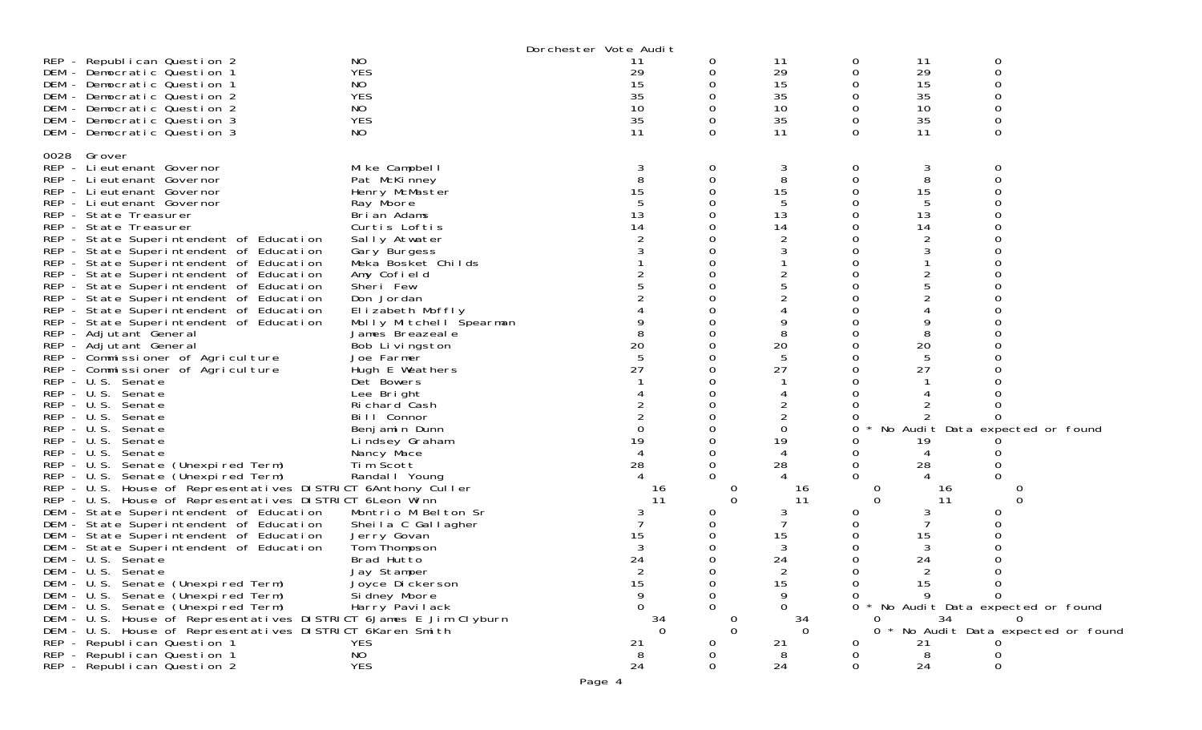Dorchester Vote Audit

| | | | | | | | |
|---|---|---|---|---|---|---|---|
| REP - Republican Question 2 | NO | 11 | 0 | 11 | 0 | 11 | 0 |
| DEM - Democratic Question 1 | YES | 29 | 0 | 29 | 0 | 29 | 0 |
| DEM - Democratic Question 1 | NO | 15 | 0 | 15 | 0 | 15 | 0 |
| DEM - Democratic Question 2 | YES | 35 | 0 | 35 | 0 | 35 | 0 |
| DEM - Democratic Question 2 | NO | 10 | 0 | 10 | 0 | 10 | 0 |
| DEM - Democratic Question 3 | YES | 35 | 0 | 35 | 0 | 35 | 0 |
| DEM - Democratic Question 3 | NO | 11 | 0 | 11 | 0 | 11 | 0 |

0028 Grover

| | | | | | | | |
|---|---|---|---|---|---|---|---|
| REP - Lieutenant Governor | Mike Campbell | 3 | 0 | 3 | 0 | 3 | 0 |
| REP - Lieutenant Governor | Pat McKinney | 8 | 0 | 8 | 0 | 8 | 0 |
| REP - Lieutenant Governor | Henry McMaster | 15 | 0 | 15 | 0 | 15 | 0 |
| REP - Lieutenant Governor | Ray Moore | 5 | 0 | 5 | 0 | 5 | 0 |
| REP - State Treasurer | Brian Adams | 13 | 0 | 13 | 0 | 13 | 0 |
| REP - State Treasurer | Curtis Loftis | 14 | 0 | 14 | 0 | 14 | 0 |
| REP - State Superintendent of Education | Sally Atwater | 2 | 0 | 2 | 0 | 2 | 0 |
| REP - State Superintendent of Education | Gary Burgess | 3 | 0 | 3 | 0 | 3 | 0 |
| REP - State Superintendent of Education | Meka Bosket Childs | 1 | 0 | 1 | 0 | 1 | 0 |
| REP - State Superintendent of Education | Amy Cofield | 2 | 0 | 2 | 0 | 2 | 0 |
| REP - State Superintendent of Education | Sheri Few | 5 | 0 | 5 | 0 | 5 | 0 |
| REP - State Superintendent of Education | Don Jordan | 2 | 0 | 2 | 0 | 2 | 0 |
| REP - State Superintendent of Education | Elizabeth Moffly | 4 | 0 | 4 | 0 | 4 | 0 |
| REP - State Superintendent of Education | Molly Mitchell Spearman | 9 | 0 | 9 | 0 | 9 | 0 |
| REP - Adjutant General | James Breazeale | 8 | 0 | 8 | 0 | 8 | 0 |
| REP - Adjutant General | Bob Livingston | 20 | 0 | 20 | 0 | 20 | 0 |
| REP - Commissioner of Agriculture | Joe Farmer | 5 | 0 | 5 | 0 | 5 | 0 |
| REP - Commissioner of Agriculture | Hugh E Weathers | 27 | 0 | 27 | 0 | 27 | 0 |
| REP - U.S. Senate | Det Bowers | 1 | 0 | 1 | 0 | 1 | 0 |
| REP - U.S. Senate | Lee Bright | 4 | 0 | 4 | 0 | 4 | 0 |
| REP - U.S. Senate | Richard Cash | 2 | 0 | 2 | 0 | 2 | 0 |
| REP - U.S. Senate | Bill Connor | 2 | 0 | 2 | 0 | 2 | 0 |
| REP - U.S. Senate | Benjamin Dunn | 0 | 0 | 0 | 0 * No Audit Data expected or found | | |
| REP - U.S. Senate | Lindsey Graham | 19 | 0 | 19 | 0 | 19 | 0 |
| REP - U.S. Senate | Nancy Mace | 4 | 0 | 4 | 0 | 4 | 0 |
| REP - U.S. Senate (Unexpired Term) | Tim Scott | 28 | 0 | 28 | 0 | 28 | 0 |
| REP - U.S. Senate (Unexpired Term) | Randall Young | 4 | 0 | 4 | 0 | 4 | 0 |
| REP - U.S. House of Representatives DISTRICT 6 | Anthony Culler | 16 | 0 | 16 | 0 | 16 | 0 |
| REP - U.S. House of Representatives DISTRICT 6 | Leon Winn | 11 | 0 | 11 | 0 | 11 | 0 |
| DEM - State Superintendent of Education | Montrio M Belton Sr | 3 | 0 | 3 | 0 | 3 | 0 |
| DEM - State Superintendent of Education | Sheila C Gallagher | 7 | 0 | 7 | 0 | 7 | 0 |
| DEM - State Superintendent of Education | Jerry Govan | 15 | 0 | 15 | 0 | 15 | 0 |
| DEM - State Superintendent of Education | Tom Thompson | 3 | 0 | 3 | 0 | 3 | 0 |
| DEM - U.S. Senate | Brad Hutto | 24 | 0 | 24 | 0 | 24 | 0 |
| DEM - U.S. Senate | Jay Stamper | 2 | 0 | 2 | 0 | 2 | 0 |
| DEM - U.S. Senate (Unexpired Term) | Joyce Dickerson | 15 | 0 | 15 | 0 | 15 | 0 |
| DEM - U.S. Senate (Unexpired Term) | Sidney Moore | 9 | 0 | 9 | 0 | 9 | 0 |
| DEM - U.S. Senate (Unexpired Term) | Harry Pavilack | 0 | 0 | 0 | 0 * No Audit Data expected or found | | |
| DEM - U.S. House of Representatives DISTRICT 6 | James E Jim Clyburn | 34 | 0 | 34 | 0 | 34 | 0 |
| DEM - U.S. House of Representatives DISTRICT 6 | Karen Smith | 0 | 0 | 0 | 0 * No Audit Data expected or found | | |
| REP - Republican Question 1 | YES | 21 | 0 | 21 | 0 | 21 | 0 |
| REP - Republican Question 1 | NO | 8 | 0 | 8 | 0 | 8 | 0 |
| REP - Republican Question 2 | YES | 24 | 0 | 24 | 0 | 24 | 0 |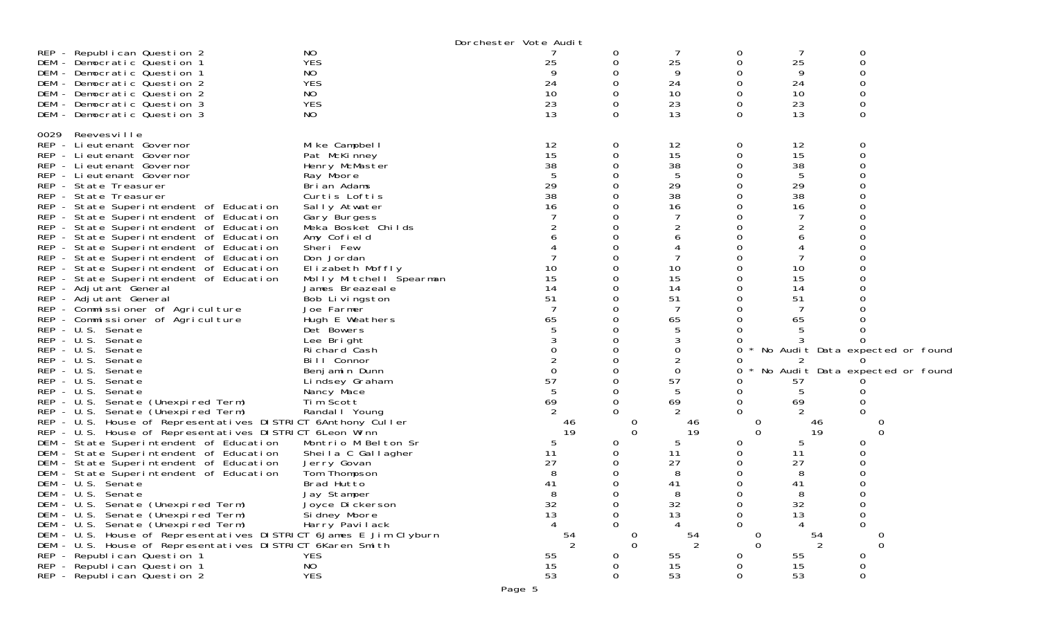Dorchester Vote Audit

| | | | | | | | |
|---|---|---|---|---|---|---|---|
| REP - Republican Question 2 | NO | 7 | 0 | 7 | 0 | 7 | 0 |
| DEM - Democratic Question 1 | YES | 25 | 0 | 25 | 0 | 25 | 0 |
| DEM - Democratic Question 1 | NO | 9 | 0 | 9 | 0 | 9 | 0 |
| DEM - Democratic Question 2 | YES | 24 | 0 | 24 | 0 | 24 | 0 |
| DEM - Democratic Question 2 | NO | 10 | 0 | 10 | 0 | 10 | 0 |
| DEM - Democratic Question 3 | YES | 23 | 0 | 23 | 0 | 23 | 0 |
| DEM - Democratic Question 3 | NO | 13 | 0 | 13 | 0 | 13 | 0 |

0029 Reevesville

| | | | | | | | |
|---|---|---|---|---|---|---|---|
| REP - Lieutenant Governor | Mike Campbell | 12 | 0 | 12 | 0 | 12 | 0 |
| REP - Lieutenant Governor | Pat McKinney | 15 | 0 | 15 | 0 | 15 | 0 |
| REP - Lieutenant Governor | Henry McMaster | 38 | 0 | 38 | 0 | 38 | 0 |
| REP - Lieutenant Governor | Ray Moore | 5 | 0 | 5 | 0 | 5 | 0 |
| REP - State Treasurer | Brian Adams | 29 | 0 | 29 | 0 | 29 | 0 |
| REP - State Treasurer | Curtis Loftis | 38 | 0 | 38 | 0 | 38 | 0 |
| REP - State Superintendent of Education | Sally Atwater | 16 | 0 | 16 | 0 | 16 | 0 |
| REP - State Superintendent of Education | Gary Burgess | 7 | 0 | 7 | 0 | 7 | 0 |
| REP - State Superintendent of Education | Meka Bosket Childs | 2 | 0 | 2 | 0 | 2 | 0 |
| REP - State Superintendent of Education | Amy Cofield | 6 | 0 | 6 | 0 | 6 | 0 |
| REP - State Superintendent of Education | Sheri Few | 4 | 0 | 4 | 0 | 4 | 0 |
| REP - State Superintendent of Education | Don Jordan | 7 | 0 | 7 | 0 | 7 | 0 |
| REP - State Superintendent of Education | Elizabeth Moffly | 10 | 0 | 10 | 0 | 10 | 0 |
| REP - State Superintendent of Education | Molly Mitchell Spearman | 15 | 0 | 15 | 0 | 15 | 0 |
| REP - Adjutant General | James Breazeale | 14 | 0 | 14 | 0 | 14 | 0 |
| REP - Adjutant General | Bob Livingston | 51 | 0 | 51 | 0 | 51 | 0 |
| REP - Commissioner of Agriculture | Joe Farmer | 7 | 0 | 7 | 0 | 7 | 0 |
| REP - Commissioner of Agriculture | Hugh E Weathers | 65 | 0 | 65 | 0 | 65 | 0 |
| REP - U.S. Senate | Det Bowers | 5 | 0 | 5 | 0 | 5 | 0 |
| REP - U.S. Senate | Lee Bright | 3 | 0 | 3 | 0 | 3 | 0 |
| REP - U.S. Senate | Richard Cash | 0 | 0 | 0 | 0 * No Audit Data expected or found | | |
| REP - U.S. Senate | Bill Connor | 2 | 0 | 2 | 0 | 2 | 0 |
| REP - U.S. Senate | Benjamin Dunn | 0 | 0 | 0 | 0 * No Audit Data expected or found | | |
| REP - U.S. Senate | Lindsey Graham | 57 | 0 | 57 | 0 | 57 | 0 |
| REP - U.S. Senate | Nancy Mace | 5 | 0 | 5 | 0 | 5 | 0 |
| REP - U.S. Senate (Unexpired Term) | Tim Scott | 69 | 0 | 69 | 0 | 69 | 0 |
| REP - U.S. Senate (Unexpired Term) | Randall Young | 2 | 0 | 2 | 0 | 2 | 0 |
| REP - U.S. House of Representatives DISTRICT 6 | Anthony Culler | 46 | 0 | 46 | 0 | 46 | 0 |
| REP - U.S. House of Representatives DISTRICT 6 | Leon Winn | 19 | 0 | 19 | 0 | 19 | 0 |
| DEM - State Superintendent of Education | Montrio M Belton Sr | 5 | 0 | 5 | 0 | 5 | 0 |
| DEM - State Superintendent of Education | Sheila C Gallagher | 11 | 0 | 11 | 0 | 11 | 0 |
| DEM - State Superintendent of Education | Jerry Govan | 27 | 0 | 27 | 0 | 27 | 0 |
| DEM - State Superintendent of Education | Tom Thompson | 8 | 0 | 8 | 0 | 8 | 0 |
| DEM - U.S. Senate | Brad Hutto | 41 | 0 | 41 | 0 | 41 | 0 |
| DEM - U.S. Senate | Jay Stamper | 8 | 0 | 8 | 0 | 8 | 0 |
| DEM - U.S. Senate (Unexpired Term) | Joyce Dickerson | 32 | 0 | 32 | 0 | 32 | 0 |
| DEM - U.S. Senate (Unexpired Term) | Sidney Moore | 13 | 0 | 13 | 0 | 13 | 0 |
| DEM - U.S. Senate (Unexpired Term) | Harry Pavilack | 4 | 0 | 4 | 0 | 4 | 0 |
| DEM - U.S. House of Representatives DISTRICT 6 | James E Jim Clyburn | 54 | 0 | 54 | 0 | 54 | 0 |
| DEM - U.S. House of Representatives DISTRICT 6 | Karen Smith | 2 | 0 | 2 | 0 | 2 | 0 |
| REP - Republican Question 1 | YES | 55 | 0 | 55 | 0 | 55 | 0 |
| REP - Republican Question 1 | NO | 15 | 0 | 15 | 0 | 15 | 0 |
| REP - Republican Question 2 | YES | 53 | 0 | 53 | 0 | 53 | 0 |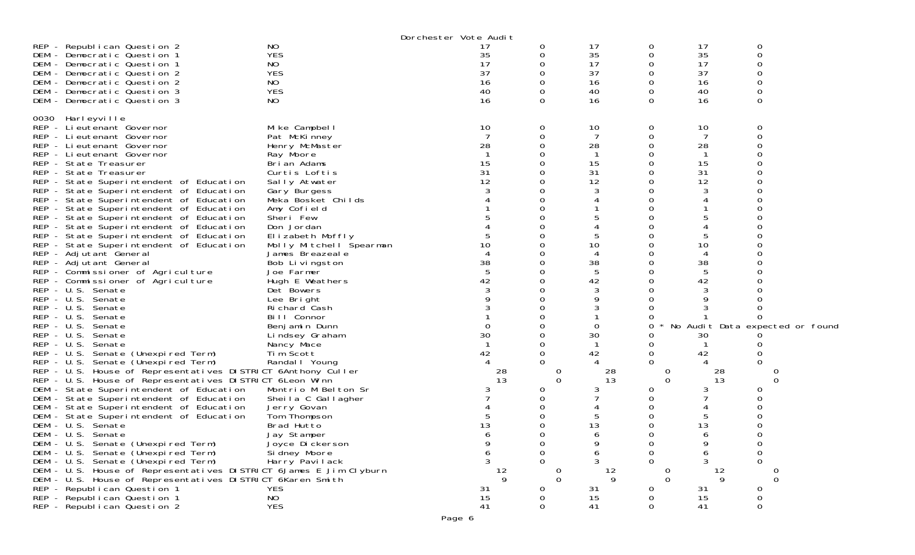Dorchester Vote Audit

| Contest | Choice | | | | | | |
|---|---|---|---|---|---|---|---|
| REP - Republican Question 2 | NO | 17 | 0 | 17 | 0 | 17 | 0 |
| DEM - Democratic Question 1 | YES | 35 | 0 | 35 | 0 | 35 | 0 |
| DEM - Democratic Question 1 | NO | 17 | 0 | 17 | 0 | 17 | 0 |
| DEM - Democratic Question 2 | YES | 37 | 0 | 37 | 0 | 37 | 0 |
| DEM - Democratic Question 2 | NO | 16 | 0 | 16 | 0 | 16 | 0 |
| DEM - Democratic Question 3 | YES | 40 | 0 | 40 | 0 | 40 | 0 |
| DEM - Democratic Question 3 | NO | 16 | 0 | 16 | 0 | 16 | 0 |

0030 Harleyville

| Contest | Choice | | | | | | |
|---|---|---|---|---|---|---|---|
| REP - Lieutenant Governor | Mike Campbell | 10 | 0 | 10 | 0 | 10 | 0 |
| REP - Lieutenant Governor | Pat McKinney | 7 | 0 | 7 | 0 | 7 | 0 |
| REP - Lieutenant Governor | Henry McMaster | 28 | 0 | 28 | 0 | 28 | 0 |
| REP - Lieutenant Governor | Ray Moore | 1 | 0 | 1 | 0 | 1 | 0 |
| REP - State Treasurer | Brian Adams | 15 | 0 | 15 | 0 | 15 | 0 |
| REP - State Treasurer | Curtis Loftis | 31 | 0 | 31 | 0 | 31 | 0 |
| REP - State Superintendent of Education | Sally Atwater | 12 | 0 | 12 | 0 | 12 | 0 |
| REP - State Superintendent of Education | Gary Burgess | 3 | 0 | 3 | 0 | 3 | 0 |
| REP - State Superintendent of Education | Meka Bosket Childs | 4 | 0 | 4 | 0 | 4 | 0 |
| REP - State Superintendent of Education | Amy Cofield | 1 | 0 | 1 | 0 | 1 | 0 |
| REP - State Superintendent of Education | Sheri Few | 5 | 0 | 5 | 0 | 5 | 0 |
| REP - State Superintendent of Education | Don Jordan | 4 | 0 | 4 | 0 | 4 | 0 |
| REP - State Superintendent of Education | Elizabeth Moffly | 5 | 0 | 5 | 0 | 5 | 0 |
| REP - State Superintendent of Education | Molly Mitchell Spearman | 10 | 0 | 10 | 0 | 10 | 0 |
| REP - Adjutant General | James Breazeale | 4 | 0 | 4 | 0 | 4 | 0 |
| REP - Adjutant General | Bob Livingston | 38 | 0 | 38 | 0 | 38 | 0 |
| REP - Commissioner of Agriculture | Joe Farmer | 5 | 0 | 5 | 0 | 5 | 0 |
| REP - Commissioner of Agriculture | Hugh E Weathers | 42 | 0 | 42 | 0 | 42 | 0 |
| REP - U.S. Senate | Det Bowers | 3 | 0 | 3 | 0 | 3 | 0 |
| REP - U.S. Senate | Lee Bright | 9 | 0 | 9 | 0 | 9 | 0 |
| REP - U.S. Senate | Richard Cash | 3 | 0 | 3 | 0 | 3 | 0 |
| REP - U.S. Senate | Bill Connor | 1 | 0 | 1 | 0 | 1 | 0 |
| REP - U.S. Senate | Benjamin Dunn | 0 | 0 | 0 | 0 * No Audit Data expected or found | | |
| REP - U.S. Senate | Lindsey Graham | 30 | 0 | 30 | 0 | 30 | 0 |
| REP - U.S. Senate | Nancy Mace | 1 | 0 | 1 | 0 | 1 | 0 |
| REP - U.S. Senate (Unexpired Term) | Tim Scott | 42 | 0 | 42 | 0 | 42 | 0 |
| REP - U.S. Senate (Unexpired Term) | Randall Young | 4 | 0 | 4 | 0 | 4 | 0 |
| REP - U.S. House of Representatives DISTRICT 6 | Anthony Culler | 28 | 0 | 28 | 0 | 28 | 0 |
| REP - U.S. House of Representatives DISTRICT 6 | Leon Winn | 13 | 0 | 13 | 0 | 13 | 0 |
| DEM - State Superintendent of Education | Montrio M Belton Sr | 3 | 0 | 3 | 0 | 3 | 0 |
| DEM - State Superintendent of Education | Sheila C Gallagher | 7 | 0 | 7 | 0 | 7 | 0 |
| DEM - State Superintendent of Education | Jerry Govan | 4 | 0 | 4 | 0 | 4 | 0 |
| DEM - State Superintendent of Education | Tom Thompson | 5 | 0 | 5 | 0 | 5 | 0 |
| DEM - U.S. Senate | Brad Hutto | 13 | 0 | 13 | 0 | 13 | 0 |
| DEM - U.S. Senate | Jay Stamper | 6 | 0 | 6 | 0 | 6 | 0 |
| DEM - U.S. Senate (Unexpired Term) | Joyce Dickerson | 9 | 0 | 9 | 0 | 9 | 0 |
| DEM - U.S. Senate (Unexpired Term) | Sidney Moore | 6 | 0 | 6 | 0 | 6 | 0 |
| DEM - U.S. Senate (Unexpired Term) | Harry Pavilack | 3 | 0 | 3 | 0 | 3 | 0 |
| DEM - U.S. House of Representatives DISTRICT 6 | James E Jim Clyburn | 12 | 0 | 12 | 0 | 12 | 0 |
| DEM - U.S. House of Representatives DISTRICT 6 | Karen Smith | 9 | 0 | 9 | 0 | 9 | 0 |
| REP - Republican Question 1 | YES | 31 | 0 | 31 | 0 | 31 | 0 |
| REP - Republican Question 1 | NO | 15 | 0 | 15 | 0 | 15 | 0 |
| REP - Republican Question 2 | YES | 41 | 0 | 41 | 0 | 41 | 0 |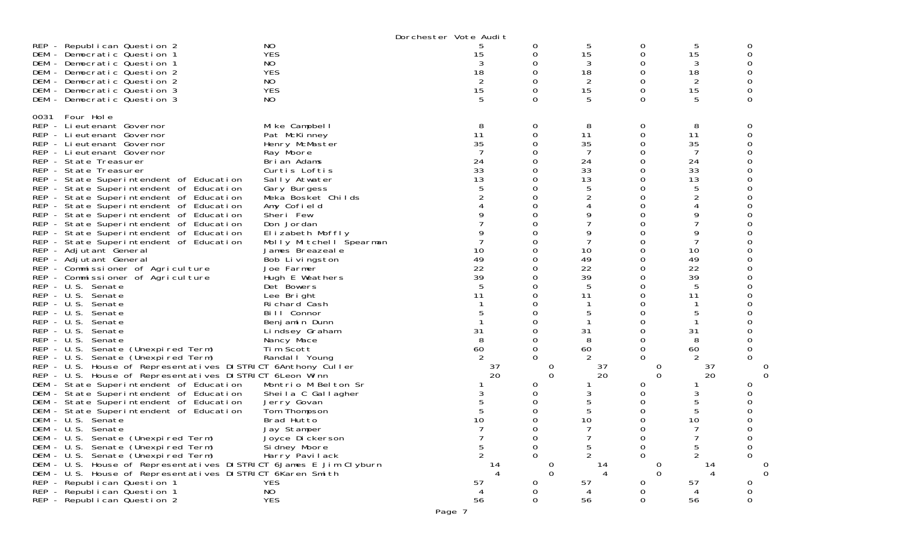Dorchester Vote Audit

| Contest | Choice | | | | | | |
|---|---|---|---|---|---|---|---|
| REP - Republican Question 2 | NO | 5 | 0 | 5 | 0 | 5 | 0 |
| DEM - Democratic Question 1 | YES | 15 | 0 | 15 | 0 | 15 | 0 |
| DEM - Democratic Question 1 | NO | 3 | 0 | 3 | 0 | 3 | 0 |
| DEM - Democratic Question 2 | YES | 18 | 0 | 18 | 0 | 18 | 0 |
| DEM - Democratic Question 2 | NO | 2 | 0 | 2 | 0 | 2 | 0 |
| DEM - Democratic Question 3 | YES | 15 | 0 | 15 | 0 | 15 | 0 |
| DEM - Democratic Question 3 | NO | 5 | 0 | 5 | 0 | 5 | 0 |

0031 Four Hole

| Contest | Choice | | | | | | |
|---|---|---|---|---|---|---|---|
| REP - Lieutenant Governor | Mike Campbell | 8 | 0 | 8 | 0 | 8 | 0 |
| REP - Lieutenant Governor | Pat McKinney | 11 | 0 | 11 | 0 | 11 | 0 |
| REP - Lieutenant Governor | Henry McMaster | 35 | 0 | 35 | 0 | 35 | 0 |
| REP - Lieutenant Governor | Ray Moore | 7 | 0 | 7 | 0 | 7 | 0 |
| REP - State Treasurer | Brian Adams | 24 | 0 | 24 | 0 | 24 | 0 |
| REP - State Treasurer | Curtis Loftis | 33 | 0 | 33 | 0 | 33 | 0 |
| REP - State Superintendent of Education | Sally Atwater | 13 | 0 | 13 | 0 | 13 | 0 |
| REP - State Superintendent of Education | Gary Burgess | 5 | 0 | 5 | 0 | 5 | 0 |
| REP - State Superintendent of Education | Meka Bosket Childs | 2 | 0 | 2 | 0 | 2 | 0 |
| REP - State Superintendent of Education | Amy Cofield | 4 | 0 | 4 | 0 | 4 | 0 |
| REP - State Superintendent of Education | Sheri Few | 9 | 0 | 9 | 0 | 9 | 0 |
| REP - State Superintendent of Education | Don Jordan | 7 | 0 | 7 | 0 | 7 | 0 |
| REP - State Superintendent of Education | Elizabeth Moffly | 9 | 0 | 9 | 0 | 9 | 0 |
| REP - State Superintendent of Education | Molly Mitchell Spearman | 7 | 0 | 7 | 0 | 7 | 0 |
| REP - Adjutant General | James Breazeale | 10 | 0 | 10 | 0 | 10 | 0 |
| REP - Adjutant General | Bob Livingston | 49 | 0 | 49 | 0 | 49 | 0 |
| REP - Commissioner of Agriculture | Joe Farmer | 22 | 0 | 22 | 0 | 22 | 0 |
| REP - Commissioner of Agriculture | Hugh E Weathers | 39 | 0 | 39 | 0 | 39 | 0 |
| REP - U.S. Senate | Det Bowers | 5 | 0 | 5 | 0 | 5 | 0 |
| REP - U.S. Senate | Lee Bright | 11 | 0 | 11 | 0 | 11 | 0 |
| REP - U.S. Senate | Richard Cash | 1 | 0 | 1 | 0 | 1 | 0 |
| REP - U.S. Senate | Bill Connor | 5 | 0 | 5 | 0 | 5 | 0 |
| REP - U.S. Senate | Benjamin Dunn | 1 | 0 | 1 | 0 | 1 | 0 |
| REP - U.S. Senate | Lindsey Graham | 31 | 0 | 31 | 0 | 31 | 0 |
| REP - U.S. Senate | Nancy Mace | 8 | 0 | 8 | 0 | 8 | 0 |
| REP - U.S. Senate (Unexpired Term) | Tim Scott | 60 | 0 | 60 | 0 | 60 | 0 |
| REP - U.S. Senate (Unexpired Term) | Randall Young | 2 | 0 | 2 | 0 | 2 | 0 |
| REP - U.S. House of Representatives DISTRICT 6 | Anthony Culler | 37 | 0 | 37 | 0 | 37 | 0 |
| REP - U.S. House of Representatives DISTRICT 6 | Leon Winn | 20 | 0 | 20 | 0 | 20 | 0 |
| DEM - State Superintendent of Education | Montrio M Belton Sr | 1 | 0 | 1 | 0 | 1 | 0 |
| DEM - State Superintendent of Education | Sheila C Gallagher | 3 | 0 | 3 | 0 | 3 | 0 |
| DEM - State Superintendent of Education | Jerry Govan | 5 | 0 | 5 | 0 | 5 | 0 |
| DEM - State Superintendent of Education | Tom Thompson | 5 | 0 | 5 | 0 | 5 | 0 |
| DEM - U.S. Senate | Brad Hutto | 10 | 0 | 10 | 0 | 10 | 0 |
| DEM - U.S. Senate | Jay Stamper | 7 | 0 | 7 | 0 | 7 | 0 |
| DEM - U.S. Senate (Unexpired Term) | Joyce Dickerson | 7 | 0 | 7 | 0 | 7 | 0 |
| DEM - U.S. Senate (Unexpired Term) | Sidney Moore | 5 | 0 | 5 | 0 | 5 | 0 |
| DEM - U.S. Senate (Unexpired Term) | Harry Pavilack | 2 | 0 | 2 | 0 | 2 | 0 |
| DEM - U.S. House of Representatives DISTRICT 6 | James E Jim Clyburn | 14 | 0 | 14 | 0 | 14 | 0 |
| DEM - U.S. House of Representatives DISTRICT 6 | Karen Smith | 4 | 0 | 4 | 0 | 4 | 0 |
| REP - Republican Question 1 | YES | 57 | 0 | 57 | 0 | 57 | 0 |
| REP - Republican Question 1 | NO | 4 | 0 | 4 | 0 | 4 | 0 |
| REP - Republican Question 2 | YES | 56 | 0 | 56 | 0 | 56 | 0 |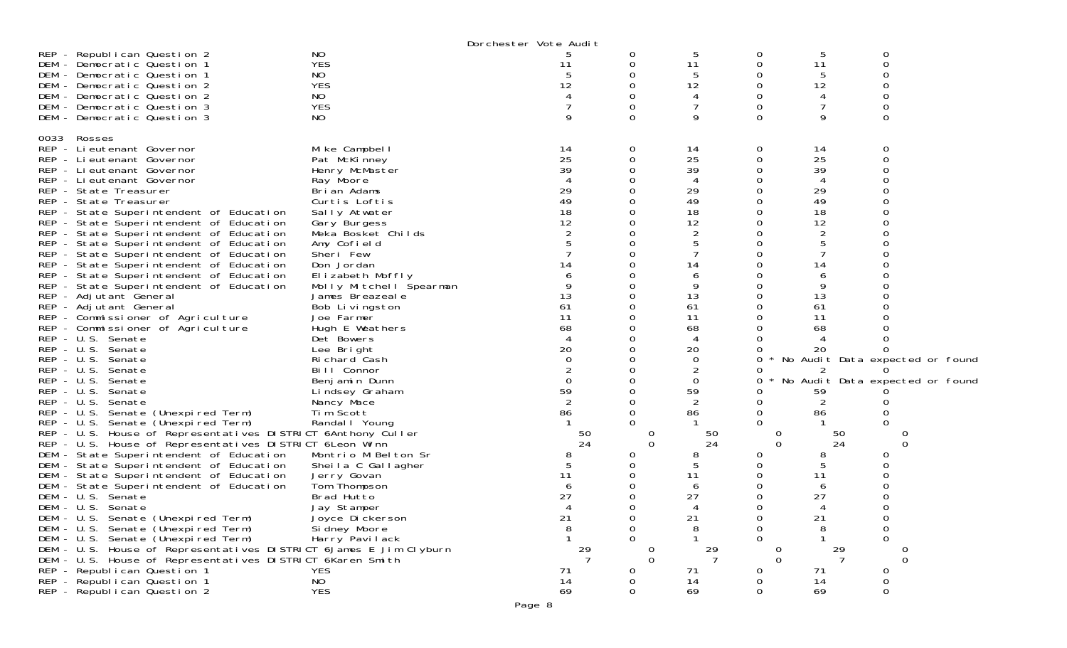Dorchester Vote Audit

| | | | | | | | |
|---|---|---|---|---|---|---|---|
| REP - Republican Question 2 | NO | 5 | 0 | 5 | 0 | 5 | 0 |
| DEM - Democratic Question 1 | YES | 11 | 0 | 11 | 0 | 11 | 0 |
| DEM - Democratic Question 1 | NO | 5 | 0 | 5 | 0 | 5 | 0 |
| DEM - Democratic Question 2 | YES | 12 | 0 | 12 | 0 | 12 | 0 |
| DEM - Democratic Question 2 | NO | 4 | 0 | 4 | 0 | 4 | 0 |
| DEM - Democratic Question 3 | YES | 7 | 0 | 7 | 0 | 7 | 0 |
| DEM - Democratic Question 3 | NO | 9 | 0 | 9 | 0 | 9 | 0 |

0033 Rosses

| | | | | | | | |
|---|---|---|---|---|---|---|---|
| REP - Lieutenant Governor | Mike Campbell | 14 | 0 | 14 | 0 | 14 | 0 |
| REP - Lieutenant Governor | Pat McKinney | 25 | 0 | 25 | 0 | 25 | 0 |
| REP - Lieutenant Governor | Henry McMaster | 39 | 0 | 39 | 0 | 39 | 0 |
| REP - Lieutenant Governor | Ray Moore | 4 | 0 | 4 | 0 | 4 | 0 |
| REP - State Treasurer | Brian Adams | 29 | 0 | 29 | 0 | 29 | 0 |
| REP - State Treasurer | Curtis Loftis | 49 | 0 | 49 | 0 | 49 | 0 |
| REP - State Superintendent of Education | Sally Atwater | 18 | 0 | 18 | 0 | 18 | 0 |
| REP - State Superintendent of Education | Gary Burgess | 12 | 0 | 12 | 0 | 12 | 0 |
| REP - State Superintendent of Education | Meka Bosket Childs | 2 | 0 | 2 | 0 | 2 | 0 |
| REP - State Superintendent of Education | Amy Cofield | 5 | 0 | 5 | 0 | 5 | 0 |
| REP - State Superintendent of Education | Sheri Few | 7 | 0 | 7 | 0 | 7 | 0 |
| REP - State Superintendent of Education | Don Jordan | 14 | 0 | 14 | 0 | 14 | 0 |
| REP - State Superintendent of Education | Elizabeth Moffly | 6 | 0 | 6 | 0 | 6 | 0 |
| REP - State Superintendent of Education | Molly Mitchell Spearman | 9 | 0 | 9 | 0 | 9 | 0 |
| REP - Adjutant General | James Breazeale | 13 | 0 | 13 | 0 | 13 | 0 |
| REP - Adjutant General | Bob Livingston | 61 | 0 | 61 | 0 | 61 | 0 |
| REP - Commissioner of Agriculture | Joe Farmer | 11 | 0 | 11 | 0 | 11 | 0 |
| REP - Commissioner of Agriculture | Hugh E Weathers | 68 | 0 | 68 | 0 | 68 | 0 |
| REP - U.S. Senate | Det Bowers | 4 | 0 | 4 | 0 | 4 | 0 |
| REP - U.S. Senate | Lee Bright | 20 | 0 | 20 | 0 | 20 | 0 |
| REP - U.S. Senate | Richard Cash | 0 | 0 | 0 | 0 * No Audit Data expected or found | | |
| REP - U.S. Senate | Bill Connor | 2 | 0 | 2 | 0 | 2 | 0 |
| REP - U.S. Senate | Benjamin Dunn | 0 | 0 | 0 | 0 * No Audit Data expected or found | | |
| REP - U.S. Senate | Lindsey Graham | 59 | 0 | 59 | 0 | 59 | 0 |
| REP - U.S. Senate | Nancy Mace | 2 | 0 | 2 | 0 | 2 | 0 |
| REP - U.S. Senate (Unexpired Term) | Tim Scott | 86 | 0 | 86 | 0 | 86 | 0 |
| REP - U.S. Senate (Unexpired Term) | Randall Young | 1 | 0 | 1 | 0 | 1 | 0 |
| REP - U.S. House of Representatives DISTRICT 6 | Anthony Culler | 50 | 0 | 50 | 0 | 50 | 0 |
| REP - U.S. House of Representatives DISTRICT 6 | Leon Winn | 24 | 0 | 24 | 0 | 24 | 0 |
| DEM - State Superintendent of Education | Montrio M Belton Sr | 8 | 0 | 8 | 0 | 8 | 0 |
| DEM - State Superintendent of Education | Sheila C Gallagher | 5 | 0 | 5 | 0 | 5 | 0 |
| DEM - State Superintendent of Education | Jerry Govan | 11 | 0 | 11 | 0 | 11 | 0 |
| DEM - State Superintendent of Education | Tom Thompson | 6 | 0 | 6 | 0 | 6 | 0 |
| DEM - U.S. Senate | Brad Hutto | 27 | 0 | 27 | 0 | 27 | 0 |
| DEM - U.S. Senate | Jay Stamper | 4 | 0 | 4 | 0 | 4 | 0 |
| DEM - U.S. Senate (Unexpired Term) | Joyce Dickerson | 21 | 0 | 21 | 0 | 21 | 0 |
| DEM - U.S. Senate (Unexpired Term) | Sidney Moore | 8 | 0 | 8 | 0 | 8 | 0 |
| DEM - U.S. Senate (Unexpired Term) | Harry Pavilack | 1 | 0 | 1 | 0 | 1 | 0 |
| DEM - U.S. House of Representatives DISTRICT 6 | James E Jim Clyburn | 29 | 0 | 29 | 0 | 29 | 0 |
| DEM - U.S. House of Representatives DISTRICT 6 | Karen Smith | 7 | 0 | 7 | 0 | 7 | 0 |
| REP - Republican Question 1 | YES | 71 | 0 | 71 | 0 | 71 | 0 |
| REP - Republican Question 1 | NO | 14 | 0 | 14 | 0 | 14 | 0 |
| REP - Republican Question 2 | YES | 69 | 0 | 69 | 0 | 69 | 0 |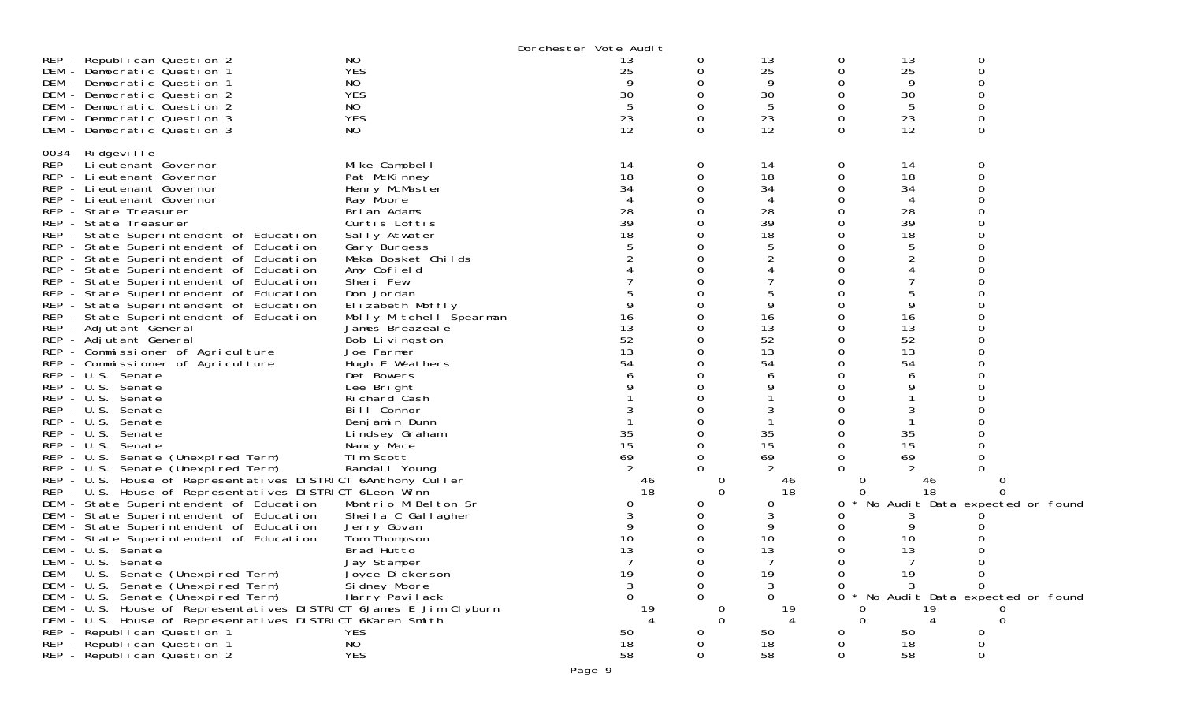Dorchester Vote Audit

| | | | | | | | |
|---|---|---|---|---|---|---|---|
| REP - Republican Question 2 | NO | 13 | 0 | 13 | 0 | 13 | 0 |
| DEM - Democratic Question 1 | YES | 25 | 0 | 25 | 0 | 25 | 0 |
| DEM - Democratic Question 1 | NO | 9 | 0 | 9 | 0 | 9 | 0 |
| DEM - Democratic Question 2 | YES | 30 | 0 | 30 | 0 | 30 | 0 |
| DEM - Democratic Question 2 | NO | 5 | 0 | 5 | 0 | 5 | 0 |
| DEM - Democratic Question 3 | YES | 23 | 0 | 23 | 0 | 23 | 0 |
| DEM - Democratic Question 3 | NO | 12 | 0 | 12 | 0 | 12 | 0 |

0034 Ridgeville

| | | | | | | | |
|---|---|---|---|---|---|---|---|
| REP - Lieutenant Governor | Mike Campbell | 14 | 0 | 14 | 0 | 14 | 0 |
| REP - Lieutenant Governor | Pat McKinney | 18 | 0 | 18 | 0 | 18 | 0 |
| REP - Lieutenant Governor | Henry McMaster | 34 | 0 | 34 | 0 | 34 | 0 |
| REP - Lieutenant Governor | Ray Moore | 4 | 0 | 4 | 0 | 4 | 0 |
| REP - State Treasurer | Brian Adams | 28 | 0 | 28 | 0 | 28 | 0 |
| REP - State Treasurer | Curtis Loftis | 39 | 0 | 39 | 0 | 39 | 0 |
| REP - State Superintendent of Education | Sally Atwater | 18 | 0 | 18 | 0 | 18 | 0 |
| REP - State Superintendent of Education | Gary Burgess | 5 | 0 | 5 | 0 | 5 | 0 |
| REP - State Superintendent of Education | Meka Bosket Childs | 2 | 0 | 2 | 0 | 2 | 0 |
| REP - State Superintendent of Education | Amy Cofield | 4 | 0 | 4 | 0 | 4 | 0 |
| REP - State Superintendent of Education | Sheri Few | 7 | 0 | 7 | 0 | 7 | 0 |
| REP - State Superintendent of Education | Don Jordan | 5 | 0 | 5 | 0 | 5 | 0 |
| REP - State Superintendent of Education | Elizabeth Moffly | 9 | 0 | 9 | 0 | 9 | 0 |
| REP - State Superintendent of Education | Molly Mitchell Spearman | 16 | 0 | 16 | 0 | 16 | 0 |
| REP - Adjutant General | James Breazeale | 13 | 0 | 13 | 0 | 13 | 0 |
| REP - Adjutant General | Bob Livingston | 52 | 0 | 52 | 0 | 52 | 0 |
| REP - Commissioner of Agriculture | Joe Farmer | 13 | 0 | 13 | 0 | 13 | 0 |
| REP - Commissioner of Agriculture | Hugh E Weathers | 54 | 0 | 54 | 0 | 54 | 0 |
| REP - U.S. Senate | Det Bowers | 6 | 0 | 6 | 0 | 6 | 0 |
| REP - U.S. Senate | Lee Bright | 9 | 0 | 9 | 0 | 9 | 0 |
| REP - U.S. Senate | Richard Cash | 1 | 0 | 1 | 0 | 1 | 0 |
| REP - U.S. Senate | Bill Connor | 3 | 0 | 3 | 0 | 3 | 0 |
| REP - U.S. Senate | Benjamin Dunn | 1 | 0 | 1 | 0 | 1 | 0 |
| REP - U.S. Senate | Lindsey Graham | 35 | 0 | 35 | 0 | 35 | 0 |
| REP - U.S. Senate | Nancy Mace | 15 | 0 | 15 | 0 | 15 | 0 |
| REP - U.S. Senate (Unexpired Term) | Tim Scott | 69 | 0 | 69 | 0 | 69 | 0 |
| REP - U.S. Senate (Unexpired Term) | Randall Young | 2 | 0 | 2 | 0 | 2 | 0 |
| REP - U.S. House of Representatives DISTRICT 6 | Anthony Culler | 46 | 0 | 46 | 0 | 46 | 0 |
| REP - U.S. House of Representatives DISTRICT 6 | Leon Winn | 18 | 0 | 18 | 0 | 18 | 0 |
| DEM - State Superintendent of Education | Montrio M Belton Sr | 0 | 0 | 0 | 0 * No Audit Data expected or found | | |
| DEM - State Superintendent of Education | Sheila C Gallagher | 3 | 0 | 3 | 0 | 3 | 0 |
| DEM - State Superintendent of Education | Jerry Govan | 9 | 0 | 9 | 0 | 9 | 0 |
| DEM - State Superintendent of Education | Tom Thompson | 10 | 0 | 10 | 0 | 10 | 0 |
| DEM - U.S. Senate | Brad Hutto | 13 | 0 | 13 | 0 | 13 | 0 |
| DEM - U.S. Senate | Jay Stamper | 7 | 0 | 7 | 0 | 7 | 0 |
| DEM - U.S. Senate (Unexpired Term) | Joyce Dickerson | 19 | 0 | 19 | 0 | 19 | 0 |
| DEM - U.S. Senate (Unexpired Term) | Sidney Moore | 3 | 0 | 3 | 0 | 3 | 0 |
| DEM - U.S. Senate (Unexpired Term) | Harry Pavilack | 0 | 0 | 0 | 0 * No Audit Data expected or found | | |
| DEM - U.S. House of Representatives DISTRICT 6 | James E Jim Clyburn | 19 | 0 | 19 | 0 | 19 | 0 |
| DEM - U.S. House of Representatives DISTRICT 6 | Karen Smith | 4 | 0 | 4 | 0 | 4 | 0 |
| REP - Republican Question 1 | YES | 50 | 0 | 50 | 0 | 50 | 0 |
| REP - Republican Question 1 | NO | 18 | 0 | 18 | 0 | 18 | 0 |
| REP - Republican Question 2 | YES | 58 | 0 | 58 | 0 | 58 | 0 |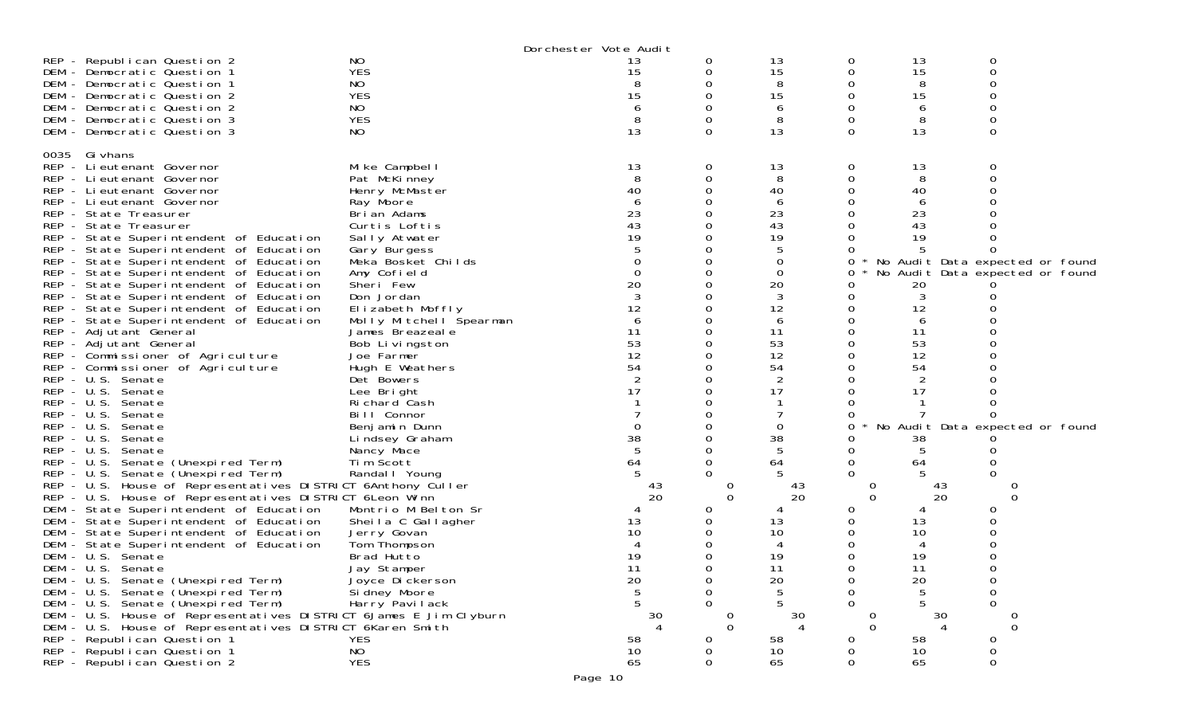Dorchester Vote Audit

| | | | | | | | |
|---|---|---|---|---|---|---|---|
| REP - Republican Question 2 | NO | 13 | 0 | 13 | 0 | 13 | 0 |
| DEM - Democratic Question 1 | YES | 15 | 0 | 15 | 0 | 15 | 0 |
| DEM - Democratic Question 1 | NO | 8 | 0 | 8 | 0 | 8 | 0 |
| DEM - Democratic Question 2 | YES | 15 | 0 | 15 | 0 | 15 | 0 |
| DEM - Democratic Question 2 | NO | 6 | 0 | 6 | 0 | 6 | 0 |
| DEM - Democratic Question 3 | YES | 8 | 0 | 8 | 0 | 8 | 0 |
| DEM - Democratic Question 3 | NO | 13 | 0 | 13 | 0 | 13 | 0 |

0035 Givhans

| | | | | | | | |
|---|---|---|---|---|---|---|---|
| REP - Lieutenant Governor | Mike Campbell | 13 | 0 | 13 | 0 | 13 | 0 |
| REP - Lieutenant Governor | Pat McKinney | 8 | 0 | 8 | 0 | 8 | 0 |
| REP - Lieutenant Governor | Henry McMaster | 40 | 0 | 40 | 0 | 40 | 0 |
| REP - Lieutenant Governor | Ray Moore | 6 | 0 | 6 | 0 | 6 | 0 |
| REP - State Treasurer | Brian Adams | 23 | 0 | 23 | 0 | 23 | 0 |
| REP - State Treasurer | Curtis Loftis | 43 | 0 | 43 | 0 | 43 | 0 |
| REP - State Superintendent of Education | Sally Atwater | 19 | 0 | 19 | 0 | 19 | 0 |
| REP - State Superintendent of Education | Gary Burgess | 5 | 0 | 5 | 0 | 5 | 0 |
| REP - State Superintendent of Education | Meka Bosket Childs | 0 | 0 | 0 | 0 * No Audit Data expected or found | | |
| REP - State Superintendent of Education | Amy Cofield | 0 | 0 | 0 | 0 * No Audit Data expected or found | | |
| REP - State Superintendent of Education | Sheri Few | 20 | 0 | 20 | 0 | 20 | 0 |
| REP - State Superintendent of Education | Don Jordan | 3 | 0 | 3 | 0 | 3 | 0 |
| REP - State Superintendent of Education | Elizabeth Moffly | 12 | 0 | 12 | 0 | 12 | 0 |
| REP - State Superintendent of Education | Molly Mitchell Spearman | 6 | 0 | 6 | 0 | 6 | 0 |
| REP - Adjutant General | James Breazeale | 11 | 0 | 11 | 0 | 11 | 0 |
| REP - Adjutant General | Bob Livingston | 53 | 0 | 53 | 0 | 53 | 0 |
| REP - Commissioner of Agriculture | Joe Farmer | 12 | 0 | 12 | 0 | 12 | 0 |
| REP - Commissioner of Agriculture | Hugh E Weathers | 54 | 0 | 54 | 0 | 54 | 0 |
| REP - U.S. Senate | Det Bowers | 2 | 0 | 2 | 0 | 2 | 0 |
| REP - U.S. Senate | Lee Bright | 17 | 0 | 17 | 0 | 17 | 0 |
| REP - U.S. Senate | Richard Cash | 1 | 0 | 1 | 0 | 1 | 0 |
| REP - U.S. Senate | Bill Connor | 7 | 0 | 7 | 0 | 7 | 0 |
| REP - U.S. Senate | Benjamin Dunn | 0 | 0 | 0 | 0 * No Audit Data expected or found | | |
| REP - U.S. Senate | Lindsey Graham | 38 | 0 | 38 | 0 | 38 | 0 |
| REP - U.S. Senate | Nancy Mace | 5 | 0 | 5 | 0 | 5 | 0 |
| REP - U.S. Senate (Unexpired Term) | Tim Scott | 64 | 0 | 64 | 0 | 64 | 0 |
| REP - U.S. Senate (Unexpired Term) | Randall Young | 5 | 0 | 5 | 0 | 5 | 0 |
| REP - U.S. House of Representatives DISTRICT 6 | Anthony Culler | 43 | 0 | 43 | 0 | 43 | 0 |
| REP - U.S. House of Representatives DISTRICT 6 | Leon Winn | 20 | 0 | 20 | 0 | 20 | 0 |
| DEM - State Superintendent of Education | Montrio M Belton Sr | 4 | 0 | 4 | 0 | 4 | 0 |
| DEM - State Superintendent of Education | Sheila C Gallagher | 13 | 0 | 13 | 0 | 13 | 0 |
| DEM - State Superintendent of Education | Jerry Govan | 10 | 0 | 10 | 0 | 10 | 0 |
| DEM - State Superintendent of Education | Tom Thompson | 4 | 0 | 4 | 0 | 4 | 0 |
| DEM - U.S. Senate | Brad Hutto | 19 | 0 | 19 | 0 | 19 | 0 |
| DEM - U.S. Senate | Jay Stamper | 11 | 0 | 11 | 0 | 11 | 0 |
| DEM - U.S. Senate (Unexpired Term) | Joyce Dickerson | 20 | 0 | 20 | 0 | 20 | 0 |
| DEM - U.S. Senate (Unexpired Term) | Sidney Moore | 5 | 0 | 5 | 0 | 5 | 0 |
| DEM - U.S. Senate (Unexpired Term) | Harry Pavilack | 5 | 0 | 5 | 0 | 5 | 0 |
| DEM - U.S. House of Representatives DISTRICT 6 | James E Jim Clyburn | 30 | 0 | 30 | 0 | 30 | 0 |
| DEM - U.S. House of Representatives DISTRICT 6 | Karen Smith | 4 | 0 | 4 | 0 | 4 | 0 |
| REP - Republican Question 1 | YES | 58 | 0 | 58 | 0 | 58 | 0 |
| REP - Republican Question 1 | NO | 10 | 0 | 10 | 0 | 10 | 0 |
| REP - Republican Question 2 | YES | 65 | 0 | 65 | 0 | 65 | 0 |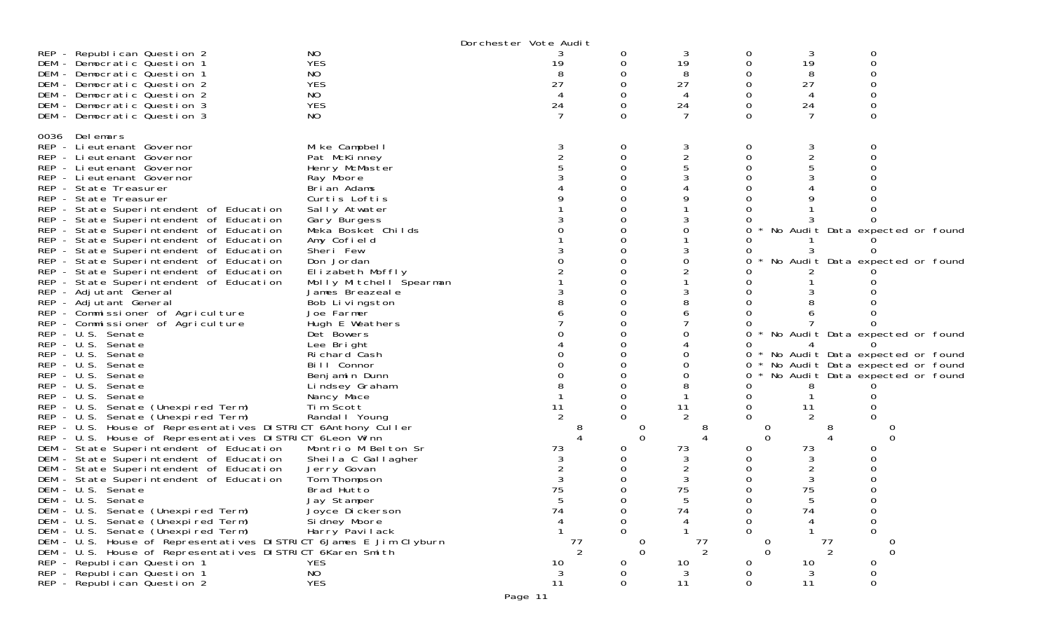Dorchester Vote Audit

| | | | | | | | |
|---|---|---|---|---|---|---|---|
| REP - Republican Question 2 | NO | 3 | 0 | 3 | 0 | 3 | 0 |
| DEM - Democratic Question 1 | YES | 19 | 0 | 19 | 0 | 19 | 0 |
| DEM - Democratic Question 1 | NO | 8 | 0 | 8 | 0 | 8 | 0 |
| DEM - Democratic Question 2 | YES | 27 | 0 | 27 | 0 | 27 | 0 |
| DEM - Democratic Question 2 | NO | 4 | 0 | 4 | 0 | 4 | 0 |
| DEM - Democratic Question 3 | YES | 24 | 0 | 24 | 0 | 24 | 0 |
| DEM - Democratic Question 3 | NO | 7 | 0 | 7 | 0 | 7 | 0 |

0036 Delemars

| | | | | | | | |
|---|---|---|---|---|---|---|---|
| REP - Lieutenant Governor | Mike Campbell | 3 | 0 | 3 | 0 | 3 | 0 |
| REP - Lieutenant Governor | Pat McKinney | 2 | 0 | 2 | 0 | 2 | 0 |
| REP - Lieutenant Governor | Henry McMaster | 5 | 0 | 5 | 0 | 5 | 0 |
| REP - Lieutenant Governor | Ray Moore | 3 | 0 | 3 | 0 | 3 | 0 |
| REP - State Treasurer | Brian Adams | 4 | 0 | 4 | 0 | 4 | 0 |
| REP - State Treasurer | Curtis Loftis | 9 | 0 | 9 | 0 | 9 | 0 |
| REP - State Superintendent of Education | Sally Atwater | 1 | 0 | 1 | 0 | 1 | 0 |
| REP - State Superintendent of Education | Gary Burgess | 3 | 0 | 3 | 0 | 3 | 0 |
| REP - State Superintendent of Education | Meka Bosket Childs | 0 | 0 | 0 | 0 * No Audit Data expected or found | | |
| REP - State Superintendent of Education | Amy Cofield | 1 | 0 | 1 | 0 | 1 | 0 |
| REP - State Superintendent of Education | Sheri Few | 3 | 0 | 3 | 0 | 3 | 0 |
| REP - State Superintendent of Education | Don Jordan | 0 | 0 | 0 | 0 * No Audit Data expected or found | | |
| REP - State Superintendent of Education | Elizabeth Moffly | 2 | 0 | 2 | 0 | 2 | 0 |
| REP - State Superintendent of Education | Molly Mitchell Spearman | 1 | 0 | 1 | 0 | 1 | 0 |
| REP - Adjutant General | James Breazeale | 3 | 0 | 3 | 0 | 3 | 0 |
| REP - Adjutant General | Bob Livingston | 8 | 0 | 8 | 0 | 8 | 0 |
| REP - Commissioner of Agriculture | Joe Farmer | 6 | 0 | 6 | 0 | 6 | 0 |
| REP - Commissioner of Agriculture | Hugh E Weathers | 7 | 0 | 7 | 0 | 7 | 0 |
| REP - U.S. Senate | Det Bowers | 0 | 0 | 0 | 0 * No Audit Data expected or found | | |
| REP - U.S. Senate | Lee Bright | 4 | 0 | 4 | 0 | 4 | 0 |
| REP - U.S. Senate | Richard Cash | 0 | 0 | 0 | 0 * No Audit Data expected or found | | |
| REP - U.S. Senate | Bill Connor | 0 | 0 | 0 | 0 * No Audit Data expected or found | | |
| REP - U.S. Senate | Benjamin Dunn | 0 | 0 | 0 | 0 * No Audit Data expected or found | | |
| REP - U.S. Senate | Lindsey Graham | 8 | 0 | 8 | 0 | 8 | 0 |
| REP - U.S. Senate | Nancy Mace | 1 | 0 | 1 | 0 | 1 | 0 |
| REP - U.S. Senate (Unexpired Term) | Tim Scott | 11 | 0 | 11 | 0 | 11 | 0 |
| REP - U.S. Senate (Unexpired Term) | Randall Young | 2 | 0 | 2 | 0 | 2 | 0 |
| REP - U.S. House of Representatives DISTRICT 6 | Anthony Culler | 8 | 0 | 8 | 0 | 8 | 0 |
| REP - U.S. House of Representatives DISTRICT 6 | Leon Winn | 4 | 0 | 4 | 0 | 4 | 0 |
| DEM - State Superintendent of Education | Montrio M Belton Sr | 73 | 0 | 73 | 0 | 73 | 0 |
| DEM - State Superintendent of Education | Sheila C Gallagher | 3 | 0 | 3 | 0 | 3 | 0 |
| DEM - State Superintendent of Education | Jerry Govan | 2 | 0 | 2 | 0 | 2 | 0 |
| DEM - State Superintendent of Education | Tom Thompson | 3 | 0 | 3 | 0 | 3 | 0 |
| DEM - U.S. Senate | Brad Hutto | 75 | 0 | 75 | 0 | 75 | 0 |
| DEM - U.S. Senate | Jay Stamper | 5 | 0 | 5 | 0 | 5 | 0 |
| DEM - U.S. Senate (Unexpired Term) | Joyce Dickerson | 74 | 0 | 74 | 0 | 74 | 0 |
| DEM - U.S. Senate (Unexpired Term) | Sidney Moore | 4 | 0 | 4 | 0 | 4 | 0 |
| DEM - U.S. Senate (Unexpired Term) | Harry Pavilack | 1 | 0 | 1 | 0 | 1 | 0 |
| DEM - U.S. House of Representatives DISTRICT 6 | James E Jim Clyburn | 77 | 0 | 77 | 0 | 77 | 0 |
| DEM - U.S. House of Representatives DISTRICT 6 | Karen Smith | 2 | 0 | 2 | 0 | 2 | 0 |
| REP - Republican Question 1 | YES | 10 | 0 | 10 | 0 | 10 | 0 |
| REP - Republican Question 1 | NO | 3 | 0 | 3 | 0 | 3 | 0 |
| REP - Republican Question 2 | YES | 11 | 0 | 11 | 0 | 11 | 0 |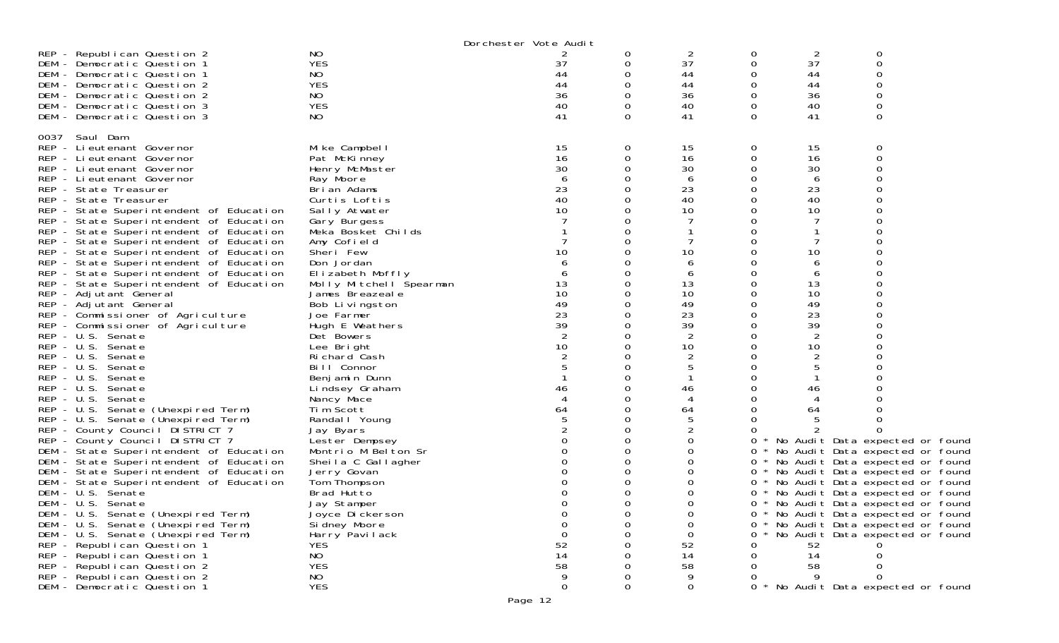Dorchester Vote Audit

| | | | | | | | |
|---|---|---|---|---|---|---|---|
| REP - Republican Question 2 | NO | 2 | 0 | 2 | 0 | 2 | 0 |
| DEM - Democratic Question 1 | YES | 37 | 0 | 37 | 0 | 37 | 0 |
| DEM - Democratic Question 1 | NO | 44 | 0 | 44 | 0 | 44 | 0 |
| DEM - Democratic Question 2 | YES | 44 | 0 | 44 | 0 | 44 | 0 |
| DEM - Democratic Question 2 | NO | 36 | 0 | 36 | 0 | 36 | 0 |
| DEM - Democratic Question 3 | YES | 40 | 0 | 40 | 0 | 40 | 0 |
| DEM - Democratic Question 3 | NO | 41 | 0 | 41 | 0 | 41 | 0 |

0037 Saul Dam

| | | | | | | | |
|---|---|---|---|---|---|---|---|
| REP - Lieutenant Governor | Mike Campbell | 15 | 0 | 15 | 0 | 15 | 0 |
| REP - Lieutenant Governor | Pat McKinney | 16 | 0 | 16 | 0 | 16 | 0 |
| REP - Lieutenant Governor | Henry McMaster | 30 | 0 | 30 | 0 | 30 | 0 |
| REP - Lieutenant Governor | Ray Moore | 6 | 0 | 6 | 0 | 6 | 0 |
| REP - State Treasurer | Brian Adams | 23 | 0 | 23 | 0 | 23 | 0 |
| REP - State Treasurer | Curtis Loftis | 40 | 0 | 40 | 0 | 40 | 0 |
| REP - State Superintendent of Education | Sally Atwater | 10 | 0 | 10 | 0 | 10 | 0 |
| REP - State Superintendent of Education | Gary Burgess | 7 | 0 | 7 | 0 | 7 | 0 |
| REP - State Superintendent of Education | Meka Bosket Childs | 1 | 0 | 1 | 0 | 1 | 0 |
| REP - State Superintendent of Education | Amy Cofield | 7 | 0 | 7 | 0 | 7 | 0 |
| REP - State Superintendent of Education | Sheri Few | 10 | 0 | 10 | 0 | 10 | 0 |
| REP - State Superintendent of Education | Don Jordan | 6 | 0 | 6 | 0 | 6 | 0 |
| REP - State Superintendent of Education | Elizabeth Moffly | 6 | 0 | 6 | 0 | 6 | 0 |
| REP - State Superintendent of Education | Molly Mitchell Spearman | 13 | 0 | 13 | 0 | 13 | 0 |
| REP - Adjutant General | James Breazeale | 10 | 0 | 10 | 0 | 10 | 0 |
| REP - Adjutant General | Bob Livingston | 49 | 0 | 49 | 0 | 49 | 0 |
| REP - Commissioner of Agriculture | Joe Farmer | 23 | 0 | 23 | 0 | 23 | 0 |
| REP - Commissioner of Agriculture | Hugh E Weathers | 39 | 0 | 39 | 0 | 39 | 0 |
| REP - U.S. Senate | Det Bowers | 2 | 0 | 2 | 0 | 2 | 0 |
| REP - U.S. Senate | Lee Bright | 10 | 0 | 10 | 0 | 10 | 0 |
| REP - U.S. Senate | Richard Cash | 2 | 0 | 2 | 0 | 2 | 0 |
| REP - U.S. Senate | Bill Connor | 5 | 0 | 5 | 0 | 5 | 0 |
| REP - U.S. Senate | Benjamin Dunn | 1 | 0 | 1 | 0 | 1 | 0 |
| REP - U.S. Senate | Lindsey Graham | 46 | 0 | 46 | 0 | 46 | 0 |
| REP - U.S. Senate | Nancy Mace | 4 | 0 | 4 | 0 | 4 | 0 |
| REP - U.S. Senate (Unexpired Term) | Tim Scott | 64 | 0 | 64 | 0 | 64 | 0 |
| REP - U.S. Senate (Unexpired Term) | Randall Young | 5 | 0 | 5 | 0 | 5 | 0 |
| REP - County Council DISTRICT 7 | Jay Byars | 2 | 0 | 2 | 0 | 2 | 0 |
| REP - County Council DISTRICT 7 | Lester Dempsey | 0 | 0 | 0 | 0 * No Audit Data expected or found | | |
| DEM - State Superintendent of Education | Montrio M Belton Sr | 0 | 0 | 0 | 0 * No Audit Data expected or found | | |
| DEM - State Superintendent of Education | Sheila C Gallagher | 0 | 0 | 0 | 0 * No Audit Data expected or found | | |
| DEM - State Superintendent of Education | Jerry Govan | 0 | 0 | 0 | 0 * No Audit Data expected or found | | |
| DEM - State Superintendent of Education | Tom Thompson | 0 | 0 | 0 | 0 * No Audit Data expected or found | | |
| DEM - U.S. Senate | Brad Hutto | 0 | 0 | 0 | 0 * No Audit Data expected or found | | |
| DEM - U.S. Senate | Jay Stamper | 0 | 0 | 0 | 0 * No Audit Data expected or found | | |
| DEM - U.S. Senate (Unexpired Term) | Joyce Dickerson | 0 | 0 | 0 | 0 * No Audit Data expected or found | | |
| DEM - U.S. Senate (Unexpired Term) | Sidney Moore | 0 | 0 | 0 | 0 * No Audit Data expected or found | | |
| DEM - U.S. Senate (Unexpired Term) | Harry Pavilack | 0 | 0 | 0 | 0 * No Audit Data expected or found | | |
| REP - Republican Question 1 | YES | 52 | 0 | 52 | 0 | 52 | 0 |
| REP - Republican Question 1 | NO | 14 | 0 | 14 | 0 | 14 | 0 |
| REP - Republican Question 2 | YES | 58 | 0 | 58 | 0 | 58 | 0 |
| REP - Republican Question 2 | NO | 9 | 0 | 9 | 0 | 9 | 0 |
| DEM - Democratic Question 1 | YES | 0 | 0 | 0 | 0 * No Audit Data expected or found | | |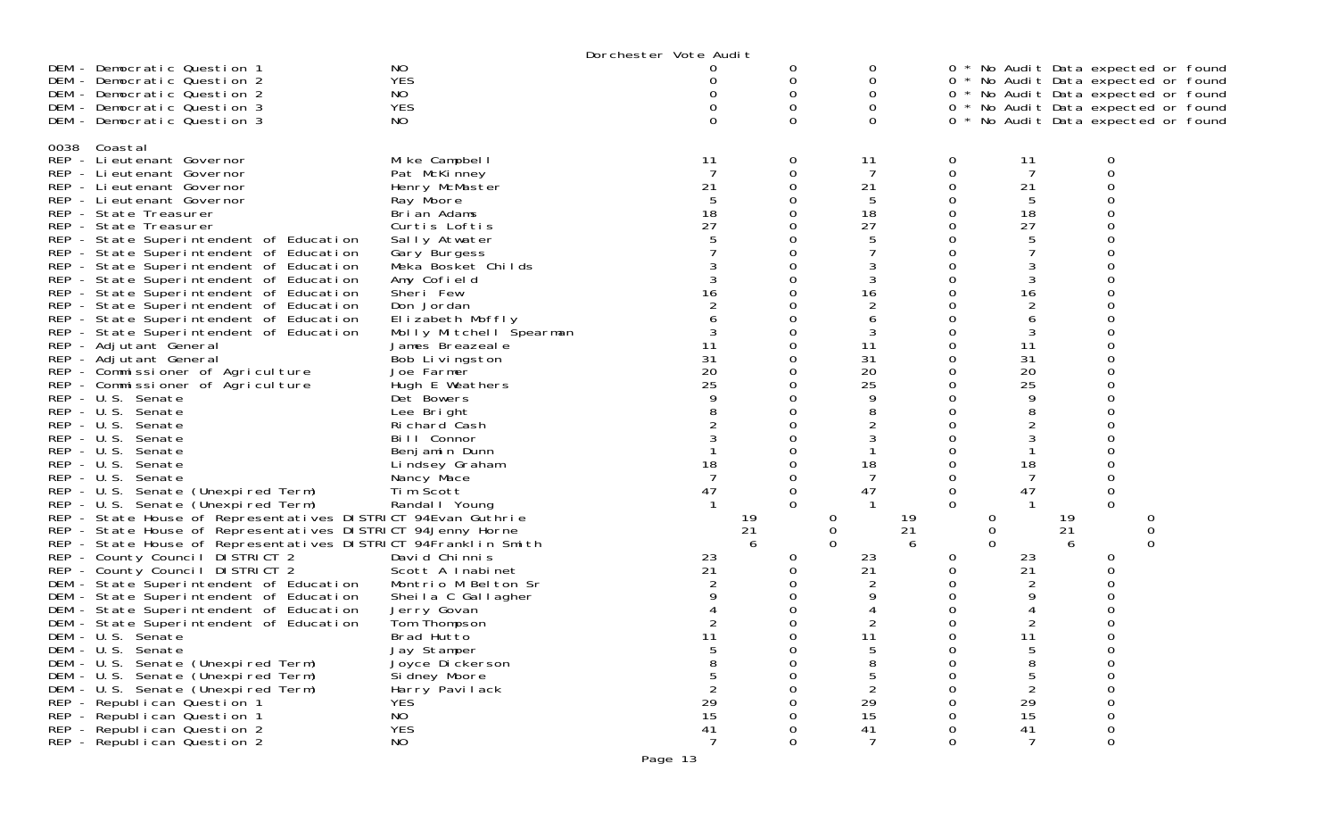Dorchester Vote Audit

| | | | | | | | |
|---|---|---|---|---|---|---|---|
| DEM - Democratic Question 1 | NO | 0 | 0 | 0 | 0 * No Audit Data expected or found | | |
| DEM - Democratic Question 2 | YES | 0 | 0 | 0 | 0 * No Audit Data expected or found | | |
| DEM - Democratic Question 2 | NO | 0 | 0 | 0 | 0 * No Audit Data expected or found | | |
| DEM - Democratic Question 3 | YES | 0 | 0 | 0 | 0 * No Audit Data expected or found | | |
| DEM - Democratic Question 3 | NO | 0 | 0 | 0 | 0 * No Audit Data expected or found | | |

0038 Coastal

| | | | | | | | |
|---|---|---|---|---|---|---|---|
| REP - Lieutenant Governor | Mike Campbell | 11 | 0 | 11 | 0 | 11 | 0 |
| REP - Lieutenant Governor | Pat McKinney | 7 | 0 | 7 | 0 | 7 | 0 |
| REP - Lieutenant Governor | Henry McMaster | 21 | 0 | 21 | 0 | 21 | 0 |
| REP - Lieutenant Governor | Ray Moore | 5 | 0 | 5 | 0 | 5 | 0 |
| REP - State Treasurer | Brian Adams | 18 | 0 | 18 | 0 | 18 | 0 |
| REP - State Treasurer | Curtis Loftis | 27 | 0 | 27 | 0 | 27 | 0 |
| REP - State Superintendent of Education | Sally Atwater | 5 | 0 | 5 | 0 | 5 | 0 |
| REP - State Superintendent of Education | Gary Burgess | 7 | 0 | 7 | 0 | 7 | 0 |
| REP - State Superintendent of Education | Meka Bosket Childs | 3 | 0 | 3 | 0 | 3 | 0 |
| REP - State Superintendent of Education | Amy Cofield | 3 | 0 | 3 | 0 | 3 | 0 |
| REP - State Superintendent of Education | Sheri Few | 16 | 0 | 16 | 0 | 16 | 0 |
| REP - State Superintendent of Education | Don Jordan | 2 | 0 | 2 | 0 | 2 | 0 |
| REP - State Superintendent of Education | Elizabeth Moffly | 6 | 0 | 6 | 0 | 6 | 0 |
| REP - State Superintendent of Education | Molly Mitchell Spearman | 3 | 0 | 3 | 0 | 3 | 0 |
| REP - Adjutant General | James Breazeale | 11 | 0 | 11 | 0 | 11 | 0 |
| REP - Adjutant General | Bob Livingston | 31 | 0 | 31 | 0 | 31 | 0 |
| REP - Commissioner of Agriculture | Joe Farmer | 20 | 0 | 20 | 0 | 20 | 0 |
| REP - Commissioner of Agriculture | Hugh E Weathers | 25 | 0 | 25 | 0 | 25 | 0 |
| REP - U.S. Senate | Det Bowers | 9 | 0 | 9 | 0 | 9 | 0 |
| REP - U.S. Senate | Lee Bright | 8 | 0 | 8 | 0 | 8 | 0 |
| REP - U.S. Senate | Richard Cash | 2 | 0 | 2 | 0 | 2 | 0 |
| REP - U.S. Senate | Bill Connor | 3 | 0 | 3 | 0 | 3 | 0 |
| REP - U.S. Senate | Benjamin Dunn | 1 | 0 | 1 | 0 | 1 | 0 |
| REP - U.S. Senate | Lindsey Graham | 18 | 0 | 18 | 0 | 18 | 0 |
| REP - U.S. Senate | Nancy Mace | 7 | 0 | 7 | 0 | 7 | 0 |
| REP - U.S. Senate (Unexpired Term) | Tim Scott | 47 | 0 | 47 | 0 | 47 | 0 |
| REP - U.S. Senate (Unexpired Term) | Randall Young | 1 | 0 | 1 | 0 | 1 | 0 |
| REP - State House of Representatives DISTRICT 94 | Evan Guthrie | 19 | 0 | 19 | 0 | 19 | 0 |
| REP - State House of Representatives DISTRICT 94 | Jenny Horne | 21 | 0 | 21 | 0 | 21 | 0 |
| REP - State House of Representatives DISTRICT 94 | Franklin Smith | 6 | 0 | 6 | 0 | 6 | 0 |
| REP - County Council DISTRICT 2 | David Chinnis | 23 | 0 | 23 | 0 | 23 | 0 |
| REP - County Council DISTRICT 2 | Scott A Inabinet | 21 | 0 | 21 | 0 | 21 | 0 |
| DEM - State Superintendent of Education | Montrio M Belton Sr | 2 | 0 | 2 | 0 | 2 | 0 |
| DEM - State Superintendent of Education | Sheila C Gallagher | 9 | 0 | 9 | 0 | 9 | 0 |
| DEM - State Superintendent of Education | Jerry Govan | 4 | 0 | 4 | 0 | 4 | 0 |
| DEM - State Superintendent of Education | Tom Thompson | 2 | 0 | 2 | 0 | 2 | 0 |
| DEM - U.S. Senate | Brad Hutto | 11 | 0 | 11 | 0 | 11 | 0 |
| DEM - U.S. Senate | Jay Stamper | 5 | 0 | 5 | 0 | 5 | 0 |
| DEM - U.S. Senate (Unexpired Term) | Joyce Dickerson | 8 | 0 | 8 | 0 | 8 | 0 |
| DEM - U.S. Senate (Unexpired Term) | Sidney Moore | 5 | 0 | 5 | 0 | 5 | 0 |
| DEM - U.S. Senate (Unexpired Term) | Harry Pavilack | 2 | 0 | 2 | 0 | 2 | 0 |
| REP - Republican Question 1 | YES | 29 | 0 | 29 | 0 | 29 | 0 |
| REP - Republican Question 1 | NO | 15 | 0 | 15 | 0 | 15 | 0 |
| REP - Republican Question 2 | YES | 41 | 0 | 41 | 0 | 41 | 0 |
| REP - Republican Question 2 | NO | 7 | 0 | 7 | 0 | 7 | 0 |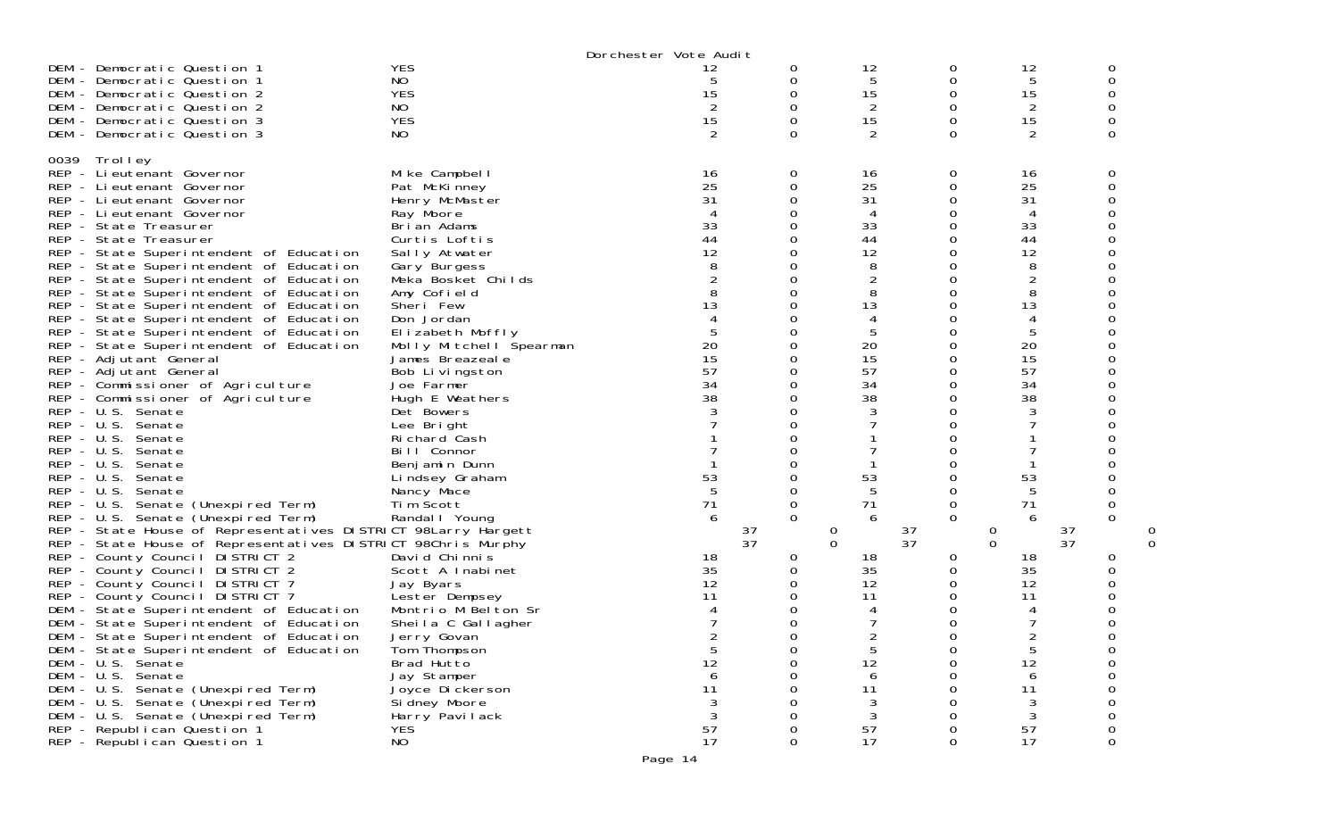Dorchester Vote Audit

| | | | | | | | |
|---|---|---|---|---|---|---|---|
| DEM - Democratic Question 1 | YES | 12 | 0 | 12 | 0 | 12 | 0 |
| DEM - Democratic Question 1 | NO | 5 | 0 | 5 | 0 | 5 | 0 |
| DEM - Democratic Question 2 | YES | 15 | 0 | 15 | 0 | 15 | 0 |
| DEM - Democratic Question 2 | NO | 2 | 0 | 2 | 0 | 2 | 0 |
| DEM - Democratic Question 3 | YES | 15 | 0 | 15 | 0 | 15 | 0 |
| DEM - Democratic Question 3 | NO | 2 | 0 | 2 | 0 | 2 | 0 |

0039 Trolley

| | | | | | | | |
|---|---|---|---|---|---|---|---|
| REP - Lieutenant Governor | Mike Campbell | 16 | 0 | 16 | 0 | 16 | 0 |
| REP - Lieutenant Governor | Pat McKinney | 25 | 0 | 25 | 0 | 25 | 0 |
| REP - Lieutenant Governor | Henry McMaster | 31 | 0 | 31 | 0 | 31 | 0 |
| REP - Lieutenant Governor | Ray Moore | 4 | 0 | 4 | 0 | 4 | 0 |
| REP - State Treasurer | Brian Adams | 33 | 0 | 33 | 0 | 33 | 0 |
| REP - State Treasurer | Curtis Loftis | 44 | 0 | 44 | 0 | 44 | 0 |
| REP - State Superintendent of Education | Sally Atwater | 12 | 0 | 12 | 0 | 12 | 0 |
| REP - State Superintendent of Education | Gary Burgess | 8 | 0 | 8 | 0 | 8 | 0 |
| REP - State Superintendent of Education | Meka Bosket Childs | 2 | 0 | 2 | 0 | 2 | 0 |
| REP - State Superintendent of Education | Amy Cofield | 8 | 0 | 8 | 0 | 8 | 0 |
| REP - State Superintendent of Education | Sheri Few | 13 | 0 | 13 | 0 | 13 | 0 |
| REP - State Superintendent of Education | Don Jordan | 4 | 0 | 4 | 0 | 4 | 0 |
| REP - State Superintendent of Education | Elizabeth Moffly | 5 | 0 | 5 | 0 | 5 | 0 |
| REP - State Superintendent of Education | Molly Mitchell Spearman | 20 | 0 | 20 | 0 | 20 | 0 |
| REP - Adjutant General | James Breazeale | 15 | 0 | 15 | 0 | 15 | 0 |
| REP - Adjutant General | Bob Livingston | 57 | 0 | 57 | 0 | 57 | 0 |
| REP - Commissioner of Agriculture | Joe Farmer | 34 | 0 | 34 | 0 | 34 | 0 |
| REP - Commissioner of Agriculture | Hugh E Weathers | 38 | 0 | 38 | 0 | 38 | 0 |
| REP - U.S. Senate | Det Bowers | 3 | 0 | 3 | 0 | 3 | 0 |
| REP - U.S. Senate | Lee Bright | 7 | 0 | 7 | 0 | 7 | 0 |
| REP - U.S. Senate | Richard Cash | 1 | 0 | 1 | 0 | 1 | 0 |
| REP - U.S. Senate | Bill Connor | 7 | 0 | 7 | 0 | 7 | 0 |
| REP - U.S. Senate | Benjamin Dunn | 1 | 0 | 1 | 0 | 1 | 0 |
| REP - U.S. Senate | Lindsey Graham | 53 | 0 | 53 | 0 | 53 | 0 |
| REP - U.S. Senate | Nancy Mace | 5 | 0 | 5 | 0 | 5 | 0 |
| REP - U.S. Senate (Unexpired Term) | Tim Scott | 71 | 0 | 71 | 0 | 71 | 0 |
| REP - U.S. Senate (Unexpired Term) | Randall Young | 6 | 0 | 6 | 0 | 6 | 0 |
| REP - State House of Representatives DISTRICT 98 | Larry Hargett | 37 | 0 | 37 | 0 | 37 | 0 |
| REP - State House of Representatives DISTRICT 98 | Chris Murphy | 37 | 0 | 37 | 0 | 37 | 0 |
| REP - County Council DISTRICT 2 | David Chinnis | 18 | 0 | 18 | 0 | 18 | 0 |
| REP - County Council DISTRICT 2 | Scott A Inabinet | 35 | 0 | 35 | 0 | 35 | 0 |
| REP - County Council DISTRICT 7 | Jay Byars | 12 | 0 | 12 | 0 | 12 | 0 |
| REP - County Council DISTRICT 7 | Lester Dempsey | 11 | 0 | 11 | 0 | 11 | 0 |
| DEM - State Superintendent of Education | Montrio M Belton Sr | 4 | 0 | 4 | 0 | 4 | 0 |
| DEM - State Superintendent of Education | Sheila C Gallagher | 7 | 0 | 7 | 0 | 7 | 0 |
| DEM - State Superintendent of Education | Jerry Govan | 2 | 0 | 2 | 0 | 2 | 0 |
| DEM - State Superintendent of Education | Tom Thompson | 5 | 0 | 5 | 0 | 5 | 0 |
| DEM - U.S. Senate | Brad Hutto | 12 | 0 | 12 | 0 | 12 | 0 |
| DEM - U.S. Senate | Jay Stamper | 6 | 0 | 6 | 0 | 6 | 0 |
| DEM - U.S. Senate (Unexpired Term) | Joyce Dickerson | 11 | 0 | 11 | 0 | 11 | 0 |
| DEM - U.S. Senate (Unexpired Term) | Sidney Moore | 3 | 0 | 3 | 0 | 3 | 0 |
| DEM - U.S. Senate (Unexpired Term) | Harry Pavilack | 3 | 0 | 3 | 0 | 3 | 0 |
| REP - Republican Question 1 | YES | 57 | 0 | 57 | 0 | 57 | 0 |
| REP - Republican Question 1 | NO | 17 | 0 | 17 | 0 | 17 | 0 |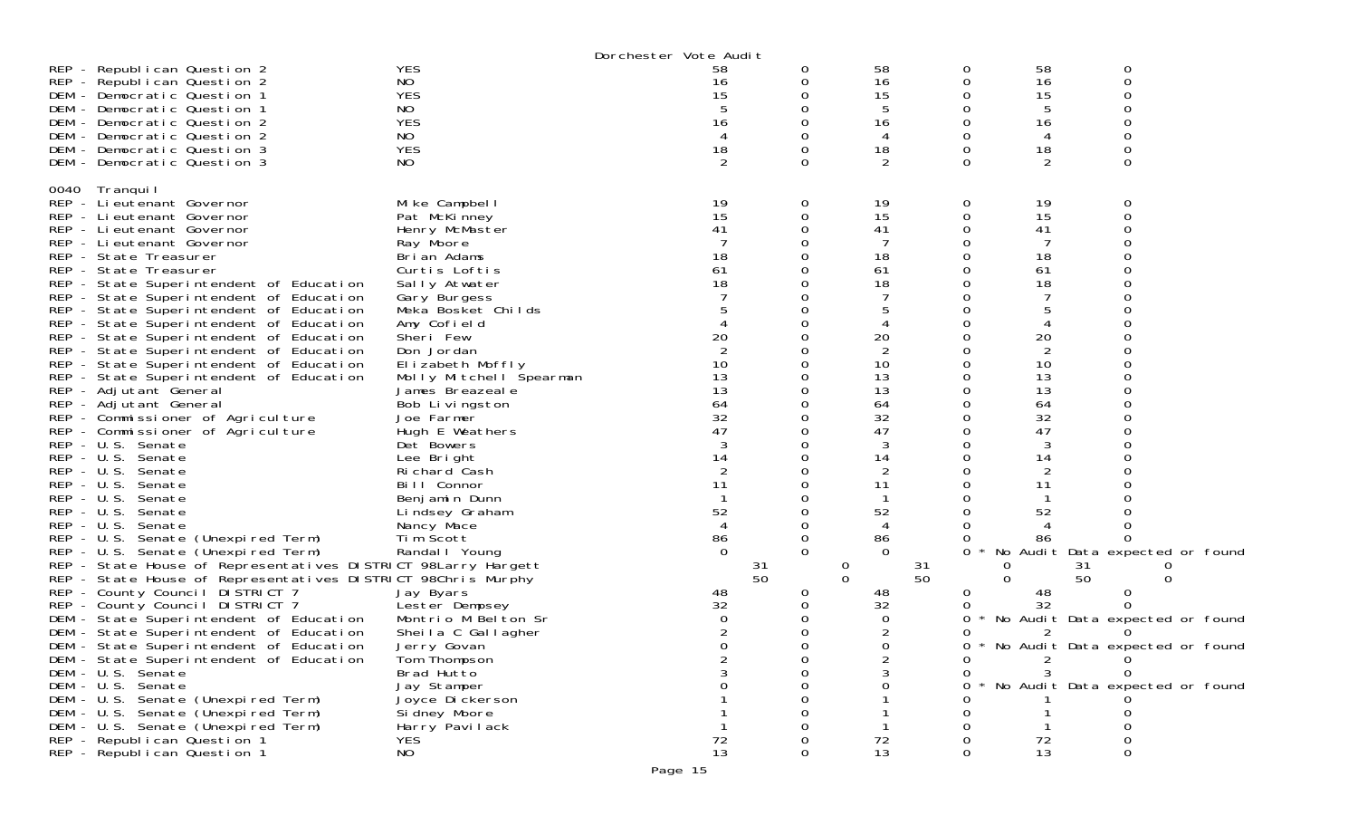Dorchester Vote Audit

| Contest | Choice | | | | | | |
|---|---|---|---|---|---|---|---|
| REP - Republican Question 2 | YES | 58 | 0 | 58 | 0 | 58 | 0 |
| REP - Republican Question 2 | NO | 16 | 0 | 16 | 0 | 16 | 0 |
| DEM - Democratic Question 1 | YES | 15 | 0 | 15 | 0 | 15 | 0 |
| DEM - Democratic Question 1 | NO | 5 | 0 | 5 | 0 | 5 | 0 |
| DEM - Democratic Question 2 | YES | 16 | 0 | 16 | 0 | 16 | 0 |
| DEM - Democratic Question 2 | NO | 4 | 0 | 4 | 0 | 4 | 0 |
| DEM - Democratic Question 3 | YES | 18 | 0 | 18 | 0 | 18 | 0 |
| DEM - Democratic Question 3 | NO | 2 | 0 | 2 | 0 | 2 | 0 |

0040 Tranquil

| Contest | Choice | | | | | | |
|---|---|---|---|---|---|---|---|
| REP - Lieutenant Governor | Mike Campbell | 19 | 0 | 19 | 0 | 19 | 0 |
| REP - Lieutenant Governor | Pat McKinney | 15 | 0 | 15 | 0 | 15 | 0 |
| REP - Lieutenant Governor | Henry McMaster | 41 | 0 | 41 | 0 | 41 | 0 |
| REP - Lieutenant Governor | Ray Moore | 7 | 0 | 7 | 0 | 7 | 0 |
| REP - State Treasurer | Brian Adams | 18 | 0 | 18 | 0 | 18 | 0 |
| REP - State Treasurer | Curtis Loftis | 61 | 0 | 61 | 0 | 61 | 0 |
| REP - State Superintendent of Education | Sally Atwater | 18 | 0 | 18 | 0 | 18 | 0 |
| REP - State Superintendent of Education | Gary Burgess | 7 | 0 | 7 | 0 | 7 | 0 |
| REP - State Superintendent of Education | Meka Bosket Childs | 5 | 0 | 5 | 0 | 5 | 0 |
| REP - State Superintendent of Education | Amy Cofield | 4 | 0 | 4 | 0 | 4 | 0 |
| REP - State Superintendent of Education | Sheri Few | 20 | 0 | 20 | 0 | 20 | 0 |
| REP - State Superintendent of Education | Don Jordan | 2 | 0 | 2 | 0 | 2 | 0 |
| REP - State Superintendent of Education | Elizabeth Moffly | 10 | 0 | 10 | 0 | 10 | 0 |
| REP - State Superintendent of Education | Molly Mitchell Spearman | 13 | 0 | 13 | 0 | 13 | 0 |
| REP - Adjutant General | James Breazeale | 13 | 0 | 13 | 0 | 13 | 0 |
| REP - Adjutant General | Bob Livingston | 64 | 0 | 64 | 0 | 64 | 0 |
| REP - Commissioner of Agriculture | Joe Farmer | 32 | 0 | 32 | 0 | 32 | 0 |
| REP - Commissioner of Agriculture | Hugh E Weathers | 47 | 0 | 47 | 0 | 47 | 0 |
| REP - U.S. Senate | Det Bowers | 3 | 0 | 3 | 0 | 3 | 0 |
| REP - U.S. Senate | Lee Bright | 14 | 0 | 14 | 0 | 14 | 0 |
| REP - U.S. Senate | Richard Cash | 2 | 0 | 2 | 0 | 2 | 0 |
| REP - U.S. Senate | Bill Connor | 11 | 0 | 11 | 0 | 11 | 0 |
| REP - U.S. Senate | Benjamin Dunn | 1 | 0 | 1 | 0 | 1 | 0 |
| REP - U.S. Senate | Lindsey Graham | 52 | 0 | 52 | 0 | 52 | 0 |
| REP - U.S. Senate | Nancy Mace | 4 | 0 | 4 | 0 | 4 | 0 |
| REP - U.S. Senate (Unexpired Term) | Tim Scott | 86 | 0 | 86 | 0 | 86 | 0 |
| REP - U.S. Senate (Unexpired Term) | Randall Young | 0 | 0 | 0 | 0 * No Audit Data expected or found | | |
| REP - State House of Representatives DISTRICT 98 | Larry Hargett | 31 | 0 | 31 | 0 | 31 | 0 |
| REP - State House of Representatives DISTRICT 98 | Chris Murphy | 50 | 0 | 50 | 0 | 50 | 0 |
| REP - County Council DISTRICT 7 | Jay Byars | 48 | 0 | 48 | 0 | 48 | 0 |
| REP - County Council DISTRICT 7 | Lester Dempsey | 32 | 0 | 32 | 0 | 32 | 0 |
| DEM - State Superintendent of Education | Montrio M Belton Sr | 0 | 0 | 0 | 0 * No Audit Data expected or found | | |
| DEM - State Superintendent of Education | Sheila C Gallagher | 2 | 0 | 2 | 0 | 2 | 0 |
| DEM - State Superintendent of Education | Jerry Govan | 0 | 0 | 0 | 0 * No Audit Data expected or found | | |
| DEM - State Superintendent of Education | Tom Thompson | 2 | 0 | 2 | 0 | 2 | 0 |
| DEM - U.S. Senate | Brad Hutto | 3 | 0 | 3 | 0 | 3 | 0 |
| DEM - U.S. Senate | Jay Stamper | 0 | 0 | 0 | 0 * No Audit Data expected or found | | |
| DEM - U.S. Senate (Unexpired Term) | Joyce Dickerson | 1 | 0 | 1 | 0 | 1 | 0 |
| DEM - U.S. Senate (Unexpired Term) | Sidney Moore | 1 | 0 | 1 | 0 | 1 | 0 |
| DEM - U.S. Senate (Unexpired Term) | Harry Pavilack | 1 | 0 | 1 | 0 | 1 | 0 |
| REP - Republican Question 1 | YES | 72 | 0 | 72 | 0 | 72 | 0 |
| REP - Republican Question 1 | NO | 13 | 0 | 13 | 0 | 13 | 0 |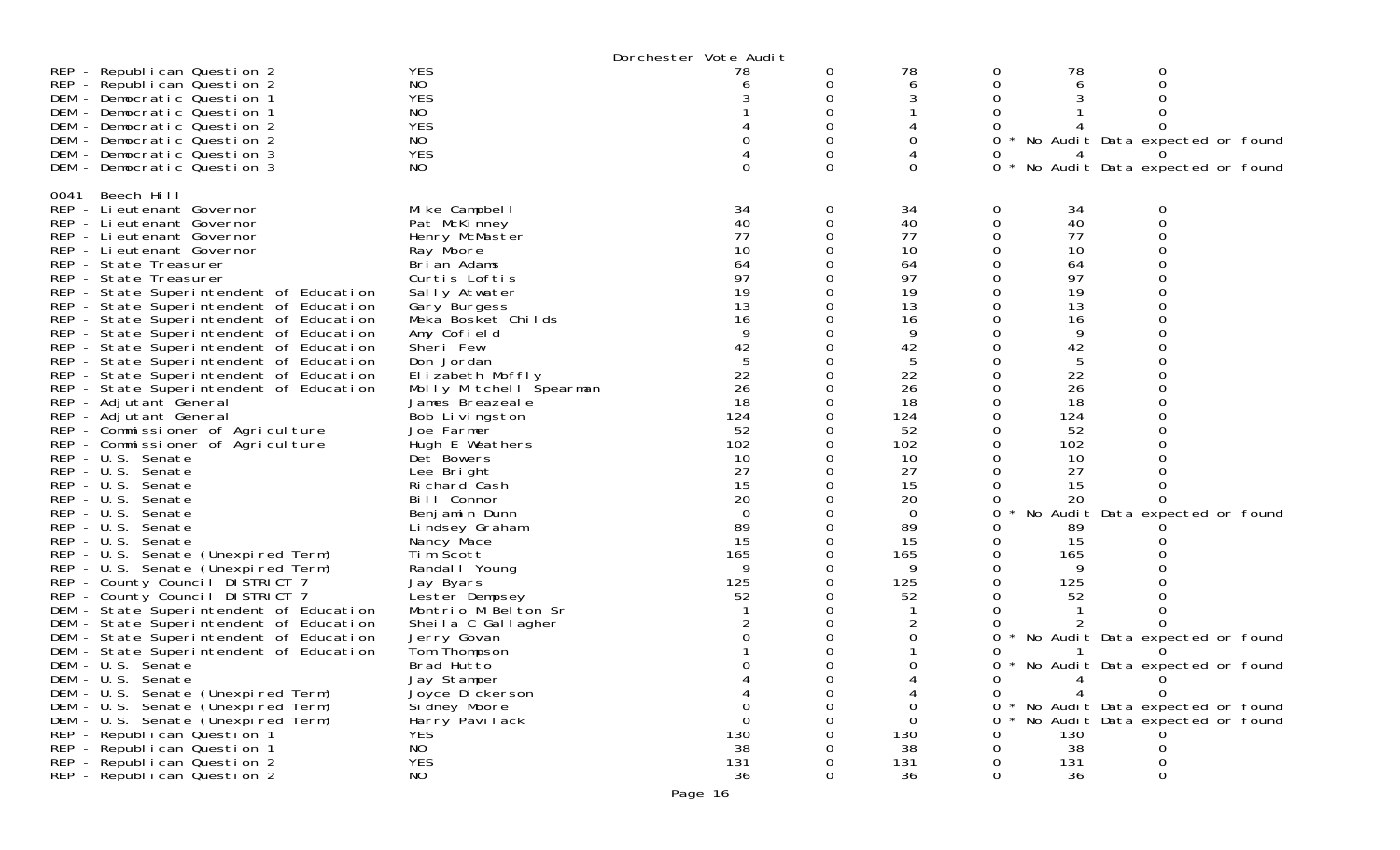Dorchester Vote Audit

| Contest | Choice | | | | | | |
|---|---|---|---|---|---|---|---|
| REP - Republican Question 2 | YES | 78 | 0 | 78 | 0 | 78 | 0 |
| REP - Republican Question 2 | NO | 6 | 0 | 6 | 0 | 6 | 0 |
| DEM - Democratic Question 1 | YES | 3 | 0 | 3 | 0 | 3 | 0 |
| DEM - Democratic Question 1 | NO | 1 | 0 | 1 | 0 | 1 | 0 |
| DEM - Democratic Question 2 | YES | 4 | 0 | 4 | 0 | 4 | 0 |
| DEM - Democratic Question 2 | NO | 0 | 0 | 0 | 0 * | No Audit Data expected or found | |
| DEM - Democratic Question 3 | YES | 4 | 0 | 4 | 0 | 4 | 0 |
| DEM - Democratic Question 3 | NO | 0 | 0 | 0 | 0 * | No Audit Data expected or found | |

0041 Beech Hill

| Contest | Choice | | | | | | |
|---|---|---|---|---|---|---|---|
| REP - Lieutenant Governor | Mike Campbell | 34 | 0 | 34 | 0 | 34 | 0 |
| REP - Lieutenant Governor | Pat McKinney | 40 | 0 | 40 | 0 | 40 | 0 |
| REP - Lieutenant Governor | Henry McMaster | 77 | 0 | 77 | 0 | 77 | 0 |
| REP - Lieutenant Governor | Ray Moore | 10 | 0 | 10 | 0 | 10 | 0 |
| REP - State Treasurer | Brian Adams | 64 | 0 | 64 | 0 | 64 | 0 |
| REP - State Treasurer | Curtis Loftis | 97 | 0 | 97 | 0 | 97 | 0 |
| REP - State Superintendent of Education | Sally Atwater | 19 | 0 | 19 | 0 | 19 | 0 |
| REP - State Superintendent of Education | Gary Burgess | 13 | 0 | 13 | 0 | 13 | 0 |
| REP - State Superintendent of Education | Meka Bosket Childs | 16 | 0 | 16 | 0 | 16 | 0 |
| REP - State Superintendent of Education | Amy Cofield | 9 | 0 | 9 | 0 | 9 | 0 |
| REP - State Superintendent of Education | Sheri Few | 42 | 0 | 42 | 0 | 42 | 0 |
| REP - State Superintendent of Education | Don Jordan | 5 | 0 | 5 | 0 | 5 | 0 |
| REP - State Superintendent of Education | Elizabeth Moffly | 22 | 0 | 22 | 0 | 22 | 0 |
| REP - State Superintendent of Education | Molly Mitchell Spearman | 26 | 0 | 26 | 0 | 26 | 0 |
| REP - Adjutant General | James Breazeale | 18 | 0 | 18 | 0 | 18 | 0 |
| REP - Adjutant General | Bob Livingston | 124 | 0 | 124 | 0 | 124 | 0 |
| REP - Commissioner of Agriculture | Joe Farmer | 52 | 0 | 52 | 0 | 52 | 0 |
| REP - Commissioner of Agriculture | Hugh E Weathers | 102 | 0 | 102 | 0 | 102 | 0 |
| REP - U.S. Senate | Det Bowers | 10 | 0 | 10 | 0 | 10 | 0 |
| REP - U.S. Senate | Lee Bright | 27 | 0 | 27 | 0 | 27 | 0 |
| REP - U.S. Senate | Richard Cash | 15 | 0 | 15 | 0 | 15 | 0 |
| REP - U.S. Senate | Bill Connor | 20 | 0 | 20 | 0 | 20 | 0 |
| REP - U.S. Senate | Benjamin Dunn | 0 | 0 | 0 | 0 * | No Audit Data expected or found | |
| REP - U.S. Senate | Lindsey Graham | 89 | 0 | 89 | 0 | 89 | 0 |
| REP - U.S. Senate | Nancy Mace | 15 | 0 | 15 | 0 | 15 | 0 |
| REP - U.S. Senate (Unexpired Term) | Tim Scott | 165 | 0 | 165 | 0 | 165 | 0 |
| REP - U.S. Senate (Unexpired Term) | Randall Young | 9 | 0 | 9 | 0 | 9 | 0 |
| REP - County Council DISTRICT 7 | Jay Byars | 125 | 0 | 125 | 0 | 125 | 0 |
| REP - County Council DISTRICT 7 | Lester Dempsey | 52 | 0 | 52 | 0 | 52 | 0 |
| DEM - State Superintendent of Education | Montrio M Belton Sr | 1 | 0 | 1 | 0 | 1 | 0 |
| DEM - State Superintendent of Education | Sheila C Gallagher | 2 | 0 | 2 | 0 | 2 | 0 |
| DEM - State Superintendent of Education | Jerry Govan | 0 | 0 | 0 | 0 * | No Audit Data expected or found | |
| DEM - State Superintendent of Education | Tom Thompson | 1 | 0 | 1 | 0 | 1 | 0 |
| DEM - U.S. Senate | Brad Hutto | 0 | 0 | 0 | 0 * | No Audit Data expected or found | |
| DEM - U.S. Senate | Jay Stamper | 4 | 0 | 4 | 0 | 4 | 0 |
| DEM - U.S. Senate (Unexpired Term) | Joyce Dickerson | 4 | 0 | 4 | 0 | 4 | 0 |
| DEM - U.S. Senate (Unexpired Term) | Sidney Moore | 0 | 0 | 0 | 0 * | No Audit Data expected or found | |
| DEM - U.S. Senate (Unexpired Term) | Harry Pavilack | 0 | 0 | 0 | 0 * | No Audit Data expected or found | |
| REP - Republican Question 1 | YES | 130 | 0 | 130 | 0 | 130 | 0 |
| REP - Republican Question 1 | NO | 38 | 0 | 38 | 0 | 38 | 0 |
| REP - Republican Question 2 | YES | 131 | 0 | 131 | 0 | 131 | 0 |
| REP - Republican Question 2 | NO | 36 | 0 | 36 | 0 | 36 | 0 |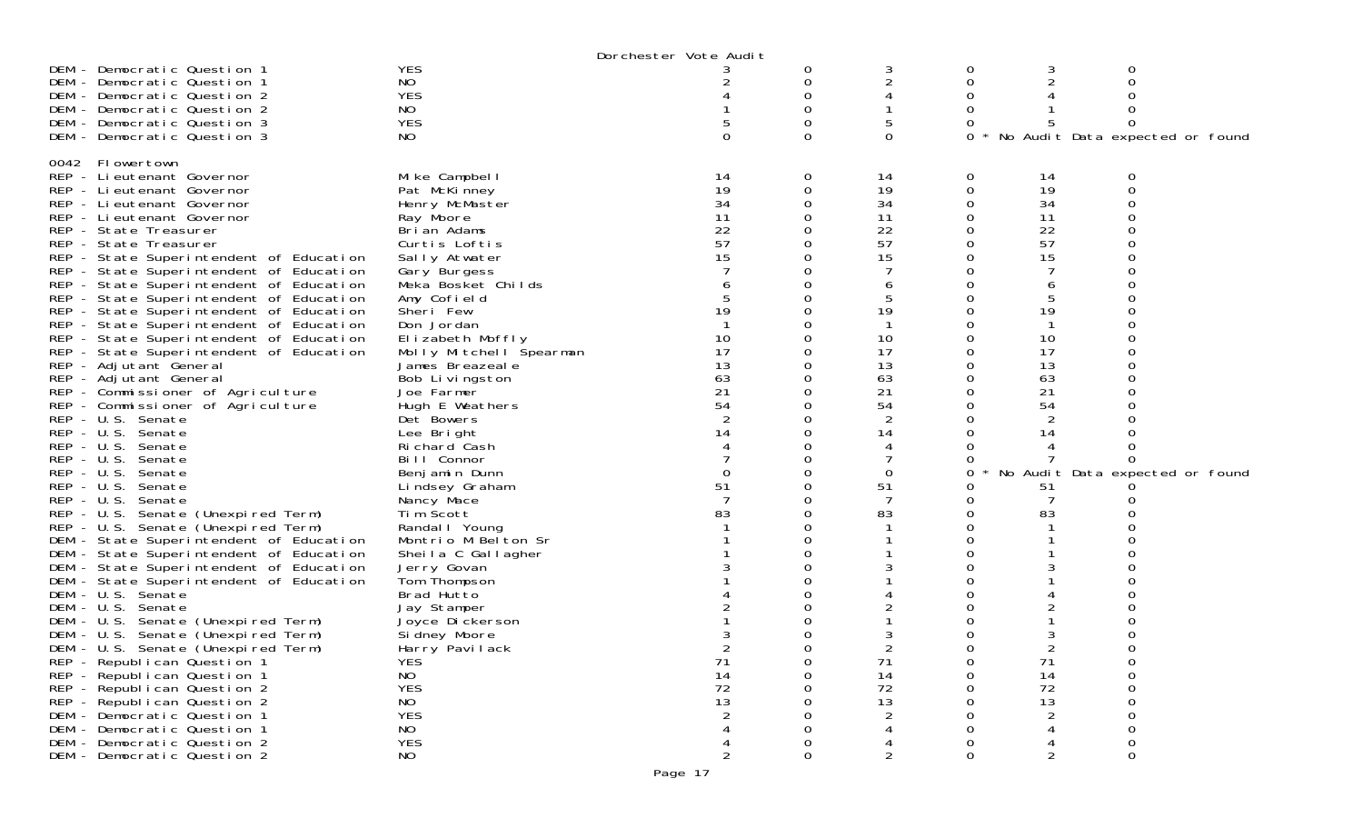Dorchester Vote Audit

| | | | | | | | |
|---|---|---|---|---|---|---|---|
| DEM - Democratic Question 1 | YES | 3 | 0 | 3 | 0 | 3 | 0 |
| DEM - Democratic Question 1 | NO | 2 | 0 | 2 | 0 | 2 | 0 |
| DEM - Democratic Question 2 | YES | 4 | 0 | 4 | 0 | 4 | 0 |
| DEM - Democratic Question 2 | NO | 1 | 0 | 1 | 0 | 1 | 0 |
| DEM - Democratic Question 3 | YES | 5 | 0 | 5 | 0 | 5 | 0 |
| DEM - Democratic Question 3 | NO | 0 | 0 | 0 | 0 * No Audit Data expected or found | | |
| **0042 Flowertown** | | | | | | | |
| REP - Lieutenant Governor | Mike Campbell | 14 | 0 | 14 | 0 | 14 | 0 |
| REP - Lieutenant Governor | Pat McKinney | 19 | 0 | 19 | 0 | 19 | 0 |
| REP - Lieutenant Governor | Henry McMaster | 34 | 0 | 34 | 0 | 34 | 0 |
| REP - Lieutenant Governor | Ray Moore | 11 | 0 | 11 | 0 | 11 | 0 |
| REP - State Treasurer | Brian Adams | 22 | 0 | 22 | 0 | 22 | 0 |
| REP - State Treasurer | Curtis Loftis | 57 | 0 | 57 | 0 | 57 | 0 |
| REP - State Superintendent of Education | Sally Atwater | 15 | 0 | 15 | 0 | 15 | 0 |
| REP - State Superintendent of Education | Gary Burgess | 7 | 0 | 7 | 0 | 7 | 0 |
| REP - State Superintendent of Education | Meka Bosket Childs | 6 | 0 | 6 | 0 | 6 | 0 |
| REP - State Superintendent of Education | Amy Cofield | 5 | 0 | 5 | 0 | 5 | 0 |
| REP - State Superintendent of Education | Sheri Few | 19 | 0 | 19 | 0 | 19 | 0 |
| REP - State Superintendent of Education | Don Jordan | 1 | 0 | 1 | 0 | 1 | 0 |
| REP - State Superintendent of Education | Elizabeth Moffly | 10 | 0 | 10 | 0 | 10 | 0 |
| REP - State Superintendent of Education | Molly Mitchell Spearman | 17 | 0 | 17 | 0 | 17 | 0 |
| REP - Adjutant General | James Breazeale | 13 | 0 | 13 | 0 | 13 | 0 |
| REP - Adjutant General | Bob Livingston | 63 | 0 | 63 | 0 | 63 | 0 |
| REP - Commissioner of Agriculture | Joe Farmer | 21 | 0 | 21 | 0 | 21 | 0 |
| REP - Commissioner of Agriculture | Hugh E Weathers | 54 | 0 | 54 | 0 | 54 | 0 |
| REP - U.S. Senate | Det Bowers | 2 | 0 | 2 | 0 | 2 | 0 |
| REP - U.S. Senate | Lee Bright | 14 | 0 | 14 | 0 | 14 | 0 |
| REP - U.S. Senate | Richard Cash | 4 | 0 | 4 | 0 | 4 | 0 |
| REP - U.S. Senate | Bill Connor | 7 | 0 | 7 | 0 | 7 | 0 |
| REP - U.S. Senate | Benjamin Dunn | 0 | 0 | 0 | 0 * No Audit Data expected or found | | |
| REP - U.S. Senate | Lindsey Graham | 51 | 0 | 51 | 0 | 51 | 0 |
| REP - U.S. Senate | Nancy Mace | 7 | 0 | 7 | 0 | 7 | 0 |
| REP - U.S. Senate (Unexpired Term) | Tim Scott | 83 | 0 | 83 | 0 | 83 | 0 |
| REP - U.S. Senate (Unexpired Term) | Randall Young | 1 | 0 | 1 | 0 | 1 | 0 |
| DEM - State Superintendent of Education | Montrio M Belton Sr | 1 | 0 | 1 | 0 | 1 | 0 |
| DEM - State Superintendent of Education | Sheila C Gallagher | 1 | 0 | 1 | 0 | 1 | 0 |
| DEM - State Superintendent of Education | Jerry Govan | 3 | 0 | 3 | 0 | 3 | 0 |
| DEM - State Superintendent of Education | Tom Thompson | 1 | 0 | 1 | 0 | 1 | 0 |
| DEM - U.S. Senate | Brad Hutto | 4 | 0 | 4 | 0 | 4 | 0 |
| DEM - U.S. Senate | Jay Stamper | 2 | 0 | 2 | 0 | 2 | 0 |
| DEM - U.S. Senate (Unexpired Term) | Joyce Dickerson | 1 | 0 | 1 | 0 | 1 | 0 |
| DEM - U.S. Senate (Unexpired Term) | Sidney Moore | 3 | 0 | 3 | 0 | 3 | 0 |
| DEM - U.S. Senate (Unexpired Term) | Harry Pavilack | 2 | 0 | 2 | 0 | 2 | 0 |
| REP - Republican Question 1 | YES | 71 | 0 | 71 | 0 | 71 | 0 |
| REP - Republican Question 1 | NO | 14 | 0 | 14 | 0 | 14 | 0 |
| REP - Republican Question 2 | YES | 72 | 0 | 72 | 0 | 72 | 0 |
| REP - Republican Question 2 | NO | 13 | 0 | 13 | 0 | 13 | 0 |
| DEM - Democratic Question 1 | YES | 2 | 0 | 2 | 0 | 2 | 0 |
| DEM - Democratic Question 1 | NO | 4 | 0 | 4 | 0 | 4 | 0 |
| DEM - Democratic Question 2 | YES | 4 | 0 | 4 | 0 | 4 | 0 |
| DEM - Democratic Question 2 | NO | 2 | 0 | 2 | 0 | 2 | 0 |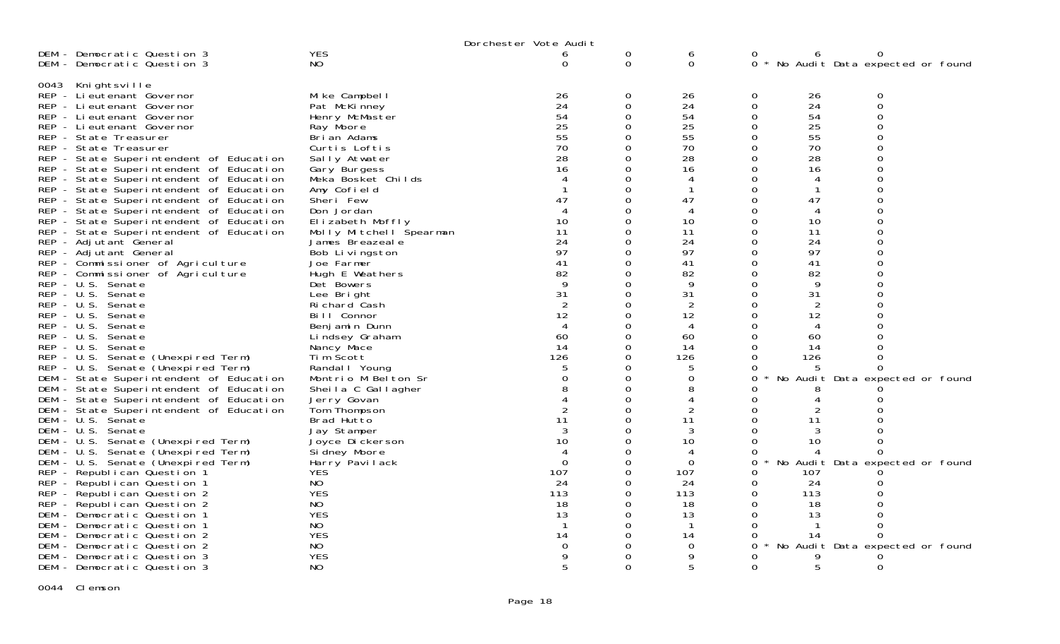Dorchester Vote Audit

| Contest | Choice | | | | | | |
|---|---|---|---|---|---|---|---|
| DEM - Democratic Question 3 | YES | 6 | 0 | 6 | 0 | 6 | 0 |
| DEM - Democratic Question 3 | NO | 0 | 0 | 0 | 0 * No Audit Data expected or found | | |

0043 Knightsville

| Contest | Choice | | | | | | |
|---|---|---|---|---|---|---|---|
| REP - Lieutenant Governor | Mike Campbell | 26 | 0 | 26 | 0 | 26 | 0 |
| REP - Lieutenant Governor | Pat McKinney | 24 | 0 | 24 | 0 | 24 | 0 |
| REP - Lieutenant Governor | Henry McMaster | 54 | 0 | 54 | 0 | 54 | 0 |
| REP - Lieutenant Governor | Ray Moore | 25 | 0 | 25 | 0 | 25 | 0 |
| REP - State Treasurer | Brian Adams | 55 | 0 | 55 | 0 | 55 | 0 |
| REP - State Treasurer | Curtis Loftis | 70 | 0 | 70 | 0 | 70 | 0 |
| REP - State Superintendent of Education | Sally Atwater | 28 | 0 | 28 | 0 | 28 | 0 |
| REP - State Superintendent of Education | Gary Burgess | 16 | 0 | 16 | 0 | 16 | 0 |
| REP - State Superintendent of Education | Meka Bosket Childs | 4 | 0 | 4 | 0 | 4 | 0 |
| REP - State Superintendent of Education | Amy Cofield | 1 | 0 | 1 | 0 | 1 | 0 |
| REP - State Superintendent of Education | Sheri Few | 47 | 0 | 47 | 0 | 47 | 0 |
| REP - State Superintendent of Education | Don Jordan | 4 | 0 | 4 | 0 | 4 | 0 |
| REP - State Superintendent of Education | Elizabeth Moffly | 10 | 0 | 10 | 0 | 10 | 0 |
| REP - State Superintendent of Education | Molly Mitchell Spearman | 11 | 0 | 11 | 0 | 11 | 0 |
| REP - Adjutant General | James Breazeale | 24 | 0 | 24 | 0 | 24 | 0 |
| REP - Adjutant General | Bob Livingston | 97 | 0 | 97 | 0 | 97 | 0 |
| REP - Commissioner of Agriculture | Joe Farmer | 41 | 0 | 41 | 0 | 41 | 0 |
| REP - Commissioner of Agriculture | Hugh E Weathers | 82 | 0 | 82 | 0 | 82 | 0 |
| REP - U.S. Senate | Det Bowers | 9 | 0 | 9 | 0 | 9 | 0 |
| REP - U.S. Senate | Lee Bright | 31 | 0 | 31 | 0 | 31 | 0 |
| REP - U.S. Senate | Richard Cash | 2 | 0 | 2 | 0 | 2 | 0 |
| REP - U.S. Senate | Bill Connor | 12 | 0 | 12 | 0 | 12 | 0 |
| REP - U.S. Senate | Benjamin Dunn | 4 | 0 | 4 | 0 | 4 | 0 |
| REP - U.S. Senate | Lindsey Graham | 60 | 0 | 60 | 0 | 60 | 0 |
| REP - U.S. Senate | Nancy Mace | 14 | 0 | 14 | 0 | 14 | 0 |
| REP - U.S. Senate (Unexpired Term) | Tim Scott | 126 | 0 | 126 | 0 | 126 | 0 |
| REP - U.S. Senate (Unexpired Term) | Randall Young | 5 | 0 | 5 | 0 | 5 | 0 |
| DEM - State Superintendent of Education | Montrio M Belton Sr | 0 | 0 | 0 | 0 * No Audit Data expected or found | | |
| DEM - State Superintendent of Education | Sheila C Gallagher | 8 | 0 | 8 | 0 | 8 | 0 |
| DEM - State Superintendent of Education | Jerry Govan | 4 | 0 | 4 | 0 | 4 | 0 |
| DEM - State Superintendent of Education | Tom Thompson | 2 | 0 | 2 | 0 | 2 | 0 |
| DEM - U.S. Senate | Brad Hutto | 11 | 0 | 11 | 0 | 11 | 0 |
| DEM - U.S. Senate | Jay Stamper | 3 | 0 | 3 | 0 | 3 | 0 |
| DEM - U.S. Senate (Unexpired Term) | Joyce Dickerson | 10 | 0 | 10 | 0 | 10 | 0 |
| DEM - U.S. Senate (Unexpired Term) | Sidney Moore | 4 | 0 | 4 | 0 | 4 | 0 |
| DEM - U.S. Senate (Unexpired Term) | Harry Pavilack | 0 | 0 | 0 | 0 * No Audit Data expected or found | | |
| REP - Republican Question 1 | YES | 107 | 0 | 107 | 0 | 107 | 0 |
| REP - Republican Question 1 | NO | 24 | 0 | 24 | 0 | 24 | 0 |
| REP - Republican Question 2 | YES | 113 | 0 | 113 | 0 | 113 | 0 |
| REP - Republican Question 2 | NO | 18 | 0 | 18 | 0 | 18 | 0 |
| DEM - Democratic Question 1 | YES | 13 | 0 | 13 | 0 | 13 | 0 |
| DEM - Democratic Question 1 | NO | 1 | 0 | 1 | 0 | 1 | 0 |
| DEM - Democratic Question 2 | YES | 14 | 0 | 14 | 0 | 14 | 0 |
| DEM - Democratic Question 2 | NO | 0 | 0 | 0 | 0 * No Audit Data expected or found | | |
| DEM - Democratic Question 3 | YES | 9 | 0 | 9 | 0 | 9 | 0 |
| DEM - Democratic Question 3 | NO | 5 | 0 | 5 | 0 | 5 | 0 |

0044 Clemson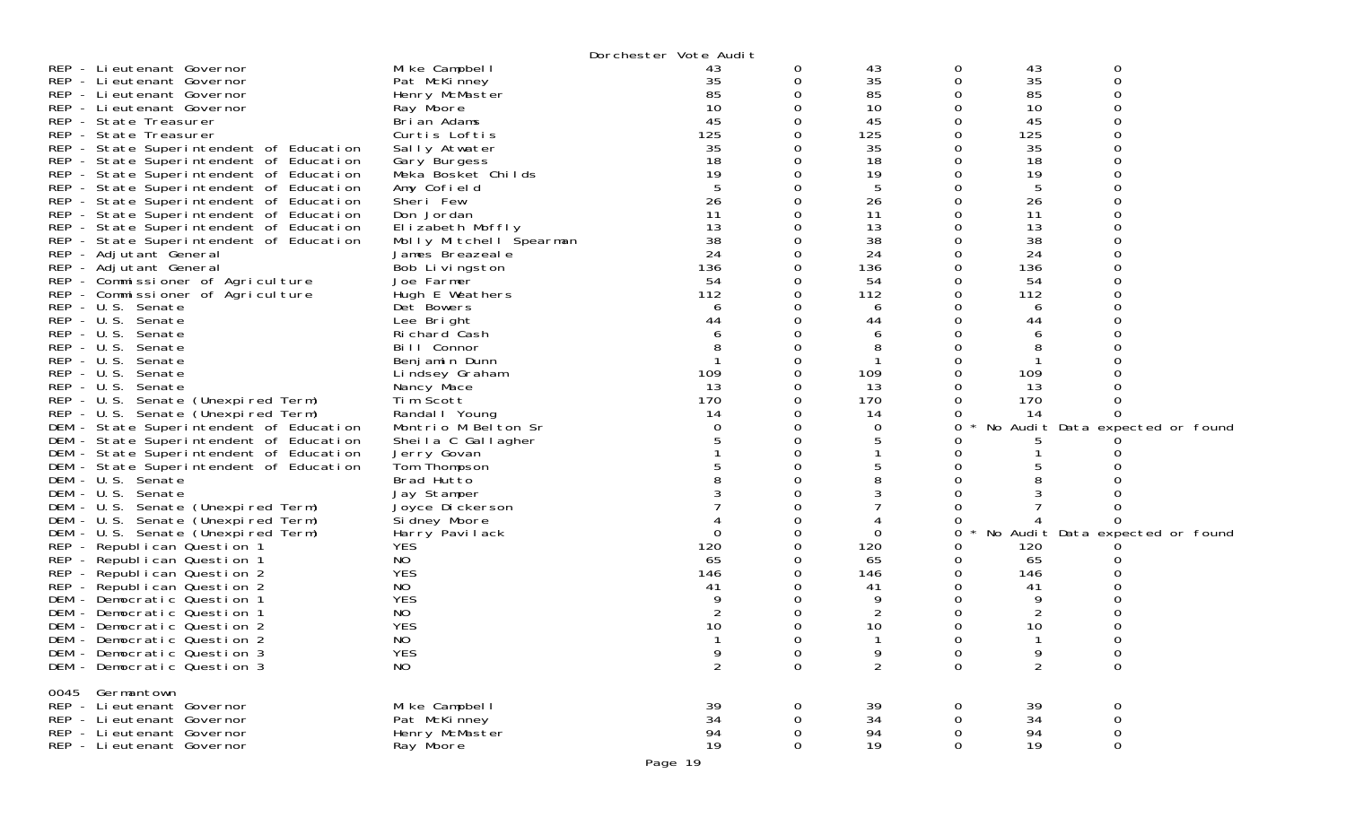# Dorchester Vote Audit

| Contest | Candidate | | | | | | |
|---|---|---|---|---|---|---|---|
| REP - Lieutenant Governor | Mike Campbell | 43 | 0 | 43 | 0 | 43 | 0 |
| REP - Lieutenant Governor | Pat McKinney | 35 | 0 | 35 | 0 | 35 | 0 |
| REP - Lieutenant Governor | Henry McMaster | 85 | 0 | 85 | 0 | 85 | 0 |
| REP - Lieutenant Governor | Ray Moore | 10 | 0 | 10 | 0 | 10 | 0 |
| REP - State Treasurer | Brian Adams | 45 | 0 | 45 | 0 | 45 | 0 |
| REP - State Treasurer | Curtis Loftis | 125 | 0 | 125 | 0 | 125 | 0 |
| REP - State Superintendent of Education | Sally Atwater | 35 | 0 | 35 | 0 | 35 | 0 |
| REP - State Superintendent of Education | Gary Burgess | 18 | 0 | 18 | 0 | 18 | 0 |
| REP - State Superintendent of Education | Meka Bosket Childs | 19 | 0 | 19 | 0 | 19 | 0 |
| REP - State Superintendent of Education | Amy Cofield | 5 | 0 | 5 | 0 | 5 | 0 |
| REP - State Superintendent of Education | Sheri Few | 26 | 0 | 26 | 0 | 26 | 0 |
| REP - State Superintendent of Education | Don Jordan | 11 | 0 | 11 | 0 | 11 | 0 |
| REP - State Superintendent of Education | Elizabeth Moffly | 13 | 0 | 13 | 0 | 13 | 0 |
| REP - State Superintendent of Education | Molly Mitchell Spearman | 38 | 0 | 38 | 0 | 38 | 0 |
| REP - Adjutant General | James Breazeale | 24 | 0 | 24 | 0 | 24 | 0 |
| REP - Adjutant General | Bob Livingston | 136 | 0 | 136 | 0 | 136 | 0 |
| REP - Commissioner of Agriculture | Joe Farmer | 54 | 0 | 54 | 0 | 54 | 0 |
| REP - Commissioner of Agriculture | Hugh E Weathers | 112 | 0 | 112 | 0 | 112 | 0 |
| REP - U.S. Senate | Det Bowers | 6 | 0 | 6 | 0 | 6 | 0 |
| REP - U.S. Senate | Lee Bright | 44 | 0 | 44 | 0 | 44 | 0 |
| REP - U.S. Senate | Richard Cash | 6 | 0 | 6 | 0 | 6 | 0 |
| REP - U.S. Senate | Bill Connor | 8 | 0 | 8 | 0 | 8 | 0 |
| REP - U.S. Senate | Benjamin Dunn | 1 | 0 | 1 | 0 | 1 | 0 |
| REP - U.S. Senate | Lindsey Graham | 109 | 0 | 109 | 0 | 109 | 0 |
| REP - U.S. Senate | Nancy Mace | 13 | 0 | 13 | 0 | 13 | 0 |
| REP - U.S. Senate (Unexpired Term) | Tim Scott | 170 | 0 | 170 | 0 | 170 | 0 |
| REP - U.S. Senate (Unexpired Term) | Randall Young | 14 | 0 | 14 | 0 | 14 | 0 |
| DEM - State Superintendent of Education | Montrio M Belton Sr | 0 | 0 | 0 | 0 * | No Audit Data expected or found | |
| DEM - State Superintendent of Education | Sheila C Gallagher | 5 | 0 | 5 | 0 | 5 | 0 |
| DEM - State Superintendent of Education | Jerry Govan | 1 | 0 | 1 | 0 | 1 | 0 |
| DEM - State Superintendent of Education | Tom Thompson | 5 | 0 | 5 | 0 | 5 | 0 |
| DEM - U.S. Senate | Brad Hutto | 8 | 0 | 8 | 0 | 8 | 0 |
| DEM - U.S. Senate | Jay Stamper | 3 | 0 | 3 | 0 | 3 | 0 |
| DEM - U.S. Senate (Unexpired Term) | Joyce Dickerson | 7 | 0 | 7 | 0 | 7 | 0 |
| DEM - U.S. Senate (Unexpired Term) | Sidney Moore | 4 | 0 | 4 | 0 | 4 | 0 |
| DEM - U.S. Senate (Unexpired Term) | Harry Pavilack | 0 | 0 | 0 | 0 * | No Audit Data expected or found | |
| REP - Republican Question 1 | YES | 120 | 0 | 120 | 0 | 120 | 0 |
| REP - Republican Question 1 | NO | 65 | 0 | 65 | 0 | 65 | 0 |
| REP - Republican Question 2 | YES | 146 | 0 | 146 | 0 | 146 | 0 |
| REP - Republican Question 2 | NO | 41 | 0 | 41 | 0 | 41 | 0 |
| DEM - Democratic Question 1 | YES | 9 | 0 | 9 | 0 | 9 | 0 |
| DEM - Democratic Question 1 | NO | 2 | 0 | 2 | 0 | 2 | 0 |
| DEM - Democratic Question 2 | YES | 10 | 0 | 10 | 0 | 10 | 0 |
| DEM - Democratic Question 2 | NO | 1 | 0 | 1 | 0 | 1 | 0 |
| DEM - Democratic Question 3 | YES | 9 | 0 | 9 | 0 | 9 | 0 |
| DEM - Democratic Question 3 | NO | 2 | 0 | 2 | 0 | 2 | 0 |

0045 Germantown

| Contest | Candidate | | | | | | |
|---|---|---|---|---|---|---|---|
| REP - Lieutenant Governor | Mike Campbell | 39 | 0 | 39 | 0 | 39 | 0 |
| REP - Lieutenant Governor | Pat McKinney | 34 | 0 | 34 | 0 | 34 | 0 |
| REP - Lieutenant Governor | Henry McMaster | 94 | 0 | 94 | 0 | 94 | 0 |
| REP - Lieutenant Governor | Ray Moore | 19 | 0 | 19 | 0 | 19 | 0 |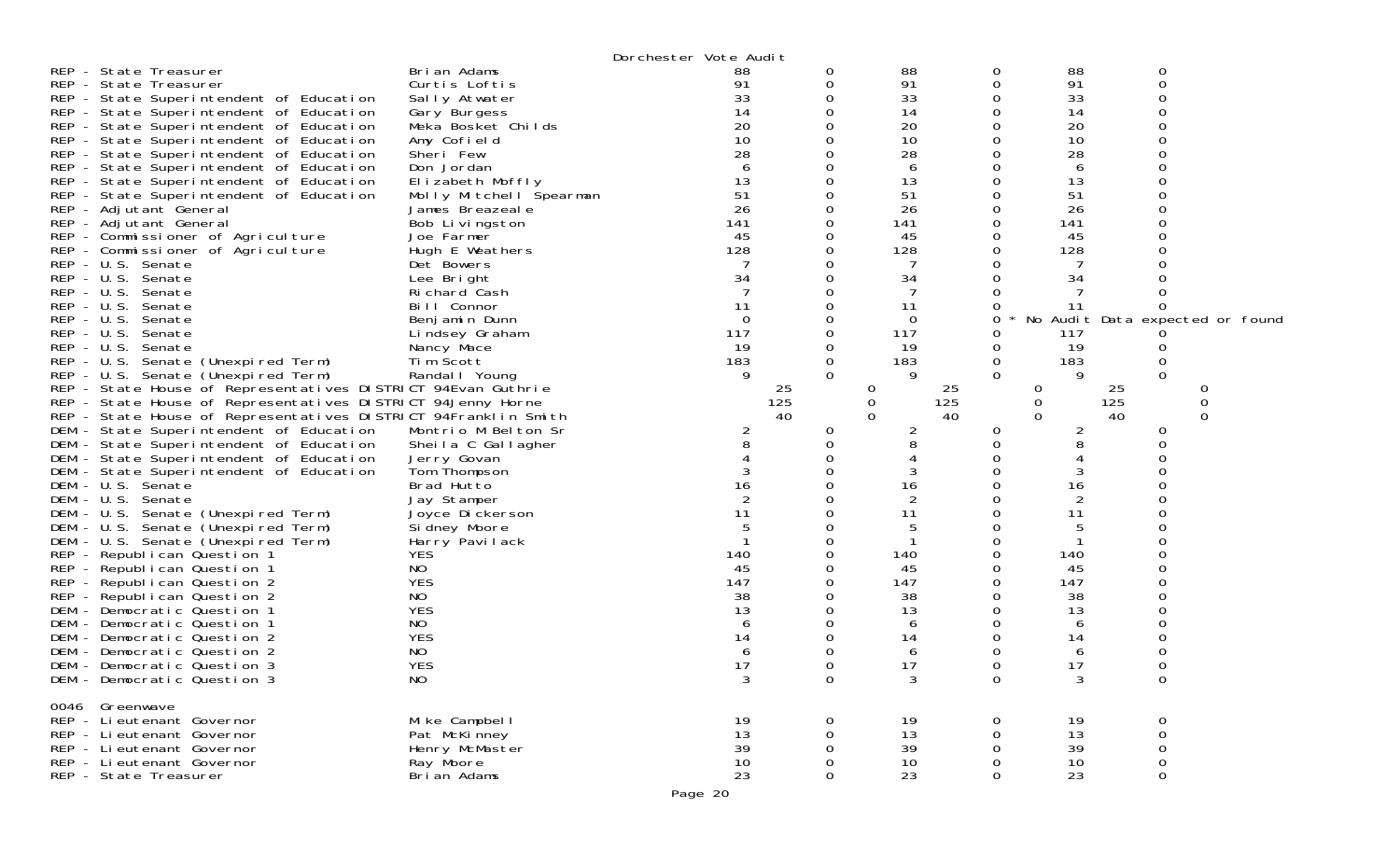Dorchester Vote Audit

| | | | | | | | |
|---|---|---|---|---|---|---|---|
| REP - State Treasurer | Brian Adams | 88 | 0 | 88 | 0 | 88 | 0 |
| REP - State Treasurer | Curtis Loftis | 91 | 0 | 91 | 0 | 91 | 0 |
| REP - State Superintendent of Education | Sally Atwater | 33 | 0 | 33 | 0 | 33 | 0 |
| REP - State Superintendent of Education | Gary Burgess | 14 | 0 | 14 | 0 | 14 | 0 |
| REP - State Superintendent of Education | Meka Bosket Childs | 20 | 0 | 20 | 0 | 20 | 0 |
| REP - State Superintendent of Education | Amy Cofield | 10 | 0 | 10 | 0 | 10 | 0 |
| REP - State Superintendent of Education | Sheri Few | 28 | 0 | 28 | 0 | 28 | 0 |
| REP - State Superintendent of Education | Don Jordan | 6 | 0 | 6 | 0 | 6 | 0 |
| REP - State Superintendent of Education | Elizabeth Moffly | 13 | 0 | 13 | 0 | 13 | 0 |
| REP - State Superintendent of Education | Molly Mitchell Spearman | 51 | 0 | 51 | 0 | 51 | 0 |
| REP - Adjutant General | James Breazeale | 26 | 0 | 26 | 0 | 26 | 0 |
| REP - Adjutant General | Bob Livingston | 141 | 0 | 141 | 0 | 141 | 0 |
| REP - Commissioner of Agriculture | Joe Farmer | 45 | 0 | 45 | 0 | 45 | 0 |
| REP - Commissioner of Agriculture | Hugh E Weathers | 128 | 0 | 128 | 0 | 128 | 0 |
| REP - U.S. Senate | Det Bowers | 7 | 0 | 7 | 0 | 7 | 0 |
| REP - U.S. Senate | Lee Bright | 34 | 0 | 34 | 0 | 34 | 0 |
| REP - U.S. Senate | Richard Cash | 7 | 0 | 7 | 0 | 7 | 0 |
| REP - U.S. Senate | Bill Connor | 11 | 0 | 11 | 0 | 11 | 0 |
| REP - U.S. Senate | Benjamin Dunn | 0 | 0 | 0 | 0 * No Audit Data expected or found | | |
| REP - U.S. Senate | Lindsey Graham | 117 | 0 | 117 | 0 | 117 | 0 |
| REP - U.S. Senate | Nancy Mace | 19 | 0 | 19 | 0 | 19 | 0 |
| REP - U.S. Senate (Unexpired Term) | Tim Scott | 183 | 0 | 183 | 0 | 183 | 0 |
| REP - U.S. Senate (Unexpired Term) | Randall Young | 9 | 0 | 9 | 0 | 9 | 0 |
| REP - State House of Representatives DISTRICT 94 | Evan Guthrie | 25 | 0 | 25 | 0 | 25 | 0 |
| REP - State House of Representatives DISTRICT 94 | Jenny Horne | 125 | 0 | 125 | 0 | 125 | 0 |
| REP - State House of Representatives DISTRICT 94 | Franklin Smith | 40 | 0 | 40 | 0 | 40 | 0 |
| DEM - State Superintendent of Education | Montrio M Belton Sr | 2 | 0 | 2 | 0 | 2 | 0 |
| DEM - State Superintendent of Education | Sheila C Gallagher | 8 | 0 | 8 | 0 | 8 | 0 |
| DEM - State Superintendent of Education | Jerry Govan | 4 | 0 | 4 | 0 | 4 | 0 |
| DEM - State Superintendent of Education | Tom Thompson | 3 | 0 | 3 | 0 | 3 | 0 |
| DEM - U.S. Senate | Brad Hutto | 16 | 0 | 16 | 0 | 16 | 0 |
| DEM - U.S. Senate | Jay Stamper | 2 | 0 | 2 | 0 | 2 | 0 |
| DEM - U.S. Senate (Unexpired Term) | Joyce Dickerson | 11 | 0 | 11 | 0 | 11 | 0 |
| DEM - U.S. Senate (Unexpired Term) | Sidney Moore | 5 | 0 | 5 | 0 | 5 | 0 |
| DEM - U.S. Senate (Unexpired Term) | Harry Pavilack | 1 | 0 | 1 | 0 | 1 | 0 |
| REP - Republican Question 1 | YES | 140 | 0 | 140 | 0 | 140 | 0 |
| REP - Republican Question 1 | NO | 45 | 0 | 45 | 0 | 45 | 0 |
| REP - Republican Question 2 | YES | 147 | 0 | 147 | 0 | 147 | 0 |
| REP - Republican Question 2 | NO | 38 | 0 | 38 | 0 | 38 | 0 |
| DEM - Democratic Question 1 | YES | 13 | 0 | 13 | 0 | 13 | 0 |
| DEM - Democratic Question 1 | NO | 6 | 0 | 6 | 0 | 6 | 0 |
| DEM - Democratic Question 2 | YES | 14 | 0 | 14 | 0 | 14 | 0 |
| DEM - Democratic Question 2 | NO | 6 | 0 | 6 | 0 | 6 | 0 |
| DEM - Democratic Question 3 | YES | 17 | 0 | 17 | 0 | 17 | 0 |
| DEM - Democratic Question 3 | NO | 3 | 0 | 3 | 0 | 3 | 0 |

0046 Greenwave

| | | | | | | | |
|---|---|---|---|---|---|---|---|
| REP - Lieutenant Governor | Mike Campbell | 19 | 0 | 19 | 0 | 19 | 0 |
| REP - Lieutenant Governor | Pat McKinney | 13 | 0 | 13 | 0 | 13 | 0 |
| REP - Lieutenant Governor | Henry McMaster | 39 | 0 | 39 | 0 | 39 | 0 |
| REP - Lieutenant Governor | Ray Moore | 10 | 0 | 10 | 0 | 10 | 0 |
| REP - State Treasurer | Brian Adams | 23 | 0 | 23 | 0 | 23 | 0 |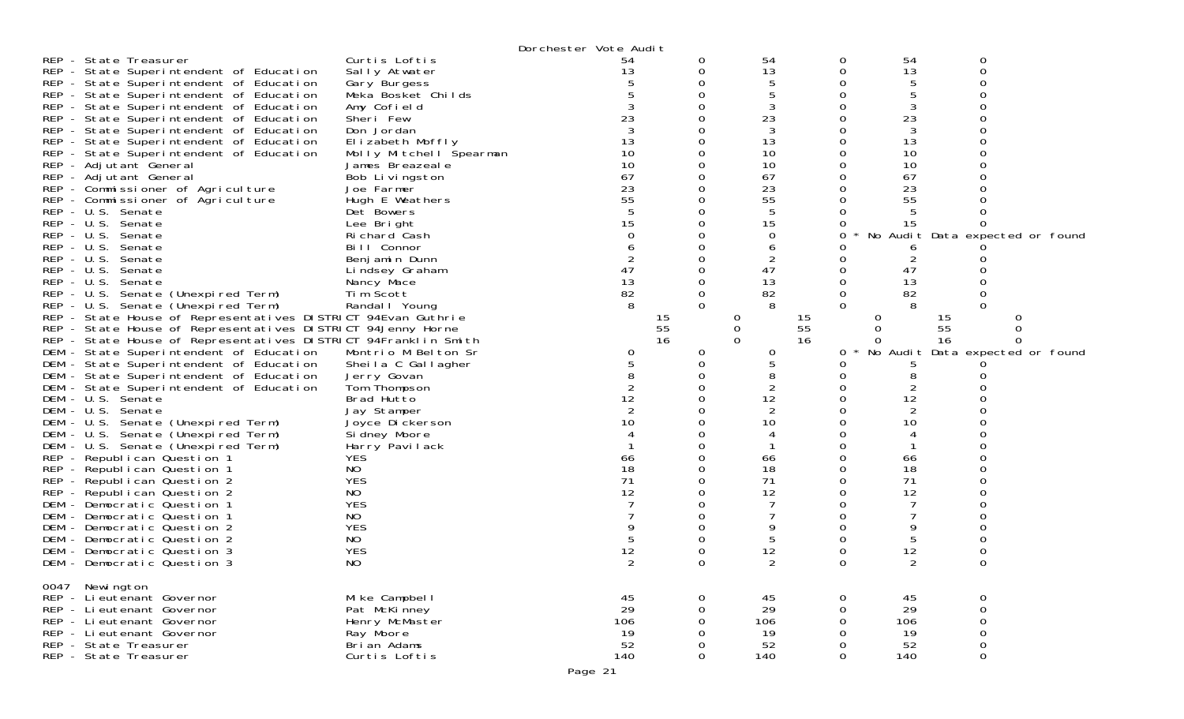Dorchester Vote Audit

| Contest | Candidate | | | | | | |
|---|---|---|---|---|---|---|---|
| REP - State Treasurer | Curtis Loftis | 54 | 0 | 54 | 0 | 54 | 0 |
| REP - State Superintendent of Education | Sally Atwater | 13 | 0 | 13 | 0 | 13 | 0 |
| REP - State Superintendent of Education | Gary Burgess | 5 | 0 | 5 | 0 | 5 | 0 |
| REP - State Superintendent of Education | Meka Bosket Childs | 5 | 0 | 5 | 0 | 5 | 0 |
| REP - State Superintendent of Education | Amy Cofield | 3 | 0 | 3 | 0 | 3 | 0 |
| REP - State Superintendent of Education | Sheri Few | 23 | 0 | 23 | 0 | 23 | 0 |
| REP - State Superintendent of Education | Don Jordan | 3 | 0 | 3 | 0 | 3 | 0 |
| REP - State Superintendent of Education | Elizabeth Moffly | 13 | 0 | 13 | 0 | 13 | 0 |
| REP - State Superintendent of Education | Molly Mitchell Spearman | 10 | 0 | 10 | 0 | 10 | 0 |
| REP - Adjutant General | James Breazeale | 10 | 0 | 10 | 0 | 10 | 0 |
| REP - Adjutant General | Bob Livingston | 67 | 0 | 67 | 0 | 67 | 0 |
| REP - Commissioner of Agriculture | Joe Farmer | 23 | 0 | 23 | 0 | 23 | 0 |
| REP - Commissioner of Agriculture | Hugh E Weathers | 55 | 0 | 55 | 0 | 55 | 0 |
| REP - U.S. Senate | Det Bowers | 5 | 0 | 5 | 0 | 5 | 0 |
| REP - U.S. Senate | Lee Bright | 15 | 0 | 15 | 0 | 15 | 0 |
| REP - U.S. Senate | Richard Cash | 0 | 0 | 0 | 0 * No Audit Data expected or found | | |
| REP - U.S. Senate | Bill Connor | 6 | 0 | 6 | 0 | 6 | 0 |
| REP - U.S. Senate | Benjamin Dunn | 2 | 0 | 2 | 0 | 2 | 0 |
| REP - U.S. Senate | Lindsey Graham | 47 | 0 | 47 | 0 | 47 | 0 |
| REP - U.S. Senate | Nancy Mace | 13 | 0 | 13 | 0 | 13 | 0 |
| REP - U.S. Senate (Unexpired Term) | Tim Scott | 82 | 0 | 82 | 0 | 82 | 0 |
| REP - U.S. Senate (Unexpired Term) | Randall Young | 8 | 0 | 8 | 0 | 8 | 0 |
| REP - State House of Representatives DISTRICT 94 | Evan Guthrie | 15 | 0 | 15 | 0 | 15 | 0 |
| REP - State House of Representatives DISTRICT 94 | Jenny Horne | 55 | 0 | 55 | 0 | 55 | 0 |
| REP - State House of Representatives DISTRICT 94 | Franklin Smith | 16 | 0 | 16 | 0 | 16 | 0 |
| DEM - State Superintendent of Education | Montrio M Belton Sr | 0 | 0 | 0 | 0 * No Audit Data expected or found | | |
| DEM - State Superintendent of Education | Sheila C Gallagher | 5 | 0 | 5 | 0 | 5 | 0 |
| DEM - State Superintendent of Education | Jerry Govan | 8 | 0 | 8 | 0 | 8 | 0 |
| DEM - State Superintendent of Education | Tom Thompson | 2 | 0 | 2 | 0 | 2 | 0 |
| DEM - U.S. Senate | Brad Hutto | 12 | 0 | 12 | 0 | 12 | 0 |
| DEM - U.S. Senate | Jay Stamper | 2 | 0 | 2 | 0 | 2 | 0 |
| DEM - U.S. Senate (Unexpired Term) | Joyce Dickerson | 10 | 0 | 10 | 0 | 10 | 0 |
| DEM - U.S. Senate (Unexpired Term) | Sidney Moore | 4 | 0 | 4 | 0 | 4 | 0 |
| DEM - U.S. Senate (Unexpired Term) | Harry Pavilack | 1 | 0 | 1 | 0 | 1 | 0 |
| REP - Republican Question 1 | YES | 66 | 0 | 66 | 0 | 66 | 0 |
| REP - Republican Question 1 | NO | 18 | 0 | 18 | 0 | 18 | 0 |
| REP - Republican Question 2 | YES | 71 | 0 | 71 | 0 | 71 | 0 |
| REP - Republican Question 2 | NO | 12 | 0 | 12 | 0 | 12 | 0 |
| DEM - Democratic Question 1 | YES | 7 | 0 | 7 | 0 | 7 | 0 |
| DEM - Democratic Question 1 | NO | 7 | 0 | 7 | 0 | 7 | 0 |
| DEM - Democratic Question 2 | YES | 9 | 0 | 9 | 0 | 9 | 0 |
| DEM - Democratic Question 2 | NO | 5 | 0 | 5 | 0 | 5 | 0 |
| DEM - Democratic Question 3 | YES | 12 | 0 | 12 | 0 | 12 | 0 |
| DEM - Democratic Question 3 | NO | 2 | 0 | 2 | 0 | 2 | 0 |

0047 Newington

| Contest | Candidate | | | | | | |
|---|---|---|---|---|---|---|---|
| REP - Lieutenant Governor | Mike Campbell | 45 | 0 | 45 | 0 | 45 | 0 |
| REP - Lieutenant Governor | Pat McKinney | 29 | 0 | 29 | 0 | 29 | 0 |
| REP - Lieutenant Governor | Henry McMaster | 106 | 0 | 106 | 0 | 106 | 0 |
| REP - Lieutenant Governor | Ray Moore | 19 | 0 | 19 | 0 | 19 | 0 |
| REP - State Treasurer | Brian Adams | 52 | 0 | 52 | 0 | 52 | 0 |
| REP - State Treasurer | Curtis Loftis | 140 | 0 | 140 | 0 | 140 | 0 |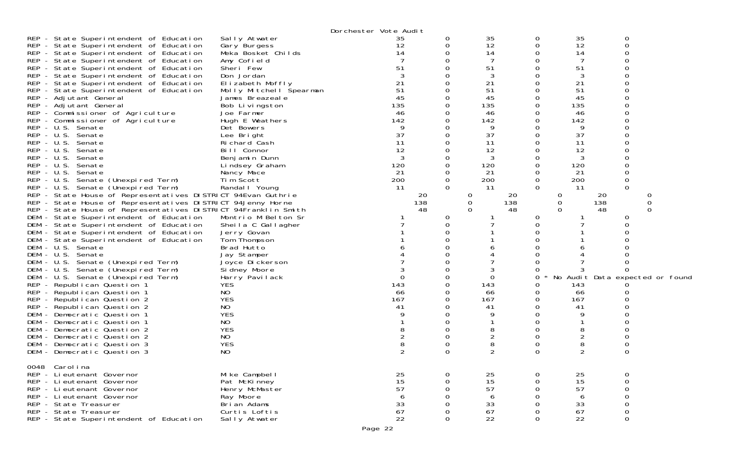Dorchester Vote Audit

| Contest | Candidate | | | | | | |
|---|---|---|---|---|---|---|---|
| REP - State Superintendent of Education | Sally Atwater | 35 | 0 | 35 | 0 | 35 | 0 |
| REP - State Superintendent of Education | Gary Burgess | 12 | 0 | 12 | 0 | 12 | 0 |
| REP - State Superintendent of Education | Meka Bosket Childs | 14 | 0 | 14 | 0 | 14 | 0 |
| REP - State Superintendent of Education | Amy Cofield | 7 | 0 | 7 | 0 | 7 | 0 |
| REP - State Superintendent of Education | Sheri Few | 51 | 0 | 51 | 0 | 51 | 0 |
| REP - State Superintendent of Education | Don Jordan | 3 | 0 | 3 | 0 | 3 | 0 |
| REP - State Superintendent of Education | Elizabeth Moffly | 21 | 0 | 21 | 0 | 21 | 0 |
| REP - State Superintendent of Education | Molly Mitchell Spearman | 51 | 0 | 51 | 0 | 51 | 0 |
| REP - Adjutant General | James Breazeale | 45 | 0 | 45 | 0 | 45 | 0 |
| REP - Adjutant General | Bob Livingston | 135 | 0 | 135 | 0 | 135 | 0 |
| REP - Commissioner of Agriculture | Joe Farmer | 46 | 0 | 46 | 0 | 46 | 0 |
| REP - Commissioner of Agriculture | Hugh E Weathers | 142 | 0 | 142 | 0 | 142 | 0 |
| REP - U.S. Senate | Det Bowers | 9 | 0 | 9 | 0 | 9 | 0 |
| REP - U.S. Senate | Lee Bright | 37 | 0 | 37 | 0 | 37 | 0 |
| REP - U.S. Senate | Richard Cash | 11 | 0 | 11 | 0 | 11 | 0 |
| REP - U.S. Senate | Bill Connor | 12 | 0 | 12 | 0 | 12 | 0 |
| REP - U.S. Senate | Benjamin Dunn | 3 | 0 | 3 | 0 | 3 | 0 |
| REP - U.S. Senate | Lindsey Graham | 120 | 0 | 120 | 0 | 120 | 0 |
| REP - U.S. Senate | Nancy Mace | 21 | 0 | 21 | 0 | 21 | 0 |
| REP - U.S. Senate (Unexpired Term) | Tim Scott | 200 | 0 | 200 | 0 | 200 | 0 |
| REP - U.S. Senate (Unexpired Term) | Randall Young | 11 | 0 | 11 | 0 | 11 | 0 |
| REP - State House of Representatives DISTRICT 94 | Evan Guthrie | 20 | 0 | 20 | 0 | 20 | 0 |
| REP - State House of Representatives DISTRICT 94 | Jenny Horne | 138 | 0 | 138 | 0 | 138 | 0 |
| REP - State House of Representatives DISTRICT 94 | Franklin Smith | 48 | 0 | 48 | 0 | 48 | 0 |
| DEM - State Superintendent of Education | Montrio M Belton Sr | 1 | 0 | 1 | 0 | 1 | 0 |
| DEM - State Superintendent of Education | Sheila C Gallagher | 7 | 0 | 7 | 0 | 7 | 0 |
| DEM - State Superintendent of Education | Jerry Govan | 1 | 0 | 1 | 0 | 1 | 0 |
| DEM - State Superintendent of Education | Tom Thompson | 1 | 0 | 1 | 0 | 1 | 0 |
| DEM - U.S. Senate | Brad Hutto | 6 | 0 | 6 | 0 | 6 | 0 |
| DEM - U.S. Senate | Jay Stamper | 4 | 0 | 4 | 0 | 4 | 0 |
| DEM - U.S. Senate (Unexpired Term) | Joyce Dickerson | 7 | 0 | 7 | 0 | 7 | 0 |
| DEM - U.S. Senate (Unexpired Term) | Sidney Moore | 3 | 0 | 3 | 0 | 3 | 0 |
| DEM - U.S. Senate (Unexpired Term) | Harry Pavilack | 0 | 0 | 0 | 0 | * No Audit Data expected or found | |
| REP - Republican Question 1 | YES | 143 | 0 | 143 | 0 | 143 | 0 |
| REP - Republican Question 1 | NO | 66 | 0 | 66 | 0 | 66 | 0 |
| REP - Republican Question 2 | YES | 167 | 0 | 167 | 0 | 167 | 0 |
| REP - Republican Question 2 | NO | 41 | 0 | 41 | 0 | 41 | 0 |
| DEM - Democratic Question 1 | YES | 9 | 0 | 9 | 0 | 9 | 0 |
| DEM - Democratic Question 1 | NO | 1 | 0 | 1 | 0 | 1 | 0 |
| DEM - Democratic Question 2 | YES | 8 | 0 | 8 | 0 | 8 | 0 |
| DEM - Democratic Question 2 | NO | 2 | 0 | 2 | 0 | 2 | 0 |
| DEM - Democratic Question 3 | YES | 8 | 0 | 8 | 0 | 8 | 0 |
| DEM - Democratic Question 3 | NO | 2 | 0 | 2 | 0 | 2 | 0 |

0048 Carolina

| Contest | Candidate | | | | | | |
|---|---|---|---|---|---|---|---|
| REP - Lieutenant Governor | Mike Campbell | 25 | 0 | 25 | 0 | 25 | 0 |
| REP - Lieutenant Governor | Pat McKinney | 15 | 0 | 15 | 0 | 15 | 0 |
| REP - Lieutenant Governor | Henry McMaster | 57 | 0 | 57 | 0 | 57 | 0 |
| REP - Lieutenant Governor | Ray Moore | 6 | 0 | 6 | 0 | 6 | 0 |
| REP - State Treasurer | Brian Adams | 33 | 0 | 33 | 0 | 33 | 0 |
| REP - State Treasurer | Curtis Loftis | 67 | 0 | 67 | 0 | 67 | 0 |
| REP - State Superintendent of Education | Sally Atwater | 22 | 0 | 22 | 0 | 22 | 0 |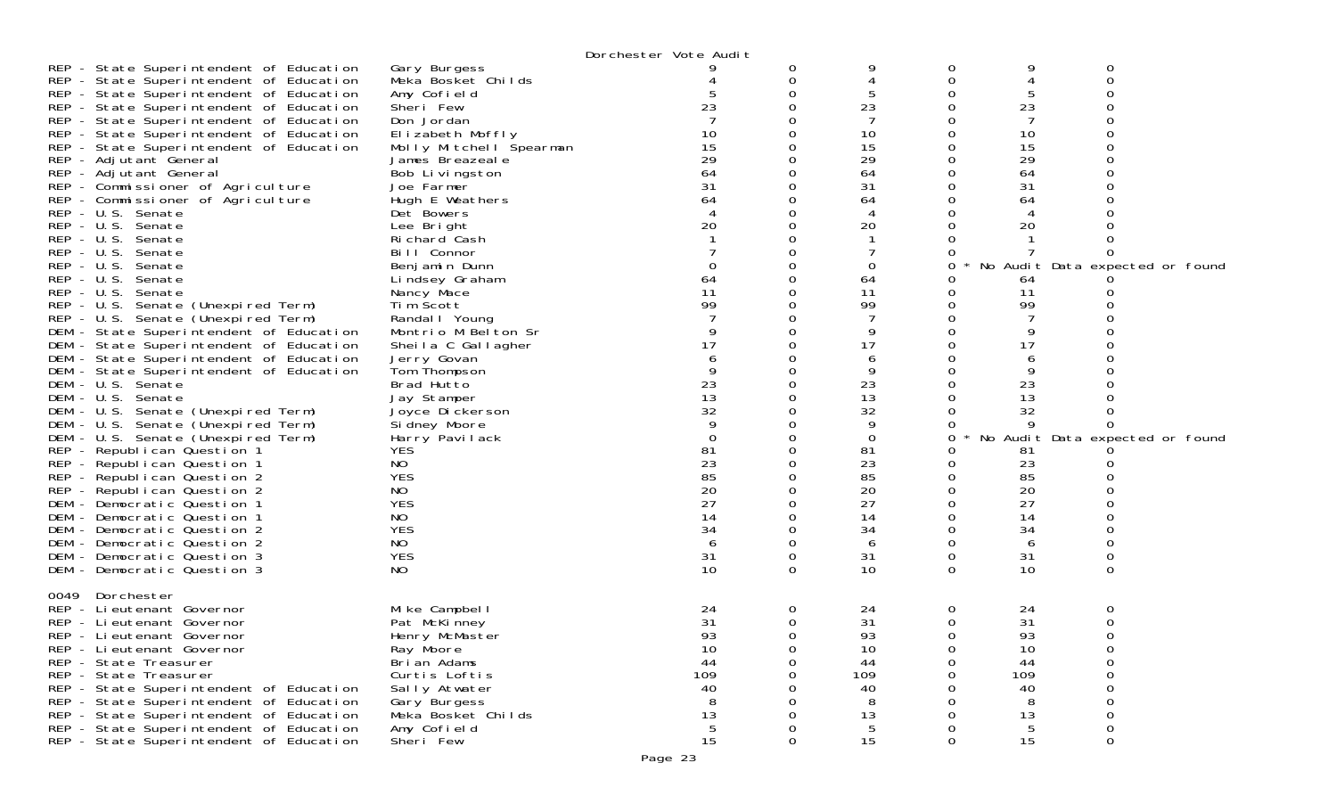Dorchester Vote Audit

| | | | | | | | |
|---|---|---|---|---|---|---|---|
| REP - State Superintendent of Education | Gary Burgess | 9 | 0 | 9 | 0 | 9 | 0 |
| REP - State Superintendent of Education | Meka Bosket Childs | 4 | 0 | 4 | 0 | 4 | 0 |
| REP - State Superintendent of Education | Amy Cofield | 5 | 0 | 5 | 0 | 5 | 0 |
| REP - State Superintendent of Education | Sheri Few | 23 | 0 | 23 | 0 | 23 | 0 |
| REP - State Superintendent of Education | Don Jordan | 7 | 0 | 7 | 0 | 7 | 0 |
| REP - State Superintendent of Education | Elizabeth Moffly | 10 | 0 | 10 | 0 | 10 | 0 |
| REP - State Superintendent of Education | Molly Mitchell Spearman | 15 | 0 | 15 | 0 | 15 | 0 |
| REP - Adjutant General | James Breazeale | 29 | 0 | 29 | 0 | 29 | 0 |
| REP - Adjutant General | Bob Livingston | 64 | 0 | 64 | 0 | 64 | 0 |
| REP - Commissioner of Agriculture | Joe Farmer | 31 | 0 | 31 | 0 | 31 | 0 |
| REP - Commissioner of Agriculture | Hugh E Weathers | 64 | 0 | 64 | 0 | 64 | 0 |
| REP - U.S. Senate | Det Bowers | 4 | 0 | 4 | 0 | 4 | 0 |
| REP - U.S. Senate | Lee Bright | 20 | 0 | 20 | 0 | 20 | 0 |
| REP - U.S. Senate | Richard Cash | 1 | 0 | 1 | 0 | 1 | 0 |
| REP - U.S. Senate | Bill Connor | 7 | 0 | 7 | 0 | 7 | 0 |
| REP - U.S. Senate | Benjamin Dunn | 0 | 0 | 0 | 0 * No Audit Data expected or found | | |
| REP - U.S. Senate | Lindsey Graham | 64 | 0 | 64 | 0 | 64 | 0 |
| REP - U.S. Senate | Nancy Mace | 11 | 0 | 11 | 0 | 11 | 0 |
| REP - U.S. Senate (Unexpired Term) | Tim Scott | 99 | 0 | 99 | 0 | 99 | 0 |
| REP - U.S. Senate (Unexpired Term) | Randall Young | 7 | 0 | 7 | 0 | 7 | 0 |
| DEM - State Superintendent of Education | Montrio M Belton Sr | 9 | 0 | 9 | 0 | 9 | 0 |
| DEM - State Superintendent of Education | Sheila C Gallagher | 17 | 0 | 17 | 0 | 17 | 0 |
| DEM - State Superintendent of Education | Jerry Govan | 6 | 0 | 6 | 0 | 6 | 0 |
| DEM - State Superintendent of Education | Tom Thompson | 9 | 0 | 9 | 0 | 9 | 0 |
| DEM - U.S. Senate | Brad Hutto | 23 | 0 | 23 | 0 | 23 | 0 |
| DEM - U.S. Senate | Jay Stamper | 13 | 0 | 13 | 0 | 13 | 0 |
| DEM - U.S. Senate (Unexpired Term) | Joyce Dickerson | 32 | 0 | 32 | 0 | 32 | 0 |
| DEM - U.S. Senate (Unexpired Term) | Sidney Moore | 9 | 0 | 9 | 0 | 9 | 0 |
| DEM - U.S. Senate (Unexpired Term) | Harry Pavilack | 0 | 0 | 0 | 0 * No Audit Data expected or found | | |
| REP - Republican Question 1 | YES | 81 | 0 | 81 | 0 | 81 | 0 |
| REP - Republican Question 1 | NO | 23 | 0 | 23 | 0 | 23 | 0 |
| REP - Republican Question 2 | YES | 85 | 0 | 85 | 0 | 85 | 0 |
| REP - Republican Question 2 | NO | 20 | 0 | 20 | 0 | 20 | 0 |
| DEM - Democratic Question 1 | YES | 27 | 0 | 27 | 0 | 27 | 0 |
| DEM - Democratic Question 1 | NO | 14 | 0 | 14 | 0 | 14 | 0 |
| DEM - Democratic Question 2 | YES | 34 | 0 | 34 | 0 | 34 | 0 |
| DEM - Democratic Question 2 | NO | 6 | 0 | 6 | 0 | 6 | 0 |
| DEM - Democratic Question 3 | YES | 31 | 0 | 31 | 0 | 31 | 0 |
| DEM - Democratic Question 3 | NO | 10 | 0 | 10 | 0 | 10 | 0 |

0049 Dorchester

| | | | | | | | |
|---|---|---|---|---|---|---|---|
| REP - Lieutenant Governor | Mike Campbell | 24 | 0 | 24 | 0 | 24 | 0 |
| REP - Lieutenant Governor | Pat McKinney | 31 | 0 | 31 | 0 | 31 | 0 |
| REP - Lieutenant Governor | Henry McMaster | 93 | 0 | 93 | 0 | 93 | 0 |
| REP - Lieutenant Governor | Ray Moore | 10 | 0 | 10 | 0 | 10 | 0 |
| REP - State Treasurer | Brian Adams | 44 | 0 | 44 | 0 | 44 | 0 |
| REP - State Treasurer | Curtis Loftis | 109 | 0 | 109 | 0 | 109 | 0 |
| REP - State Superintendent of Education | Sally Atwater | 40 | 0 | 40 | 0 | 40 | 0 |
| REP - State Superintendent of Education | Gary Burgess | 8 | 0 | 8 | 0 | 8 | 0 |
| REP - State Superintendent of Education | Meka Bosket Childs | 13 | 0 | 13 | 0 | 13 | 0 |
| REP - State Superintendent of Education | Amy Cofield | 5 | 0 | 5 | 0 | 5 | 0 |
| REP - State Superintendent of Education | Sheri Few | 15 | 0 | 15 | 0 | 15 | 0 |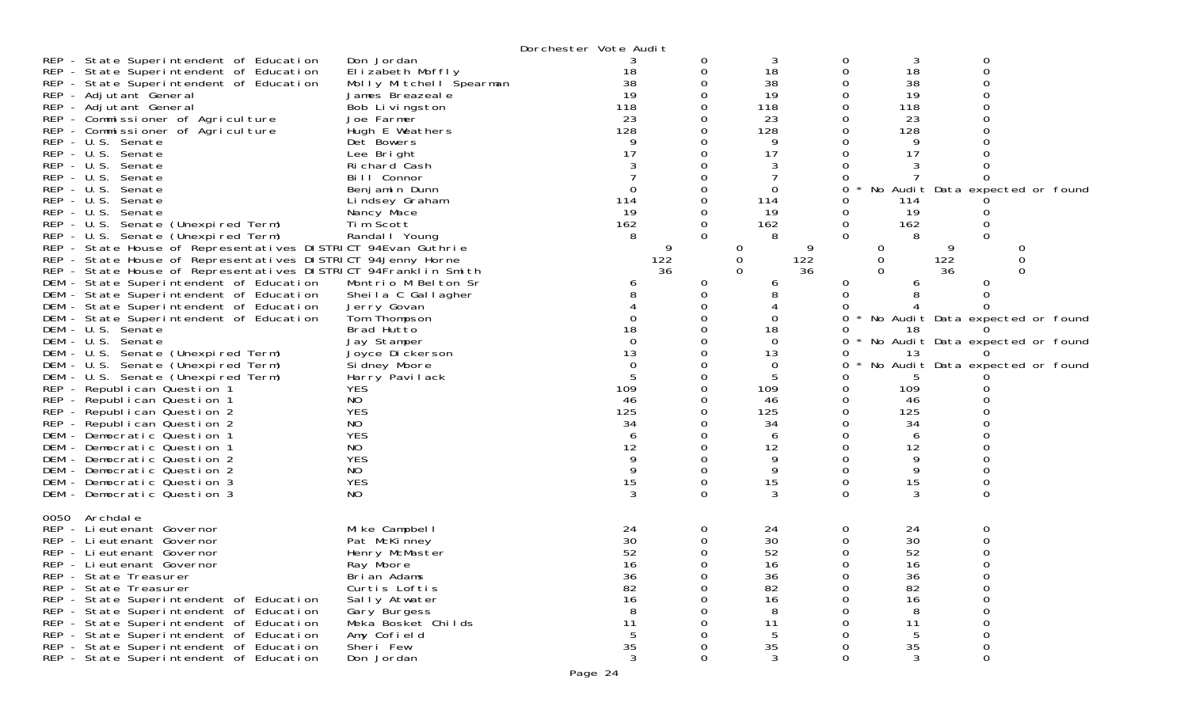Dorchester Vote Audit

| Contest | Candidate | | | | | | |
|---|---|---|---|---|---|---|---|
| REP - State Superintendent of Education | Don Jordan | 3 | 0 | 3 | 0 | 3 | 0 |
| REP - State Superintendent of Education | Elizabeth Moffly | 18 | 0 | 18 | 0 | 18 | 0 |
| REP - State Superintendent of Education | Molly Mitchell Spearman | 38 | 0 | 38 | 0 | 38 | 0 |
| REP - Adjutant General | James Breazeale | 19 | 0 | 19 | 0 | 19 | 0 |
| REP - Adjutant General | Bob Livingston | 118 | 0 | 118 | 0 | 118 | 0 |
| REP - Commissioner of Agriculture | Joe Farmer | 23 | 0 | 23 | 0 | 23 | 0 |
| REP - Commissioner of Agriculture | Hugh E Weathers | 128 | 0 | 128 | 0 | 128 | 0 |
| REP - U.S. Senate | Det Bowers | 9 | 0 | 9 | 0 | 9 | 0 |
| REP - U.S. Senate | Lee Bright | 17 | 0 | 17 | 0 | 17 | 0 |
| REP - U.S. Senate | Richard Cash | 3 | 0 | 3 | 0 | 3 | 0 |
| REP - U.S. Senate | Bill Connor | 7 | 0 | 7 | 0 | 7 | 0 |
| REP - U.S. Senate | Benjamin Dunn | 0 | 0 | 0 | 0 * No Audit Data expected or found | | |
| REP - U.S. Senate | Lindsey Graham | 114 | 0 | 114 | 0 | 114 | 0 |
| REP - U.S. Senate | Nancy Mace | 19 | 0 | 19 | 0 | 19 | 0 |
| REP - U.S. Senate (Unexpired Term) | Tim Scott | 162 | 0 | 162 | 0 | 162 | 0 |
| REP - U.S. Senate (Unexpired Term) | Randall Young | 8 | 0 | 8 | 0 | 8 | 0 |
| REP - State House of Representatives DISTRICT 94 | Evan Guthrie | 9 | 0 | 9 | 0 | 9 | 0 |
| REP - State House of Representatives DISTRICT 94 | Jenny Horne | 122 | 0 | 122 | 0 | 122 | 0 |
| REP - State House of Representatives DISTRICT 94 | Franklin Smith | 36 | 0 | 36 | 0 | 36 | 0 |
| DEM - State Superintendent of Education | Montrio M Belton Sr | 6 | 0 | 6 | 0 | 6 | 0 |
| DEM - State Superintendent of Education | Sheila C Gallagher | 8 | 0 | 8 | 0 | 8 | 0 |
| DEM - State Superintendent of Education | Jerry Govan | 4 | 0 | 4 | 0 | 4 | 0 |
| DEM - State Superintendent of Education | Tom Thompson | 0 | 0 | 0 | 0 * No Audit Data expected or found | | |
| DEM - U.S. Senate | Brad Hutto | 18 | 0 | 18 | 0 | 18 | 0 |
| DEM - U.S. Senate | Jay Stamper | 0 | 0 | 0 | 0 * No Audit Data expected or found | | |
| DEM - U.S. Senate (Unexpired Term) | Joyce Dickerson | 13 | 0 | 13 | 0 | 13 | 0 |
| DEM - U.S. Senate (Unexpired Term) | Sidney Moore | 0 | 0 | 0 | 0 * No Audit Data expected or found | | |
| DEM - U.S. Senate (Unexpired Term) | Harry Pavilack | 5 | 0 | 5 | 0 | 5 | 0 |
| REP - Republican Question 1 | YES | 109 | 0 | 109 | 0 | 109 | 0 |
| REP - Republican Question 1 | NO | 46 | 0 | 46 | 0 | 46 | 0 |
| REP - Republican Question 2 | YES | 125 | 0 | 125 | 0 | 125 | 0 |
| REP - Republican Question 2 | NO | 34 | 0 | 34 | 0 | 34 | 0 |
| DEM - Democratic Question 1 | YES | 6 | 0 | 6 | 0 | 6 | 0 |
| DEM - Democratic Question 1 | NO | 12 | 0 | 12 | 0 | 12 | 0 |
| DEM - Democratic Question 2 | YES | 9 | 0 | 9 | 0 | 9 | 0 |
| DEM - Democratic Question 2 | NO | 9 | 0 | 9 | 0 | 9 | 0 |
| DEM - Democratic Question 3 | YES | 15 | 0 | 15 | 0 | 15 | 0 |
| DEM - Democratic Question 3 | NO | 3 | 0 | 3 | 0 | 3 | 0 |

0050 Archdale

| Contest | Candidate | | | | | | |
|---|---|---|---|---|---|---|---|
| REP - Lieutenant Governor | Mike Campbell | 24 | 0 | 24 | 0 | 24 | 0 |
| REP - Lieutenant Governor | Pat McKinney | 30 | 0 | 30 | 0 | 30 | 0 |
| REP - Lieutenant Governor | Henry McMaster | 52 | 0 | 52 | 0 | 52 | 0 |
| REP - Lieutenant Governor | Ray Moore | 16 | 0 | 16 | 0 | 16 | 0 |
| REP - State Treasurer | Brian Adams | 36 | 0 | 36 | 0 | 36 | 0 |
| REP - State Treasurer | Curtis Loftis | 82 | 0 | 82 | 0 | 82 | 0 |
| REP - State Superintendent of Education | Sally Atwater | 16 | 0 | 16 | 0 | 16 | 0 |
| REP - State Superintendent of Education | Gary Burgess | 8 | 0 | 8 | 0 | 8 | 0 |
| REP - State Superintendent of Education | Meka Bosket Childs | 11 | 0 | 11 | 0 | 11 | 0 |
| REP - State Superintendent of Education | Amy Cofield | 5 | 0 | 5 | 0 | 5 | 0 |
| REP - State Superintendent of Education | Sheri Few | 35 | 0 | 35 | 0 | 35 | 0 |
| REP - State Superintendent of Education | Don Jordan | 3 | 0 | 3 | 0 | 3 | 0 |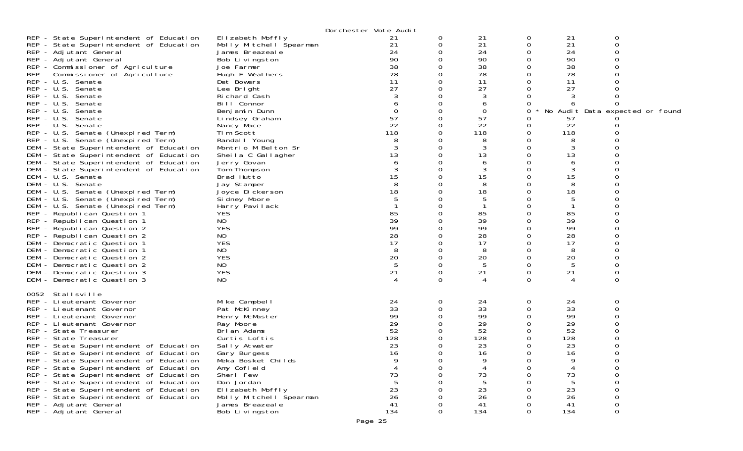Dorchester Vote Audit

| | | | | | | | |
|---|---|---|---|---|---|---|---|
| REP - State Superintendent of Education | Elizabeth Moffly | 21 | 0 | 21 | 0 | 21 | 0 |
| REP - State Superintendent of Education | Molly Mitchell Spearman | 21 | 0 | 21 | 0 | 21 | 0 |
| REP - Adjutant General | James Breazeale | 24 | 0 | 24 | 0 | 24 | 0 |
| REP - Adjutant General | Bob Livingston | 90 | 0 | 90 | 0 | 90 | 0 |
| REP - Commissioner of Agriculture | Joe Farmer | 38 | 0 | 38 | 0 | 38 | 0 |
| REP - Commissioner of Agriculture | Hugh E Weathers | 78 | 0 | 78 | 0 | 78 | 0 |
| REP - U.S. Senate | Det Bowers | 11 | 0 | 11 | 0 | 11 | 0 |
| REP - U.S. Senate | Lee Bright | 27 | 0 | 27 | 0 | 27 | 0 |
| REP - U.S. Senate | Richard Cash | 3 | 0 | 3 | 0 | 3 | 0 |
| REP - U.S. Senate | Bill Connor | 6 | 0 | 6 | 0 | 6 | 0 |
| REP - U.S. Senate | Benjamin Dunn | 0 | 0 | 0 | 0 * No Audit Data expected or found | | |
| REP - U.S. Senate | Lindsey Graham | 57 | 0 | 57 | 0 | 57 | 0 |
| REP - U.S. Senate | Nancy Mace | 22 | 0 | 22 | 0 | 22 | 0 |
| REP - U.S. Senate (Unexpired Term) | Tim Scott | 118 | 0 | 118 | 0 | 118 | 0 |
| REP - U.S. Senate (Unexpired Term) | Randall Young | 8 | 0 | 8 | 0 | 8 | 0 |
| DEM - State Superintendent of Education | Montrio M Belton Sr | 3 | 0 | 3 | 0 | 3 | 0 |
| DEM - State Superintendent of Education | Sheila C Gallagher | 13 | 0 | 13 | 0 | 13 | 0 |
| DEM - State Superintendent of Education | Jerry Govan | 6 | 0 | 6 | 0 | 6 | 0 |
| DEM - State Superintendent of Education | Tom Thompson | 3 | 0 | 3 | 0 | 3 | 0 |
| DEM - U.S. Senate | Brad Hutto | 15 | 0 | 15 | 0 | 15 | 0 |
| DEM - U.S. Senate | Jay Stamper | 8 | 0 | 8 | 0 | 8 | 0 |
| DEM - U.S. Senate (Unexpired Term) | Joyce Dickerson | 18 | 0 | 18 | 0 | 18 | 0 |
| DEM - U.S. Senate (Unexpired Term) | Sidney Moore | 5 | 0 | 5 | 0 | 5 | 0 |
| DEM - U.S. Senate (Unexpired Term) | Harry Pavilack | 1 | 0 | 1 | 0 | 1 | 0 |
| REP - Republican Question 1 | YES | 85 | 0 | 85 | 0 | 85 | 0 |
| REP - Republican Question 1 | NO | 39 | 0 | 39 | 0 | 39 | 0 |
| REP - Republican Question 2 | YES | 99 | 0 | 99 | 0 | 99 | 0 |
| REP - Republican Question 2 | NO | 28 | 0 | 28 | 0 | 28 | 0 |
| DEM - Democratic Question 1 | YES | 17 | 0 | 17 | 0 | 17 | 0 |
| DEM - Democratic Question 1 | NO | 8 | 0 | 8 | 0 | 8 | 0 |
| DEM - Democratic Question 2 | YES | 20 | 0 | 20 | 0 | 20 | 0 |
| DEM - Democratic Question 2 | NO | 5 | 0 | 5 | 0 | 5 | 0 |
| DEM - Democratic Question 3 | YES | 21 | 0 | 21 | 0 | 21 | 0 |
| DEM - Democratic Question 3 | NO | 4 | 0 | 4 | 0 | 4 | 0 |

0052 Stallsville

| | | | | | | | |
|---|---|---|---|---|---|---|---|
| REP - Lieutenant Governor | Mike Campbell | 24 | 0 | 24 | 0 | 24 | 0 |
| REP - Lieutenant Governor | Pat McKinney | 33 | 0 | 33 | 0 | 33 | 0 |
| REP - Lieutenant Governor | Henry McMaster | 99 | 0 | 99 | 0 | 99 | 0 |
| REP - Lieutenant Governor | Ray Moore | 29 | 0 | 29 | 0 | 29 | 0 |
| REP - State Treasurer | Brian Adams | 52 | 0 | 52 | 0 | 52 | 0 |
| REP - State Treasurer | Curtis Loftis | 128 | 0 | 128 | 0 | 128 | 0 |
| REP - State Superintendent of Education | Sally Atwater | 23 | 0 | 23 | 0 | 23 | 0 |
| REP - State Superintendent of Education | Gary Burgess | 16 | 0 | 16 | 0 | 16 | 0 |
| REP - State Superintendent of Education | Meka Bosket Childs | 9 | 0 | 9 | 0 | 9 | 0 |
| REP - State Superintendent of Education | Amy Cofield | 4 | 0 | 4 | 0 | 4 | 0 |
| REP - State Superintendent of Education | Sheri Few | 73 | 0 | 73 | 0 | 73 | 0 |
| REP - State Superintendent of Education | Don Jordan | 5 | 0 | 5 | 0 | 5 | 0 |
| REP - State Superintendent of Education | Elizabeth Moffly | 23 | 0 | 23 | 0 | 23 | 0 |
| REP - State Superintendent of Education | Molly Mitchell Spearman | 26 | 0 | 26 | 0 | 26 | 0 |
| REP - Adjutant General | James Breazeale | 41 | 0 | 41 | 0 | 41 | 0 |
| REP - Adjutant General | Bob Livingston | 134 | 0 | 134 | 0 | 134 | 0 |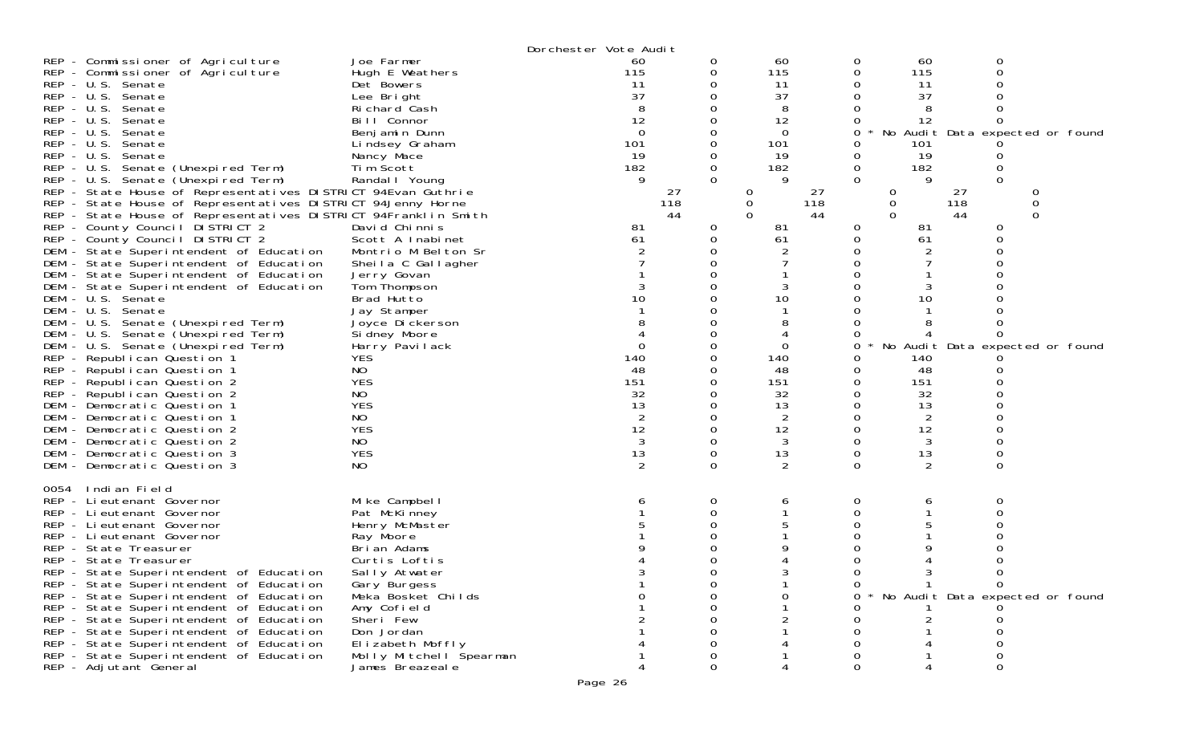Dorchester Vote Audit

| Contest | Candidate | | | | | | |
|---|---|---|---|---|---|---|---|
| REP - Commissioner of Agriculture | Joe Farmer | 60 | 0 | 60 | 0 | 60 | 0 |
| REP - Commissioner of Agriculture | Hugh E Weathers | 115 | 0 | 115 | 0 | 115 | 0 |
| REP - U.S. Senate | Det Bowers | 11 | 0 | 11 | 0 | 11 | 0 |
| REP - U.S. Senate | Lee Bright | 37 | 0 | 37 | 0 | 37 | 0 |
| REP - U.S. Senate | Richard Cash | 8 | 0 | 8 | 0 | 8 | 0 |
| REP - U.S. Senate | Bill Connor | 12 | 0 | 12 | 0 | 12 | 0 |
| REP - U.S. Senate | Benjamin Dunn | 0 | 0 | 0 | 0 * | No Audit Data expected or found | |
| REP - U.S. Senate | Lindsey Graham | 101 | 0 | 101 | 0 | 101 | 0 |
| REP - U.S. Senate | Nancy Mace | 19 | 0 | 19 | 0 | 19 | 0 |
| REP - U.S. Senate (Unexpired Term) | Tim Scott | 182 | 0 | 182 | 0 | 182 | 0 |
| REP - U.S. Senate (Unexpired Term) | Randall Young | 9 | 0 | 9 | 0 | 9 | 0 |
| REP - State House of Representatives DISTRICT 94 | Evan Guthrie | 27 | 0 | 27 | 0 | 27 | 0 |
| REP - State House of Representatives DISTRICT 94 | Jenny Horne | 118 | 0 | 118 | 0 | 118 | 0 |
| REP - State House of Representatives DISTRICT 94 | Franklin Smith | 44 | 0 | 44 | 0 | 44 | 0 |
| REP - County Council DISTRICT 2 | David Chinnis | 81 | 0 | 81 | 0 | 81 | 0 |
| REP - County Council DISTRICT 2 | Scott A Inabinet | 61 | 0 | 61 | 0 | 61 | 0 |
| DEM - State Superintendent of Education | Montrio M Belton Sr | 2 | 0 | 2 | 0 | 2 | 0 |
| DEM - State Superintendent of Education | Sheila C Gallagher | 7 | 0 | 7 | 0 | 7 | 0 |
| DEM - State Superintendent of Education | Jerry Govan | 1 | 0 | 1 | 0 | 1 | 0 |
| DEM - State Superintendent of Education | Tom Thompson | 3 | 0 | 3 | 0 | 3 | 0 |
| DEM - U.S. Senate | Brad Hutto | 10 | 0 | 10 | 0 | 10 | 0 |
| DEM - U.S. Senate | Jay Stamper | 1 | 0 | 1 | 0 | 1 | 0 |
| DEM - U.S. Senate (Unexpired Term) | Joyce Dickerson | 8 | 0 | 8 | 0 | 8 | 0 |
| DEM - U.S. Senate (Unexpired Term) | Sidney Moore | 4 | 0 | 4 | 0 | 4 | 0 |
| DEM - U.S. Senate (Unexpired Term) | Harry Pavilack | 0 | 0 | 0 | 0 * | No Audit Data expected or found | |
| REP - Republican Question 1 | YES | 140 | 0 | 140 | 0 | 140 | 0 |
| REP - Republican Question 1 | NO | 48 | 0 | 48 | 0 | 48 | 0 |
| REP - Republican Question 2 | YES | 151 | 0 | 151 | 0 | 151 | 0 |
| REP - Republican Question 2 | NO | 32 | 0 | 32 | 0 | 32 | 0 |
| DEM - Democratic Question 1 | YES | 13 | 0 | 13 | 0 | 13 | 0 |
| DEM - Democratic Question 1 | NO | 2 | 0 | 2 | 0 | 2 | 0 |
| DEM - Democratic Question 2 | YES | 12 | 0 | 12 | 0 | 12 | 0 |
| DEM - Democratic Question 2 | NO | 3 | 0 | 3 | 0 | 3 | 0 |
| DEM - Democratic Question 3 | YES | 13 | 0 | 13 | 0 | 13 | 0 |
| DEM - Democratic Question 3 | NO | 2 | 0 | 2 | 0 | 2 | 0 |

0054 Indian Field

| Contest | Candidate | | | | | | |
|---|---|---|---|---|---|---|---|
| REP - Lieutenant Governor | Mike Campbell | 6 | 0 | 6 | 0 | 6 | 0 |
| REP - Lieutenant Governor | Pat McKinney | 1 | 0 | 1 | 0 | 1 | 0 |
| REP - Lieutenant Governor | Henry McMaster | 5 | 0 | 5 | 0 | 5 | 0 |
| REP - Lieutenant Governor | Ray Moore | 1 | 0 | 1 | 0 | 1 | 0 |
| REP - State Treasurer | Brian Adams | 9 | 0 | 9 | 0 | 9 | 0 |
| REP - State Treasurer | Curtis Loftis | 4 | 0 | 4 | 0 | 4 | 0 |
| REP - State Superintendent of Education | Sally Atwater | 3 | 0 | 3 | 0 | 3 | 0 |
| REP - State Superintendent of Education | Gary Burgess | 1 | 0 | 1 | 0 | 1 | 0 |
| REP - State Superintendent of Education | Meka Bosket Childs | 0 | 0 | 0 | 0 * | No Audit Data expected or found | |
| REP - State Superintendent of Education | Amy Cofield | 1 | 0 | 1 | 0 | 1 | 0 |
| REP - State Superintendent of Education | Sheri Few | 2 | 0 | 2 | 0 | 2 | 0 |
| REP - State Superintendent of Education | Don Jordan | 1 | 0 | 1 | 0 | 1 | 0 |
| REP - State Superintendent of Education | Elizabeth Moffly | 4 | 0 | 4 | 0 | 4 | 0 |
| REP - State Superintendent of Education | Molly Mitchell Spearman | 1 | 0 | 1 | 0 | 1 | 0 |
| REP - Adjutant General | James Breazeale | 4 | 0 | 4 | 0 | 4 | 0 |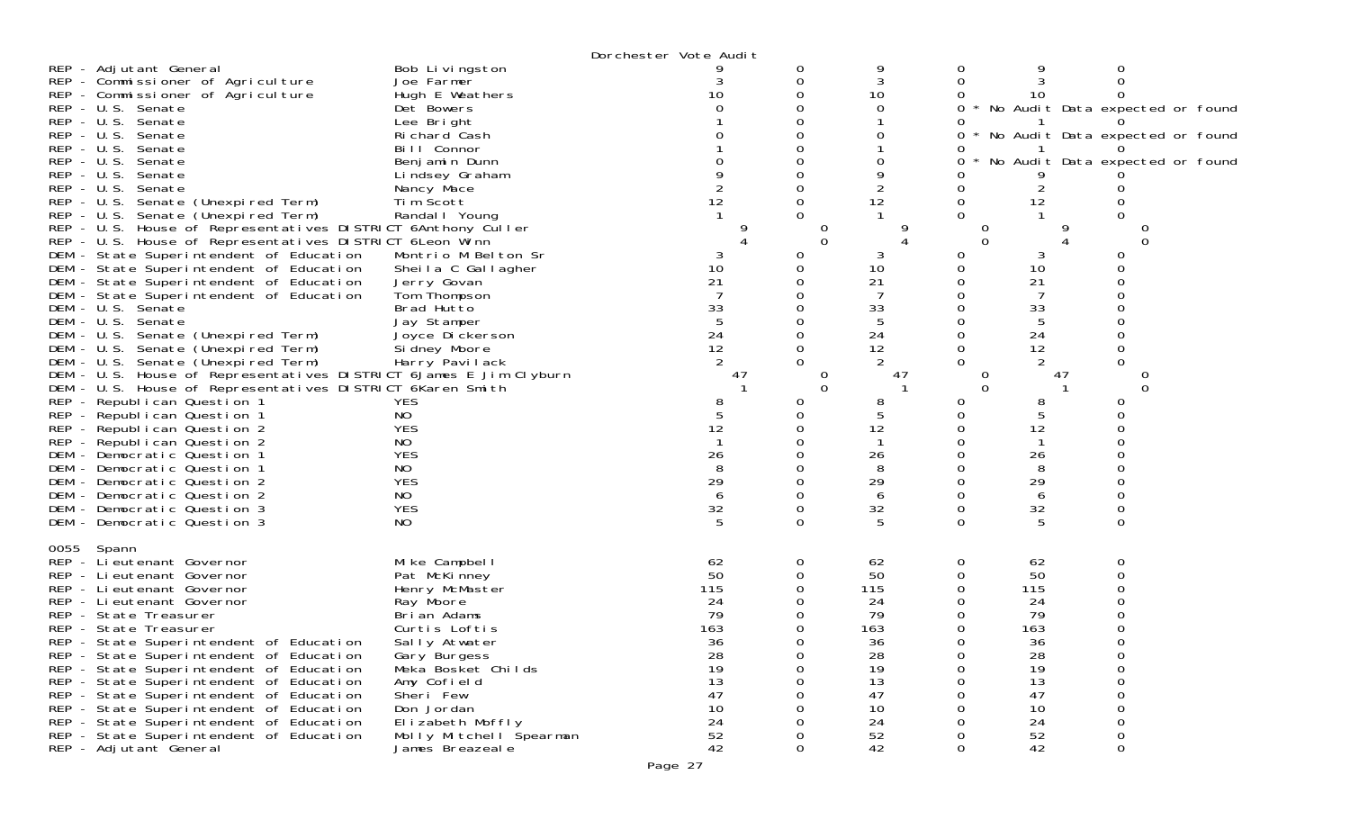Dorchester Vote Audit

| | | | | | | | |
|---|---|---|---|---|---|---|---|
| REP - Adjutant General | Bob Livingston | 9 | 0 | 9 | 0 | 9 | 0 |
| REP - Commissioner of Agriculture | Joe Farmer | 3 | 0 | 3 | 0 | 3 | 0 |
| REP - Commissioner of Agriculture | Hugh E Weathers | 10 | 0 | 10 | 0 | 10 | 0 |
| REP - U.S. Senate | Det Bowers | 0 | 0 | 0 | 0 * No Audit Data expected or found | | |
| REP - U.S. Senate | Lee Bright | 1 | 0 | 1 | 0 | 1 | 0 |
| REP - U.S. Senate | Richard Cash | 0 | 0 | 0 | 0 * No Audit Data expected or found | | |
| REP - U.S. Senate | Bill Connor | 1 | 0 | 1 | 0 | 1 | 0 |
| REP - U.S. Senate | Benjamin Dunn | 0 | 0 | 0 | 0 * No Audit Data expected or found | | |
| REP - U.S. Senate | Lindsey Graham | 9 | 0 | 9 | 0 | 9 | 0 |
| REP - U.S. Senate | Nancy Mace | 2 | 0 | 2 | 0 | 2 | 0 |
| REP - U.S. Senate (Unexpired Term) | Tim Scott | 12 | 0 | 12 | 0 | 12 | 0 |
| REP - U.S. Senate (Unexpired Term) | Randall Young | 1 | 0 | 1 | 0 | 1 | 0 |
| REP - U.S. House of Representatives DISTRICT 6 | Anthony Culler | 9 | 0 | 9 | 0 | 9 | 0 |
| REP - U.S. House of Representatives DISTRICT 6 | Leon Winn | 4 | 0 | 4 | 0 | 4 | 0 |
| DEM - State Superintendent of Education | Montrio M Belton Sr | 3 | 0 | 3 | 0 | 3 | 0 |
| DEM - State Superintendent of Education | Sheila C Gallagher | 10 | 0 | 10 | 0 | 10 | 0 |
| DEM - State Superintendent of Education | Jerry Govan | 21 | 0 | 21 | 0 | 21 | 0 |
| DEM - State Superintendent of Education | Tom Thompson | 7 | 0 | 7 | 0 | 7 | 0 |
| DEM - U.S. Senate | Brad Hutto | 33 | 0 | 33 | 0 | 33 | 0 |
| DEM - U.S. Senate | Jay Stamper | 5 | 0 | 5 | 0 | 5 | 0 |
| DEM - U.S. Senate (Unexpired Term) | Joyce Dickerson | 24 | 0 | 24 | 0 | 24 | 0 |
| DEM - U.S. Senate (Unexpired Term) | Sidney Moore | 12 | 0 | 12 | 0 | 12 | 0 |
| DEM - U.S. Senate (Unexpired Term) | Harry Pavilack | 2 | 0 | 2 | 0 | 2 | 0 |
| DEM - U.S. House of Representatives DISTRICT 6 | James E Jim Clyburn | 47 | 0 | 47 | 0 | 47 | 0 |
| DEM - U.S. House of Representatives DISTRICT 6 | Karen Smith | 1 | 0 | 1 | 0 | 1 | 0 |
| REP - Republican Question 1 | YES | 8 | 0 | 8 | 0 | 8 | 0 |
| REP - Republican Question 1 | NO | 5 | 0 | 5 | 0 | 5 | 0 |
| REP - Republican Question 2 | YES | 12 | 0 | 12 | 0 | 12 | 0 |
| REP - Republican Question 2 | NO | 1 | 0 | 1 | 0 | 1 | 0 |
| DEM - Democratic Question 1 | YES | 26 | 0 | 26 | 0 | 26 | 0 |
| DEM - Democratic Question 1 | NO | 8 | 0 | 8 | 0 | 8 | 0 |
| DEM - Democratic Question 2 | YES | 29 | 0 | 29 | 0 | 29 | 0 |
| DEM - Democratic Question 2 | NO | 6 | 0 | 6 | 0 | 6 | 0 |
| DEM - Democratic Question 3 | YES | 32 | 0 | 32 | 0 | 32 | 0 |
| DEM - Democratic Question 3 | NO | 5 | 0 | 5 | 0 | 5 | 0 |

0055 Spann

| | | | | | | | |
|---|---|---|---|---|---|---|---|
| REP - Lieutenant Governor | Mike Campbell | 62 | 0 | 62 | 0 | 62 | 0 |
| REP - Lieutenant Governor | Pat McKinney | 50 | 0 | 50 | 0 | 50 | 0 |
| REP - Lieutenant Governor | Henry McMaster | 115 | 0 | 115 | 0 | 115 | 0 |
| REP - Lieutenant Governor | Ray Moore | 24 | 0 | 24 | 0 | 24 | 0 |
| REP - State Treasurer | Brian Adams | 79 | 0 | 79 | 0 | 79 | 0 |
| REP - State Treasurer | Curtis Loftis | 163 | 0 | 163 | 0 | 163 | 0 |
| REP - State Superintendent of Education | Sally Atwater | 36 | 0 | 36 | 0 | 36 | 0 |
| REP - State Superintendent of Education | Gary Burgess | 28 | 0 | 28 | 0 | 28 | 0 |
| REP - State Superintendent of Education | Meka Bosket Childs | 19 | 0 | 19 | 0 | 19 | 0 |
| REP - State Superintendent of Education | Amy Cofield | 13 | 0 | 13 | 0 | 13 | 0 |
| REP - State Superintendent of Education | Sheri Few | 47 | 0 | 47 | 0 | 47 | 0 |
| REP - State Superintendent of Education | Don Jordan | 10 | 0 | 10 | 0 | 10 | 0 |
| REP - State Superintendent of Education | Elizabeth Moffly | 24 | 0 | 24 | 0 | 24 | 0 |
| REP - State Superintendent of Education | Molly Mitchell Spearman | 52 | 0 | 52 | 0 | 52 | 0 |
| REP - Adjutant General | James Breazeale | 42 | 0 | 42 | 0 | 42 | 0 |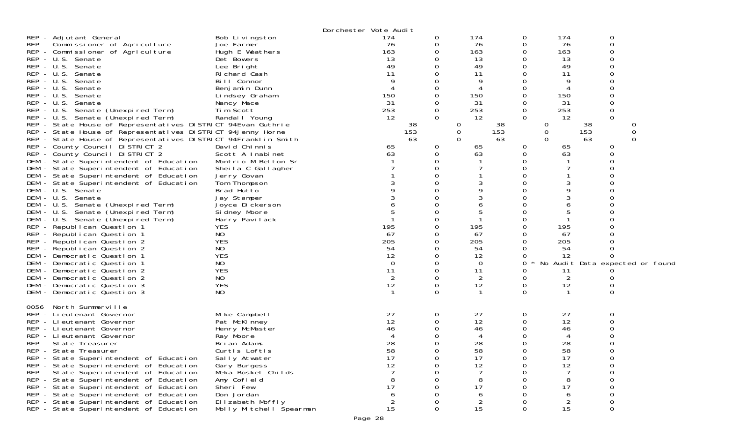Dorchester Vote Audit

| Contest | Candidate | | | | | | |
|---|---|---|---|---|---|---|---|
| REP - Adjutant General | Bob Livingston | 174 | 0 | 174 | 0 | 174 | 0 |
| REP - Commissioner of Agriculture | Joe Farmer | 76 | 0 | 76 | 0 | 76 | 0 |
| REP - Commissioner of Agriculture | Hugh E Weathers | 163 | 0 | 163 | 0 | 163 | 0 |
| REP - U.S. Senate | Det Bowers | 13 | 0 | 13 | 0 | 13 | 0 |
| REP - U.S. Senate | Lee Bright | 49 | 0 | 49 | 0 | 49 | 0 |
| REP - U.S. Senate | Richard Cash | 11 | 0 | 11 | 0 | 11 | 0 |
| REP - U.S. Senate | Bill Connor | 9 | 0 | 9 | 0 | 9 | 0 |
| REP - U.S. Senate | Benjamin Dunn | 4 | 0 | 4 | 0 | 4 | 0 |
| REP - U.S. Senate | Lindsey Graham | 150 | 0 | 150 | 0 | 150 | 0 |
| REP - U.S. Senate | Nancy Mace | 31 | 0 | 31 | 0 | 31 | 0 |
| REP - U.S. Senate (Unexpired Term) | Tim Scott | 253 | 0 | 253 | 0 | 253 | 0 |
| REP - U.S. Senate (Unexpired Term) | Randall Young | 12 | 0 | 12 | 0 | 12 | 0 |
| REP - State House of Representatives DISTRICT 94 | Evan Guthrie | 38 | 0 | 38 | 0 | 38 | 0 |
| REP - State House of Representatives DISTRICT 94 | Jenny Horne | 153 | 0 | 153 | 0 | 153 | 0 |
| REP - State House of Representatives DISTRICT 94 | Franklin Smith | 63 | 0 | 63 | 0 | 63 | 0 |
| REP - County Council DISTRICT 2 | David Chinnis | 65 | 0 | 65 | 0 | 65 | 0 |
| REP - County Council DISTRICT 2 | Scott A Inabinet | 63 | 0 | 63 | 0 | 63 | 0 |
| DEM - State Superintendent of Education | Montrio M Belton Sr | 1 | 0 | 1 | 0 | 1 | 0 |
| DEM - State Superintendent of Education | Sheila C Gallagher | 7 | 0 | 7 | 0 | 7 | 0 |
| DEM - State Superintendent of Education | Jerry Govan | 1 | 0 | 1 | 0 | 1 | 0 |
| DEM - State Superintendent of Education | Tom Thompson | 3 | 0 | 3 | 0 | 3 | 0 |
| DEM - U.S. Senate | Brad Hutto | 9 | 0 | 9 | 0 | 9 | 0 |
| DEM - U.S. Senate | Jay Stamper | 3 | 0 | 3 | 0 | 3 | 0 |
| DEM - U.S. Senate (Unexpired Term) | Joyce Dickerson | 6 | 0 | 6 | 0 | 6 | 0 |
| DEM - U.S. Senate (Unexpired Term) | Sidney Moore | 5 | 0 | 5 | 0 | 5 | 0 |
| DEM - U.S. Senate (Unexpired Term) | Harry Pavilack | 1 | 0 | 1 | 0 | 1 | 0 |
| REP - Republican Question 1 | YES | 195 | 0 | 195 | 0 | 195 | 0 |
| REP - Republican Question 1 | NO | 67 | 0 | 67 | 0 | 67 | 0 |
| REP - Republican Question 2 | YES | 205 | 0 | 205 | 0 | 205 | 0 |
| REP - Republican Question 2 | NO | 54 | 0 | 54 | 0 | 54 | 0 |
| DEM - Democratic Question 1 | YES | 12 | 0 | 12 | 0 | 12 | 0 |
| DEM - Democratic Question 1 | NO | 0 | 0 | 0 | 0 * No Audit Data expected or found | | |
| DEM - Democratic Question 2 | YES | 11 | 0 | 11 | 0 | 11 | 0 |
| DEM - Democratic Question 2 | NO | 2 | 0 | 2 | 0 | 2 | 0 |
| DEM - Democratic Question 3 | YES | 12 | 0 | 12 | 0 | 12 | 0 |
| DEM - Democratic Question 3 | NO | 1 | 0 | 1 | 0 | 1 | 0 |

0056 North Summerville

| Contest | Candidate | | | | | | |
|---|---|---|---|---|---|---|---|
| REP - Lieutenant Governor | Mike Campbell | 27 | 0 | 27 | 0 | 27 | 0 |
| REP - Lieutenant Governor | Pat McKinney | 12 | 0 | 12 | 0 | 12 | 0 |
| REP - Lieutenant Governor | Henry McMaster | 46 | 0 | 46 | 0 | 46 | 0 |
| REP - Lieutenant Governor | Ray Moore | 4 | 0 | 4 | 0 | 4 | 0 |
| REP - State Treasurer | Brian Adams | 28 | 0 | 28 | 0 | 28 | 0 |
| REP - State Treasurer | Curtis Loftis | 58 | 0 | 58 | 0 | 58 | 0 |
| REP - State Superintendent of Education | Sally Atwater | 17 | 0 | 17 | 0 | 17 | 0 |
| REP - State Superintendent of Education | Gary Burgess | 12 | 0 | 12 | 0 | 12 | 0 |
| REP - State Superintendent of Education | Meka Bosket Childs | 7 | 0 | 7 | 0 | 7 | 0 |
| REP - State Superintendent of Education | Amy Cofield | 8 | 0 | 8 | 0 | 8 | 0 |
| REP - State Superintendent of Education | Sheri Few | 17 | 0 | 17 | 0 | 17 | 0 |
| REP - State Superintendent of Education | Don Jordan | 6 | 0 | 6 | 0 | 6 | 0 |
| REP - State Superintendent of Education | Elizabeth Moffly | 2 | 0 | 2 | 0 | 2 | 0 |
| REP - State Superintendent of Education | Molly Mitchell Spearman | 15 | 0 | 15 | 0 | 15 | 0 |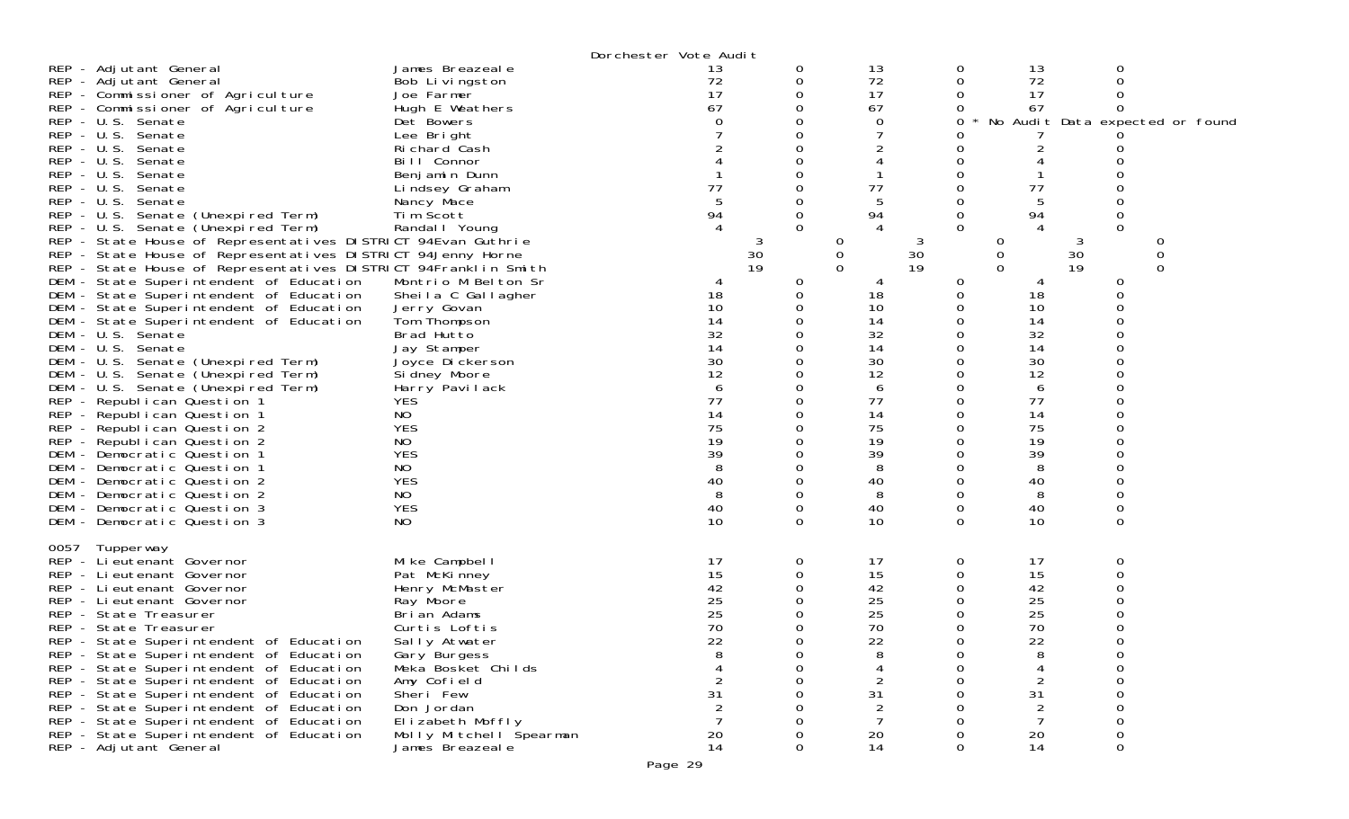Dorchester Vote Audit

| Contest | Candidate | | | | | | |
|---|---|---|---|---|---|---|---|
| REP - Adjutant General | James Breazeale | 13 | 0 | 13 | 0 | 13 | 0 |
| REP - Adjutant General | Bob Livingston | 72 | 0 | 72 | 0 | 72 | 0 |
| REP - Commissioner of Agriculture | Joe Farmer | 17 | 0 | 17 | 0 | 17 | 0 |
| REP - Commissioner of Agriculture | Hugh E Weathers | 67 | 0 | 67 | 0 | 67 | 0 |
| REP - U.S. Senate | Det Bowers | 0 | 0 | 0 | 0 | * No Audit Data expected or found | |
| REP - U.S. Senate | Lee Bright | 7 | 0 | 7 | 0 | 7 | 0 |
| REP - U.S. Senate | Richard Cash | 2 | 0 | 2 | 0 | 2 | 0 |
| REP - U.S. Senate | Bill Connor | 4 | 0 | 4 | 0 | 4 | 0 |
| REP - U.S. Senate | Benjamin Dunn | 1 | 0 | 1 | 0 | 1 | 0 |
| REP - U.S. Senate | Lindsey Graham | 77 | 0 | 77 | 0 | 77 | 0 |
| REP - U.S. Senate | Nancy Mace | 5 | 0 | 5 | 0 | 5 | 0 |
| REP - U.S. Senate (Unexpired Term) | Tim Scott | 94 | 0 | 94 | 0 | 94 | 0 |
| REP - U.S. Senate (Unexpired Term) | Randall Young | 4 | 0 | 4 | 0 | 4 | 0 |
| REP - State House of Representatives DISTRICT 94 | Evan Guthrie | 3 | 0 | 3 | 0 | 3 | 0 |
| REP - State House of Representatives DISTRICT 94 | Jenny Horne | 30 | 0 | 30 | 0 | 30 | 0 |
| REP - State House of Representatives DISTRICT 94 | Franklin Smith | 19 | 0 | 19 | 0 | 19 | 0 |
| DEM - State Superintendent of Education | Montrio M Belton Sr | 4 | 0 | 4 | 0 | 4 | 0 |
| DEM - State Superintendent of Education | Sheila C Gallagher | 18 | 0 | 18 | 0 | 18 | 0 |
| DEM - State Superintendent of Education | Jerry Govan | 10 | 0 | 10 | 0 | 10 | 0 |
| DEM - State Superintendent of Education | Tom Thompson | 14 | 0 | 14 | 0 | 14 | 0 |
| DEM - U.S. Senate | Brad Hutto | 32 | 0 | 32 | 0 | 32 | 0 |
| DEM - U.S. Senate | Jay Stamper | 14 | 0 | 14 | 0 | 14 | 0 |
| DEM - U.S. Senate (Unexpired Term) | Joyce Dickerson | 30 | 0 | 30 | 0 | 30 | 0 |
| DEM - U.S. Senate (Unexpired Term) | Sidney Moore | 12 | 0 | 12 | 0 | 12 | 0 |
| DEM - U.S. Senate (Unexpired Term) | Harry Pavilack | 6 | 0 | 6 | 0 | 6 | 0 |
| REP - Republican Question 1 | YES | 77 | 0 | 77 | 0 | 77 | 0 |
| REP - Republican Question 1 | NO | 14 | 0 | 14 | 0 | 14 | 0 |
| REP - Republican Question 2 | YES | 75 | 0 | 75 | 0 | 75 | 0 |
| REP - Republican Question 2 | NO | 19 | 0 | 19 | 0 | 19 | 0 |
| DEM - Democratic Question 1 | YES | 39 | 0 | 39 | 0 | 39 | 0 |
| DEM - Democratic Question 1 | NO | 8 | 0 | 8 | 0 | 8 | 0 |
| DEM - Democratic Question 2 | YES | 40 | 0 | 40 | 0 | 40 | 0 |
| DEM - Democratic Question 2 | NO | 8 | 0 | 8 | 0 | 8 | 0 |
| DEM - Democratic Question 3 | YES | 40 | 0 | 40 | 0 | 40 | 0 |
| DEM - Democratic Question 3 | NO | 10 | 0 | 10 | 0 | 10 | 0 |

0057 Tupperway

| Contest | Candidate | | | | | | |
|---|---|---|---|---|---|---|---|
| REP - Lieutenant Governor | Mike Campbell | 17 | 0 | 17 | 0 | 17 | 0 |
| REP - Lieutenant Governor | Pat McKinney | 15 | 0 | 15 | 0 | 15 | 0 |
| REP - Lieutenant Governor | Henry McMaster | 42 | 0 | 42 | 0 | 42 | 0 |
| REP - Lieutenant Governor | Ray Moore | 25 | 0 | 25 | 0 | 25 | 0 |
| REP - State Treasurer | Brian Adams | 25 | 0 | 25 | 0 | 25 | 0 |
| REP - State Treasurer | Curtis Loftis | 70 | 0 | 70 | 0 | 70 | 0 |
| REP - State Superintendent of Education | Sally Atwater | 22 | 0 | 22 | 0 | 22 | 0 |
| REP - State Superintendent of Education | Gary Burgess | 8 | 0 | 8 | 0 | 8 | 0 |
| REP - State Superintendent of Education | Meka Bosket Childs | 4 | 0 | 4 | 0 | 4 | 0 |
| REP - State Superintendent of Education | Amy Cofield | 2 | 0 | 2 | 0 | 2 | 0 |
| REP - State Superintendent of Education | Sheri Few | 31 | 0 | 31 | 0 | 31 | 0 |
| REP - State Superintendent of Education | Don Jordan | 2 | 0 | 2 | 0 | 2 | 0 |
| REP - State Superintendent of Education | Elizabeth Moffly | 7 | 0 | 7 | 0 | 7 | 0 |
| REP - State Superintendent of Education | Molly Mitchell Spearman | 20 | 0 | 20 | 0 | 20 | 0 |
| REP - Adjutant General | James Breazeale | 14 | 0 | 14 | 0 | 14 | 0 |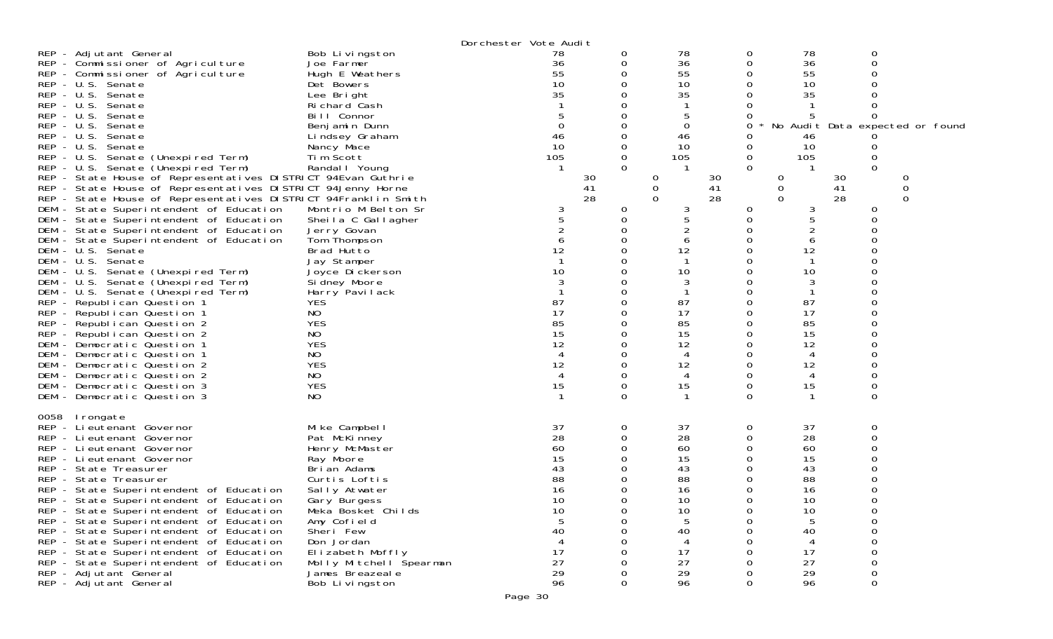Dorchester Vote Audit

| Contest | Candidate | | | | | | |
|---|---|---|---|---|---|---|---|
| REP - Adjutant General | Bob Livingston | 78 | 0 | 78 | 0 | 78 | 0 |
| REP - Commissioner of Agriculture | Joe Farmer | 36 | 0 | 36 | 0 | 36 | 0 |
| REP - Commissioner of Agriculture | Hugh E Weathers | 55 | 0 | 55 | 0 | 55 | 0 |
| REP - U.S. Senate | Det Bowers | 10 | 0 | 10 | 0 | 10 | 0 |
| REP - U.S. Senate | Lee Bright | 35 | 0 | 35 | 0 | 35 | 0 |
| REP - U.S. Senate | Richard Cash | 1 | 0 | 1 | 0 | 1 | 0 |
| REP - U.S. Senate | Bill Connor | 5 | 0 | 5 | 0 | 5 | 0 |
| REP - U.S. Senate | Benjamin Dunn | 0 | 0 | 0 | 0 * | No Audit Data expected or found | |
| REP - U.S. Senate | Lindsey Graham | 46 | 0 | 46 | 0 | 46 | 0 |
| REP - U.S. Senate | Nancy Mace | 10 | 0 | 10 | 0 | 10 | 0 |
| REP - U.S. Senate (Unexpired Term) | Tim Scott | 105 | 0 | 105 | 0 | 105 | 0 |
| REP - U.S. Senate (Unexpired Term) | Randall Young | 1 | 0 | 1 | 0 | 1 | 0 |
| REP - State House of Representatives DISTRICT 94 | Evan Guthrie | 30 | 0 | 30 | 0 | 30 | 0 |
| REP - State House of Representatives DISTRICT 94 | Jenny Horne | 41 | 0 | 41 | 0 | 41 | 0 |
| REP - State House of Representatives DISTRICT 94 | Franklin Smith | 28 | 0 | 28 | 0 | 28 | 0 |
| DEM - State Superintendent of Education | Montrio M Belton Sr | 3 | 0 | 3 | 0 | 3 | 0 |
| DEM - State Superintendent of Education | Sheila C Gallagher | 5 | 0 | 5 | 0 | 5 | 0 |
| DEM - State Superintendent of Education | Jerry Govan | 2 | 0 | 2 | 0 | 2 | 0 |
| DEM - State Superintendent of Education | Tom Thompson | 6 | 0 | 6 | 0 | 6 | 0 |
| DEM - U.S. Senate | Brad Hutto | 12 | 0 | 12 | 0 | 12 | 0 |
| DEM - U.S. Senate | Jay Stamper | 1 | 0 | 1 | 0 | 1 | 0 |
| DEM - U.S. Senate (Unexpired Term) | Joyce Dickerson | 10 | 0 | 10 | 0 | 10 | 0 |
| DEM - U.S. Senate (Unexpired Term) | Sidney Moore | 3 | 0 | 3 | 0 | 3 | 0 |
| DEM - U.S. Senate (Unexpired Term) | Harry Pavilack | 1 | 0 | 1 | 0 | 1 | 0 |
| REP - Republican Question 1 | YES | 87 | 0 | 87 | 0 | 87 | 0 |
| REP - Republican Question 1 | NO | 17 | 0 | 17 | 0 | 17 | 0 |
| REP - Republican Question 2 | YES | 85 | 0 | 85 | 0 | 85 | 0 |
| REP - Republican Question 2 | NO | 15 | 0 | 15 | 0 | 15 | 0 |
| DEM - Democratic Question 1 | YES | 12 | 0 | 12 | 0 | 12 | 0 |
| DEM - Democratic Question 1 | NO | 4 | 0 | 4 | 0 | 4 | 0 |
| DEM - Democratic Question 2 | YES | 12 | 0 | 12 | 0 | 12 | 0 |
| DEM - Democratic Question 2 | NO | 4 | 0 | 4 | 0 | 4 | 0 |
| DEM - Democratic Question 3 | YES | 15 | 0 | 15 | 0 | 15 | 0 |
| DEM - Democratic Question 3 | NO | 1 | 0 | 1 | 0 | 1 | 0 |

0058 Irongate

| Contest | Candidate | | | | | | |
|---|---|---|---|---|---|---|---|
| REP - Lieutenant Governor | Mike Campbell | 37 | 0 | 37 | 0 | 37 | 0 |
| REP - Lieutenant Governor | Pat McKinney | 28 | 0 | 28 | 0 | 28 | 0 |
| REP - Lieutenant Governor | Henry McMaster | 60 | 0 | 60 | 0 | 60 | 0 |
| REP - Lieutenant Governor | Ray Moore | 15 | 0 | 15 | 0 | 15 | 0 |
| REP - State Treasurer | Brian Adams | 43 | 0 | 43 | 0 | 43 | 0 |
| REP - State Treasurer | Curtis Loftis | 88 | 0 | 88 | 0 | 88 | 0 |
| REP - State Superintendent of Education | Sally Atwater | 16 | 0 | 16 | 0 | 16 | 0 |
| REP - State Superintendent of Education | Gary Burgess | 10 | 0 | 10 | 0 | 10 | 0 |
| REP - State Superintendent of Education | Meka Bosket Childs | 10 | 0 | 10 | 0 | 10 | 0 |
| REP - State Superintendent of Education | Amy Cofield | 5 | 0 | 5 | 0 | 5 | 0 |
| REP - State Superintendent of Education | Sheri Few | 40 | 0 | 40 | 0 | 40 | 0 |
| REP - State Superintendent of Education | Don Jordan | 4 | 0 | 4 | 0 | 4 | 0 |
| REP - State Superintendent of Education | Elizabeth Moffly | 17 | 0 | 17 | 0 | 17 | 0 |
| REP - State Superintendent of Education | Molly Mitchell Spearman | 27 | 0 | 27 | 0 | 27 | 0 |
| REP - Adjutant General | James Breazeale | 29 | 0 | 29 | 0 | 29 | 0 |
| REP - Adjutant General | Bob Livingston | 96 | 0 | 96 | 0 | 96 | 0 |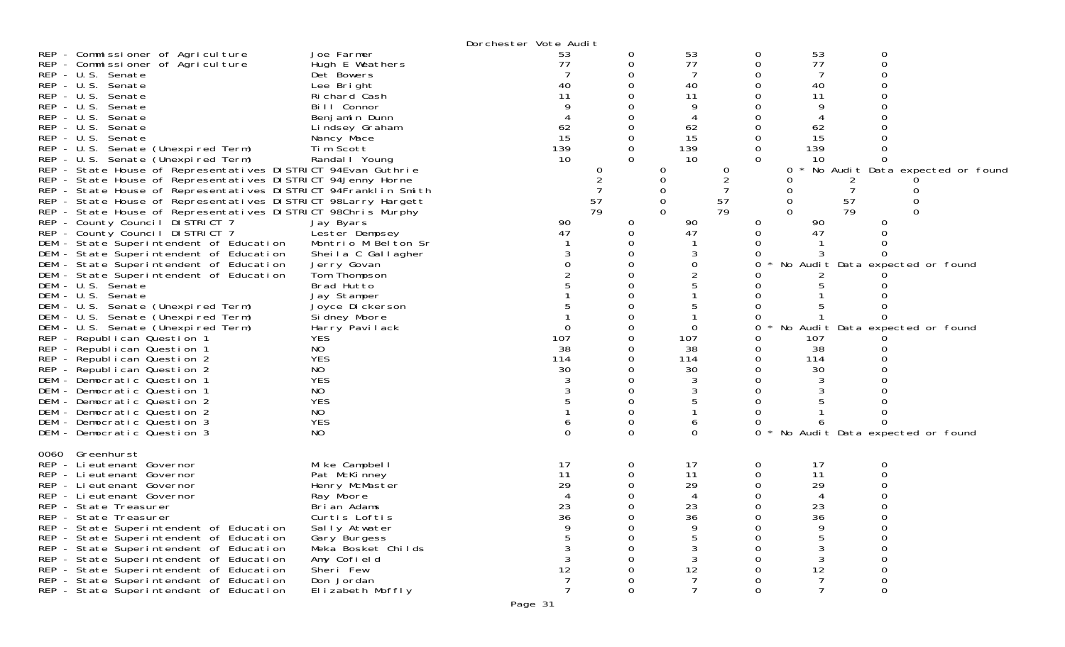Dorchester Vote Audit

| | | | | | | | |
|---|---|---|---|---|---|---|---|
| REP - Commissioner of Agriculture | Joe Farmer | 53 | 0 | 53 | 0 | 53 | 0 |
| REP - Commissioner of Agriculture | Hugh E Weathers | 77 | 0 | 77 | 0 | 77 | 0 |
| REP - U.S. Senate | Det Bowers | 7 | 0 | 7 | 0 | 7 | 0 |
| REP - U.S. Senate | Lee Bright | 40 | 0 | 40 | 0 | 40 | 0 |
| REP - U.S. Senate | Richard Cash | 11 | 0 | 11 | 0 | 11 | 0 |
| REP - U.S. Senate | Bill Connor | 9 | 0 | 9 | 0 | 9 | 0 |
| REP - U.S. Senate | Benjamin Dunn | 4 | 0 | 4 | 0 | 4 | 0 |
| REP - U.S. Senate | Lindsey Graham | 62 | 0 | 62 | 0 | 62 | 0 |
| REP - U.S. Senate | Nancy Mace | 15 | 0 | 15 | 0 | 15 | 0 |
| REP - U.S. Senate (Unexpired Term) | Tim Scott | 139 | 0 | 139 | 0 | 139 | 0 |
| REP - U.S. Senate (Unexpired Term) | Randall Young | 10 | 0 | 10 | 0 | 10 | 0 |
| REP - State House of Representatives DISTRICT 94 | Evan Guthrie | 0 | 0 | 0 | 0 * No Audit Data expected or found | | |
| REP - State House of Representatives DISTRICT 94 | Jenny Horne | 2 | 0 | 2 | 0 | 2 | 0 |
| REP - State House of Representatives DISTRICT 94 | Franklin Smith | 7 | 0 | 7 | 0 | 7 | 0 |
| REP - State House of Representatives DISTRICT 98 | Larry Hargett | 57 | 0 | 57 | 0 | 57 | 0 |
| REP - State House of Representatives DISTRICT 98 | Chris Murphy | 79 | 0 | 79 | 0 | 79 | 0 |
| REP - County Council DISTRICT 7 | Jay Byars | 90 | 0 | 90 | 0 | 90 | 0 |
| REP - County Council DISTRICT 7 | Lester Dempsey | 47 | 0 | 47 | 0 | 47 | 0 |
| DEM - State Superintendent of Education | Montrio M Belton Sr | 1 | 0 | 1 | 0 | 1 | 0 |
| DEM - State Superintendent of Education | Sheila C Gallagher | 3 | 0 | 3 | 0 | 3 | 0 |
| DEM - State Superintendent of Education | Jerry Govan | 0 | 0 | 0 | 0 * No Audit Data expected or found | | |
| DEM - State Superintendent of Education | Tom Thompson | 2 | 0 | 2 | 0 | 2 | 0 |
| DEM - U.S. Senate | Brad Hutto | 5 | 0 | 5 | 0 | 5 | 0 |
| DEM - U.S. Senate | Jay Stamper | 1 | 0 | 1 | 0 | 1 | 0 |
| DEM - U.S. Senate (Unexpired Term) | Joyce Dickerson | 5 | 0 | 5 | 0 | 5 | 0 |
| DEM - U.S. Senate (Unexpired Term) | Sidney Moore | 1 | 0 | 1 | 0 | 1 | 0 |
| DEM - U.S. Senate (Unexpired Term) | Harry Pavilack | 0 | 0 | 0 | 0 * No Audit Data expected or found | | |
| REP - Republican Question 1 | YES | 107 | 0 | 107 | 0 | 107 | 0 |
| REP - Republican Question 1 | NO | 38 | 0 | 38 | 0 | 38 | 0 |
| REP - Republican Question 2 | YES | 114 | 0 | 114 | 0 | 114 | 0 |
| REP - Republican Question 2 | NO | 30 | 0 | 30 | 0 | 30 | 0 |
| DEM - Democratic Question 1 | YES | 3 | 0 | 3 | 0 | 3 | 0 |
| DEM - Democratic Question 1 | NO | 3 | 0 | 3 | 0 | 3 | 0 |
| DEM - Democratic Question 2 | YES | 5 | 0 | 5 | 0 | 5 | 0 |
| DEM - Democratic Question 2 | NO | 1 | 0 | 1 | 0 | 1 | 0 |
| DEM - Democratic Question 3 | YES | 6 | 0 | 6 | 0 | 6 | 0 |
| DEM - Democratic Question 3 | NO | 0 | 0 | 0 | 0 * No Audit Data expected or found | | |

0060 Greenhurst

| | | | | | | | |
|---|---|---|---|---|---|---|---|
| REP - Lieutenant Governor | Mike Campbell | 17 | 0 | 17 | 0 | 17 | 0 |
| REP - Lieutenant Governor | Pat McKinney | 11 | 0 | 11 | 0 | 11 | 0 |
| REP - Lieutenant Governor | Henry McMaster | 29 | 0 | 29 | 0 | 29 | 0 |
| REP - Lieutenant Governor | Ray Moore | 4 | 0 | 4 | 0 | 4 | 0 |
| REP - State Treasurer | Brian Adams | 23 | 0 | 23 | 0 | 23 | 0 |
| REP - State Treasurer | Curtis Loftis | 36 | 0 | 36 | 0 | 36 | 0 |
| REP - State Superintendent of Education | Sally Atwater | 9 | 0 | 9 | 0 | 9 | 0 |
| REP - State Superintendent of Education | Gary Burgess | 5 | 0 | 5 | 0 | 5 | 0 |
| REP - State Superintendent of Education | Meka Bosket Childs | 3 | 0 | 3 | 0 | 3 | 0 |
| REP - State Superintendent of Education | Amy Cofield | 3 | 0 | 3 | 0 | 3 | 0 |
| REP - State Superintendent of Education | Sheri Few | 12 | 0 | 12 | 0 | 12 | 0 |
| REP - State Superintendent of Education | Don Jordan | 7 | 0 | 7 | 0 | 7 | 0 |
| REP - State Superintendent of Education | Elizabeth Moffly | 7 | 0 | 7 | 0 | 7 | 0 |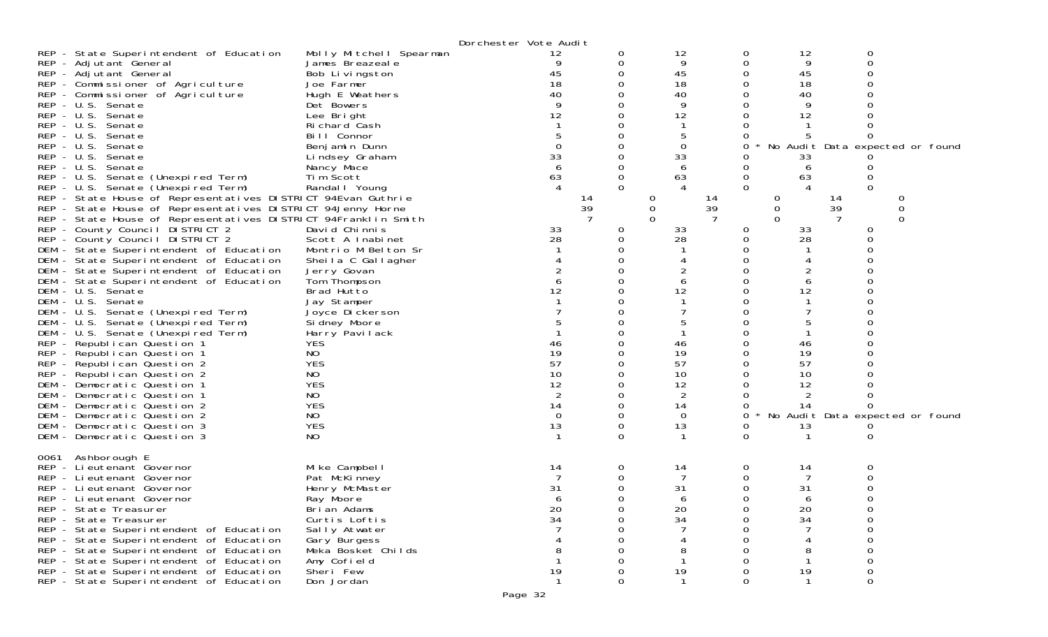Dorchester Vote Audit

| Contest | Candidate | | | | | | |
|---|---|---|---|---|---|---|---|
| REP - State Superintendent of Education | Molly Mitchell Spearman | 12 | 0 | 12 | 0 | 12 | 0 |
| REP - Adjutant General | James Breazeale | 9 | 0 | 9 | 0 | 9 | 0 |
| REP - Adjutant General | Bob Livingston | 45 | 0 | 45 | 0 | 45 | 0 |
| REP - Commissioner of Agriculture | Joe Farmer | 18 | 0 | 18 | 0 | 18 | 0 |
| REP - Commissioner of Agriculture | Hugh E Weathers | 40 | 0 | 40 | 0 | 40 | 0 |
| REP - U.S. Senate | Det Bowers | 9 | 0 | 9 | 0 | 9 | 0 |
| REP - U.S. Senate | Lee Bright | 12 | 0 | 12 | 0 | 12 | 0 |
| REP - U.S. Senate | Richard Cash | 1 | 0 | 1 | 0 | 1 | 0 |
| REP - U.S. Senate | Bill Connor | 5 | 0 | 5 | 0 | 5 | 0 |
| REP - U.S. Senate | Benjamin Dunn | 0 | 0 | 0 | 0 * No Audit Data expected or found | | |
| REP - U.S. Senate | Lindsey Graham | 33 | 0 | 33 | 0 | 33 | 0 |
| REP - U.S. Senate | Nancy Mace | 6 | 0 | 6 | 0 | 6 | 0 |
| REP - U.S. Senate (Unexpired Term) | Tim Scott | 63 | 0 | 63 | 0 | 63 | 0 |
| REP - U.S. Senate (Unexpired Term) | Randall Young | 4 | 0 | 4 | 0 | 4 | 0 |
| REP - State House of Representatives DISTRICT 94 | Evan Guthrie | 14 | 0 | 14 | 0 | 14 | 0 |
| REP - State House of Representatives DISTRICT 94 | Jenny Horne | 39 | 0 | 39 | 0 | 39 | 0 |
| REP - State House of Representatives DISTRICT 94 | Franklin Smith | 7 | 0 | 7 | 0 | 7 | 0 |
| REP - County Council DISTRICT 2 | David Chinnis | 33 | 0 | 33 | 0 | 33 | 0 |
| REP - County Council DISTRICT 2 | Scott A Inabinet | 28 | 0 | 28 | 0 | 28 | 0 |
| DEM - State Superintendent of Education | Montrio M Belton Sr | 1 | 0 | 1 | 0 | 1 | 0 |
| DEM - State Superintendent of Education | Sheila C Gallagher | 4 | 0 | 4 | 0 | 4 | 0 |
| DEM - State Superintendent of Education | Jerry Govan | 2 | 0 | 2 | 0 | 2 | 0 |
| DEM - State Superintendent of Education | Tom Thompson | 6 | 0 | 6 | 0 | 6 | 0 |
| DEM - U.S. Senate | Brad Hutto | 12 | 0 | 12 | 0 | 12 | 0 |
| DEM - U.S. Senate | Jay Stamper | 1 | 0 | 1 | 0 | 1 | 0 |
| DEM - U.S. Senate (Unexpired Term) | Joyce Dickerson | 7 | 0 | 7 | 0 | 7 | 0 |
| DEM - U.S. Senate (Unexpired Term) | Sidney Moore | 5 | 0 | 5 | 0 | 5 | 0 |
| DEM - U.S. Senate (Unexpired Term) | Harry Pavilack | 1 | 0 | 1 | 0 | 1 | 0 |
| REP - Republican Question 1 | YES | 46 | 0 | 46 | 0 | 46 | 0 |
| REP - Republican Question 1 | NO | 19 | 0 | 19 | 0 | 19 | 0 |
| REP - Republican Question 2 | YES | 57 | 0 | 57 | 0 | 57 | 0 |
| REP - Republican Question 2 | NO | 10 | 0 | 10 | 0 | 10 | 0 |
| DEM - Democratic Question 1 | YES | 12 | 0 | 12 | 0 | 12 | 0 |
| DEM - Democratic Question 1 | NO | 2 | 0 | 2 | 0 | 2 | 0 |
| DEM - Democratic Question 2 | YES | 14 | 0 | 14 | 0 | 14 | 0 |
| DEM - Democratic Question 2 | NO | 0 | 0 | 0 | 0 * No Audit Data expected or found | | |
| DEM - Democratic Question 3 | YES | 13 | 0 | 13 | 0 | 13 | 0 |
| DEM - Democratic Question 3 | NO | 1 | 0 | 1 | 0 | 1 | 0 |

0061 Ashborough E

| Contest | Candidate | | | | | | |
|---|---|---|---|---|---|---|---|
| REP - Lieutenant Governor | Mike Campbell | 14 | 0 | 14 | 0 | 14 | 0 |
| REP - Lieutenant Governor | Pat McKinney | 7 | 0 | 7 | 0 | 7 | 0 |
| REP - Lieutenant Governor | Henry McMaster | 31 | 0 | 31 | 0 | 31 | 0 |
| REP - Lieutenant Governor | Ray Moore | 6 | 0 | 6 | 0 | 6 | 0 |
| REP - State Treasurer | Brian Adams | 20 | 0 | 20 | 0 | 20 | 0 |
| REP - State Treasurer | Curtis Loftis | 34 | 0 | 34 | 0 | 34 | 0 |
| REP - State Superintendent of Education | Sally Atwater | 7 | 0 | 7 | 0 | 7 | 0 |
| REP - State Superintendent of Education | Gary Burgess | 4 | 0 | 4 | 0 | 4 | 0 |
| REP - State Superintendent of Education | Meka Bosket Childs | 8 | 0 | 8 | 0 | 8 | 0 |
| REP - State Superintendent of Education | Amy Cofield | 1 | 0 | 1 | 0 | 1 | 0 |
| REP - State Superintendent of Education | Sheri Few | 19 | 0 | 19 | 0 | 19 | 0 |
| REP - State Superintendent of Education | Don Jordan | 1 | 0 | 1 | 0 | 1 | 0 |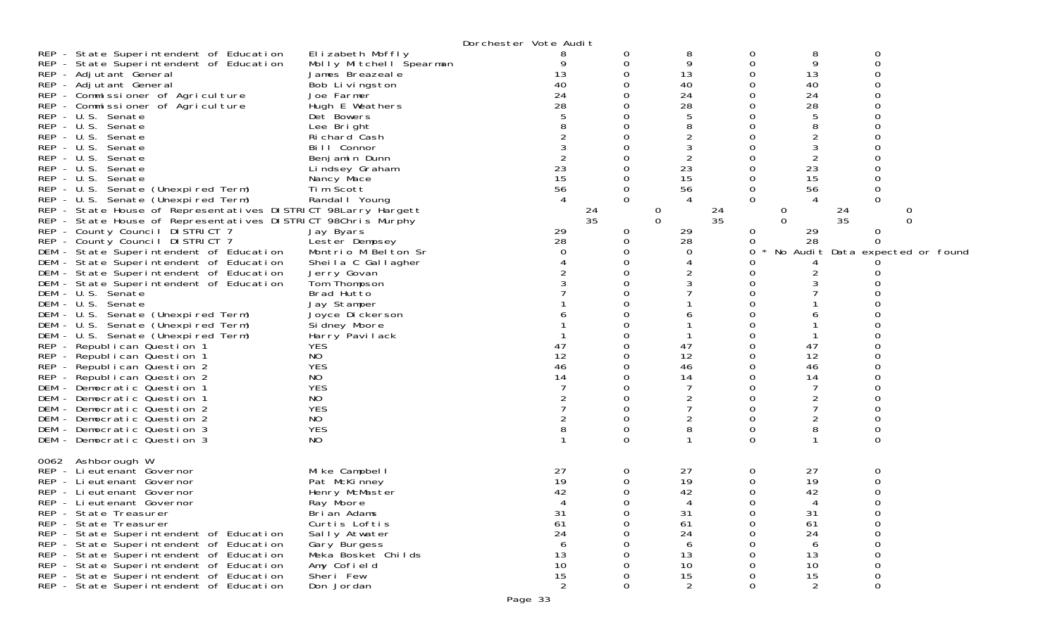Dorchester Vote Audit

| Contest | Candidate | | | | | | |
|---|---|---|---|---|---|---|---|
| REP - State Superintendent of Education | Elizabeth Moffly | 8 | 0 | 8 | 0 | 8 | 0 |
| REP - State Superintendent of Education | Molly Mitchell Spearman | 9 | 0 | 9 | 0 | 9 | 0 |
| REP - Adjutant General | James Breazeale | 13 | 0 | 13 | 0 | 13 | 0 |
| REP - Adjutant General | Bob Livingston | 40 | 0 | 40 | 0 | 40 | 0 |
| REP - Commissioner of Agriculture | Joe Farmer | 24 | 0 | 24 | 0 | 24 | 0 |
| REP - Commissioner of Agriculture | Hugh E Weathers | 28 | 0 | 28 | 0 | 28 | 0 |
| REP - U.S. Senate | Det Bowers | 5 | 0 | 5 | 0 | 5 | 0 |
| REP - U.S. Senate | Lee Bright | 8 | 0 | 8 | 0 | 8 | 0 |
| REP - U.S. Senate | Richard Cash | 2 | 0 | 2 | 0 | 2 | 0 |
| REP - U.S. Senate | Bill Connor | 3 | 0 | 3 | 0 | 3 | 0 |
| REP - U.S. Senate | Benjamin Dunn | 2 | 0 | 2 | 0 | 2 | 0 |
| REP - U.S. Senate | Lindsey Graham | 23 | 0 | 23 | 0 | 23 | 0 |
| REP - U.S. Senate | Nancy Mace | 15 | 0 | 15 | 0 | 15 | 0 |
| REP - U.S. Senate (Unexpired Term) | Tim Scott | 56 | 0 | 56 | 0 | 56 | 0 |
| REP - U.S. Senate (Unexpired Term) | Randall Young | 4 | 0 | 4 | 0 | 4 | 0 |
| REP - State House of Representatives DISTRICT 98 | Larry Hargett | 24 | 0 | 24 | 0 | 24 | 0 |
| REP - State House of Representatives DISTRICT 98 | Chris Murphy | 35 | 0 | 35 | 0 | 35 | 0 |
| REP - County Council DISTRICT 7 | Jay Byars | 29 | 0 | 29 | 0 | 29 | 0 |
| REP - County Council DISTRICT 7 | Lester Dempsey | 28 | 0 | 28 | 0 | 28 | 0 |
| DEM - State Superintendent of Education | Montrio M Belton Sr | 0 | 0 | 0 | 0 | * No Audit Data expected or found | |
| DEM - State Superintendent of Education | Sheila C Gallagher | 4 | 0 | 4 | 0 | 4 | 0 |
| DEM - State Superintendent of Education | Jerry Govan | 2 | 0 | 2 | 0 | 2 | 0 |
| DEM - State Superintendent of Education | Tom Thompson | 3 | 0 | 3 | 0 | 3 | 0 |
| DEM - U.S. Senate | Brad Hutto | 7 | 0 | 7 | 0 | 7 | 0 |
| DEM - U.S. Senate | Jay Stamper | 1 | 0 | 1 | 0 | 1 | 0 |
| DEM - U.S. Senate (Unexpired Term) | Joyce Dickerson | 6 | 0 | 6 | 0 | 6 | 0 |
| DEM - U.S. Senate (Unexpired Term) | Sidney Moore | 1 | 0 | 1 | 0 | 1 | 0 |
| DEM - U.S. Senate (Unexpired Term) | Harry Pavilack | 1 | 0 | 1 | 0 | 1 | 0 |
| REP - Republican Question 1 | YES | 47 | 0 | 47 | 0 | 47 | 0 |
| REP - Republican Question 1 | NO | 12 | 0 | 12 | 0 | 12 | 0 |
| REP - Republican Question 2 | YES | 46 | 0 | 46 | 0 | 46 | 0 |
| REP - Republican Question 2 | NO | 14 | 0 | 14 | 0 | 14 | 0 |
| DEM - Democratic Question 1 | YES | 7 | 0 | 7 | 0 | 7 | 0 |
| DEM - Democratic Question 1 | NO | 2 | 0 | 2 | 0 | 2 | 0 |
| DEM - Democratic Question 2 | YES | 7 | 0 | 7 | 0 | 7 | 0 |
| DEM - Democratic Question 2 | NO | 2 | 0 | 2 | 0 | 2 | 0 |
| DEM - Democratic Question 3 | YES | 8 | 0 | 8 | 0 | 8 | 0 |
| DEM - Democratic Question 3 | NO | 1 | 0 | 1 | 0 | 1 | 0 |

0062 Ashborough W

| Contest | Candidate | | | | | | |
|---|---|---|---|---|---|---|---|
| REP - Lieutenant Governor | Mike Campbell | 27 | 0 | 27 | 0 | 27 | 0 |
| REP - Lieutenant Governor | Pat McKinney | 19 | 0 | 19 | 0 | 19 | 0 |
| REP - Lieutenant Governor | Henry McMaster | 42 | 0 | 42 | 0 | 42 | 0 |
| REP - Lieutenant Governor | Ray Moore | 4 | 0 | 4 | 0 | 4 | 0 |
| REP - State Treasurer | Brian Adams | 31 | 0 | 31 | 0 | 31 | 0 |
| REP - State Treasurer | Curtis Loftis | 61 | 0 | 61 | 0 | 61 | 0 |
| REP - State Superintendent of Education | Sally Atwater | 24 | 0 | 24 | 0 | 24 | 0 |
| REP - State Superintendent of Education | Gary Burgess | 6 | 0 | 6 | 0 | 6 | 0 |
| REP - State Superintendent of Education | Meka Bosket Childs | 13 | 0 | 13 | 0 | 13 | 0 |
| REP - State Superintendent of Education | Amy Cofield | 10 | 0 | 10 | 0 | 10 | 0 |
| REP - State Superintendent of Education | Sheri Few | 15 | 0 | 15 | 0 | 15 | 0 |
| REP - State Superintendent of Education | Don Jordan | 2 | 0 | 2 | 0 | 2 | 0 |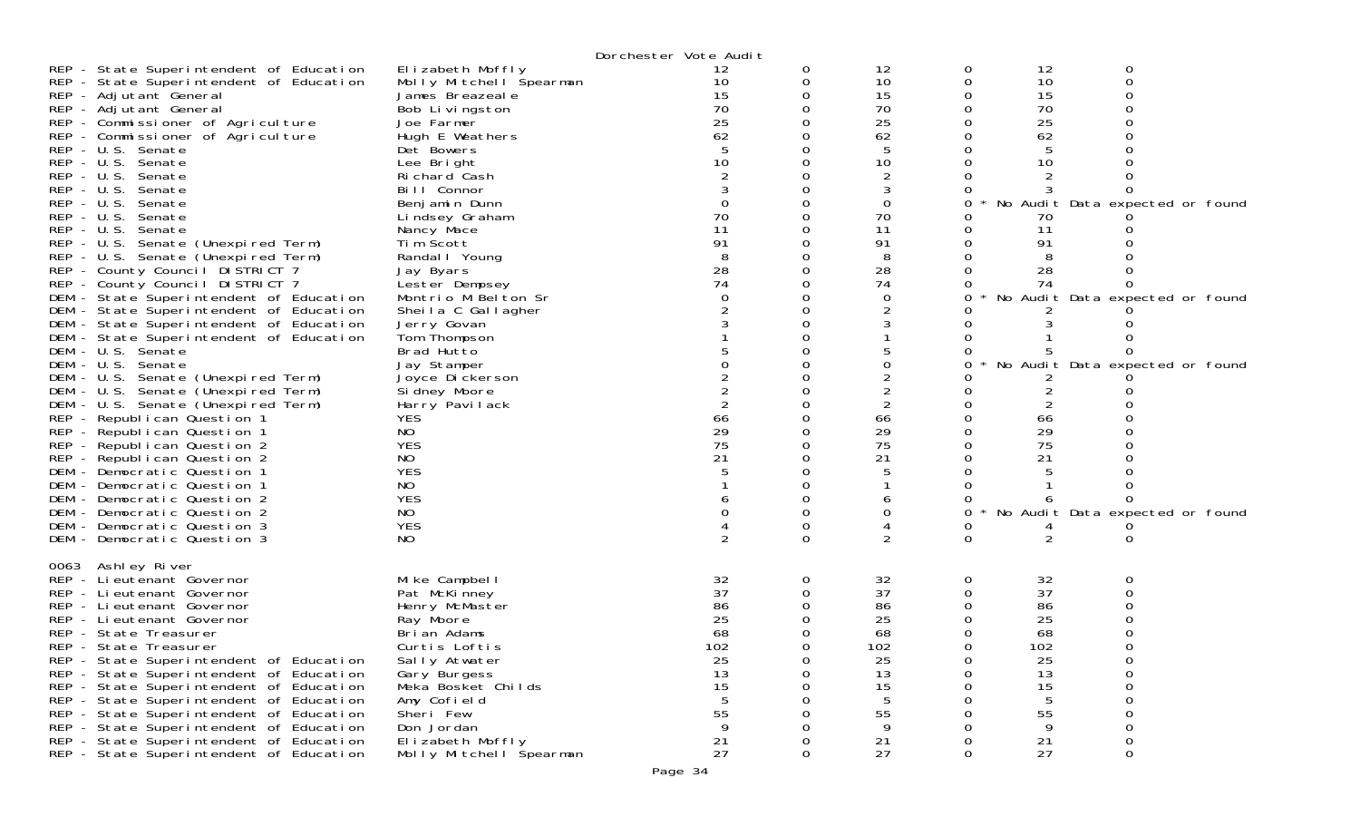Dorchester Vote Audit

| Contest | Candidate | | | | | | |
|---|---|---|---|---|---|---|---|
| REP - State Superintendent of Education | Elizabeth Moffly | 12 | 0 | 12 | 0 | 12 | 0 |
| REP - State Superintendent of Education | Molly Mitchell Spearman | 10 | 0 | 10 | 0 | 10 | 0 |
| REP - Adjutant General | James Breazeale | 15 | 0 | 15 | 0 | 15 | 0 |
| REP - Adjutant General | Bob Livingston | 70 | 0 | 70 | 0 | 70 | 0 |
| REP - Commissioner of Agriculture | Joe Farmer | 25 | 0 | 25 | 0 | 25 | 0 |
| REP - Commissioner of Agriculture | Hugh E Weathers | 62 | 0 | 62 | 0 | 62 | 0 |
| REP - U.S. Senate | Det Bowers | 5 | 0 | 5 | 0 | 5 | 0 |
| REP - U.S. Senate | Lee Bright | 10 | 0 | 10 | 0 | 10 | 0 |
| REP - U.S. Senate | Richard Cash | 2 | 0 | 2 | 0 | 2 | 0 |
| REP - U.S. Senate | Bill Connor | 3 | 0 | 3 | 0 | 3 | 0 |
| REP - U.S. Senate | Benjamin Dunn | 0 | 0 | 0 | 0 * No Audit Data expected or found | | |
| REP - U.S. Senate | Lindsey Graham | 70 | 0 | 70 | 0 | 70 | 0 |
| REP - U.S. Senate | Nancy Mace | 11 | 0 | 11 | 0 | 11 | 0 |
| REP - U.S. Senate (Unexpired Term) | Tim Scott | 91 | 0 | 91 | 0 | 91 | 0 |
| REP - U.S. Senate (Unexpired Term) | Randall Young | 8 | 0 | 8 | 0 | 8 | 0 |
| REP - County Council DISTRICT 7 | Jay Byars | 28 | 0 | 28 | 0 | 28 | 0 |
| REP - County Council DISTRICT 7 | Lester Dempsey | 74 | 0 | 74 | 0 | 74 | 0 |
| DEM - State Superintendent of Education | Montrio M Belton Sr | 0 | 0 | 0 | 0 * No Audit Data expected or found | | |
| DEM - State Superintendent of Education | Sheila C Gallagher | 2 | 0 | 2 | 0 | 2 | 0 |
| DEM - State Superintendent of Education | Jerry Govan | 3 | 0 | 3 | 0 | 3 | 0 |
| DEM - State Superintendent of Education | Tom Thompson | 1 | 0 | 1 | 0 | 1 | 0 |
| DEM - U.S. Senate | Brad Hutto | 5 | 0 | 5 | 0 | 5 | 0 |
| DEM - U.S. Senate | Jay Stamper | 0 | 0 | 0 | 0 * No Audit Data expected or found | | |
| DEM - U.S. Senate (Unexpired Term) | Joyce Dickerson | 2 | 0 | 2 | 0 | 2 | 0 |
| DEM - U.S. Senate (Unexpired Term) | Sidney Moore | 2 | 0 | 2 | 0 | 2 | 0 |
| DEM - U.S. Senate (Unexpired Term) | Harry Pavilack | 2 | 0 | 2 | 0 | 2 | 0 |
| REP - Republican Question 1 | YES | 66 | 0 | 66 | 0 | 66 | 0 |
| REP - Republican Question 1 | NO | 29 | 0 | 29 | 0 | 29 | 0 |
| REP - Republican Question 2 | YES | 75 | 0 | 75 | 0 | 75 | 0 |
| REP - Republican Question 2 | NO | 21 | 0 | 21 | 0 | 21 | 0 |
| DEM - Democratic Question 1 | YES | 5 | 0 | 5 | 0 | 5 | 0 |
| DEM - Democratic Question 1 | NO | 1 | 0 | 1 | 0 | 1 | 0 |
| DEM - Democratic Question 2 | YES | 6 | 0 | 6 | 0 | 6 | 0 |
| DEM - Democratic Question 2 | NO | 0 | 0 | 0 | 0 * No Audit Data expected or found | | |
| DEM - Democratic Question 3 | YES | 4 | 0 | 4 | 0 | 4 | 0 |
| DEM - Democratic Question 3 | NO | 2 | 0 | 2 | 0 | 2 | 0 |

0063 Ashley River

| Contest | Candidate | | | | | | |
|---|---|---|---|---|---|---|---|
| REP - Lieutenant Governor | Mike Campbell | 32 | 0 | 32 | 0 | 32 | 0 |
| REP - Lieutenant Governor | Pat McKinney | 37 | 0 | 37 | 0 | 37 | 0 |
| REP - Lieutenant Governor | Henry McMaster | 86 | 0 | 86 | 0 | 86 | 0 |
| REP - Lieutenant Governor | Ray Moore | 25 | 0 | 25 | 0 | 25 | 0 |
| REP - State Treasurer | Brian Adams | 68 | 0 | 68 | 0 | 68 | 0 |
| REP - State Treasurer | Curtis Loftis | 102 | 0 | 102 | 0 | 102 | 0 |
| REP - State Superintendent of Education | Sally Atwater | 25 | 0 | 25 | 0 | 25 | 0 |
| REP - State Superintendent of Education | Gary Burgess | 13 | 0 | 13 | 0 | 13 | 0 |
| REP - State Superintendent of Education | Meka Bosket Childs | 15 | 0 | 15 | 0 | 15 | 0 |
| REP - State Superintendent of Education | Amy Cofield | 5 | 0 | 5 | 0 | 5 | 0 |
| REP - State Superintendent of Education | Sheri Few | 55 | 0 | 55 | 0 | 55 | 0 |
| REP - State Superintendent of Education | Don Jordan | 9 | 0 | 9 | 0 | 9 | 0 |
| REP - State Superintendent of Education | Elizabeth Moffly | 21 | 0 | 21 | 0 | 21 | 0 |
| REP - State Superintendent of Education | Molly Mitchell Spearman | 27 | 0 | 27 | 0 | 27 | 0 |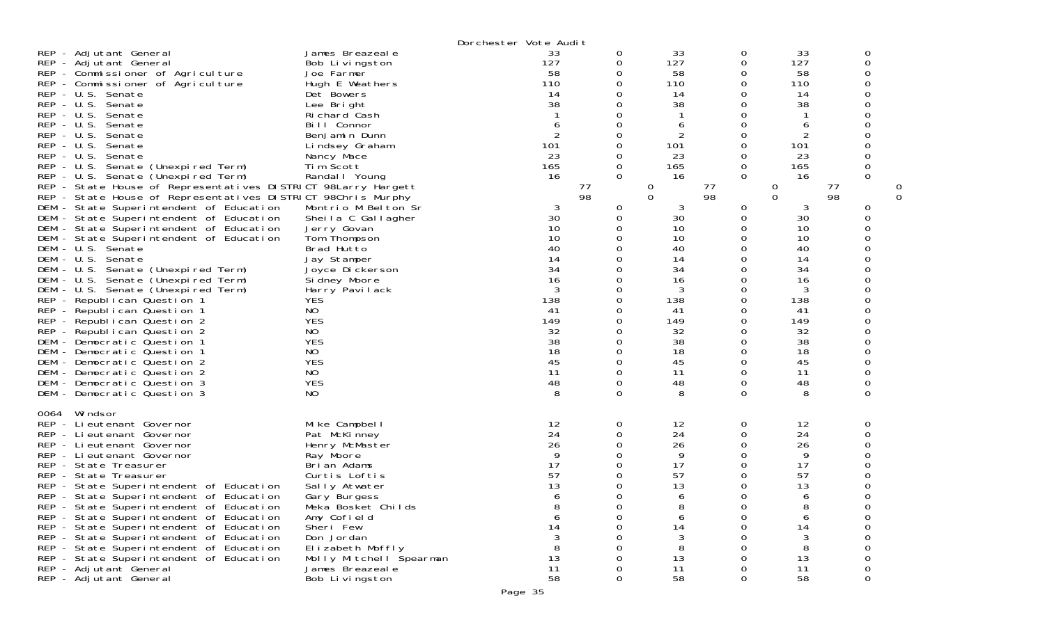Dorchester Vote Audit

| | | | | | | | |
|---|---|---|---|---|---|---|---|
| REP - Adjutant General | James Breazeale | 33 | 0 | 33 | 0 | 33 | 0 |
| REP - Adjutant General | Bob Livingston | 127 | 0 | 127 | 0 | 127 | 0 |
| REP - Commissioner of Agriculture | Joe Farmer | 58 | 0 | 58 | 0 | 58 | 0 |
| REP - Commissioner of Agriculture | Hugh E Weathers | 110 | 0 | 110 | 0 | 110 | 0 |
| REP - U.S. Senate | Det Bowers | 14 | 0 | 14 | 0 | 14 | 0 |
| REP - U.S. Senate | Lee Bright | 38 | 0 | 38 | 0 | 38 | 0 |
| REP - U.S. Senate | Richard Cash | 1 | 0 | 1 | 0 | 1 | 0 |
| REP - U.S. Senate | Bill Connor | 6 | 0 | 6 | 0 | 6 | 0 |
| REP - U.S. Senate | Benjamin Dunn | 2 | 0 | 2 | 0 | 2 | 0 |
| REP - U.S. Senate | Lindsey Graham | 101 | 0 | 101 | 0 | 101 | 0 |
| REP - U.S. Senate | Nancy Mace | 23 | 0 | 23 | 0 | 23 | 0 |
| REP - U.S. Senate (Unexpired Term) | Tim Scott | 165 | 0 | 165 | 0 | 165 | 0 |
| REP - U.S. Senate (Unexpired Term) | Randall Young | 16 | 0 | 16 | 0 | 16 | 0 |
| REP - State House of Representatives DISTRICT 98 | Larry Hargett | 77 | 0 | 77 | 0 | 77 | 0 |
| REP - State House of Representatives DISTRICT 98 | Chris Murphy | 98 | 0 | 98 | 0 | 98 | 0 |
| DEM - State Superintendent of Education | Montrio M Belton Sr | 3 | 0 | 3 | 0 | 3 | 0 |
| DEM - State Superintendent of Education | Sheila C Gallagher | 30 | 0 | 30 | 0 | 30 | 0 |
| DEM - State Superintendent of Education | Jerry Govan | 10 | 0 | 10 | 0 | 10 | 0 |
| DEM - State Superintendent of Education | Tom Thompson | 10 | 0 | 10 | 0 | 10 | 0 |
| DEM - U.S. Senate | Brad Hutto | 40 | 0 | 40 | 0 | 40 | 0 |
| DEM - U.S. Senate | Jay Stamper | 14 | 0 | 14 | 0 | 14 | 0 |
| DEM - U.S. Senate (Unexpired Term) | Joyce Dickerson | 34 | 0 | 34 | 0 | 34 | 0 |
| DEM - U.S. Senate (Unexpired Term) | Sidney Moore | 16 | 0 | 16 | 0 | 16 | 0 |
| DEM - U.S. Senate (Unexpired Term) | Harry Pavilack | 3 | 0 | 3 | 0 | 3 | 0 |
| REP - Republican Question 1 | YES | 138 | 0 | 138 | 0 | 138 | 0 |
| REP - Republican Question 1 | NO | 41 | 0 | 41 | 0 | 41 | 0 |
| REP - Republican Question 2 | YES | 149 | 0 | 149 | 0 | 149 | 0 |
| REP - Republican Question 2 | NO | 32 | 0 | 32 | 0 | 32 | 0 |
| DEM - Democratic Question 1 | YES | 38 | 0 | 38 | 0 | 38 | 0 |
| DEM - Democratic Question 1 | NO | 18 | 0 | 18 | 0 | 18 | 0 |
| DEM - Democratic Question 2 | YES | 45 | 0 | 45 | 0 | 45 | 0 |
| DEM - Democratic Question 2 | NO | 11 | 0 | 11 | 0 | 11 | 0 |
| DEM - Democratic Question 3 | YES | 48 | 0 | 48 | 0 | 48 | 0 |
| DEM - Democratic Question 3 | NO | 8 | 0 | 8 | 0 | 8 | 0 |

0064 Windsor

| | | | | | | | |
|---|---|---|---|---|---|---|---|
| REP - Lieutenant Governor | Mike Campbell | 12 | 0 | 12 | 0 | 12 | 0 |
| REP - Lieutenant Governor | Pat McKinney | 24 | 0 | 24 | 0 | 24 | 0 |
| REP - Lieutenant Governor | Henry McMaster | 26 | 0 | 26 | 0 | 26 | 0 |
| REP - Lieutenant Governor | Ray Moore | 9 | 0 | 9 | 0 | 9 | 0 |
| REP - State Treasurer | Brian Adams | 17 | 0 | 17 | 0 | 17 | 0 |
| REP - State Treasurer | Curtis Loftis | 57 | 0 | 57 | 0 | 57 | 0 |
| REP - State Superintendent of Education | Sally Atwater | 13 | 0 | 13 | 0 | 13 | 0 |
| REP - State Superintendent of Education | Gary Burgess | 6 | 0 | 6 | 0 | 6 | 0 |
| REP - State Superintendent of Education | Meka Bosket Childs | 8 | 0 | 8 | 0 | 8 | 0 |
| REP - State Superintendent of Education | Amy Cofield | 6 | 0 | 6 | 0 | 6 | 0 |
| REP - State Superintendent of Education | Sheri Few | 14 | 0 | 14 | 0 | 14 | 0 |
| REP - State Superintendent of Education | Don Jordan | 3 | 0 | 3 | 0 | 3 | 0 |
| REP - State Superintendent of Education | Elizabeth Moffly | 8 | 0 | 8 | 0 | 8 | 0 |
| REP - State Superintendent of Education | Molly Mitchell Spearman | 13 | 0 | 13 | 0 | 13 | 0 |
| REP - Adjutant General | James Breazeale | 11 | 0 | 11 | 0 | 11 | 0 |
| REP - Adjutant General | Bob Livingston | 58 | 0 | 58 | 0 | 58 | 0 |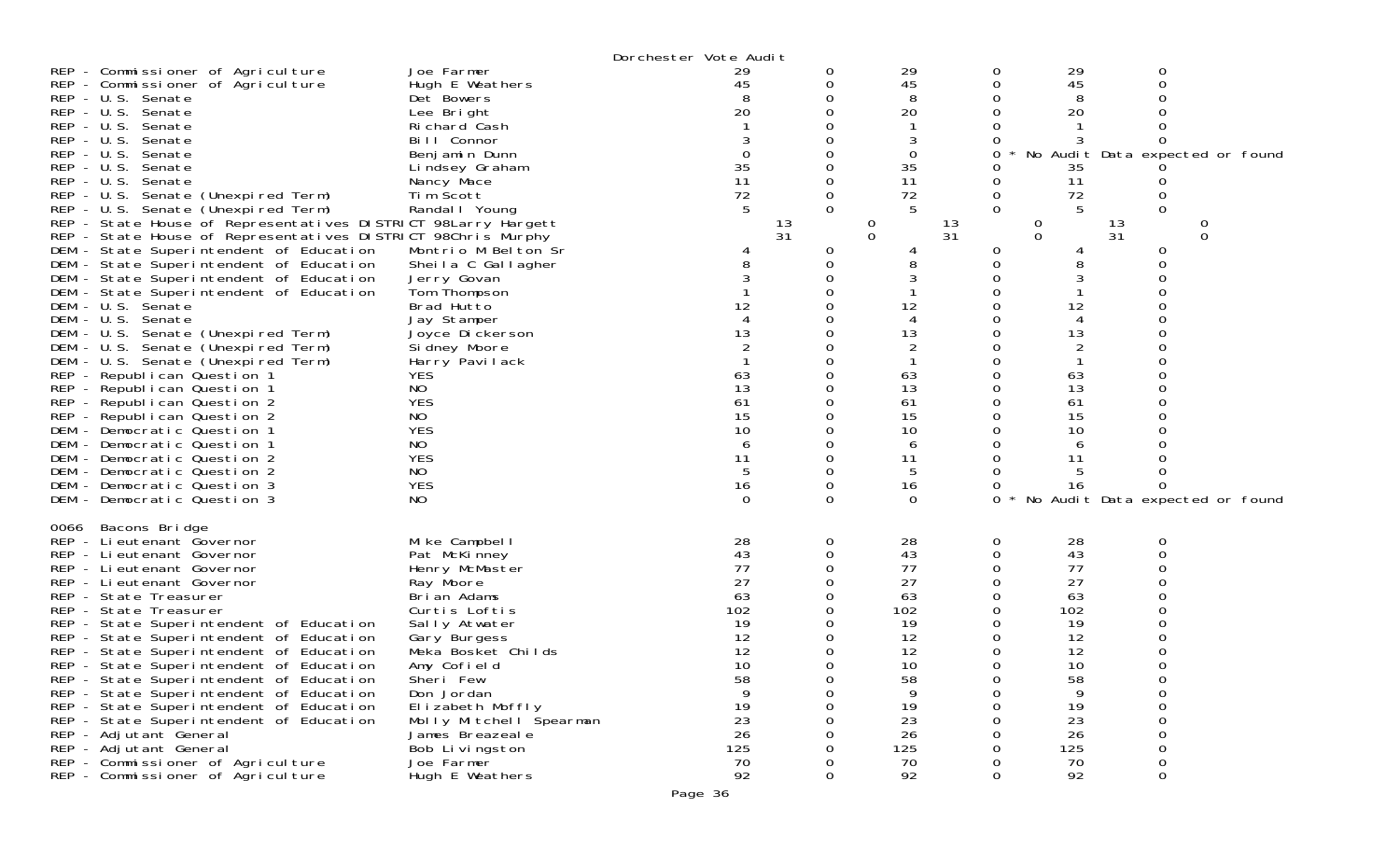Dorchester Vote Audit

| Contest | Candidate | | | | | | |
|---|---|---|---|---|---|---|---|
| REP - Commissioner of Agriculture | Joe Farmer | 29 | 0 | 29 | 0 | 29 | 0 |
| REP - Commissioner of Agriculture | Hugh E Weathers | 45 | 0 | 45 | 0 | 45 | 0 |
| REP - U.S. Senate | Det Bowers | 8 | 0 | 8 | 0 | 8 | 0 |
| REP - U.S. Senate | Lee Bright | 20 | 0 | 20 | 0 | 20 | 0 |
| REP - U.S. Senate | Richard Cash | 1 | 0 | 1 | 0 | 1 | 0 |
| REP - U.S. Senate | Bill Connor | 3 | 0 | 3 | 0 | 3 | 0 |
| REP - U.S. Senate | Benjamin Dunn | 0 | 0 | 0 | 0 * | No Audit Data expected or found | |
| REP - U.S. Senate | Lindsey Graham | 35 | 0 | 35 | 0 | 35 | 0 |
| REP - U.S. Senate | Nancy Mace | 11 | 0 | 11 | 0 | 11 | 0 |
| REP - U.S. Senate (Unexpired Term) | Tim Scott | 72 | 0 | 72 | 0 | 72 | 0 |
| REP - U.S. Senate (Unexpired Term) | Randall Young | 5 | 0 | 5 | 0 | 5 | 0 |
| REP - State House of Representatives DISTRICT 98 | Larry Hargett | 13 | 0 | 13 | 0 | 13 | 0 |
| REP - State House of Representatives DISTRICT 98 | Chris Murphy | 31 | 0 | 31 | 0 | 31 | 0 |
| DEM - State Superintendent of Education | Montrio M Belton Sr | 4 | 0 | 4 | 0 | 4 | 0 |
| DEM - State Superintendent of Education | Sheila C Gallagher | 8 | 0 | 8 | 0 | 8 | 0 |
| DEM - State Superintendent of Education | Jerry Govan | 3 | 0 | 3 | 0 | 3 | 0 |
| DEM - State Superintendent of Education | Tom Thompson | 1 | 0 | 1 | 0 | 1 | 0 |
| DEM - U.S. Senate | Brad Hutto | 12 | 0 | 12 | 0 | 12 | 0 |
| DEM - U.S. Senate | Jay Stamper | 4 | 0 | 4 | 0 | 4 | 0 |
| DEM - U.S. Senate (Unexpired Term) | Joyce Dickerson | 13 | 0 | 13 | 0 | 13 | 0 |
| DEM - U.S. Senate (Unexpired Term) | Sidney Moore | 2 | 0 | 2 | 0 | 2 | 0 |
| DEM - U.S. Senate (Unexpired Term) | Harry Pavilack | 1 | 0 | 1 | 0 | 1 | 0 |
| REP - Republican Question 1 | YES | 63 | 0 | 63 | 0 | 63 | 0 |
| REP - Republican Question 1 | NO | 13 | 0 | 13 | 0 | 13 | 0 |
| REP - Republican Question 2 | YES | 61 | 0 | 61 | 0 | 61 | 0 |
| REP - Republican Question 2 | NO | 15 | 0 | 15 | 0 | 15 | 0 |
| DEM - Democratic Question 1 | YES | 10 | 0 | 10 | 0 | 10 | 0 |
| DEM - Democratic Question 1 | NO | 6 | 0 | 6 | 0 | 6 | 0 |
| DEM - Democratic Question 2 | YES | 11 | 0 | 11 | 0 | 11 | 0 |
| DEM - Democratic Question 2 | NO | 5 | 0 | 5 | 0 | 5 | 0 |
| DEM - Democratic Question 3 | YES | 16 | 0 | 16 | 0 | 16 | 0 |
| DEM - Democratic Question 3 | NO | 0 | 0 | 0 | 0 * | No Audit Data expected or found | |

0066 Bacons Bridge

| Contest | Candidate | | | | | | |
|---|---|---|---|---|---|---|---|
| REP - Lieutenant Governor | Mike Campbell | 28 | 0 | 28 | 0 | 28 | 0 |
| REP - Lieutenant Governor | Pat McKinney | 43 | 0 | 43 | 0 | 43 | 0 |
| REP - Lieutenant Governor | Henry McMaster | 77 | 0 | 77 | 0 | 77 | 0 |
| REP - Lieutenant Governor | Ray Moore | 27 | 0 | 27 | 0 | 27 | 0 |
| REP - State Treasurer | Brian Adams | 63 | 0 | 63 | 0 | 63 | 0 |
| REP - State Treasurer | Curtis Loftis | 102 | 0 | 102 | 0 | 102 | 0 |
| REP - State Superintendent of Education | Sally Atwater | 19 | 0 | 19 | 0 | 19 | 0 |
| REP - State Superintendent of Education | Gary Burgess | 12 | 0 | 12 | 0 | 12 | 0 |
| REP - State Superintendent of Education | Meka Bosket Childs | 12 | 0 | 12 | 0 | 12 | 0 |
| REP - State Superintendent of Education | Amy Cofield | 10 | 0 | 10 | 0 | 10 | 0 |
| REP - State Superintendent of Education | Sheri Few | 58 | 0 | 58 | 0 | 58 | 0 |
| REP - State Superintendent of Education | Don Jordan | 9 | 0 | 9 | 0 | 9 | 0 |
| REP - State Superintendent of Education | Elizabeth Moffly | 19 | 0 | 19 | 0 | 19 | 0 |
| REP - State Superintendent of Education | Molly Mitchell Spearman | 23 | 0 | 23 | 0 | 23 | 0 |
| REP - Adjutant General | James Breazeale | 26 | 0 | 26 | 0 | 26 | 0 |
| REP - Adjutant General | Bob Livingston | 125 | 0 | 125 | 0 | 125 | 0 |
| REP - Commissioner of Agriculture | Joe Farmer | 70 | 0 | 70 | 0 | 70 | 0 |
| REP - Commissioner of Agriculture | Hugh E Weathers | 92 | 0 | 92 | 0 | 92 | 0 |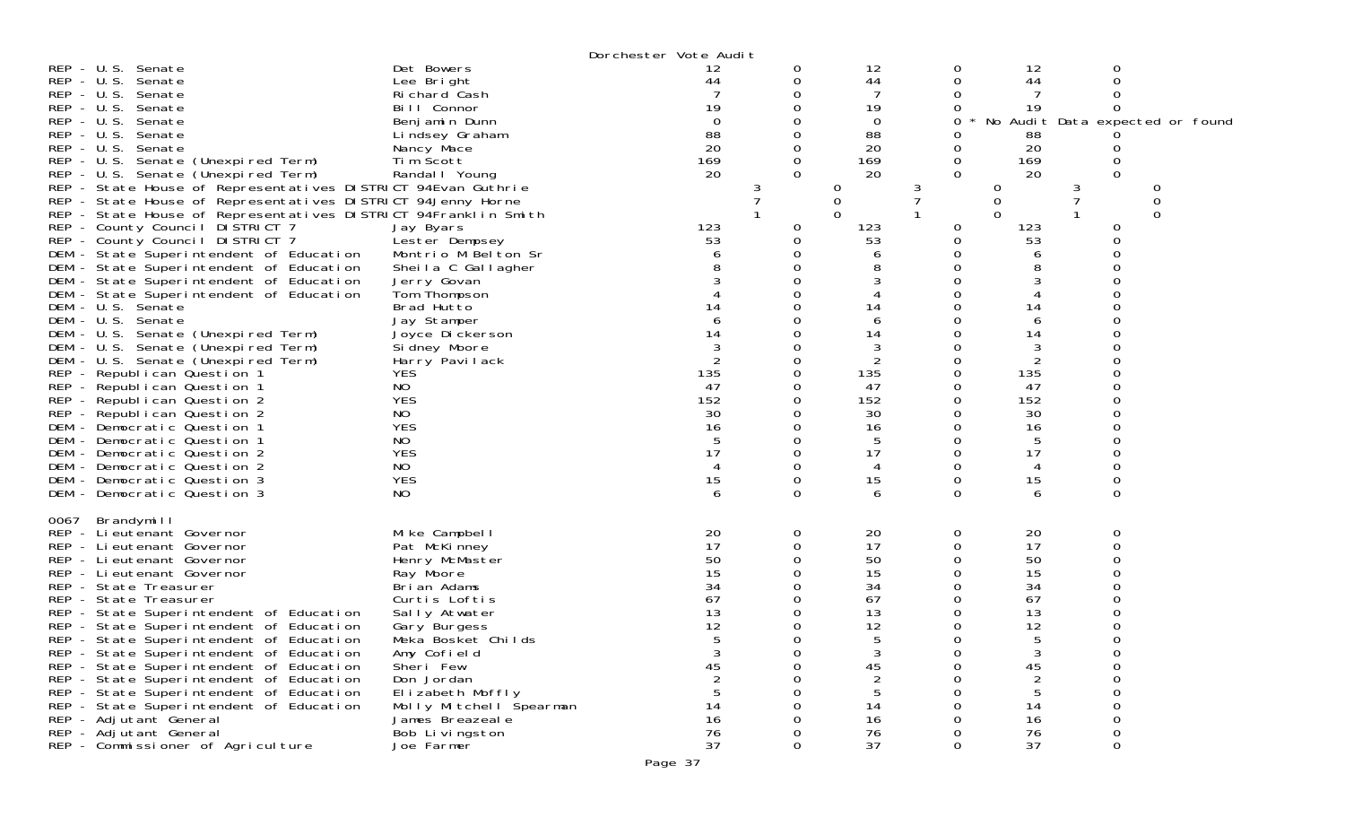Dorchester Vote Audit

| Contest | Candidate | | | | | | |
|---|---|---|---|---|---|---|---|
| REP - U.S. Senate | Det Bowers | 12 | 0 | 12 | 0 | 12 | 0 |
| REP - U.S. Senate | Lee Bright | 44 | 0 | 44 | 0 | 44 | 0 |
| REP - U.S. Senate | Richard Cash | 7 | 0 | 7 | 0 | 7 | 0 |
| REP - U.S. Senate | Bill Connor | 19 | 0 | 19 | 0 | 19 | 0 |
| REP - U.S. Senate | Benjamin Dunn | 0 | 0 | 0 | 0 * No Audit Data expected or found | | |
| REP - U.S. Senate | Lindsey Graham | 88 | 0 | 88 | 0 | 88 | 0 |
| REP - U.S. Senate | Nancy Mace | 20 | 0 | 20 | 0 | 20 | 0 |
| REP - U.S. Senate (Unexpired Term) | Tim Scott | 169 | 0 | 169 | 0 | 169 | 0 |
| REP - U.S. Senate (Unexpired Term) | Randall Young | 20 | 0 | 20 | 0 | 20 | 0 |
| REP - State House of Representatives DISTRICT 94 | Evan Guthrie | 3 | 0 | 3 | 0 | 3 | 0 |
| REP - State House of Representatives DISTRICT 94 | Jenny Horne | 7 | 0 | 7 | 0 | 7 | 0 |
| REP - State House of Representatives DISTRICT 94 | Franklin Smith | 1 | 0 | 1 | 0 | 1 | 0 |
| REP - County Council DISTRICT 7 | Jay Byars | 123 | 0 | 123 | 0 | 123 | 0 |
| REP - County Council DISTRICT 7 | Lester Dempsey | 53 | 0 | 53 | 0 | 53 | 0 |
| DEM - State Superintendent of Education | Montrio M Belton Sr | 6 | 0 | 6 | 0 | 6 | 0 |
| DEM - State Superintendent of Education | Sheila C Gallagher | 8 | 0 | 8 | 0 | 8 | 0 |
| DEM - State Superintendent of Education | Jerry Govan | 3 | 0 | 3 | 0 | 3 | 0 |
| DEM - State Superintendent of Education | Tom Thompson | 4 | 0 | 4 | 0 | 4 | 0 |
| DEM - U.S. Senate | Brad Hutto | 14 | 0 | 14 | 0 | 14 | 0 |
| DEM - U.S. Senate | Jay Stamper | 6 | 0 | 6 | 0 | 6 | 0 |
| DEM - U.S. Senate (Unexpired Term) | Joyce Dickerson | 14 | 0 | 14 | 0 | 14 | 0 |
| DEM - U.S. Senate (Unexpired Term) | Sidney Moore | 3 | 0 | 3 | 0 | 3 | 0 |
| DEM - U.S. Senate (Unexpired Term) | Harry Pavilack | 2 | 0 | 2 | 0 | 2 | 0 |
| REP - Republican Question 1 | YES | 135 | 0 | 135 | 0 | 135 | 0 |
| REP - Republican Question 1 | NO | 47 | 0 | 47 | 0 | 47 | 0 |
| REP - Republican Question 2 | YES | 152 | 0 | 152 | 0 | 152 | 0 |
| REP - Republican Question 2 | NO | 30 | 0 | 30 | 0 | 30 | 0 |
| DEM - Democratic Question 1 | YES | 16 | 0 | 16 | 0 | 16 | 0 |
| DEM - Democratic Question 1 | NO | 5 | 0 | 5 | 0 | 5 | 0 |
| DEM - Democratic Question 2 | YES | 17 | 0 | 17 | 0 | 17 | 0 |
| DEM - Democratic Question 2 | NO | 4 | 0 | 4 | 0 | 4 | 0 |
| DEM - Democratic Question 3 | YES | 15 | 0 | 15 | 0 | 15 | 0 |
| DEM - Democratic Question 3 | NO | 6 | 0 | 6 | 0 | 6 | 0 |

0067 Brandymill

| Contest | Candidate | | | | | | |
|---|---|---|---|---|---|---|---|
| REP - Lieutenant Governor | Mike Campbell | 20 | 0 | 20 | 0 | 20 | 0 |
| REP - Lieutenant Governor | Pat McKinney | 17 | 0 | 17 | 0 | 17 | 0 |
| REP - Lieutenant Governor | Henry McMaster | 50 | 0 | 50 | 0 | 50 | 0 |
| REP - Lieutenant Governor | Ray Moore | 15 | 0 | 15 | 0 | 15 | 0 |
| REP - State Treasurer | Brian Adams | 34 | 0 | 34 | 0 | 34 | 0 |
| REP - State Treasurer | Curtis Loftis | 67 | 0 | 67 | 0 | 67 | 0 |
| REP - State Superintendent of Education | Sally Atwater | 13 | 0 | 13 | 0 | 13 | 0 |
| REP - State Superintendent of Education | Gary Burgess | 12 | 0 | 12 | 0 | 12 | 0 |
| REP - State Superintendent of Education | Meka Bosket Childs | 5 | 0 | 5 | 0 | 5 | 0 |
| REP - State Superintendent of Education | Amy Cofield | 3 | 0 | 3 | 0 | 3 | 0 |
| REP - State Superintendent of Education | Sheri Few | 45 | 0 | 45 | 0 | 45 | 0 |
| REP - State Superintendent of Education | Don Jordan | 2 | 0 | 2 | 0 | 2 | 0 |
| REP - State Superintendent of Education | Elizabeth Moffly | 5 | 0 | 5 | 0 | 5 | 0 |
| REP - State Superintendent of Education | Molly Mitchell Spearman | 14 | 0 | 14 | 0 | 14 | 0 |
| REP - Adjutant General | James Breazeale | 16 | 0 | 16 | 0 | 16 | 0 |
| REP - Adjutant General | Bob Livingston | 76 | 0 | 76 | 0 | 76 | 0 |
| REP - Commissioner of Agriculture | Joe Farmer | 37 | 0 | 37 | 0 | 37 | 0 |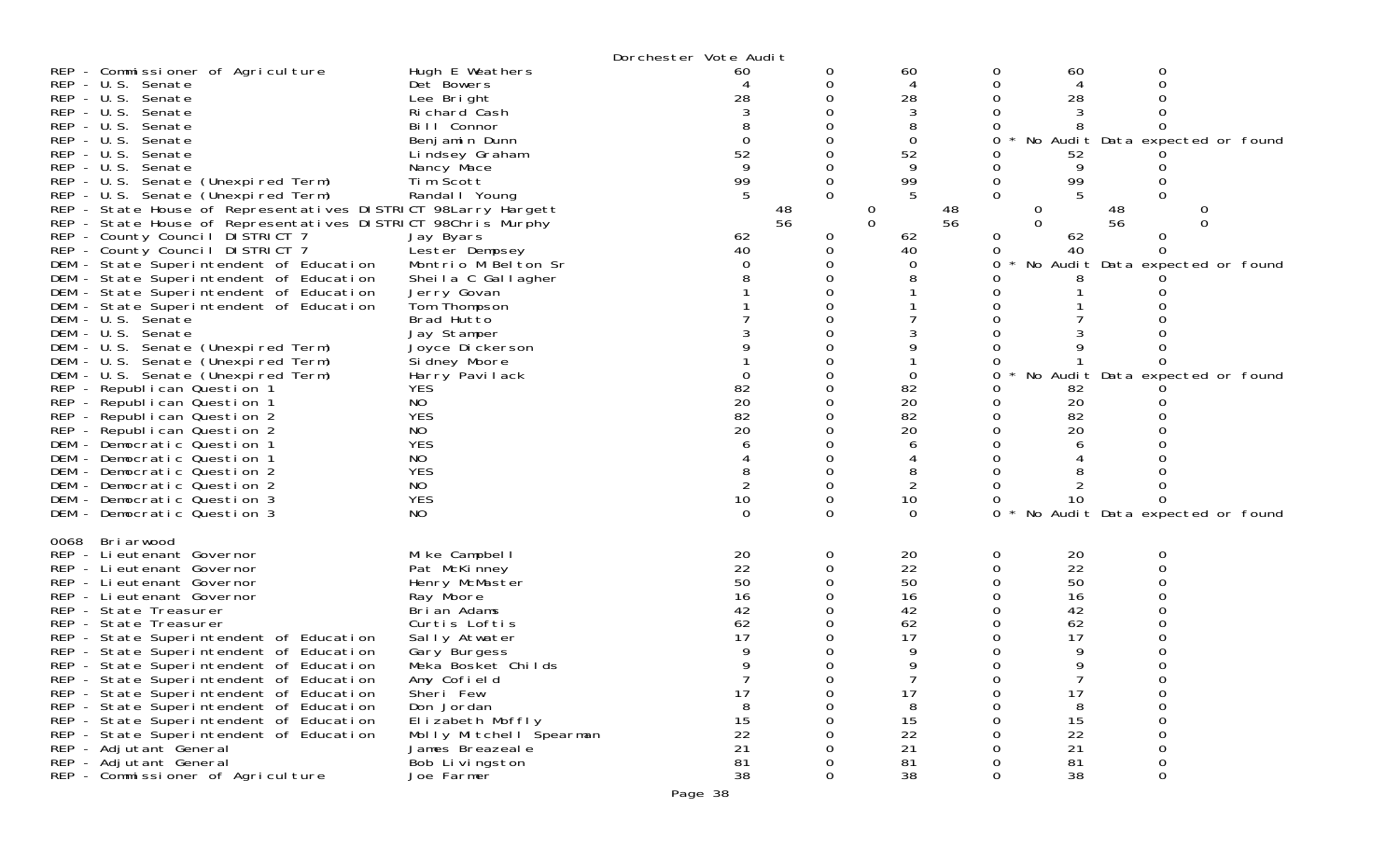Dorchester Vote Audit

| Contest | Candidate | | | | | | |
|---|---|---|---|---|---|---|---|
| REP - Commissioner of Agriculture | Hugh E Weathers | 60 | 0 | 60 | 0 | 60 | 0 |
| REP - U.S. Senate | Det Bowers | 4 | 0 | 4 | 0 | 4 | 0 |
| REP - U.S. Senate | Lee Bright | 28 | 0 | 28 | 0 | 28 | 0 |
| REP - U.S. Senate | Richard Cash | 3 | 0 | 3 | 0 | 3 | 0 |
| REP - U.S. Senate | Bill Connor | 8 | 0 | 8 | 0 | 8 | 0 |
| REP - U.S. Senate | Benjamin Dunn | 0 | 0 | 0 | 0 * No Audit Data expected or found | | |
| REP - U.S. Senate | Lindsey Graham | 52 | 0 | 52 | 0 | 52 | 0 |
| REP - U.S. Senate | Nancy Mace | 9 | 0 | 9 | 0 | 9 | 0 |
| REP - U.S. Senate (Unexpired Term) | Tim Scott | 99 | 0 | 99 | 0 | 99 | 0 |
| REP - U.S. Senate (Unexpired Term) | Randall Young | 5 | 0 | 5 | 0 | 5 | 0 |
| REP - State House of Representatives DISTRICT 98 | Larry Hargett | 48 | 0 | 48 | 0 | 48 | 0 |
| REP - State House of Representatives DISTRICT 98 | Chris Murphy | 56 | 0 | 56 | 0 | 56 | 0 |
| REP - County Council DISTRICT 7 | Jay Byars | 62 | 0 | 62 | 0 | 62 | 0 |
| REP - County Council DISTRICT 7 | Lester Dempsey | 40 | 0 | 40 | 0 | 40 | 0 |
| DEM - State Superintendent of Education | Montrio M Belton Sr | 0 | 0 | 0 | 0 * No Audit Data expected or found | | |
| DEM - State Superintendent of Education | Sheila C Gallagher | 8 | 0 | 8 | 0 | 8 | 0 |
| DEM - State Superintendent of Education | Jerry Govan | 1 | 0 | 1 | 0 | 1 | 0 |
| DEM - State Superintendent of Education | Tom Thompson | 1 | 0 | 1 | 0 | 1 | 0 |
| DEM - U.S. Senate | Brad Hutto | 7 | 0 | 7 | 0 | 7 | 0 |
| DEM - U.S. Senate | Jay Stamper | 3 | 0 | 3 | 0 | 3 | 0 |
| DEM - U.S. Senate (Unexpired Term) | Joyce Dickerson | 9 | 0 | 9 | 0 | 9 | 0 |
| DEM - U.S. Senate (Unexpired Term) | Sidney Moore | 1 | 0 | 1 | 0 | 1 | 0 |
| DEM - U.S. Senate (Unexpired Term) | Harry Pavilack | 0 | 0 | 0 | 0 * No Audit Data expected or found | | |
| REP - Republican Question 1 | YES | 82 | 0 | 82 | 0 | 82 | 0 |
| REP - Republican Question 1 | NO | 20 | 0 | 20 | 0 | 20 | 0 |
| REP - Republican Question 2 | YES | 82 | 0 | 82 | 0 | 82 | 0 |
| REP - Republican Question 2 | NO | 20 | 0 | 20 | 0 | 20 | 0 |
| DEM - Democratic Question 1 | YES | 6 | 0 | 6 | 0 | 6 | 0 |
| DEM - Democratic Question 1 | NO | 4 | 0 | 4 | 0 | 4 | 0 |
| DEM - Democratic Question 2 | YES | 8 | 0 | 8 | 0 | 8 | 0 |
| DEM - Democratic Question 2 | NO | 2 | 0 | 2 | 0 | 2 | 0 |
| DEM - Democratic Question 3 | YES | 10 | 0 | 10 | 0 | 10 | 0 |
| DEM - Democratic Question 3 | NO | 0 | 0 | 0 | 0 * No Audit Data expected or found | | |

0068 Briarwood

| Contest | Candidate | | | | | | |
|---|---|---|---|---|---|---|---|
| REP - Lieutenant Governor | Mike Campbell | 20 | 0 | 20 | 0 | 20 | 0 |
| REP - Lieutenant Governor | Pat McKinney | 22 | 0 | 22 | 0 | 22 | 0 |
| REP - Lieutenant Governor | Henry McMaster | 50 | 0 | 50 | 0 | 50 | 0 |
| REP - Lieutenant Governor | Ray Moore | 16 | 0 | 16 | 0 | 16 | 0 |
| REP - State Treasurer | Brian Adams | 42 | 0 | 42 | 0 | 42 | 0 |
| REP - State Treasurer | Curtis Loftis | 62 | 0 | 62 | 0 | 62 | 0 |
| REP - State Superintendent of Education | Sally Atwater | 17 | 0 | 17 | 0 | 17 | 0 |
| REP - State Superintendent of Education | Gary Burgess | 9 | 0 | 9 | 0 | 9 | 0 |
| REP - State Superintendent of Education | Meka Bosket Childs | 9 | 0 | 9 | 0 | 9 | 0 |
| REP - State Superintendent of Education | Amy Cofield | 7 | 0 | 7 | 0 | 7 | 0 |
| REP - State Superintendent of Education | Sheri Few | 17 | 0 | 17 | 0 | 17 | 0 |
| REP - State Superintendent of Education | Don Jordan | 8 | 0 | 8 | 0 | 8 | 0 |
| REP - State Superintendent of Education | Elizabeth Moffly | 15 | 0 | 15 | 0 | 15 | 0 |
| REP - State Superintendent of Education | Molly Mitchell Spearman | 22 | 0 | 22 | 0 | 22 | 0 |
| REP - Adjutant General | James Breazeale | 21 | 0 | 21 | 0 | 21 | 0 |
| REP - Adjutant General | Bob Livingston | 81 | 0 | 81 | 0 | 81 | 0 |
| REP - Commissioner of Agriculture | Joe Farmer | 38 | 0 | 38 | 0 | 38 | 0 |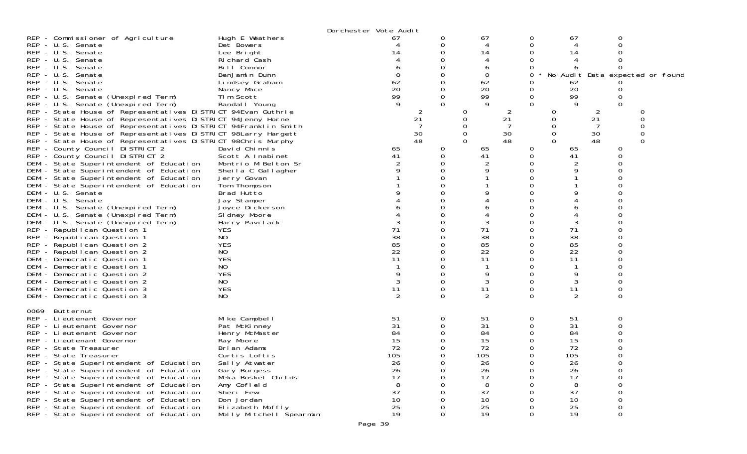Dorchester Vote Audit

| | | | | | | | |
|---|---|---|---|---|---|---|---|
| REP - Commissioner of Agriculture | Hugh E Weathers | 67 | 0 | 67 | 0 | 67 | 0 |
| REP - U.S. Senate | Det Bowers | 4 | 0 | 4 | 0 | 4 | 0 |
| REP - U.S. Senate | Lee Bright | 14 | 0 | 14 | 0 | 14 | 0 |
| REP - U.S. Senate | Richard Cash | 4 | 0 | 4 | 0 | 4 | 0 |
| REP - U.S. Senate | Bill Connor | 6 | 0 | 6 | 0 | 6 | 0 |
| REP - U.S. Senate | Benjamin Dunn | 0 | 0 | 0 | 0 * | No Audit Data expected or found | |
| REP - U.S. Senate | Lindsey Graham | 62 | 0 | 62 | 0 | 62 | 0 |
| REP - U.S. Senate | Nancy Mace | 20 | 0 | 20 | 0 | 20 | 0 |
| REP - U.S. Senate (Unexpired Term) | Tim Scott | 99 | 0 | 99 | 0 | 99 | 0 |
| REP - U.S. Senate (Unexpired Term) | Randall Young | 9 | 0 | 9 | 0 | 9 | 0 |
| REP - State House of Representatives DISTRICT 94 | Evan Guthrie | 2 | 0 | 2 | 0 | 2 | 0 |
| REP - State House of Representatives DISTRICT 94 | Jenny Horne | 21 | 0 | 21 | 0 | 21 | 0 |
| REP - State House of Representatives DISTRICT 94 | Franklin Smith | 7 | 0 | 7 | 0 | 7 | 0 |
| REP - State House of Representatives DISTRICT 98 | Larry Hargett | 30 | 0 | 30 | 0 | 30 | 0 |
| REP - State House of Representatives DISTRICT 98 | Chris Murphy | 48 | 0 | 48 | 0 | 48 | 0 |
| REP - County Council DISTRICT 2 | David Chinnis | 65 | 0 | 65 | 0 | 65 | 0 |
| REP - County Council DISTRICT 2 | Scott A Inabinet | 41 | 0 | 41 | 0 | 41 | 0 |
| DEM - State Superintendent of Education | Montrio M Belton Sr | 2 | 0 | 2 | 0 | 2 | 0 |
| DEM - State Superintendent of Education | Sheila C Gallagher | 9 | 0 | 9 | 0 | 9 | 0 |
| DEM - State Superintendent of Education | Jerry Govan | 1 | 0 | 1 | 0 | 1 | 0 |
| DEM - State Superintendent of Education | Tom Thompson | 1 | 0 | 1 | 0 | 1 | 0 |
| DEM - U.S. Senate | Brad Hutto | 9 | 0 | 9 | 0 | 9 | 0 |
| DEM - U.S. Senate | Jay Stamper | 4 | 0 | 4 | 0 | 4 | 0 |
| DEM - U.S. Senate (Unexpired Term) | Joyce Dickerson | 6 | 0 | 6 | 0 | 6 | 0 |
| DEM - U.S. Senate (Unexpired Term) | Sidney Moore | 4 | 0 | 4 | 0 | 4 | 0 |
| DEM - U.S. Senate (Unexpired Term) | Harry Pavilack | 3 | 0 | 3 | 0 | 3 | 0 |
| REP - Republican Question 1 | YES | 71 | 0 | 71 | 0 | 71 | 0 |
| REP - Republican Question 1 | NO | 38 | 0 | 38 | 0 | 38 | 0 |
| REP - Republican Question 2 | YES | 85 | 0 | 85 | 0 | 85 | 0 |
| REP - Republican Question 2 | NO | 22 | 0 | 22 | 0 | 22 | 0 |
| DEM - Democratic Question 1 | YES | 11 | 0 | 11 | 0 | 11 | 0 |
| DEM - Democratic Question 1 | NO | 1 | 0 | 1 | 0 | 1 | 0 |
| DEM - Democratic Question 2 | YES | 9 | 0 | 9 | 0 | 9 | 0 |
| DEM - Democratic Question 2 | NO | 3 | 0 | 3 | 0 | 3 | 0 |
| DEM - Democratic Question 3 | YES | 11 | 0 | 11 | 0 | 11 | 0 |
| DEM - Democratic Question 3 | NO | 2 | 0 | 2 | 0 | 2 | 0 |

0069 Butternut

| | | | | | | | |
|---|---|---|---|---|---|---|---|
| REP - Lieutenant Governor | Mike Campbell | 51 | 0 | 51 | 0 | 51 | 0 |
| REP - Lieutenant Governor | Pat McKinney | 31 | 0 | 31 | 0 | 31 | 0 |
| REP - Lieutenant Governor | Henry McMaster | 84 | 0 | 84 | 0 | 84 | 0 |
| REP - Lieutenant Governor | Ray Moore | 15 | 0 | 15 | 0 | 15 | 0 |
| REP - State Treasurer | Brian Adams | 72 | 0 | 72 | 0 | 72 | 0 |
| REP - State Treasurer | Curtis Loftis | 105 | 0 | 105 | 0 | 105 | 0 |
| REP - State Superintendent of Education | Sally Atwater | 26 | 0 | 26 | 0 | 26 | 0 |
| REP - State Superintendent of Education | Gary Burgess | 26 | 0 | 26 | 0 | 26 | 0 |
| REP - State Superintendent of Education | Meka Bosket Childs | 17 | 0 | 17 | 0 | 17 | 0 |
| REP - State Superintendent of Education | Amy Cofield | 8 | 0 | 8 | 0 | 8 | 0 |
| REP - State Superintendent of Education | Sheri Few | 37 | 0 | 37 | 0 | 37 | 0 |
| REP - State Superintendent of Education | Don Jordan | 10 | 0 | 10 | 0 | 10 | 0 |
| REP - State Superintendent of Education | Elizabeth Moffly | 25 | 0 | 25 | 0 | 25 | 0 |
| REP - State Superintendent of Education | Molly Mitchell Spearman | 19 | 0 | 19 | 0 | 19 | 0 |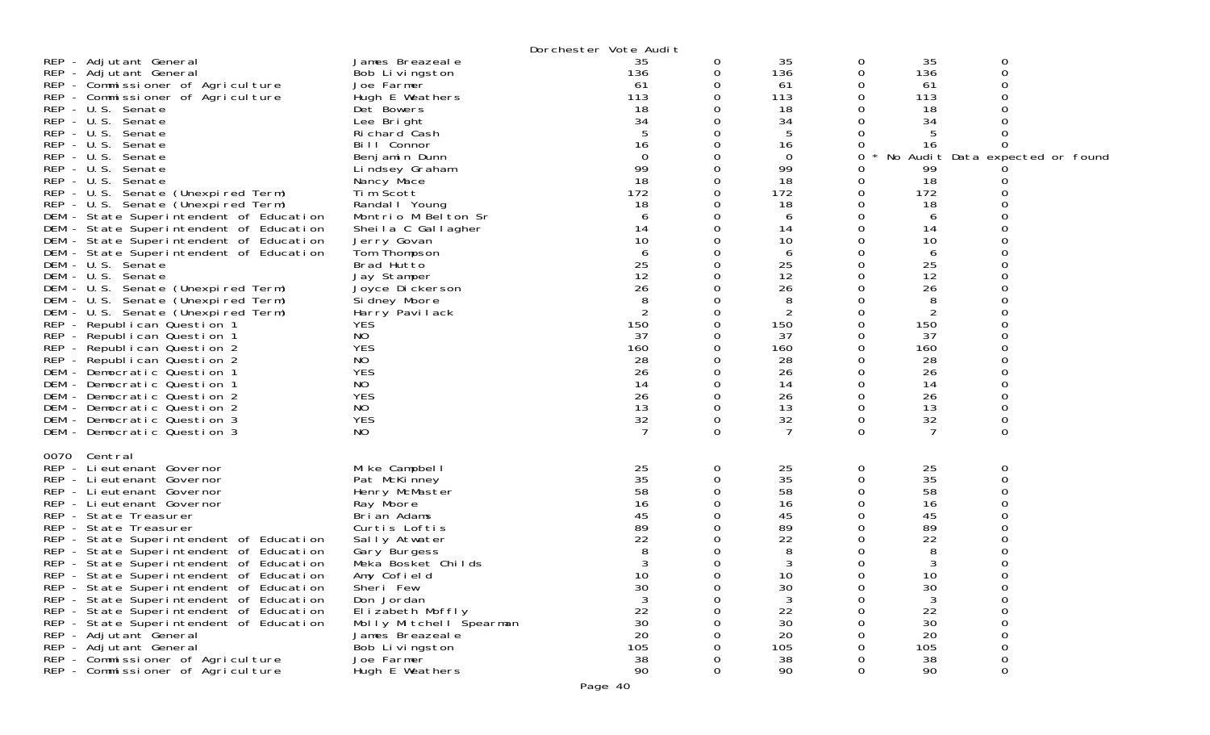Dorchester Vote Audit

| | | | | | | | |
|---|---|---|---|---|---|---|---|
| REP - Adjutant General | James Breazeale | 35 | 0 | 35 | 0 | 35 | 0 |
| REP - Adjutant General | Bob Livingston | 136 | 0 | 136 | 0 | 136 | 0 |
| REP - Commissioner of Agriculture | Joe Farmer | 61 | 0 | 61 | 0 | 61 | 0 |
| REP - Commissioner of Agriculture | Hugh E Weathers | 113 | 0 | 113 | 0 | 113 | 0 |
| REP - U.S. Senate | Det Bowers | 18 | 0 | 18 | 0 | 18 | 0 |
| REP - U.S. Senate | Lee Bright | 34 | 0 | 34 | 0 | 34 | 0 |
| REP - U.S. Senate | Richard Cash | 5 | 0 | 5 | 0 | 5 | 0 |
| REP - U.S. Senate | Bill Connor | 16 | 0 | 16 | 0 | 16 | 0 |
| REP - U.S. Senate | Benjamin Dunn | 0 | 0 | 0 | 0 * No Audit Data expected or found | | |
| REP - U.S. Senate | Lindsey Graham | 99 | 0 | 99 | 0 | 99 | 0 |
| REP - U.S. Senate | Nancy Mace | 18 | 0 | 18 | 0 | 18 | 0 |
| REP - U.S. Senate (Unexpired Term) | Tim Scott | 172 | 0 | 172 | 0 | 172 | 0 |
| REP - U.S. Senate (Unexpired Term) | Randall Young | 18 | 0 | 18 | 0 | 18 | 0 |
| DEM - State Superintendent of Education | Montrio M Belton Sr | 6 | 0 | 6 | 0 | 6 | 0 |
| DEM - State Superintendent of Education | Sheila C Gallagher | 14 | 0 | 14 | 0 | 14 | 0 |
| DEM - State Superintendent of Education | Jerry Govan | 10 | 0 | 10 | 0 | 10 | 0 |
| DEM - State Superintendent of Education | Tom Thompson | 6 | 0 | 6 | 0 | 6 | 0 |
| DEM - U.S. Senate | Brad Hutto | 25 | 0 | 25 | 0 | 25 | 0 |
| DEM - U.S. Senate | Jay Stamper | 12 | 0 | 12 | 0 | 12 | 0 |
| DEM - U.S. Senate (Unexpired Term) | Joyce Dickerson | 26 | 0 | 26 | 0 | 26 | 0 |
| DEM - U.S. Senate (Unexpired Term) | Sidney Moore | 8 | 0 | 8 | 0 | 8 | 0 |
| DEM - U.S. Senate (Unexpired Term) | Harry Pavilack | 2 | 0 | 2 | 0 | 2 | 0 |
| REP - Republican Question 1 | YES | 150 | 0 | 150 | 0 | 150 | 0 |
| REP - Republican Question 1 | NO | 37 | 0 | 37 | 0 | 37 | 0 |
| REP - Republican Question 2 | YES | 160 | 0 | 160 | 0 | 160 | 0 |
| REP - Republican Question 2 | NO | 28 | 0 | 28 | 0 | 28 | 0 |
| DEM - Democratic Question 1 | YES | 26 | 0 | 26 | 0 | 26 | 0 |
| DEM - Democratic Question 1 | NO | 14 | 0 | 14 | 0 | 14 | 0 |
| DEM - Democratic Question 2 | YES | 26 | 0 | 26 | 0 | 26 | 0 |
| DEM - Democratic Question 2 | NO | 13 | 0 | 13 | 0 | 13 | 0 |
| DEM - Democratic Question 3 | YES | 32 | 0 | 32 | 0 | 32 | 0 |
| DEM - Democratic Question 3 | NO | 7 | 0 | 7 | 0 | 7 | 0 |

0070 Central

| | | | | | | | |
|---|---|---|---|---|---|---|---|
| REP - Lieutenant Governor | Mike Campbell | 25 | 0 | 25 | 0 | 25 | 0 |
| REP - Lieutenant Governor | Pat McKinney | 35 | 0 | 35 | 0 | 35 | 0 |
| REP - Lieutenant Governor | Henry McMaster | 58 | 0 | 58 | 0 | 58 | 0 |
| REP - Lieutenant Governor | Ray Moore | 16 | 0 | 16 | 0 | 16 | 0 |
| REP - State Treasurer | Brian Adams | 45 | 0 | 45 | 0 | 45 | 0 |
| REP - State Treasurer | Curtis Loftis | 89 | 0 | 89 | 0 | 89 | 0 |
| REP - State Superintendent of Education | Sally Atwater | 22 | 0 | 22 | 0 | 22 | 0 |
| REP - State Superintendent of Education | Gary Burgess | 8 | 0 | 8 | 0 | 8 | 0 |
| REP - State Superintendent of Education | Meka Bosket Childs | 3 | 0 | 3 | 0 | 3 | 0 |
| REP - State Superintendent of Education | Amy Cofield | 10 | 0 | 10 | 0 | 10 | 0 |
| REP - State Superintendent of Education | Sheri Few | 30 | 0 | 30 | 0 | 30 | 0 |
| REP - State Superintendent of Education | Don Jordan | 3 | 0 | 3 | 0 | 3 | 0 |
| REP - State Superintendent of Education | Elizabeth Moffly | 22 | 0 | 22 | 0 | 22 | 0 |
| REP - State Superintendent of Education | Molly Mitchell Spearman | 30 | 0 | 30 | 0 | 30 | 0 |
| REP - Adjutant General | James Breazeale | 20 | 0 | 20 | 0 | 20 | 0 |
| REP - Adjutant General | Bob Livingston | 105 | 0 | 105 | 0 | 105 | 0 |
| REP - Commissioner of Agriculture | Joe Farmer | 38 | 0 | 38 | 0 | 38 | 0 |
| REP - Commissioner of Agriculture | Hugh E Weathers | 90 | 0 | 90 | 0 | 90 | 0 |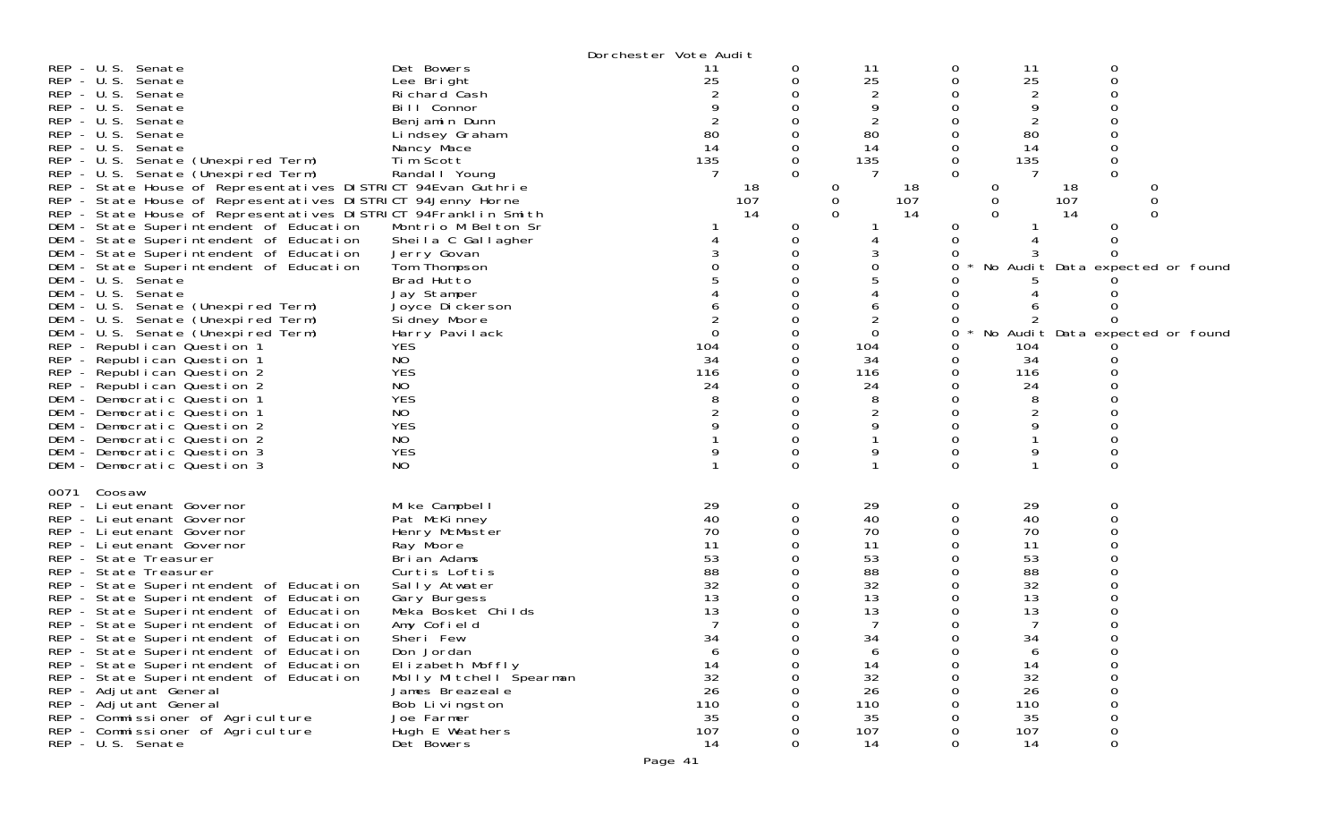Dorchester Vote Audit

| | | | | | | | |
|---|---|---|---|---|---|---|---|
| REP - U.S. Senate | Det Bowers | 11 | 0 | 11 | 0 | 11 | 0 |
| REP - U.S. Senate | Lee Bright | 25 | 0 | 25 | 0 | 25 | 0 |
| REP - U.S. Senate | Richard Cash | 2 | 0 | 2 | 0 | 2 | 0 |
| REP - U.S. Senate | Bill Connor | 9 | 0 | 9 | 0 | 9 | 0 |
| REP - U.S. Senate | Benjamin Dunn | 2 | 0 | 2 | 0 | 2 | 0 |
| REP - U.S. Senate | Lindsey Graham | 80 | 0 | 80 | 0 | 80 | 0 |
| REP - U.S. Senate | Nancy Mace | 14 | 0 | 14 | 0 | 14 | 0 |
| REP - U.S. Senate (Unexpired Term) | Tim Scott | 135 | 0 | 135 | 0 | 135 | 0 |
| REP - U.S. Senate (Unexpired Term) | Randall Young | 7 | 0 | 7 | 0 | 7 | 0 |
| REP - State House of Representatives DISTRICT 94 | Evan Guthrie | 18 | 0 | 18 | 0 | 18 | 0 |
| REP - State House of Representatives DISTRICT 94 | Jenny Horne | 107 | 0 | 107 | 0 | 107 | 0 |
| REP - State House of Representatives DISTRICT 94 | Franklin Smith | 14 | 0 | 14 | 0 | 14 | 0 |
| DEM - State Superintendent of Education | Montrio M Belton Sr | 1 | 0 | 1 | 0 | 1 | 0 |
| DEM - State Superintendent of Education | Sheila C Gallagher | 4 | 0 | 4 | 0 | 4 | 0 |
| DEM - State Superintendent of Education | Jerry Govan | 3 | 0 | 3 | 0 | 3 | 0 |
| DEM - State Superintendent of Education | Tom Thompson | 0 | 0 | 0 | 0 * | No Audit Data expected or found | |
| DEM - U.S. Senate | Brad Hutto | 5 | 0 | 5 | 0 | 5 | 0 |
| DEM - U.S. Senate | Jay Stamper | 4 | 0 | 4 | 0 | 4 | 0 |
| DEM - U.S. Senate (Unexpired Term) | Joyce Dickerson | 6 | 0 | 6 | 0 | 6 | 0 |
| DEM - U.S. Senate (Unexpired Term) | Sidney Moore | 2 | 0 | 2 | 0 | 2 | 0 |
| DEM - U.S. Senate (Unexpired Term) | Harry Pavilack | 0 | 0 | 0 | 0 * | No Audit Data expected or found | |
| REP - Republican Question 1 | YES | 104 | 0 | 104 | 0 | 104 | 0 |
| REP - Republican Question 1 | NO | 34 | 0 | 34 | 0 | 34 | 0 |
| REP - Republican Question 2 | YES | 116 | 0 | 116 | 0 | 116 | 0 |
| REP - Republican Question 2 | NO | 24 | 0 | 24 | 0 | 24 | 0 |
| DEM - Democratic Question 1 | YES | 8 | 0 | 8 | 0 | 8 | 0 |
| DEM - Democratic Question 1 | NO | 2 | 0 | 2 | 0 | 2 | 0 |
| DEM - Democratic Question 2 | YES | 9 | 0 | 9 | 0 | 9 | 0 |
| DEM - Democratic Question 2 | NO | 1 | 0 | 1 | 0 | 1 | 0 |
| DEM - Democratic Question 3 | YES | 9 | 0 | 9 | 0 | 9 | 0 |
| DEM - Democratic Question 3 | NO | 1 | 0 | 1 | 0 | 1 | 0 |

0071 Coosaw

| | | | | | | | |
|---|---|---|---|---|---|---|---|
| REP - Lieutenant Governor | Mike Campbell | 29 | 0 | 29 | 0 | 29 | 0 |
| REP - Lieutenant Governor | Pat McKinney | 40 | 0 | 40 | 0 | 40 | 0 |
| REP - Lieutenant Governor | Henry McMaster | 70 | 0 | 70 | 0 | 70 | 0 |
| REP - Lieutenant Governor | Ray Moore | 11 | 0 | 11 | 0 | 11 | 0 |
| REP - State Treasurer | Brian Adams | 53 | 0 | 53 | 0 | 53 | 0 |
| REP - State Treasurer | Curtis Loftis | 88 | 0 | 88 | 0 | 88 | 0 |
| REP - State Superintendent of Education | Sally Atwater | 32 | 0 | 32 | 0 | 32 | 0 |
| REP - State Superintendent of Education | Gary Burgess | 13 | 0 | 13 | 0 | 13 | 0 |
| REP - State Superintendent of Education | Meka Bosket Childs | 13 | 0 | 13 | 0 | 13 | 0 |
| REP - State Superintendent of Education | Amy Cofield | 7 | 0 | 7 | 0 | 7 | 0 |
| REP - State Superintendent of Education | Sheri Few | 34 | 0 | 34 | 0 | 34 | 0 |
| REP - State Superintendent of Education | Don Jordan | 6 | 0 | 6 | 0 | 6 | 0 |
| REP - State Superintendent of Education | Elizabeth Moffly | 14 | 0 | 14 | 0 | 14 | 0 |
| REP - State Superintendent of Education | Molly Mitchell Spearman | 32 | 0 | 32 | 0 | 32 | 0 |
| REP - Adjutant General | James Breazeale | 26 | 0 | 26 | 0 | 26 | 0 |
| REP - Adjutant General | Bob Livingston | 110 | 0 | 110 | 0 | 110 | 0 |
| REP - Commissioner of Agriculture | Joe Farmer | 35 | 0 | 35 | 0 | 35 | 0 |
| REP - Commissioner of Agriculture | Hugh E Weathers | 107 | 0 | 107 | 0 | 107 | 0 |
| REP - U.S. Senate | Det Bowers | 14 | 0 | 14 | 0 | 14 | 0 |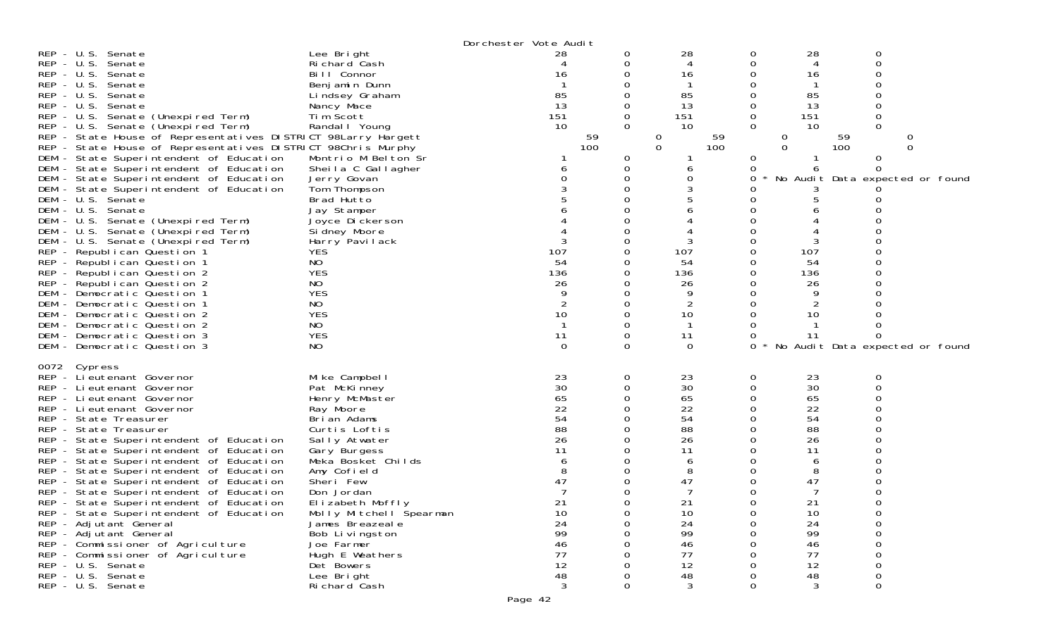Dorchester Vote Audit

| Contest | Candidate | | | | | | |
|---|---|---|---|---|---|---|---|
| REP - U.S. Senate | Lee Bright | 28 | 0 | 28 | 0 | 28 | 0 |
| REP - U.S. Senate | Richard Cash | 4 | 0 | 4 | 0 | 4 | 0 |
| REP - U.S. Senate | Bill Connor | 16 | 0 | 16 | 0 | 16 | 0 |
| REP - U.S. Senate | Benjamin Dunn | 1 | 0 | 1 | 0 | 1 | 0 |
| REP - U.S. Senate | Lindsey Graham | 85 | 0 | 85 | 0 | 85 | 0 |
| REP - U.S. Senate | Nancy Mace | 13 | 0 | 13 | 0 | 13 | 0 |
| REP - U.S. Senate (Unexpired Term) | Tim Scott | 151 | 0 | 151 | 0 | 151 | 0 |
| REP - U.S. Senate (Unexpired Term) | Randall Young | 10 | 0 | 10 | 0 | 10 | 0 |
| REP - State House of Representatives DISTRICT 98 | Larry Hargett | 59 | 0 | 59 | 0 | 59 | 0 |
| REP - State House of Representatives DISTRICT 98 | Chris Murphy | 100 | 0 | 100 | 0 | 100 | 0 |
| DEM - State Superintendent of Education | Montrio M Belton Sr | 1 | 0 | 1 | 0 | 1 | 0 |
| DEM - State Superintendent of Education | Sheila C Gallagher | 6 | 0 | 6 | 0 | 6 | 0 |
| DEM - State Superintendent of Education | Jerry Govan | 0 | 0 | 0 | 0 * No Audit Data expected or found | | |
| DEM - State Superintendent of Education | Tom Thompson | 3 | 0 | 3 | 0 | 3 | 0 |
| DEM - U.S. Senate | Brad Hutto | 5 | 0 | 5 | 0 | 5 | 0 |
| DEM - U.S. Senate | Jay Stamper | 6 | 0 | 6 | 0 | 6 | 0 |
| DEM - U.S. Senate (Unexpired Term) | Joyce Dickerson | 4 | 0 | 4 | 0 | 4 | 0 |
| DEM - U.S. Senate (Unexpired Term) | Sidney Moore | 4 | 0 | 4 | 0 | 4 | 0 |
| DEM - U.S. Senate (Unexpired Term) | Harry Pavilack | 3 | 0 | 3 | 0 | 3 | 0 |
| REP - Republican Question 1 | YES | 107 | 0 | 107 | 0 | 107 | 0 |
| REP - Republican Question 1 | NO | 54 | 0 | 54 | 0 | 54 | 0 |
| REP - Republican Question 2 | YES | 136 | 0 | 136 | 0 | 136 | 0 |
| REP - Republican Question 2 | NO | 26 | 0 | 26 | 0 | 26 | 0 |
| DEM - Democratic Question 1 | YES | 9 | 0 | 9 | 0 | 9 | 0 |
| DEM - Democratic Question 1 | NO | 2 | 0 | 2 | 0 | 2 | 0 |
| DEM - Democratic Question 2 | YES | 10 | 0 | 10 | 0 | 10 | 0 |
| DEM - Democratic Question 2 | NO | 1 | 0 | 1 | 0 | 1 | 0 |
| DEM - Democratic Question 3 | YES | 11 | 0 | 11 | 0 | 11 | 0 |
| DEM - Democratic Question 3 | NO | 0 | 0 | 0 | 0 * No Audit Data expected or found | | |

0072 Cypress

| Contest | Candidate | | | | | | |
|---|---|---|---|---|---|---|---|
| REP - Lieutenant Governor | Mike Campbell | 23 | 0 | 23 | 0 | 23 | 0 |
| REP - Lieutenant Governor | Pat McKinney | 30 | 0 | 30 | 0 | 30 | 0 |
| REP - Lieutenant Governor | Henry McMaster | 65 | 0 | 65 | 0 | 65 | 0 |
| REP - Lieutenant Governor | Ray Moore | 22 | 0 | 22 | 0 | 22 | 0 |
| REP - State Treasurer | Brian Adams | 54 | 0 | 54 | 0 | 54 | 0 |
| REP - State Treasurer | Curtis Loftis | 88 | 0 | 88 | 0 | 88 | 0 |
| REP - State Superintendent of Education | Sally Atwater | 26 | 0 | 26 | 0 | 26 | 0 |
| REP - State Superintendent of Education | Gary Burgess | 11 | 0 | 11 | 0 | 11 | 0 |
| REP - State Superintendent of Education | Meka Bosket Childs | 6 | 0 | 6 | 0 | 6 | 0 |
| REP - State Superintendent of Education | Amy Cofield | 8 | 0 | 8 | 0 | 8 | 0 |
| REP - State Superintendent of Education | Sheri Few | 47 | 0 | 47 | 0 | 47 | 0 |
| REP - State Superintendent of Education | Don Jordan | 7 | 0 | 7 | 0 | 7 | 0 |
| REP - State Superintendent of Education | Elizabeth Moffly | 21 | 0 | 21 | 0 | 21 | 0 |
| REP - State Superintendent of Education | Molly Mitchell Spearman | 10 | 0 | 10 | 0 | 10 | 0 |
| REP - Adjutant General | James Breazeale | 24 | 0 | 24 | 0 | 24 | 0 |
| REP - Adjutant General | Bob Livingston | 99 | 0 | 99 | 0 | 99 | 0 |
| REP - Commissioner of Agriculture | Joe Farmer | 46 | 0 | 46 | 0 | 46 | 0 |
| REP - Commissioner of Agriculture | Hugh E Weathers | 77 | 0 | 77 | 0 | 77 | 0 |
| REP - U.S. Senate | Det Bowers | 12 | 0 | 12 | 0 | 12 | 0 |
| REP - U.S. Senate | Lee Bright | 48 | 0 | 48 | 0 | 48 | 0 |
| REP - U.S. Senate | Richard Cash | 3 | 0 | 3 | 0 | 3 | 0 |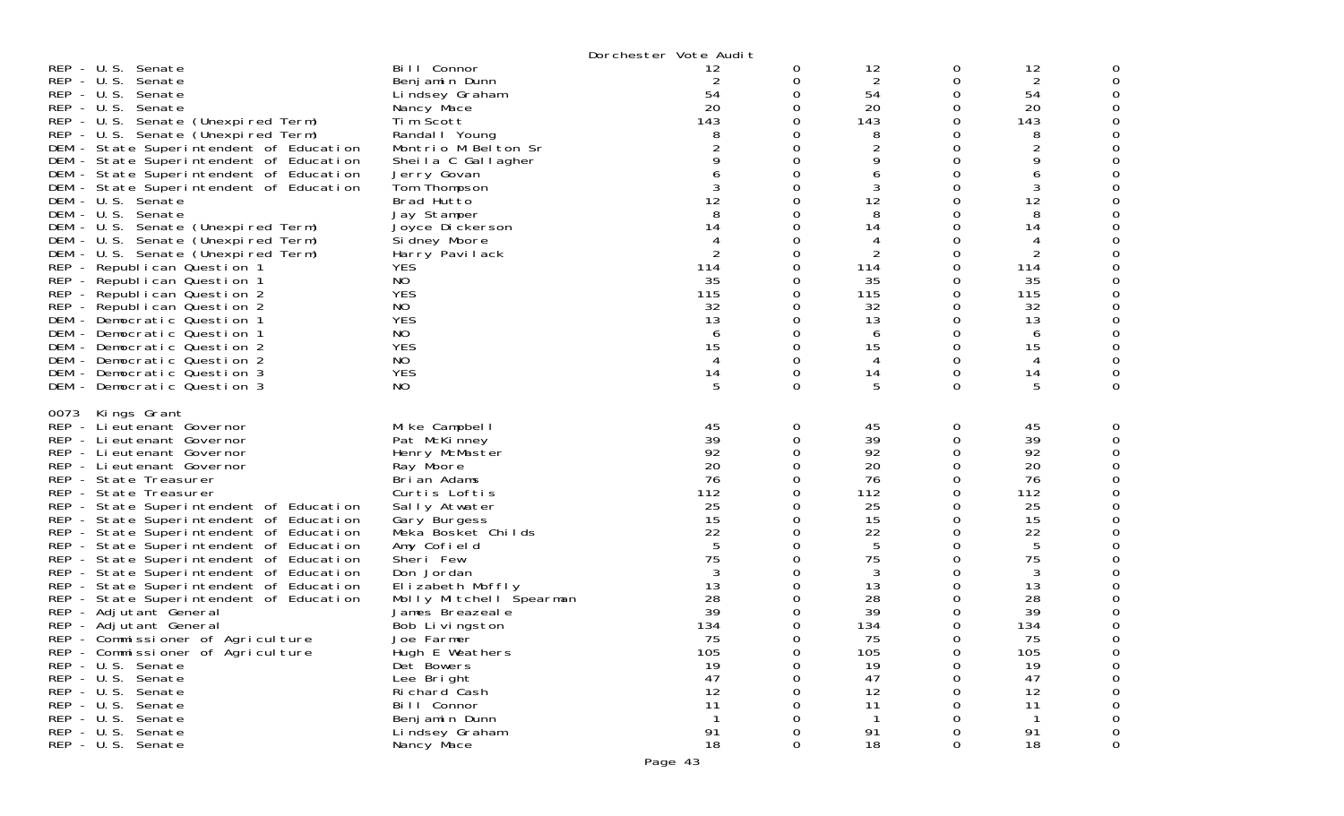Dorchester Vote Audit

| | | | | | | | |
|---|---|---|---|---|---|---|---|
| REP - U.S. Senate | Bill Connor | 12 | 0 | 12 | 0 | 12 | 0 |
| REP - U.S. Senate | Benjamin Dunn | 2 | 0 | 2 | 0 | 2 | 0 |
| REP - U.S. Senate | Lindsey Graham | 54 | 0 | 54 | 0 | 54 | 0 |
| REP - U.S. Senate | Nancy Mace | 20 | 0 | 20 | 0 | 20 | 0 |
| REP - U.S. Senate (Unexpired Term) | Tim Scott | 143 | 0 | 143 | 0 | 143 | 0 |
| REP - U.S. Senate (Unexpired Term) | Randall Young | 8 | 0 | 8 | 0 | 8 | 0 |
| DEM - State Superintendent of Education | Montrio M Belton Sr | 2 | 0 | 2 | 0 | 2 | 0 |
| DEM - State Superintendent of Education | Sheila C Gallagher | 9 | 0 | 9 | 0 | 9 | 0 |
| DEM - State Superintendent of Education | Jerry Govan | 6 | 0 | 6 | 0 | 6 | 0 |
| DEM - State Superintendent of Education | Tom Thompson | 3 | 0 | 3 | 0 | 3 | 0 |
| DEM - U.S. Senate | Brad Hutto | 12 | 0 | 12 | 0 | 12 | 0 |
| DEM - U.S. Senate | Jay Stamper | 8 | 0 | 8 | 0 | 8 | 0 |
| DEM - U.S. Senate (Unexpired Term) | Joyce Dickerson | 14 | 0 | 14 | 0 | 14 | 0 |
| DEM - U.S. Senate (Unexpired Term) | Sidney Moore | 4 | 0 | 4 | 0 | 4 | 0 |
| DEM - U.S. Senate (Unexpired Term) | Harry Pavilack | 2 | 0 | 2 | 0 | 2 | 0 |
| REP - Republican Question 1 | YES | 114 | 0 | 114 | 0 | 114 | 0 |
| REP - Republican Question 1 | NO | 35 | 0 | 35 | 0 | 35 | 0 |
| REP - Republican Question 2 | YES | 115 | 0 | 115 | 0 | 115 | 0 |
| REP - Republican Question 2 | NO | 32 | 0 | 32 | 0 | 32 | 0 |
| DEM - Democratic Question 1 | YES | 13 | 0 | 13 | 0 | 13 | 0 |
| DEM - Democratic Question 1 | NO | 6 | 0 | 6 | 0 | 6 | 0 |
| DEM - Democratic Question 2 | YES | 15 | 0 | 15 | 0 | 15 | 0 |
| DEM - Democratic Question 2 | NO | 4 | 0 | 4 | 0 | 4 | 0 |
| DEM - Democratic Question 3 | YES | 14 | 0 | 14 | 0 | 14 | 0 |
| DEM - Democratic Question 3 | NO | 5 | 0 | 5 | 0 | 5 | 0 |
| **0073 Kings Grant** | | | | | | | |
| REP - Lieutenant Governor | Mike Campbell | 45 | 0 | 45 | 0 | 45 | 0 |
| REP - Lieutenant Governor | Pat McKinney | 39 | 0 | 39 | 0 | 39 | 0 |
| REP - Lieutenant Governor | Henry McMaster | 92 | 0 | 92 | 0 | 92 | 0 |
| REP - Lieutenant Governor | Ray Moore | 20 | 0 | 20 | 0 | 20 | 0 |
| REP - State Treasurer | Brian Adams | 76 | 0 | 76 | 0 | 76 | 0 |
| REP - State Treasurer | Curtis Loftis | 112 | 0 | 112 | 0 | 112 | 0 |
| REP - State Superintendent of Education | Sally Atwater | 25 | 0 | 25 | 0 | 25 | 0 |
| REP - State Superintendent of Education | Gary Burgess | 15 | 0 | 15 | 0 | 15 | 0 |
| REP - State Superintendent of Education | Meka Bosket Childs | 22 | 0 | 22 | 0 | 22 | 0 |
| REP - State Superintendent of Education | Amy Cofield | 5 | 0 | 5 | 0 | 5 | 0 |
| REP - State Superintendent of Education | Sheri Few | 75 | 0 | 75 | 0 | 75 | 0 |
| REP - State Superintendent of Education | Don Jordan | 3 | 0 | 3 | 0 | 3 | 0 |
| REP - State Superintendent of Education | Elizabeth Moffly | 13 | 0 | 13 | 0 | 13 | 0 |
| REP - State Superintendent of Education | Molly Mitchell Spearman | 28 | 0 | 28 | 0 | 28 | 0 |
| REP - Adjutant General | James Breazeale | 39 | 0 | 39 | 0 | 39 | 0 |
| REP - Adjutant General | Bob Livingston | 134 | 0 | 134 | 0 | 134 | 0 |
| REP - Commissioner of Agriculture | Joe Farmer | 75 | 0 | 75 | 0 | 75 | 0 |
| REP - Commissioner of Agriculture | Hugh E Weathers | 105 | 0 | 105 | 0 | 105 | 0 |
| REP - U.S. Senate | Det Bowers | 19 | 0 | 19 | 0 | 19 | 0 |
| REP - U.S. Senate | Lee Bright | 47 | 0 | 47 | 0 | 47 | 0 |
| REP - U.S. Senate | Richard Cash | 12 | 0 | 12 | 0 | 12 | 0 |
| REP - U.S. Senate | Bill Connor | 11 | 0 | 11 | 0 | 11 | 0 |
| REP - U.S. Senate | Benjamin Dunn | 1 | 0 | 1 | 0 | 1 | 0 |
| REP - U.S. Senate | Lindsey Graham | 91 | 0 | 91 | 0 | 91 | 0 |
| REP - U.S. Senate | Nancy Mace | 18 | 0 | 18 | 0 | 18 | 0 |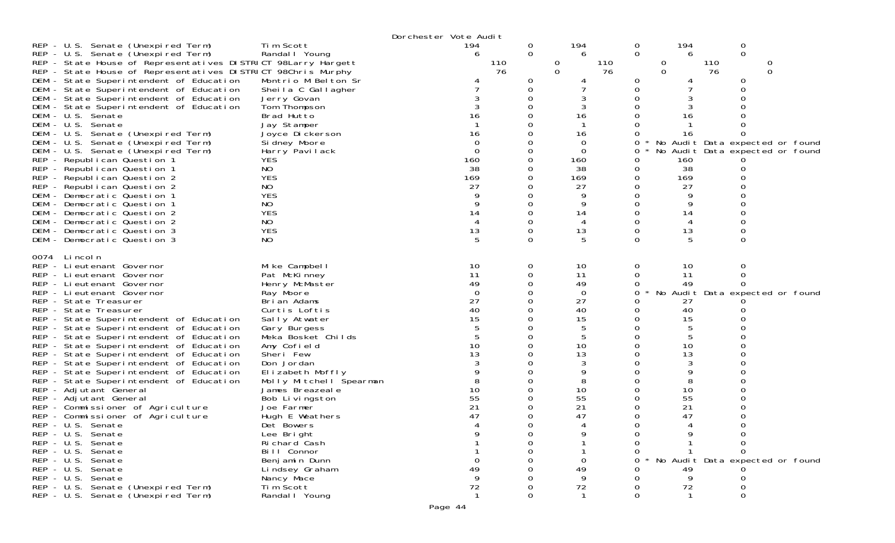Dorchester Vote Audit

| Contest | Candidate | | | | | | |
|---|---|---|---|---|---|---|---|
| REP - U.S. Senate (Unexpired Term) | Tim Scott | 194 | 0 | 194 | 0 | 194 | 0 |
| REP - U.S. Senate (Unexpired Term) | Randall Young | 6 | 0 | 6 | 0 | 6 | 0 |
| REP - State House of Representatives DISTRICT 98 | Larry Hargett | 110 | 0 | 110 | 0 | 110 | 0 |
| REP - State House of Representatives DISTRICT 98 | Chris Murphy | 76 | 0 | 76 | 0 | 76 | 0 |
| DEM - State Superintendent of Education | Montrio M Belton Sr | 4 | 0 | 4 | 0 | 4 | 0 |
| DEM - State Superintendent of Education | Sheila C Gallagher | 7 | 0 | 7 | 0 | 7 | 0 |
| DEM - State Superintendent of Education | Jerry Govan | 3 | 0 | 3 | 0 | 3 | 0 |
| DEM - State Superintendent of Education | Tom Thompson | 3 | 0 | 3 | 0 | 3 | 0 |
| DEM - U.S. Senate | Brad Hutto | 16 | 0 | 16 | 0 | 16 | 0 |
| DEM - U.S. Senate | Jay Stamper | 1 | 0 | 1 | 0 | 1 | 0 |
| DEM - U.S. Senate (Unexpired Term) | Joyce Dickerson | 16 | 0 | 16 | 0 | 16 | 0 |
| DEM - U.S. Senate (Unexpired Term) | Sidney Moore | 0 | 0 | 0 | 0 * No Audit Data expected or found | | |
| DEM - U.S. Senate (Unexpired Term) | Harry Pavilack | 0 | 0 | 0 | 0 * No Audit Data expected or found | | |
| REP - Republican Question 1 | YES | 160 | 0 | 160 | 0 | 160 | 0 |
| REP - Republican Question 1 | NO | 38 | 0 | 38 | 0 | 38 | 0 |
| REP - Republican Question 2 | YES | 169 | 0 | 169 | 0 | 169 | 0 |
| REP - Republican Question 2 | NO | 27 | 0 | 27 | 0 | 27 | 0 |
| DEM - Democratic Question 1 | YES | 9 | 0 | 9 | 0 | 9 | 0 |
| DEM - Democratic Question 1 | NO | 9 | 0 | 9 | 0 | 9 | 0 |
| DEM - Democratic Question 2 | YES | 14 | 0 | 14 | 0 | 14 | 0 |
| DEM - Democratic Question 2 | NO | 4 | 0 | 4 | 0 | 4 | 0 |
| DEM - Democratic Question 3 | YES | 13 | 0 | 13 | 0 | 13 | 0 |
| DEM - Democratic Question 3 | NO | 5 | 0 | 5 | 0 | 5 | 0 |

0074 Lincoln

| Contest | Candidate | | | | | | |
|---|---|---|---|---|---|---|---|
| REP - Lieutenant Governor | Mike Campbell | 10 | 0 | 10 | 0 | 10 | 0 |
| REP - Lieutenant Governor | Pat McKinney | 11 | 0 | 11 | 0 | 11 | 0 |
| REP - Lieutenant Governor | Henry McMaster | 49 | 0 | 49 | 0 | 49 | 0 |
| REP - Lieutenant Governor | Ray Moore | 0 | 0 | 0 | 0 * No Audit Data expected or found | | |
| REP - State Treasurer | Brian Adams | 27 | 0 | 27 | 0 | 27 | 0 |
| REP - State Treasurer | Curtis Loftis | 40 | 0 | 40 | 0 | 40 | 0 |
| REP - State Superintendent of Education | Sally Atwater | 15 | 0 | 15 | 0 | 15 | 0 |
| REP - State Superintendent of Education | Gary Burgess | 5 | 0 | 5 | 0 | 5 | 0 |
| REP - State Superintendent of Education | Meka Bosket Childs | 5 | 0 | 5 | 0 | 5 | 0 |
| REP - State Superintendent of Education | Amy Cofield | 10 | 0 | 10 | 0 | 10 | 0 |
| REP - State Superintendent of Education | Sheri Few | 13 | 0 | 13 | 0 | 13 | 0 |
| REP - State Superintendent of Education | Don Jordan | 3 | 0 | 3 | 0 | 3 | 0 |
| REP - State Superintendent of Education | Elizabeth Moffly | 9 | 0 | 9 | 0 | 9 | 0 |
| REP - State Superintendent of Education | Molly Mitchell Spearman | 8 | 0 | 8 | 0 | 8 | 0 |
| REP - Adjutant General | James Breazeale | 10 | 0 | 10 | 0 | 10 | 0 |
| REP - Adjutant General | Bob Livingston | 55 | 0 | 55 | 0 | 55 | 0 |
| REP - Commissioner of Agriculture | Joe Farmer | 21 | 0 | 21 | 0 | 21 | 0 |
| REP - Commissioner of Agriculture | Hugh E Weathers | 47 | 0 | 47 | 0 | 47 | 0 |
| REP - U.S. Senate | Det Bowers | 4 | 0 | 4 | 0 | 4 | 0 |
| REP - U.S. Senate | Lee Bright | 9 | 0 | 9 | 0 | 9 | 0 |
| REP - U.S. Senate | Richard Cash | 1 | 0 | 1 | 0 | 1 | 0 |
| REP - U.S. Senate | Bill Connor | 1 | 0 | 1 | 0 | 1 | 0 |
| REP - U.S. Senate | Benjamin Dunn | 0 | 0 | 0 | 0 * No Audit Data expected or found | | |
| REP - U.S. Senate | Lindsey Graham | 49 | 0 | 49 | 0 | 49 | 0 |
| REP - U.S. Senate | Nancy Mace | 9 | 0 | 9 | 0 | 9 | 0 |
| REP - U.S. Senate (Unexpired Term) | Tim Scott | 72 | 0 | 72 | 0 | 72 | 0 |
| REP - U.S. Senate (Unexpired Term) | Randall Young | 1 | 0 | 1 | 0 | 1 | 0 |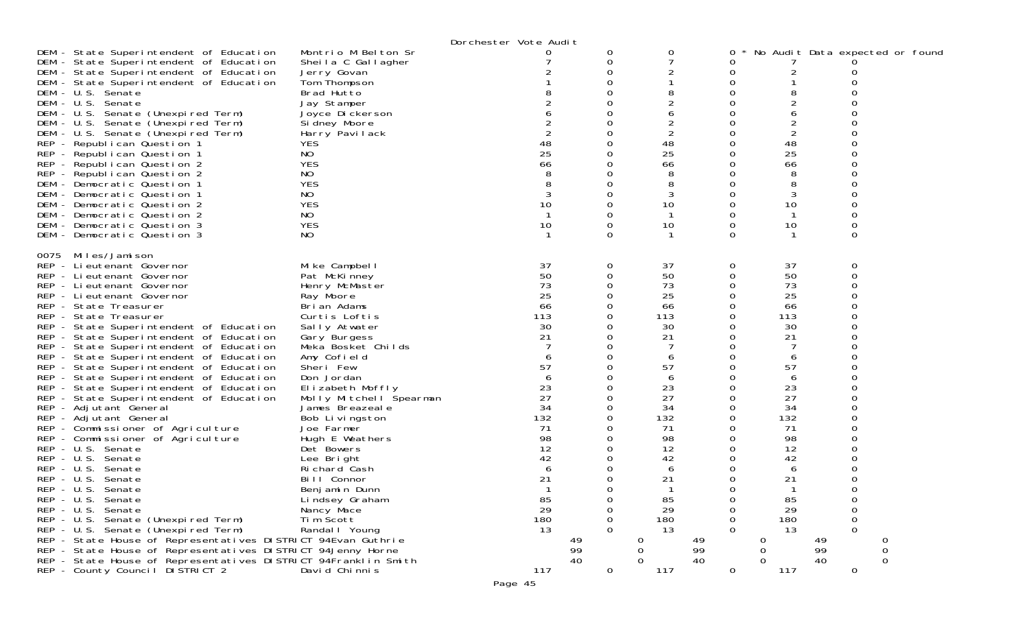Dorchester Vote Audit

| Contest | Candidate | | | | | | |
|---|---|---|---|---|---|---|---|
| DEM - State Superintendent of Education | Montrio M Belton Sr | 0 | 0 | 0 | 0 | * No Audit Data expected or found | |
| DEM - State Superintendent of Education | Sheila C Gallagher | 7 | 0 | 7 | 0 | 7 | 0 |
| DEM - State Superintendent of Education | Jerry Govan | 2 | 0 | 2 | 0 | 2 | 0 |
| DEM - State Superintendent of Education | Tom Thompson | 1 | 0 | 1 | 0 | 1 | 0 |
| DEM - U.S. Senate | Brad Hutto | 8 | 0 | 8 | 0 | 8 | 0 |
| DEM - U.S. Senate | Jay Stamper | 2 | 0 | 2 | 0 | 2 | 0 |
| DEM - U.S. Senate (Unexpired Term) | Joyce Dickerson | 6 | 0 | 6 | 0 | 6 | 0 |
| DEM - U.S. Senate (Unexpired Term) | Sidney Moore | 2 | 0 | 2 | 0 | 2 | 0 |
| DEM - U.S. Senate (Unexpired Term) | Harry Pavilack | 2 | 0 | 2 | 0 | 2 | 0 |
| REP - Republican Question 1 | YES | 48 | 0 | 48 | 0 | 48 | 0 |
| REP - Republican Question 1 | NO | 25 | 0 | 25 | 0 | 25 | 0 |
| REP - Republican Question 2 | YES | 66 | 0 | 66 | 0 | 66 | 0 |
| REP - Republican Question 2 | NO | 8 | 0 | 8 | 0 | 8 | 0 |
| DEM - Democratic Question 1 | YES | 8 | 0 | 8 | 0 | 8 | 0 |
| DEM - Democratic Question 1 | NO | 3 | 0 | 3 | 0 | 3 | 0 |
| DEM - Democratic Question 2 | YES | 10 | 0 | 10 | 0 | 10 | 0 |
| DEM - Democratic Question 2 | NO | 1 | 0 | 1 | 0 | 1 | 0 |
| DEM - Democratic Question 3 | YES | 10 | 0 | 10 | 0 | 10 | 0 |
| DEM - Democratic Question 3 | NO | 1 | 0 | 1 | 0 | 1 | 0 |

0075 Miles/Jamison

| Contest | Candidate | | | | | | |
|---|---|---|---|---|---|---|---|
| REP - Lieutenant Governor | Mike Campbell | 37 | 0 | 37 | 0 | 37 | 0 |
| REP - Lieutenant Governor | Pat McKinney | 50 | 0 | 50 | 0 | 50 | 0 |
| REP - Lieutenant Governor | Henry McMaster | 73 | 0 | 73 | 0 | 73 | 0 |
| REP - Lieutenant Governor | Ray Moore | 25 | 0 | 25 | 0 | 25 | 0 |
| REP - State Treasurer | Brian Adams | 66 | 0 | 66 | 0 | 66 | 0 |
| REP - State Treasurer | Curtis Loftis | 113 | 0 | 113 | 0 | 113 | 0 |
| REP - State Superintendent of Education | Sally Atwater | 30 | 0 | 30 | 0 | 30 | 0 |
| REP - State Superintendent of Education | Gary Burgess | 21 | 0 | 21 | 0 | 21 | 0 |
| REP - State Superintendent of Education | Meka Bosket Childs | 7 | 0 | 7 | 0 | 7 | 0 |
| REP - State Superintendent of Education | Amy Cofield | 6 | 0 | 6 | 0 | 6 | 0 |
| REP - State Superintendent of Education | Sheri Few | 57 | 0 | 57 | 0 | 57 | 0 |
| REP - State Superintendent of Education | Don Jordan | 6 | 0 | 6 | 0 | 6 | 0 |
| REP - State Superintendent of Education | Elizabeth Moffly | 23 | 0 | 23 | 0 | 23 | 0 |
| REP - State Superintendent of Education | Molly Mitchell Spearman | 27 | 0 | 27 | 0 | 27 | 0 |
| REP - Adjutant General | James Breazeale | 34 | 0 | 34 | 0 | 34 | 0 |
| REP - Adjutant General | Bob Livingston | 132 | 0 | 132 | 0 | 132 | 0 |
| REP - Commissioner of Agriculture | Joe Farmer | 71 | 0 | 71 | 0 | 71 | 0 |
| REP - Commissioner of Agriculture | Hugh E Weathers | 98 | 0 | 98 | 0 | 98 | 0 |
| REP - U.S. Senate | Det Bowers | 12 | 0 | 12 | 0 | 12 | 0 |
| REP - U.S. Senate | Lee Bright | 42 | 0 | 42 | 0 | 42 | 0 |
| REP - U.S. Senate | Richard Cash | 6 | 0 | 6 | 0 | 6 | 0 |
| REP - U.S. Senate | Bill Connor | 21 | 0 | 21 | 0 | 21 | 0 |
| REP - U.S. Senate | Benjamin Dunn | 1 | 0 | 1 | 0 | 1 | 0 |
| REP - U.S. Senate | Lindsey Graham | 85 | 0 | 85 | 0 | 85 | 0 |
| REP - U.S. Senate | Nancy Mace | 29 | 0 | 29 | 0 | 29 | 0 |
| REP - U.S. Senate (Unexpired Term) | Tim Scott | 180 | 0 | 180 | 0 | 180 | 0 |
| REP - U.S. Senate (Unexpired Term) | Randall Young | 13 | 0 | 13 | 0 | 13 | 0 |
| REP - State House of Representatives DISTRICT 94 | Evan Guthrie | 49 | 0 | 49 | 0 | 49 | 0 |
| REP - State House of Representatives DISTRICT 94 | Jenny Horne | 99 | 0 | 99 | 0 | 99 | 0 |
| REP - State House of Representatives DISTRICT 94 | Franklin Smith | 40 | 0 | 40 | 0 | 40 | 0 |
| REP - County Council DISTRICT 2 | David Chinnis | 117 | 0 | 117 | 0 | 117 | 0 |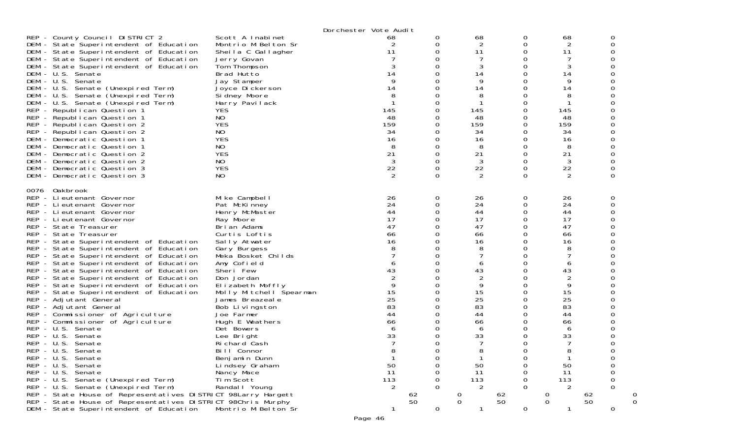Dorchester Vote Audit

| Contest | Candidate | | | | | | |
|---|---|---|---|---|---|---|---|
| REP - County Council DISTRICT 2 | Scott A Inabinet | 68 | 0 | 68 | 0 | 68 | 0 |
| DEM - State Superintendent of Education | Montrio M Belton Sr | 2 | 0 | 2 | 0 | 2 | 0 |
| DEM - State Superintendent of Education | Sheila C Gallagher | 11 | 0 | 11 | 0 | 11 | 0 |
| DEM - State Superintendent of Education | Jerry Govan | 7 | 0 | 7 | 0 | 7 | 0 |
| DEM - State Superintendent of Education | Tom Thompson | 3 | 0 | 3 | 0 | 3 | 0 |
| DEM - U.S. Senate | Brad Hutto | 14 | 0 | 14 | 0 | 14 | 0 |
| DEM - U.S. Senate | Jay Stamper | 9 | 0 | 9 | 0 | 9 | 0 |
| DEM - U.S. Senate (Unexpired Term) | Joyce Dickerson | 14 | 0 | 14 | 0 | 14 | 0 |
| DEM - U.S. Senate (Unexpired Term) | Sidney Moore | 8 | 0 | 8 | 0 | 8 | 0 |
| DEM - U.S. Senate (Unexpired Term) | Harry Pavilack | 1 | 0 | 1 | 0 | 1 | 0 |
| REP - Republican Question 1 | YES | 145 | 0 | 145 | 0 | 145 | 0 |
| REP - Republican Question 1 | NO | 48 | 0 | 48 | 0 | 48 | 0 |
| REP - Republican Question 2 | YES | 159 | 0 | 159 | 0 | 159 | 0 |
| REP - Republican Question 2 | NO | 34 | 0 | 34 | 0 | 34 | 0 |
| DEM - Democratic Question 1 | YES | 16 | 0 | 16 | 0 | 16 | 0 |
| DEM - Democratic Question 1 | NO | 8 | 0 | 8 | 0 | 8 | 0 |
| DEM - Democratic Question 2 | YES | 21 | 0 | 21 | 0 | 21 | 0 |
| DEM - Democratic Question 2 | NO | 3 | 0 | 3 | 0 | 3 | 0 |
| DEM - Democratic Question 3 | YES | 22 | 0 | 22 | 0 | 22 | 0 |
| DEM - Democratic Question 3 | NO | 2 | 0 | 2 | 0 | 2 | 0 |

0076 Oakbrook

| Contest | Candidate | | | | | | |
|---|---|---|---|---|---|---|---|
| REP - Lieutenant Governor | Mike Campbell | 26 | 0 | 26 | 0 | 26 | 0 |
| REP - Lieutenant Governor | Pat McKinney | 24 | 0 | 24 | 0 | 24 | 0 |
| REP - Lieutenant Governor | Henry McMaster | 44 | 0 | 44 | 0 | 44 | 0 |
| REP - Lieutenant Governor | Ray Moore | 17 | 0 | 17 | 0 | 17 | 0 |
| REP - State Treasurer | Brian Adams | 47 | 0 | 47 | 0 | 47 | 0 |
| REP - State Treasurer | Curtis Loftis | 66 | 0 | 66 | 0 | 66 | 0 |
| REP - State Superintendent of Education | Sally Atwater | 16 | 0 | 16 | 0 | 16 | 0 |
| REP - State Superintendent of Education | Gary Burgess | 8 | 0 | 8 | 0 | 8 | 0 |
| REP - State Superintendent of Education | Meka Bosket Childs | 7 | 0 | 7 | 0 | 7 | 0 |
| REP - State Superintendent of Education | Amy Cofield | 6 | 0 | 6 | 0 | 6 | 0 |
| REP - State Superintendent of Education | Sheri Few | 43 | 0 | 43 | 0 | 43 | 0 |
| REP - State Superintendent of Education | Don Jordan | 2 | 0 | 2 | 0 | 2 | 0 |
| REP - State Superintendent of Education | Elizabeth Moffly | 9 | 0 | 9 | 0 | 9 | 0 |
| REP - State Superintendent of Education | Molly Mitchell Spearman | 15 | 0 | 15 | 0 | 15 | 0 |
| REP - Adjutant General | James Breazeale | 25 | 0 | 25 | 0 | 25 | 0 |
| REP - Adjutant General | Bob Livingston | 83 | 0 | 83 | 0 | 83 | 0 |
| REP - Commissioner of Agriculture | Joe Farmer | 44 | 0 | 44 | 0 | 44 | 0 |
| REP - Commissioner of Agriculture | Hugh E Weathers | 66 | 0 | 66 | 0 | 66 | 0 |
| REP - U.S. Senate | Det Bowers | 6 | 0 | 6 | 0 | 6 | 0 |
| REP - U.S. Senate | Lee Bright | 33 | 0 | 33 | 0 | 33 | 0 |
| REP - U.S. Senate | Richard Cash | 7 | 0 | 7 | 0 | 7 | 0 |
| REP - U.S. Senate | Bill Connor | 8 | 0 | 8 | 0 | 8 | 0 |
| REP - U.S. Senate | Benjamin Dunn | 1 | 0 | 1 | 0 | 1 | 0 |
| REP - U.S. Senate | Lindsey Graham | 50 | 0 | 50 | 0 | 50 | 0 |
| REP - U.S. Senate | Nancy Mace | 11 | 0 | 11 | 0 | 11 | 0 |
| REP - U.S. Senate (Unexpired Term) | Tim Scott | 113 | 0 | 113 | 0 | 113 | 0 |
| REP - U.S. Senate (Unexpired Term) | Randall Young | 2 | 0 | 2 | 0 | 2 | 0 |
| REP - State House of Representatives DISTRICT 98 | Larry Hargett | 62 | 0 | 62 | 0 | 62 | 0 |
| REP - State House of Representatives DISTRICT 98 | Chris Murphy | 50 | 0 | 50 | 0 | 50 | 0 |
| DEM - State Superintendent of Education | Montrio M Belton Sr | 1 | 0 | 1 | 0 | 1 | 0 |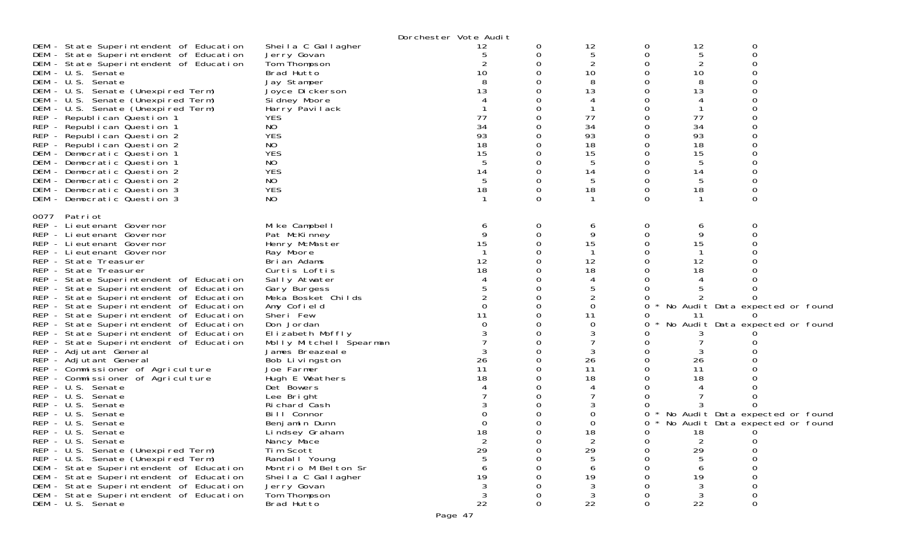Dorchester Vote Audit

| | | | | | | | |
|---|---|---|---|---|---|---|---|
| DEM - State Superintendent of Education | Sheila C Gallagher | 12 | 0 | 12 | 0 | 12 | 0 |
| DEM - State Superintendent of Education | Jerry Govan | 5 | 0 | 5 | 0 | 5 | 0 |
| DEM - State Superintendent of Education | Tom Thompson | 2 | 0 | 2 | 0 | 2 | 0 |
| DEM - U.S. Senate | Brad Hutto | 10 | 0 | 10 | 0 | 10 | 0 |
| DEM - U.S. Senate | Jay Stamper | 8 | 0 | 8 | 0 | 8 | 0 |
| DEM - U.S. Senate (Unexpired Term) | Joyce Dickerson | 13 | 0 | 13 | 0 | 13 | 0 |
| DEM - U.S. Senate (Unexpired Term) | Sidney Moore | 4 | 0 | 4 | 0 | 4 | 0 |
| DEM - U.S. Senate (Unexpired Term) | Harry Pavilack | 1 | 0 | 1 | 0 | 1 | 0 |
| REP - Republican Question 1 | YES | 77 | 0 | 77 | 0 | 77 | 0 |
| REP - Republican Question 1 | NO | 34 | 0 | 34 | 0 | 34 | 0 |
| REP - Republican Question 2 | YES | 93 | 0 | 93 | 0 | 93 | 0 |
| REP - Republican Question 2 | NO | 18 | 0 | 18 | 0 | 18 | 0 |
| DEM - Democratic Question 1 | YES | 15 | 0 | 15 | 0 | 15 | 0 |
| DEM - Democratic Question 1 | NO | 5 | 0 | 5 | 0 | 5 | 0 |
| DEM - Democratic Question 2 | YES | 14 | 0 | 14 | 0 | 14 | 0 |
| DEM - Democratic Question 2 | NO | 5 | 0 | 5 | 0 | 5 | 0 |
| DEM - Democratic Question 3 | YES | 18 | 0 | 18 | 0 | 18 | 0 |
| DEM - Democratic Question 3 | NO | 1 | 0 | 1 | 0 | 1 | 0 |

0077 Patriot

| | | | | | | | |
|---|---|---|---|---|---|---|---|
| REP - Lieutenant Governor | Mike Campbell | 6 | 0 | 6 | 0 | 6 | 0 |
| REP - Lieutenant Governor | Pat McKinney | 9 | 0 | 9 | 0 | 9 | 0 |
| REP - Lieutenant Governor | Henry McMaster | 15 | 0 | 15 | 0 | 15 | 0 |
| REP - Lieutenant Governor | Ray Moore | 1 | 0 | 1 | 0 | 1 | 0 |
| REP - State Treasurer | Brian Adams | 12 | 0 | 12 | 0 | 12 | 0 |
| REP - State Treasurer | Curtis Loftis | 18 | 0 | 18 | 0 | 18 | 0 |
| REP - State Superintendent of Education | Sally Atwater | 4 | 0 | 4 | 0 | 4 | 0 |
| REP - State Superintendent of Education | Gary Burgess | 5 | 0 | 5 | 0 | 5 | 0 |
| REP - State Superintendent of Education | Meka Bosket Childs | 2 | 0 | 2 | 0 | 2 | 0 |
| REP - State Superintendent of Education | Amy Cofield | 0 | 0 | 0 | 0 * No Audit Data expected or found | | |
| REP - State Superintendent of Education | Sheri Few | 11 | 0 | 11 | 0 | 11 | 0 |
| REP - State Superintendent of Education | Don Jordan | 0 | 0 | 0 | 0 * No Audit Data expected or found | | |
| REP - State Superintendent of Education | Elizabeth Moffly | 3 | 0 | 3 | 0 | 3 | 0 |
| REP - State Superintendent of Education | Molly Mitchell Spearman | 7 | 0 | 7 | 0 | 7 | 0 |
| REP - Adjutant General | James Breazeale | 3 | 0 | 3 | 0 | 3 | 0 |
| REP - Adjutant General | Bob Livingston | 26 | 0 | 26 | 0 | 26 | 0 |
| REP - Commissioner of Agriculture | Joe Farmer | 11 | 0 | 11 | 0 | 11 | 0 |
| REP - Commissioner of Agriculture | Hugh E Weathers | 18 | 0 | 18 | 0 | 18 | 0 |
| REP - U.S. Senate | Det Bowers | 4 | 0 | 4 | 0 | 4 | 0 |
| REP - U.S. Senate | Lee Bright | 7 | 0 | 7 | 0 | 7 | 0 |
| REP - U.S. Senate | Richard Cash | 3 | 0 | 3 | 0 | 3 | 0 |
| REP - U.S. Senate | Bill Connor | 0 | 0 | 0 | 0 * No Audit Data expected or found | | |
| REP - U.S. Senate | Benjamin Dunn | 0 | 0 | 0 | 0 * No Audit Data expected or found | | |
| REP - U.S. Senate | Lindsey Graham | 18 | 0 | 18 | 0 | 18 | 0 |
| REP - U.S. Senate | Nancy Mace | 2 | 0 | 2 | 0 | 2 | 0 |
| REP - U.S. Senate (Unexpired Term) | Tim Scott | 29 | 0 | 29 | 0 | 29 | 0 |
| REP - U.S. Senate (Unexpired Term) | Randall Young | 5 | 0 | 5 | 0 | 5 | 0 |
| DEM - State Superintendent of Education | Montrio M Belton Sr | 6 | 0 | 6 | 0 | 6 | 0 |
| DEM - State Superintendent of Education | Sheila C Gallagher | 19 | 0 | 19 | 0 | 19 | 0 |
| DEM - State Superintendent of Education | Jerry Govan | 3 | 0 | 3 | 0 | 3 | 0 |
| DEM - State Superintendent of Education | Tom Thompson | 3 | 0 | 3 | 0 | 3 | 0 |
| DEM - U.S. Senate | Brad Hutto | 22 | 0 | 22 | 0 | 22 | 0 |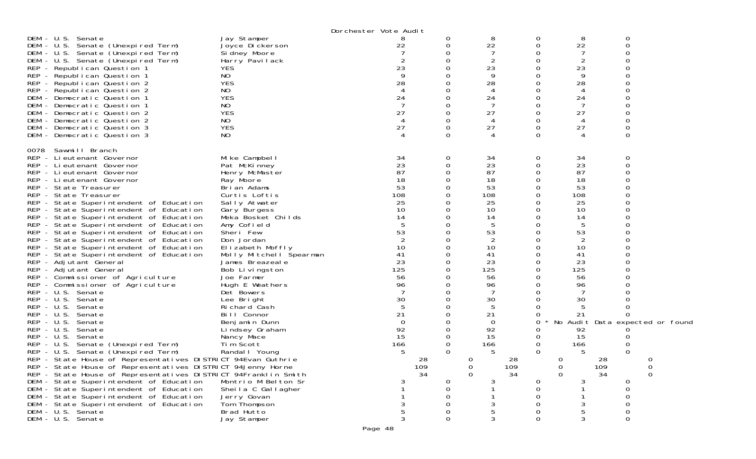Dorchester Vote Audit

| Contest | Candidate | | | | | | |
|---|---|---|---|---|---|---|---|
| DEM - U.S. Senate | Jay Stamper | 8 | 0 | 8 | 0 | 8 | 0 |
| DEM - U.S. Senate (Unexpired Term) | Joyce Dickerson | 22 | 0 | 22 | 0 | 22 | 0 |
| DEM - U.S. Senate (Unexpired Term) | Sidney Moore | 7 | 0 | 7 | 0 | 7 | 0 |
| DEM - U.S. Senate (Unexpired Term) | Harry Pavilack | 2 | 0 | 2 | 0 | 2 | 0 |
| REP - Republican Question 1 | YES | 23 | 0 | 23 | 0 | 23 | 0 |
| REP - Republican Question 1 | NO | 9 | 0 | 9 | 0 | 9 | 0 |
| REP - Republican Question 2 | YES | 28 | 0 | 28 | 0 | 28 | 0 |
| REP - Republican Question 2 | NO | 4 | 0 | 4 | 0 | 4 | 0 |
| DEM - Democratic Question 1 | YES | 24 | 0 | 24 | 0 | 24 | 0 |
| DEM - Democratic Question 1 | NO | 7 | 0 | 7 | 0 | 7 | 0 |
| DEM - Democratic Question 2 | YES | 27 | 0 | 27 | 0 | 27 | 0 |
| DEM - Democratic Question 2 | NO | 4 | 0 | 4 | 0 | 4 | 0 |
| DEM - Democratic Question 3 | YES | 27 | 0 | 27 | 0 | 27 | 0 |
| DEM - Democratic Question 3 | NO | 4 | 0 | 4 | 0 | 4 | 0 |

0078 Sawmill Branch

| Contest | Candidate | | | | | | |
|---|---|---|---|---|---|---|---|
| REP - Lieutenant Governor | Mike Campbell | 34 | 0 | 34 | 0 | 34 | 0 |
| REP - Lieutenant Governor | Pat McKinney | 23 | 0 | 23 | 0 | 23 | 0 |
| REP - Lieutenant Governor | Henry McMaster | 87 | 0 | 87 | 0 | 87 | 0 |
| REP - Lieutenant Governor | Ray Moore | 18 | 0 | 18 | 0 | 18 | 0 |
| REP - State Treasurer | Brian Adams | 53 | 0 | 53 | 0 | 53 | 0 |
| REP - State Treasurer | Curtis Loftis | 108 | 0 | 108 | 0 | 108 | 0 |
| REP - State Superintendent of Education | Sally Atwater | 25 | 0 | 25 | 0 | 25 | 0 |
| REP - State Superintendent of Education | Gary Burgess | 10 | 0 | 10 | 0 | 10 | 0 |
| REP - State Superintendent of Education | Meka Bosket Childs | 14 | 0 | 14 | 0 | 14 | 0 |
| REP - State Superintendent of Education | Amy Cofield | 5 | 0 | 5 | 0 | 5 | 0 |
| REP - State Superintendent of Education | Sheri Few | 53 | 0 | 53 | 0 | 53 | 0 |
| REP - State Superintendent of Education | Don Jordan | 2 | 0 | 2 | 0 | 2 | 0 |
| REP - State Superintendent of Education | Elizabeth Moffly | 10 | 0 | 10 | 0 | 10 | 0 |
| REP - State Superintendent of Education | Molly Mitchell Spearman | 41 | 0 | 41 | 0 | 41 | 0 |
| REP - Adjutant General | James Breazeale | 23 | 0 | 23 | 0 | 23 | 0 |
| REP - Adjutant General | Bob Livingston | 125 | 0 | 125 | 0 | 125 | 0 |
| REP - Commissioner of Agriculture | Joe Farmer | 56 | 0 | 56 | 0 | 56 | 0 |
| REP - Commissioner of Agriculture | Hugh E Weathers | 96 | 0 | 96 | 0 | 96 | 0 |
| REP - U.S. Senate | Det Bowers | 7 | 0 | 7 | 0 | 7 | 0 |
| REP - U.S. Senate | Lee Bright | 30 | 0 | 30 | 0 | 30 | 0 |
| REP - U.S. Senate | Richard Cash | 5 | 0 | 5 | 0 | 5 | 0 |
| REP - U.S. Senate | Bill Connor | 21 | 0 | 21 | 0 | 21 | 0 |
| REP - U.S. Senate | Benjamin Dunn | 0 | 0 | 0 | 0 * No Audit Data expected or found | | |
| REP - U.S. Senate | Lindsey Graham | 92 | 0 | 92 | 0 | 92 | 0 |
| REP - U.S. Senate | Nancy Mace | 15 | 0 | 15 | 0 | 15 | 0 |
| REP - U.S. Senate (Unexpired Term) | Tim Scott | 166 | 0 | 166 | 0 | 166 | 0 |
| REP - U.S. Senate (Unexpired Term) | Randall Young | 5 | 0 | 5 | 0 | 5 | 0 |
| REP - State House of Representatives DISTRICT 94 | Evan Guthrie | 28 | 0 | 28 | 0 | 28 | 0 |
| REP - State House of Representatives DISTRICT 94 | Jenny Horne | 109 | 0 | 109 | 0 | 109 | 0 |
| REP - State House of Representatives DISTRICT 94 | Franklin Smith | 34 | 0 | 34 | 0 | 34 | 0 |
| DEM - State Superintendent of Education | Montrio M Belton Sr | 3 | 0 | 3 | 0 | 3 | 0 |
| DEM - State Superintendent of Education | Sheila C Gallagher | 1 | 0 | 1 | 0 | 1 | 0 |
| DEM - State Superintendent of Education | Jerry Govan | 1 | 0 | 1 | 0 | 1 | 0 |
| DEM - State Superintendent of Education | Tom Thompson | 3 | 0 | 3 | 0 | 3 | 0 |
| DEM - U.S. Senate | Brad Hutto | 5 | 0 | 5 | 0 | 5 | 0 |
| DEM - U.S. Senate | Jay Stamper | 3 | 0 | 3 | 0 | 3 | 0 |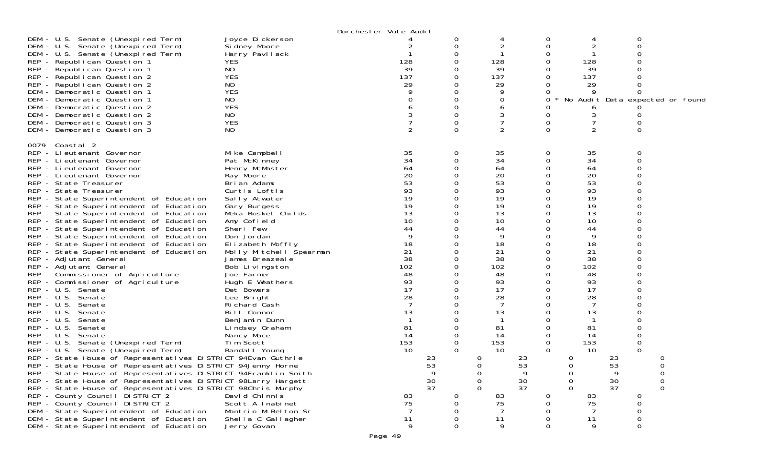Dorchester Vote Audit

| Contest | Candidate | | | | | | |
|---|---|---|---|---|---|---|---|
| DEM - U.S. Senate (Unexpired Term) | Joyce Dickerson | 4 | 0 | 4 | 0 | 4 | 0 |
| DEM - U.S. Senate (Unexpired Term) | Sidney Moore | 2 | 0 | 2 | 0 | 2 | 0 |
| DEM - U.S. Senate (Unexpired Term) | Harry Pavilack | 1 | 0 | 1 | 0 | 1 | 0 |
| REP - Republican Question 1 | YES | 128 | 0 | 128 | 0 | 128 | 0 |
| REP - Republican Question 1 | NO | 39 | 0 | 39 | 0 | 39 | 0 |
| REP - Republican Question 2 | YES | 137 | 0 | 137 | 0 | 137 | 0 |
| REP - Republican Question 2 | NO | 29 | 0 | 29 | 0 | 29 | 0 |
| DEM - Democratic Question 1 | YES | 9 | 0 | 9 | 0 | 9 | 0 |
| DEM - Democratic Question 1 | NO | 0 | 0 | 0 | 0 * No Audit Data expected or found | | |
| DEM - Democratic Question 2 | YES | 6 | 0 | 6 | 0 | 6 | 0 |
| DEM - Democratic Question 2 | NO | 3 | 0 | 3 | 0 | 3 | 0 |
| DEM - Democratic Question 3 | YES | 7 | 0 | 7 | 0 | 7 | 0 |
| DEM - Democratic Question 3 | NO | 2 | 0 | 2 | 0 | 2 | 0 |

0079 Coastal 2

| Contest | Candidate | | | | | | |
|---|---|---|---|---|---|---|---|
| REP - Lieutenant Governor | Mike Campbell | 35 | 0 | 35 | 0 | 35 | 0 |
| REP - Lieutenant Governor | Pat McKinney | 34 | 0 | 34 | 0 | 34 | 0 |
| REP - Lieutenant Governor | Henry McMaster | 64 | 0 | 64 | 0 | 64 | 0 |
| REP - Lieutenant Governor | Ray Moore | 20 | 0 | 20 | 0 | 20 | 0 |
| REP - State Treasurer | Brian Adams | 53 | 0 | 53 | 0 | 53 | 0 |
| REP - State Treasurer | Curtis Loftis | 93 | 0 | 93 | 0 | 93 | 0 |
| REP - State Superintendent of Education | Sally Atwater | 19 | 0 | 19 | 0 | 19 | 0 |
| REP - State Superintendent of Education | Gary Burgess | 19 | 0 | 19 | 0 | 19 | 0 |
| REP - State Superintendent of Education | Meka Bosket Childs | 13 | 0 | 13 | 0 | 13 | 0 |
| REP - State Superintendent of Education | Amy Cofield | 10 | 0 | 10 | 0 | 10 | 0 |
| REP - State Superintendent of Education | Sheri Few | 44 | 0 | 44 | 0 | 44 | 0 |
| REP - State Superintendent of Education | Don Jordan | 9 | 0 | 9 | 0 | 9 | 0 |
| REP - State Superintendent of Education | Elizabeth Moffly | 18 | 0 | 18 | 0 | 18 | 0 |
| REP - State Superintendent of Education | Molly Mitchell Spearman | 21 | 0 | 21 | 0 | 21 | 0 |
| REP - Adjutant General | James Breazeale | 38 | 0 | 38 | 0 | 38 | 0 |
| REP - Adjutant General | Bob Livingston | 102 | 0 | 102 | 0 | 102 | 0 |
| REP - Commissioner of Agriculture | Joe Farmer | 48 | 0 | 48 | 0 | 48 | 0 |
| REP - Commissioner of Agriculture | Hugh E Weathers | 93 | 0 | 93 | 0 | 93 | 0 |
| REP - U.S. Senate | Det Bowers | 17 | 0 | 17 | 0 | 17 | 0 |
| REP - U.S. Senate | Lee Bright | 28 | 0 | 28 | 0 | 28 | 0 |
| REP - U.S. Senate | Richard Cash | 7 | 0 | 7 | 0 | 7 | 0 |
| REP - U.S. Senate | Bill Connor | 13 | 0 | 13 | 0 | 13 | 0 |
| REP - U.S. Senate | Benjamin Dunn | 1 | 0 | 1 | 0 | 1 | 0 |
| REP - U.S. Senate | Lindsey Graham | 81 | 0 | 81 | 0 | 81 | 0 |
| REP - U.S. Senate | Nancy Mace | 14 | 0 | 14 | 0 | 14 | 0 |
| REP - U.S. Senate (Unexpired Term) | Tim Scott | 153 | 0 | 153 | 0 | 153 | 0 |
| REP - U.S. Senate (Unexpired Term) | Randall Young | 10 | 0 | 10 | 0 | 10 | 0 |
| REP - State House of Representatives DISTRICT 94 | Evan Guthrie | 23 | 0 | 23 | 0 | 23 | 0 |
| REP - State House of Representatives DISTRICT 94 | Jenny Horne | 53 | 0 | 53 | 0 | 53 | 0 |
| REP - State House of Representatives DISTRICT 94 | Franklin Smith | 9 | 0 | 9 | 0 | 9 | 0 |
| REP - State House of Representatives DISTRICT 98 | Larry Hargett | 30 | 0 | 30 | 0 | 30 | 0 |
| REP - State House of Representatives DISTRICT 98 | Chris Murphy | 37 | 0 | 37 | 0 | 37 | 0 |
| REP - County Council DISTRICT 2 | David Chinnis | 83 | 0 | 83 | 0 | 83 | 0 |
| REP - County Council DISTRICT 2 | Scott A Inabinet | 75 | 0 | 75 | 0 | 75 | 0 |
| DEM - State Superintendent of Education | Montrio M Belton Sr | 7 | 0 | 7 | 0 | 7 | 0 |
| DEM - State Superintendent of Education | Sheila C Gallagher | 11 | 0 | 11 | 0 | 11 | 0 |
| DEM - State Superintendent of Education | Jerry Govan | 9 | 0 | 9 | 0 | 9 | 0 |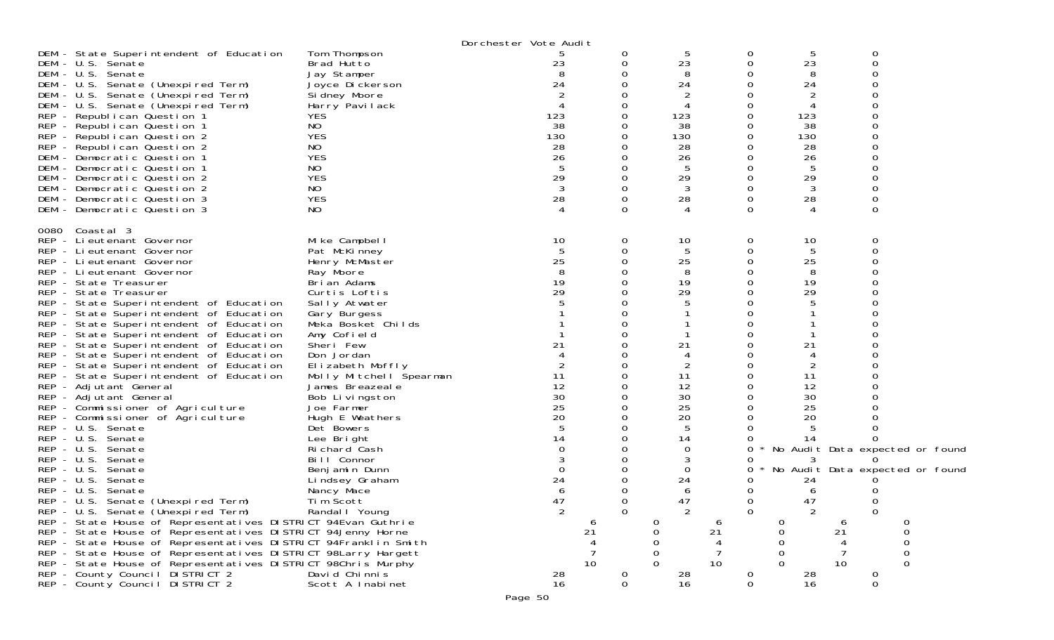Dorchester Vote Audit

| | | | | | | | |
|---|---|---|---|---|---|---|---|
| DEM - State Superintendent of Education | Tom Thompson | 5 | 0 | 5 | 0 | 5 | 0 |
| DEM - U.S. Senate | Brad Hutto | 23 | 0 | 23 | 0 | 23 | 0 |
| DEM - U.S. Senate | Jay Stamper | 8 | 0 | 8 | 0 | 8 | 0 |
| DEM - U.S. Senate (Unexpired Term) | Joyce Dickerson | 24 | 0 | 24 | 0 | 24 | 0 |
| DEM - U.S. Senate (Unexpired Term) | Sidney Moore | 2 | 0 | 2 | 0 | 2 | 0 |
| DEM - U.S. Senate (Unexpired Term) | Harry Pavilack | 4 | 0 | 4 | 0 | 4 | 0 |
| REP - Republican Question 1 | YES | 123 | 0 | 123 | 0 | 123 | 0 |
| REP - Republican Question 1 | NO | 38 | 0 | 38 | 0 | 38 | 0 |
| REP - Republican Question 2 | YES | 130 | 0 | 130 | 0 | 130 | 0 |
| REP - Republican Question 2 | NO | 28 | 0 | 28 | 0 | 28 | 0 |
| DEM - Democratic Question 1 | YES | 26 | 0 | 26 | 0 | 26 | 0 |
| DEM - Democratic Question 1 | NO | 5 | 0 | 5 | 0 | 5 | 0 |
| DEM - Democratic Question 2 | YES | 29 | 0 | 29 | 0 | 29 | 0 |
| DEM - Democratic Question 2 | NO | 3 | 0 | 3 | 0 | 3 | 0 |
| DEM - Democratic Question 3 | YES | 28 | 0 | 28 | 0 | 28 | 0 |
| DEM - Democratic Question 3 | NO | 4 | 0 | 4 | 0 | 4 | 0 |

0080 Coastal 3

| | | | | | | | |
|---|---|---|---|---|---|---|---|
| REP - Lieutenant Governor | Mike Campbell | 10 | 0 | 10 | 0 | 10 | 0 |
| REP - Lieutenant Governor | Pat McKinney | 5 | 0 | 5 | 0 | 5 | 0 |
| REP - Lieutenant Governor | Henry McMaster | 25 | 0 | 25 | 0 | 25 | 0 |
| REP - Lieutenant Governor | Ray Moore | 8 | 0 | 8 | 0 | 8 | 0 |
| REP - State Treasurer | Brian Adams | 19 | 0 | 19 | 0 | 19 | 0 |
| REP - State Treasurer | Curtis Loftis | 29 | 0 | 29 | 0 | 29 | 0 |
| REP - State Superintendent of Education | Sally Atwater | 5 | 0 | 5 | 0 | 5 | 0 |
| REP - State Superintendent of Education | Gary Burgess | 1 | 0 | 1 | 0 | 1 | 0 |
| REP - State Superintendent of Education | Meka Bosket Childs | 1 | 0 | 1 | 0 | 1 | 0 |
| REP - State Superintendent of Education | Amy Cofield | 1 | 0 | 1 | 0 | 1 | 0 |
| REP - State Superintendent of Education | Sheri Few | 21 | 0 | 21 | 0 | 21 | 0 |
| REP - State Superintendent of Education | Don Jordan | 4 | 0 | 4 | 0 | 4 | 0 |
| REP - State Superintendent of Education | Elizabeth Moffly | 2 | 0 | 2 | 0 | 2 | 0 |
| REP - State Superintendent of Education | Molly Mitchell Spearman | 11 | 0 | 11 | 0 | 11 | 0 |
| REP - Adjutant General | James Breazeale | 12 | 0 | 12 | 0 | 12 | 0 |
| REP - Adjutant General | Bob Livingston | 30 | 0 | 30 | 0 | 30 | 0 |
| REP - Commissioner of Agriculture | Joe Farmer | 25 | 0 | 25 | 0 | 25 | 0 |
| REP - Commissioner of Agriculture | Hugh E Weathers | 20 | 0 | 20 | 0 | 20 | 0 |
| REP - U.S. Senate | Det Bowers | 5 | 0 | 5 | 0 | 5 | 0 |
| REP - U.S. Senate | Lee Bright | 14 | 0 | 14 | 0 | 14 | 0 |
| REP - U.S. Senate | Richard Cash | 0 | 0 | 0 | 0 * No Audit Data expected or found | | |
| REP - U.S. Senate | Bill Connor | 3 | 0 | 3 | 0 | 3 | 0 |
| REP - U.S. Senate | Benjamin Dunn | 0 | 0 | 0 | 0 * No Audit Data expected or found | | |
| REP - U.S. Senate | Lindsey Graham | 24 | 0 | 24 | 0 | 24 | 0 |
| REP - U.S. Senate | Nancy Mace | 6 | 0 | 6 | 0 | 6 | 0 |
| REP - U.S. Senate (Unexpired Term) | Tim Scott | 47 | 0 | 47 | 0 | 47 | 0 |
| REP - U.S. Senate (Unexpired Term) | Randall Young | 2 | 0 | 2 | 0 | 2 | 0 |
| REP - State House of Representatives DISTRICT 94 | Evan Guthrie | 6 | 0 | 6 | 0 | 6 | 0 |
| REP - State House of Representatives DISTRICT 94 | Jenny Horne | 21 | 0 | 21 | 0 | 21 | 0 |
| REP - State House of Representatives DISTRICT 94 | Franklin Smith | 4 | 0 | 4 | 0 | 4 | 0 |
| REP - State House of Representatives DISTRICT 98 | Larry Hargett | 7 | 0 | 7 | 0 | 7 | 0 |
| REP - State House of Representatives DISTRICT 98 | Chris Murphy | 10 | 0 | 10 | 0 | 10 | 0 |
| REP - County Council DISTRICT 2 | David Chinnis | 28 | 0 | 28 | 0 | 28 | 0 |
| REP - County Council DISTRICT 2 | Scott A Inabinet | 16 | 0 | 16 | 0 | 16 | 0 |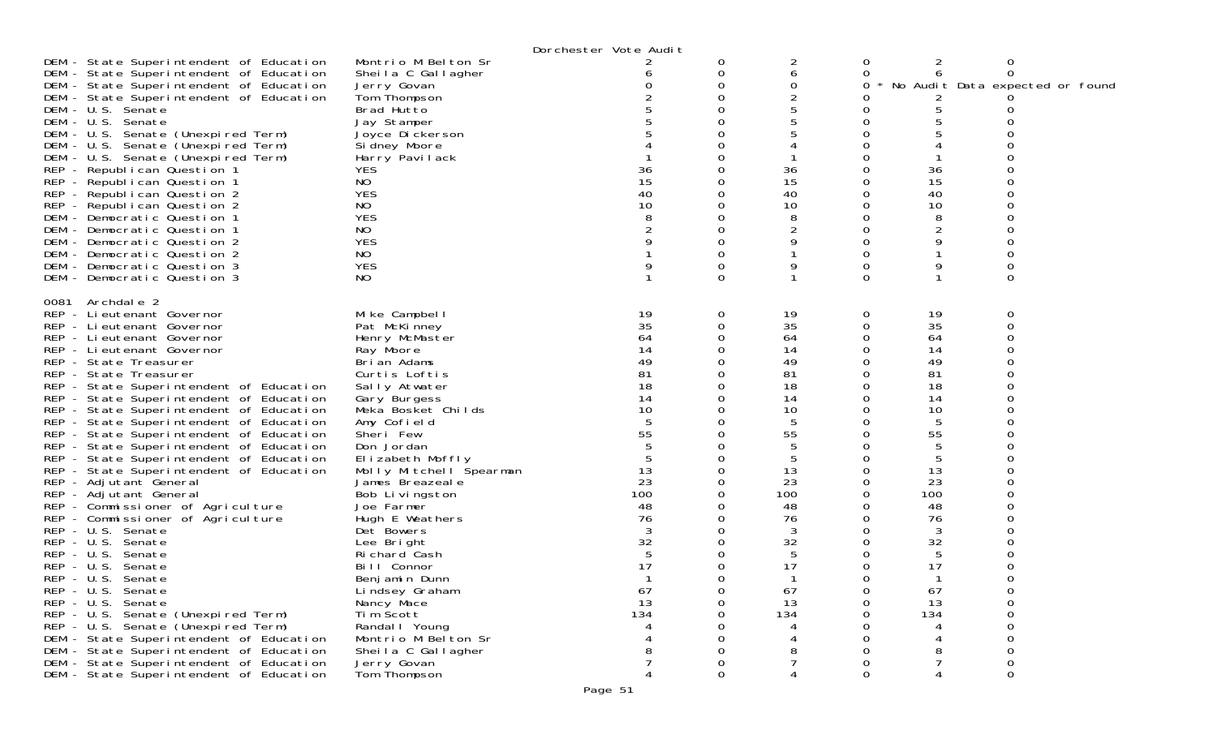Dorchester Vote Audit

| Contest | Candidate | | | | | | |
|---|---|---|---|---|---|---|---|
| DEM - State Superintendent of Education | Montrio M Belton Sr | 2 | 0 | 2 | 0 | 2 | 0 |
| DEM - State Superintendent of Education | Sheila C Gallagher | 6 | 0 | 6 | 0 | 6 | 0 |
| DEM - State Superintendent of Education | Jerry Govan | 0 | 0 | 0 | 0 * No Audit Data expected or found | | |
| DEM - State Superintendent of Education | Tom Thompson | 2 | 0 | 2 | 0 | 2 | 0 |
| DEM - U.S. Senate | Brad Hutto | 5 | 0 | 5 | 0 | 5 | 0 |
| DEM - U.S. Senate | Jay Stamper | 5 | 0 | 5 | 0 | 5 | 0 |
| DEM - U.S. Senate (Unexpired Term) | Joyce Dickerson | 5 | 0 | 5 | 0 | 5 | 0 |
| DEM - U.S. Senate (Unexpired Term) | Sidney Moore | 4 | 0 | 4 | 0 | 4 | 0 |
| DEM - U.S. Senate (Unexpired Term) | Harry Pavilack | 1 | 0 | 1 | 0 | 1 | 0 |
| REP - Republican Question 1 | YES | 36 | 0 | 36 | 0 | 36 | 0 |
| REP - Republican Question 1 | NO | 15 | 0 | 15 | 0 | 15 | 0 |
| REP - Republican Question 2 | YES | 40 | 0 | 40 | 0 | 40 | 0 |
| REP - Republican Question 2 | NO | 10 | 0 | 10 | 0 | 10 | 0 |
| DEM - Democratic Question 1 | YES | 8 | 0 | 8 | 0 | 8 | 0 |
| DEM - Democratic Question 1 | NO | 2 | 0 | 2 | 0 | 2 | 0 |
| DEM - Democratic Question 2 | YES | 9 | 0 | 9 | 0 | 9 | 0 |
| DEM - Democratic Question 2 | NO | 1 | 0 | 1 | 0 | 1 | 0 |
| DEM - Democratic Question 3 | YES | 9 | 0 | 9 | 0 | 9 | 0 |
| DEM - Democratic Question 3 | NO | 1 | 0 | 1 | 0 | 1 | 0 |

0081 Archdale 2

| Contest | Candidate | | | | | | |
|---|---|---|---|---|---|---|---|
| REP - Lieutenant Governor | Mike Campbell | 19 | 0 | 19 | 0 | 19 | 0 |
| REP - Lieutenant Governor | Pat McKinney | 35 | 0 | 35 | 0 | 35 | 0 |
| REP - Lieutenant Governor | Henry McMaster | 64 | 0 | 64 | 0 | 64 | 0 |
| REP - Lieutenant Governor | Ray Moore | 14 | 0 | 14 | 0 | 14 | 0 |
| REP - State Treasurer | Brian Adams | 49 | 0 | 49 | 0 | 49 | 0 |
| REP - State Treasurer | Curtis Loftis | 81 | 0 | 81 | 0 | 81 | 0 |
| REP - State Superintendent of Education | Sally Atwater | 18 | 0 | 18 | 0 | 18 | 0 |
| REP - State Superintendent of Education | Gary Burgess | 14 | 0 | 14 | 0 | 14 | 0 |
| REP - State Superintendent of Education | Meka Bosket Childs | 10 | 0 | 10 | 0 | 10 | 0 |
| REP - State Superintendent of Education | Amy Cofield | 5 | 0 | 5 | 0 | 5 | 0 |
| REP - State Superintendent of Education | Sheri Few | 55 | 0 | 55 | 0 | 55 | 0 |
| REP - State Superintendent of Education | Don Jordan | 5 | 0 | 5 | 0 | 5 | 0 |
| REP - State Superintendent of Education | Elizabeth Moffly | 5 | 0 | 5 | 0 | 5 | 0 |
| REP - State Superintendent of Education | Molly Mitchell Spearman | 13 | 0 | 13 | 0 | 13 | 0 |
| REP - Adjutant General | James Breazeale | 23 | 0 | 23 | 0 | 23 | 0 |
| REP - Adjutant General | Bob Livingston | 100 | 0 | 100 | 0 | 100 | 0 |
| REP - Commissioner of Agriculture | Joe Farmer | 48 | 0 | 48 | 0 | 48 | 0 |
| REP - Commissioner of Agriculture | Hugh E Weathers | 76 | 0 | 76 | 0 | 76 | 0 |
| REP - U.S. Senate | Det Bowers | 3 | 0 | 3 | 0 | 3 | 0 |
| REP - U.S. Senate | Lee Bright | 32 | 0 | 32 | 0 | 32 | 0 |
| REP - U.S. Senate | Richard Cash | 5 | 0 | 5 | 0 | 5 | 0 |
| REP - U.S. Senate | Bill Connor | 17 | 0 | 17 | 0 | 17 | 0 |
| REP - U.S. Senate | Benjamin Dunn | 1 | 0 | 1 | 0 | 1 | 0 |
| REP - U.S. Senate | Lindsey Graham | 67 | 0 | 67 | 0 | 67 | 0 |
| REP - U.S. Senate | Nancy Mace | 13 | 0 | 13 | 0 | 13 | 0 |
| REP - U.S. Senate (Unexpired Term) | Tim Scott | 134 | 0 | 134 | 0 | 134 | 0 |
| REP - U.S. Senate (Unexpired Term) | Randall Young | 4 | 0 | 4 | 0 | 4 | 0 |
| DEM - State Superintendent of Education | Montrio M Belton Sr | 4 | 0 | 4 | 0 | 4 | 0 |
| DEM - State Superintendent of Education | Sheila C Gallagher | 8 | 0 | 8 | 0 | 8 | 0 |
| DEM - State Superintendent of Education | Jerry Govan | 7 | 0 | 7 | 0 | 7 | 0 |
| DEM - State Superintendent of Education | Tom Thompson | 4 | 0 | 4 | 0 | 4 | 0 |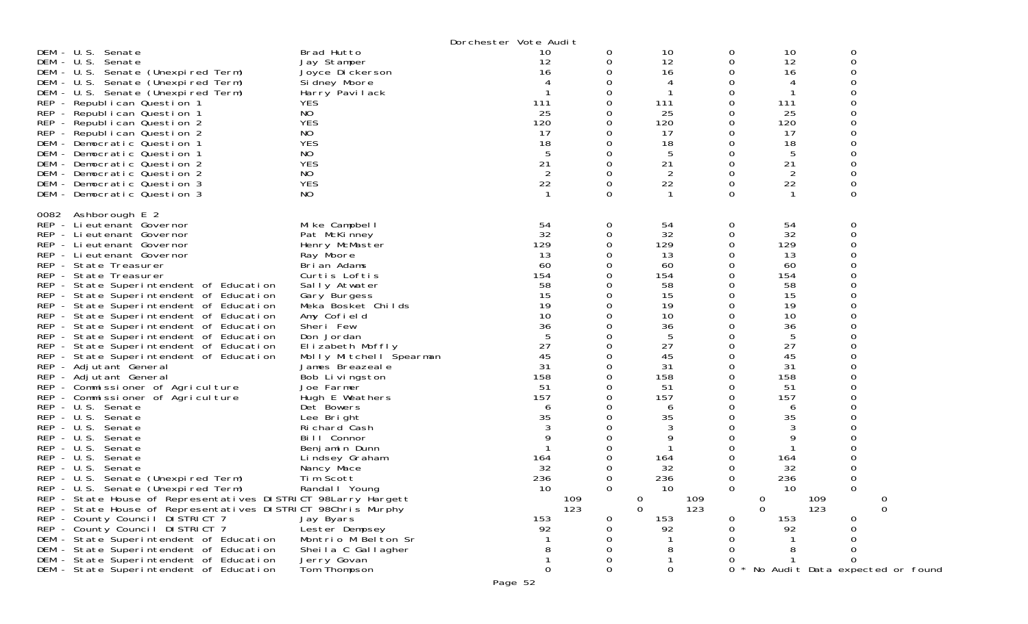Dorchester Vote Audit

| Contest | Candidate | | | | | | |
|---|---|---|---|---|---|---|---|
| DEM - U.S. Senate | Brad Hutto | 10 | 0 | 10 | 0 | 10 | 0 |
| DEM - U.S. Senate | Jay Stamper | 12 | 0 | 12 | 0 | 12 | 0 |
| DEM - U.S. Senate (Unexpired Term) | Joyce Dickerson | 16 | 0 | 16 | 0 | 16 | 0 |
| DEM - U.S. Senate (Unexpired Term) | Sidney Moore | 4 | 0 | 4 | 0 | 4 | 0 |
| DEM - U.S. Senate (Unexpired Term) | Harry Pavilack | 1 | 0 | 1 | 0 | 1 | 0 |
| REP - Republican Question 1 | YES | 111 | 0 | 111 | 0 | 111 | 0 |
| REP - Republican Question 1 | NO | 25 | 0 | 25 | 0 | 25 | 0 |
| REP - Republican Question 2 | YES | 120 | 0 | 120 | 0 | 120 | 0 |
| REP - Republican Question 2 | NO | 17 | 0 | 17 | 0 | 17 | 0 |
| DEM - Democratic Question 1 | YES | 18 | 0 | 18 | 0 | 18 | 0 |
| DEM - Democratic Question 1 | NO | 5 | 0 | 5 | 0 | 5 | 0 |
| DEM - Democratic Question 2 | YES | 21 | 0 | 21 | 0 | 21 | 0 |
| DEM - Democratic Question 2 | NO | 2 | 0 | 2 | 0 | 2 | 0 |
| DEM - Democratic Question 3 | YES | 22 | 0 | 22 | 0 | 22 | 0 |
| DEM - Democratic Question 3 | NO | 1 | 0 | 1 | 0 | 1 | 0 |

0082 Ashborough E 2

| Contest | Candidate | | | | | | |
|---|---|---|---|---|---|---|---|
| REP - Lieutenant Governor | Mike Campbell | 54 | 0 | 54 | 0 | 54 | 0 |
| REP - Lieutenant Governor | Pat McKinney | 32 | 0 | 32 | 0 | 32 | 0 |
| REP - Lieutenant Governor | Henry McMaster | 129 | 0 | 129 | 0 | 129 | 0 |
| REP - Lieutenant Governor | Ray Moore | 13 | 0 | 13 | 0 | 13 | 0 |
| REP - State Treasurer | Brian Adams | 60 | 0 | 60 | 0 | 60 | 0 |
| REP - State Treasurer | Curtis Loftis | 154 | 0 | 154 | 0 | 154 | 0 |
| REP - State Superintendent of Education | Sally Atwater | 58 | 0 | 58 | 0 | 58 | 0 |
| REP - State Superintendent of Education | Gary Burgess | 15 | 0 | 15 | 0 | 15 | 0 |
| REP - State Superintendent of Education | Meka Bosket Childs | 19 | 0 | 19 | 0 | 19 | 0 |
| REP - State Superintendent of Education | Amy Cofield | 10 | 0 | 10 | 0 | 10 | 0 |
| REP - State Superintendent of Education | Sheri Few | 36 | 0 | 36 | 0 | 36 | 0 |
| REP - State Superintendent of Education | Don Jordan | 5 | 0 | 5 | 0 | 5 | 0 |
| REP - State Superintendent of Education | Elizabeth Moffly | 27 | 0 | 27 | 0 | 27 | 0 |
| REP - State Superintendent of Education | Molly Mitchell Spearman | 45 | 0 | 45 | 0 | 45 | 0 |
| REP - Adjutant General | James Breazeale | 31 | 0 | 31 | 0 | 31 | 0 |
| REP - Adjutant General | Bob Livingston | 158 | 0 | 158 | 0 | 158 | 0 |
| REP - Commissioner of Agriculture | Joe Farmer | 51 | 0 | 51 | 0 | 51 | 0 |
| REP - Commissioner of Agriculture | Hugh E Weathers | 157 | 0 | 157 | 0 | 157 | 0 |
| REP - U.S. Senate | Det Bowers | 6 | 0 | 6 | 0 | 6 | 0 |
| REP - U.S. Senate | Lee Bright | 35 | 0 | 35 | 0 | 35 | 0 |
| REP - U.S. Senate | Richard Cash | 3 | 0 | 3 | 0 | 3 | 0 |
| REP - U.S. Senate | Bill Connor | 9 | 0 | 9 | 0 | 9 | 0 |
| REP - U.S. Senate | Benjamin Dunn | 1 | 0 | 1 | 0 | 1 | 0 |
| REP - U.S. Senate | Lindsey Graham | 164 | 0 | 164 | 0 | 164 | 0 |
| REP - U.S. Senate | Nancy Mace | 32 | 0 | 32 | 0 | 32 | 0 |
| REP - U.S. Senate (Unexpired Term) | Tim Scott | 236 | 0 | 236 | 0 | 236 | 0 |
| REP - U.S. Senate (Unexpired Term) | Randall Young | 10 | 0 | 10 | 0 | 10 | 0 |
| REP - State House of Representatives DISTRICT 98 | Larry Hargett | 109 | 0 | 109 | 0 | 109 | 0 |
| REP - State House of Representatives DISTRICT 98 | Chris Murphy | 123 | 0 | 123 | 0 | 123 | 0 |
| REP - County Council DISTRICT 7 | Jay Byars | 153 | 0 | 153 | 0 | 153 | 0 |
| REP - County Council DISTRICT 7 | Lester Dempsey | 92 | 0 | 92 | 0 | 92 | 0 |
| DEM - State Superintendent of Education | Montrio M Belton Sr | 1 | 0 | 1 | 0 | 1 | 0 |
| DEM - State Superintendent of Education | Sheila C Gallagher | 8 | 0 | 8 | 0 | 8 | 0 |
| DEM - State Superintendent of Education | Jerry Govan | 1 | 0 | 1 | 0 | 1 | 0 |
| DEM - State Superintendent of Education | Tom Thompson | 0 | 0 | 0 | 0 * No Audit Data expected or found | | |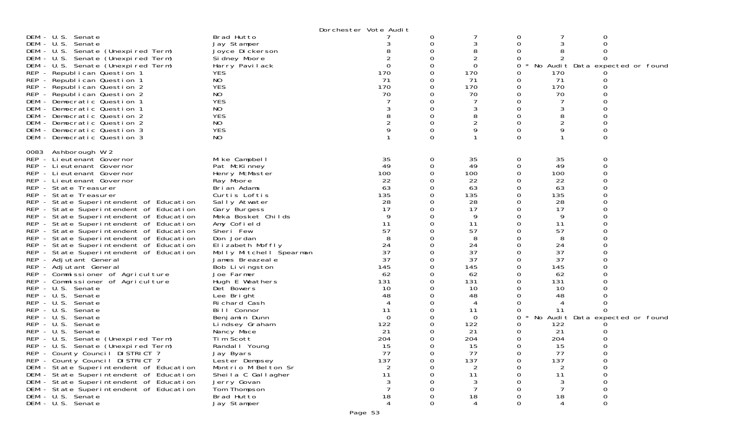Dorchester Vote Audit

| | | | | | | | |
|---|---|---|---|---|---|---|---|
| DEM - U.S. Senate | Brad Hutto | 7 | 0 | 7 | 0 | 7 | 0 |
| DEM - U.S. Senate | Jay Stamper | 3 | 0 | 3 | 0 | 3 | 0 |
| DEM - U.S. Senate (Unexpired Term) | Joyce Dickerson | 8 | 0 | 8 | 0 | 8 | 0 |
| DEM - U.S. Senate (Unexpired Term) | Sidney Moore | 2 | 0 | 2 | 0 | 2 | 0 |
| DEM - U.S. Senate (Unexpired Term) | Harry Pavilack | 0 | 0 | 0 | 0 | * No Audit Data expected or found | |
| REP - Republican Question 1 | YES | 170 | 0 | 170 | 0 | 170 | 0 |
| REP - Republican Question 1 | NO | 71 | 0 | 71 | 0 | 71 | 0 |
| REP - Republican Question 2 | YES | 170 | 0 | 170 | 0 | 170 | 0 |
| REP - Republican Question 2 | NO | 70 | 0 | 70 | 0 | 70 | 0 |
| DEM - Democratic Question 1 | YES | 7 | 0 | 7 | 0 | 7 | 0 |
| DEM - Democratic Question 1 | NO | 3 | 0 | 3 | 0 | 3 | 0 |
| DEM - Democratic Question 2 | YES | 8 | 0 | 8 | 0 | 8 | 0 |
| DEM - Democratic Question 2 | NO | 2 | 0 | 2 | 0 | 2 | 0 |
| DEM - Democratic Question 3 | YES | 9 | 0 | 9 | 0 | 9 | 0 |
| DEM - Democratic Question 3 | NO | 1 | 0 | 1 | 0 | 1 | 0 |

0083 Ashborough W 2

| | | | | | | | |
|---|---|---|---|---|---|---|---|
| REP - Lieutenant Governor | Mike Campbell | 35 | 0 | 35 | 0 | 35 | 0 |
| REP - Lieutenant Governor | Pat McKinney | 49 | 0 | 49 | 0 | 49 | 0 |
| REP - Lieutenant Governor | Henry McMaster | 100 | 0 | 100 | 0 | 100 | 0 |
| REP - Lieutenant Governor | Ray Moore | 22 | 0 | 22 | 0 | 22 | 0 |
| REP - State Treasurer | Brian Adams | 63 | 0 | 63 | 0 | 63 | 0 |
| REP - State Treasurer | Curtis Loftis | 135 | 0 | 135 | 0 | 135 | 0 |
| REP - State Superintendent of Education | Sally Atwater | 28 | 0 | 28 | 0 | 28 | 0 |
| REP - State Superintendent of Education | Gary Burgess | 17 | 0 | 17 | 0 | 17 | 0 |
| REP - State Superintendent of Education | Meka Bosket Childs | 9 | 0 | 9 | 0 | 9 | 0 |
| REP - State Superintendent of Education | Amy Cofield | 11 | 0 | 11 | 0 | 11 | 0 |
| REP - State Superintendent of Education | Sheri Few | 57 | 0 | 57 | 0 | 57 | 0 |
| REP - State Superintendent of Education | Don Jordan | 8 | 0 | 8 | 0 | 8 | 0 |
| REP - State Superintendent of Education | Elizabeth Moffly | 24 | 0 | 24 | 0 | 24 | 0 |
| REP - State Superintendent of Education | Molly Mitchell Spearman | 37 | 0 | 37 | 0 | 37 | 0 |
| REP - Adjutant General | James Breazeale | 37 | 0 | 37 | 0 | 37 | 0 |
| REP - Adjutant General | Bob Livingston | 145 | 0 | 145 | 0 | 145 | 0 |
| REP - Commissioner of Agriculture | Joe Farmer | 62 | 0 | 62 | 0 | 62 | 0 |
| REP - Commissioner of Agriculture | Hugh E Weathers | 131 | 0 | 131 | 0 | 131 | 0 |
| REP - U.S. Senate | Det Bowers | 10 | 0 | 10 | 0 | 10 | 0 |
| REP - U.S. Senate | Lee Bright | 48 | 0 | 48 | 0 | 48 | 0 |
| REP - U.S. Senate | Richard Cash | 4 | 0 | 4 | 0 | 4 | 0 |
| REP - U.S. Senate | Bill Connor | 11 | 0 | 11 | 0 | 11 | 0 |
| REP - U.S. Senate | Benjamin Dunn | 0 | 0 | 0 | 0 | * No Audit Data expected or found | |
| REP - U.S. Senate | Lindsey Graham | 122 | 0 | 122 | 0 | 122 | 0 |
| REP - U.S. Senate | Nancy Mace | 21 | 0 | 21 | 0 | 21 | 0 |
| REP - U.S. Senate (Unexpired Term) | Tim Scott | 204 | 0 | 204 | 0 | 204 | 0 |
| REP - U.S. Senate (Unexpired Term) | Randall Young | 15 | 0 | 15 | 0 | 15 | 0 |
| REP - County Council DISTRICT 7 | Jay Byars | 77 | 0 | 77 | 0 | 77 | 0 |
| REP - County Council DISTRICT 7 | Lester Dempsey | 137 | 0 | 137 | 0 | 137 | 0 |
| DEM - State Superintendent of Education | Montrio M Belton Sr | 2 | 0 | 2 | 0 | 2 | 0 |
| DEM - State Superintendent of Education | Sheila C Gallagher | 11 | 0 | 11 | 0 | 11 | 0 |
| DEM - State Superintendent of Education | Jerry Govan | 3 | 0 | 3 | 0 | 3 | 0 |
| DEM - State Superintendent of Education | Tom Thompson | 7 | 0 | 7 | 0 | 7 | 0 |
| DEM - U.S. Senate | Brad Hutto | 18 | 0 | 18 | 0 | 18 | 0 |
| DEM - U.S. Senate | Jay Stamper | 4 | 0 | 4 | 0 | 4 | 0 |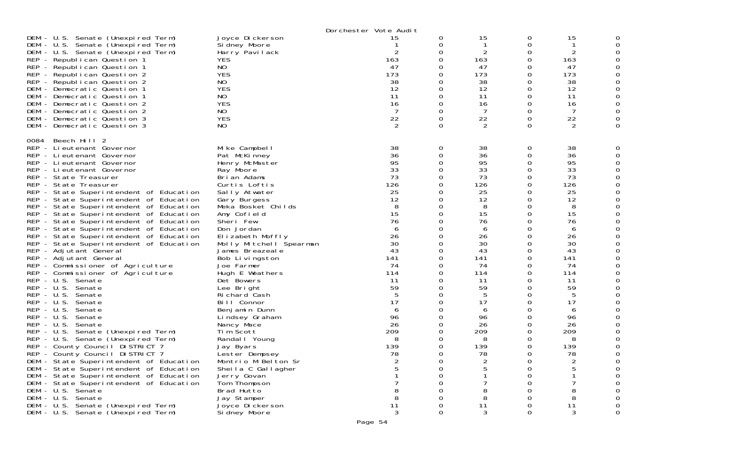Dorchester Vote Audit

| | | | | | | | |
|---|---|---|---|---|---|---|---|
| DEM - U.S. Senate (Unexpired Term) | Joyce Dickerson | 15 | 0 | 15 | 0 | 15 | 0 |
| DEM - U.S. Senate (Unexpired Term) | Sidney Moore | 1 | 0 | 1 | 0 | 1 | 0 |
| DEM - U.S. Senate (Unexpired Term) | Harry Pavilack | 2 | 0 | 2 | 0 | 2 | 0 |
| REP - Republican Question 1 | YES | 163 | 0 | 163 | 0 | 163 | 0 |
| REP - Republican Question 1 | NO | 47 | 0 | 47 | 0 | 47 | 0 |
| REP - Republican Question 2 | YES | 173 | 0 | 173 | 0 | 173 | 0 |
| REP - Republican Question 2 | NO | 38 | 0 | 38 | 0 | 38 | 0 |
| DEM - Democratic Question 1 | YES | 12 | 0 | 12 | 0 | 12 | 0 |
| DEM - Democratic Question 1 | NO | 11 | 0 | 11 | 0 | 11 | 0 |
| DEM - Democratic Question 2 | YES | 16 | 0 | 16 | 0 | 16 | 0 |
| DEM - Democratic Question 2 | NO | 7 | 0 | 7 | 0 | 7 | 0 |
| DEM - Democratic Question 3 | YES | 22 | 0 | 22 | 0 | 22 | 0 |
| DEM - Democratic Question 3 | NO | 2 | 0 | 2 | 0 | 2 | 0 |
| **0084 Beech Hill 2** | | | | | | | |
| REP - Lieutenant Governor | Mike Campbell | 38 | 0 | 38 | 0 | 38 | 0 |
| REP - Lieutenant Governor | Pat McKinney | 36 | 0 | 36 | 0 | 36 | 0 |
| REP - Lieutenant Governor | Henry McMaster | 95 | 0 | 95 | 0 | 95 | 0 |
| REP - Lieutenant Governor | Ray Moore | 33 | 0 | 33 | 0 | 33 | 0 |
| REP - State Treasurer | Brian Adams | 73 | 0 | 73 | 0 | 73 | 0 |
| REP - State Treasurer | Curtis Loftis | 126 | 0 | 126 | 0 | 126 | 0 |
| REP - State Superintendent of Education | Sally Atwater | 25 | 0 | 25 | 0 | 25 | 0 |
| REP - State Superintendent of Education | Gary Burgess | 12 | 0 | 12 | 0 | 12 | 0 |
| REP - State Superintendent of Education | Meka Bosket Childs | 8 | 0 | 8 | 0 | 8 | 0 |
| REP - State Superintendent of Education | Amy Cofield | 15 | 0 | 15 | 0 | 15 | 0 |
| REP - State Superintendent of Education | Sheri Few | 76 | 0 | 76 | 0 | 76 | 0 |
| REP - State Superintendent of Education | Don Jordan | 6 | 0 | 6 | 0 | 6 | 0 |
| REP - State Superintendent of Education | Elizabeth Moffly | 26 | 0 | 26 | 0 | 26 | 0 |
| REP - State Superintendent of Education | Molly Mitchell Spearman | 30 | 0 | 30 | 0 | 30 | 0 |
| REP - Adjutant General | James Breazeale | 43 | 0 | 43 | 0 | 43 | 0 |
| REP - Adjutant General | Bob Livingston | 141 | 0 | 141 | 0 | 141 | 0 |
| REP - Commissioner of Agriculture | Joe Farmer | 74 | 0 | 74 | 0 | 74 | 0 |
| REP - Commissioner of Agriculture | Hugh E Weathers | 114 | 0 | 114 | 0 | 114 | 0 |
| REP - U.S. Senate | Det Bowers | 11 | 0 | 11 | 0 | 11 | 0 |
| REP - U.S. Senate | Lee Bright | 59 | 0 | 59 | 0 | 59 | 0 |
| REP - U.S. Senate | Richard Cash | 5 | 0 | 5 | 0 | 5 | 0 |
| REP - U.S. Senate | Bill Connor | 17 | 0 | 17 | 0 | 17 | 0 |
| REP - U.S. Senate | Benjamin Dunn | 6 | 0 | 6 | 0 | 6 | 0 |
| REP - U.S. Senate | Lindsey Graham | 96 | 0 | 96 | 0 | 96 | 0 |
| REP - U.S. Senate | Nancy Mace | 26 | 0 | 26 | 0 | 26 | 0 |
| REP - U.S. Senate (Unexpired Term) | Tim Scott | 209 | 0 | 209 | 0 | 209 | 0 |
| REP - U.S. Senate (Unexpired Term) | Randall Young | 8 | 0 | 8 | 0 | 8 | 0 |
| REP - County Council DISTRICT 7 | Jay Byars | 139 | 0 | 139 | 0 | 139 | 0 |
| REP - County Council DISTRICT 7 | Lester Dempsey | 78 | 0 | 78 | 0 | 78 | 0 |
| DEM - State Superintendent of Education | Montrio M Belton Sr | 2 | 0 | 2 | 0 | 2 | 0 |
| DEM - State Superintendent of Education | Sheila C Gallagher | 5 | 0 | 5 | 0 | 5 | 0 |
| DEM - State Superintendent of Education | Jerry Govan | 1 | 0 | 1 | 0 | 1 | 0 |
| DEM - State Superintendent of Education | Tom Thompson | 7 | 0 | 7 | 0 | 7 | 0 |
| DEM - U.S. Senate | Brad Hutto | 8 | 0 | 8 | 0 | 8 | 0 |
| DEM - U.S. Senate | Jay Stamper | 8 | 0 | 8 | 0 | 8 | 0 |
| DEM - U.S. Senate (Unexpired Term) | Joyce Dickerson | 11 | 0 | 11 | 0 | 11 | 0 |
| DEM - U.S. Senate (Unexpired Term) | Sidney Moore | 3 | 0 | 3 | 0 | 3 | 0 |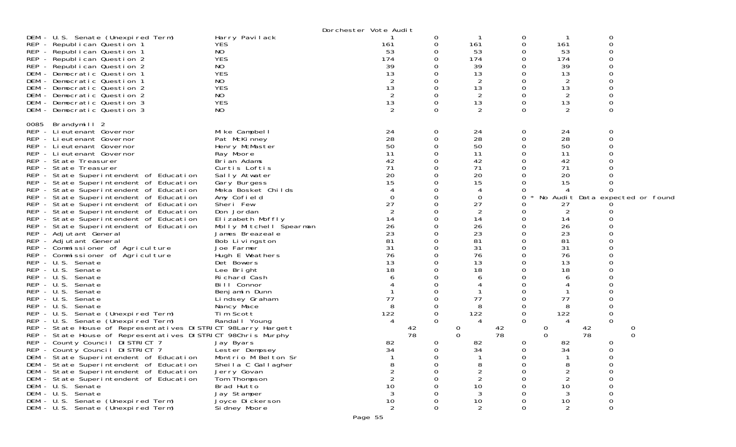Dorchester Vote Audit

| Contest | Candidate | | | | | | |
|---|---|---|---|---|---|---|---|
| DEM - U.S. Senate (Unexpired Term) | Harry Pavilack | 1 | 0 | 1 | 0 | 1 | 0 |
| REP - Republican Question 1 | YES | 161 | 0 | 161 | 0 | 161 | 0 |
| REP - Republican Question 1 | NO | 53 | 0 | 53 | 0 | 53 | 0 |
| REP - Republican Question 2 | YES | 174 | 0 | 174 | 0 | 174 | 0 |
| REP - Republican Question 2 | NO | 39 | 0 | 39 | 0 | 39 | 0 |
| DEM - Democratic Question 1 | YES | 13 | 0 | 13 | 0 | 13 | 0 |
| DEM - Democratic Question 1 | NO | 2 | 0 | 2 | 0 | 2 | 0 |
| DEM - Democratic Question 2 | YES | 13 | 0 | 13 | 0 | 13 | 0 |
| DEM - Democratic Question 2 | NO | 2 | 0 | 2 | 0 | 2 | 0 |
| DEM - Democratic Question 3 | YES | 13 | 0 | 13 | 0 | 13 | 0 |
| DEM - Democratic Question 3 | NO | 2 | 0 | 2 | 0 | 2 | 0 |

0085 Brandymill 2

| Contest | Candidate | | | | | | |
|---|---|---|---|---|---|---|---|
| REP - Lieutenant Governor | Mike Campbell | 24 | 0 | 24 | 0 | 24 | 0 |
| REP - Lieutenant Governor | Pat McKinney | 28 | 0 | 28 | 0 | 28 | 0 |
| REP - Lieutenant Governor | Henry McMaster | 50 | 0 | 50 | 0 | 50 | 0 |
| REP - Lieutenant Governor | Ray Moore | 11 | 0 | 11 | 0 | 11 | 0 |
| REP - State Treasurer | Brian Adams | 42 | 0 | 42 | 0 | 42 | 0 |
| REP - State Treasurer | Curtis Loftis | 71 | 0 | 71 | 0 | 71 | 0 |
| REP - State Superintendent of Education | Sally Atwater | 20 | 0 | 20 | 0 | 20 | 0 |
| REP - State Superintendent of Education | Gary Burgess | 15 | 0 | 15 | 0 | 15 | 0 |
| REP - State Superintendent of Education | Meka Bosket Childs | 4 | 0 | 4 | 0 | 4 | 0 |
| REP - State Superintendent of Education | Amy Cofield | 0 | 0 | 0 | 0 * No Audit Data expected or found | | |
| REP - State Superintendent of Education | Sheri Few | 27 | 0 | 27 | 0 | 27 | 0 |
| REP - State Superintendent of Education | Don Jordan | 2 | 0 | 2 | 0 | 2 | 0 |
| REP - State Superintendent of Education | Elizabeth Moffly | 14 | 0 | 14 | 0 | 14 | 0 |
| REP - State Superintendent of Education | Molly Mitchell Spearman | 26 | 0 | 26 | 0 | 26 | 0 |
| REP - Adjutant General | James Breazeale | 23 | 0 | 23 | 0 | 23 | 0 |
| REP - Adjutant General | Bob Livingston | 81 | 0 | 81 | 0 | 81 | 0 |
| REP - Commissioner of Agriculture | Joe Farmer | 31 | 0 | 31 | 0 | 31 | 0 |
| REP - Commissioner of Agriculture | Hugh E Weathers | 76 | 0 | 76 | 0 | 76 | 0 |
| REP - U.S. Senate | Det Bowers | 13 | 0 | 13 | 0 | 13 | 0 |
| REP - U.S. Senate | Lee Bright | 18 | 0 | 18 | 0 | 18 | 0 |
| REP - U.S. Senate | Richard Cash | 6 | 0 | 6 | 0 | 6 | 0 |
| REP - U.S. Senate | Bill Connor | 4 | 0 | 4 | 0 | 4 | 0 |
| REP - U.S. Senate | Benjamin Dunn | 1 | 0 | 1 | 0 | 1 | 0 |
| REP - U.S. Senate | Lindsey Graham | 77 | 0 | 77 | 0 | 77 | 0 |
| REP - U.S. Senate | Nancy Mace | 8 | 0 | 8 | 0 | 8 | 0 |
| REP - U.S. Senate (Unexpired Term) | Tim Scott | 122 | 0 | 122 | 0 | 122 | 0 |
| REP - U.S. Senate (Unexpired Term) | Randall Young | 4 | 0 | 4 | 0 | 4 | 0 |
| REP - State House of Representatives DISTRICT 98 | Larry Hargett | 42 | 0 | 42 | 0 | 42 | 0 |
| REP - State House of Representatives DISTRICT 98 | Chris Murphy | 78 | 0 | 78 | 0 | 78 | 0 |
| REP - County Council DISTRICT 7 | Jay Byars | 82 | 0 | 82 | 0 | 82 | 0 |
| REP - County Council DISTRICT 7 | Lester Dempsey | 34 | 0 | 34 | 0 | 34 | 0 |
| DEM - State Superintendent of Education | Montrio M Belton Sr | 1 | 0 | 1 | 0 | 1 | 0 |
| DEM - State Superintendent of Education | Sheila C Gallagher | 8 | 0 | 8 | 0 | 8 | 0 |
| DEM - State Superintendent of Education | Jerry Govan | 2 | 0 | 2 | 0 | 2 | 0 |
| DEM - State Superintendent of Education | Tom Thompson | 2 | 0 | 2 | 0 | 2 | 0 |
| DEM - U.S. Senate | Brad Hutto | 10 | 0 | 10 | 0 | 10 | 0 |
| DEM - U.S. Senate | Jay Stamper | 3 | 0 | 3 | 0 | 3 | 0 |
| DEM - U.S. Senate (Unexpired Term) | Joyce Dickerson | 10 | 0 | 10 | 0 | 10 | 0 |
| DEM - U.S. Senate (Unexpired Term) | Sidney Moore | 2 | 0 | 2 | 0 | 2 | 0 |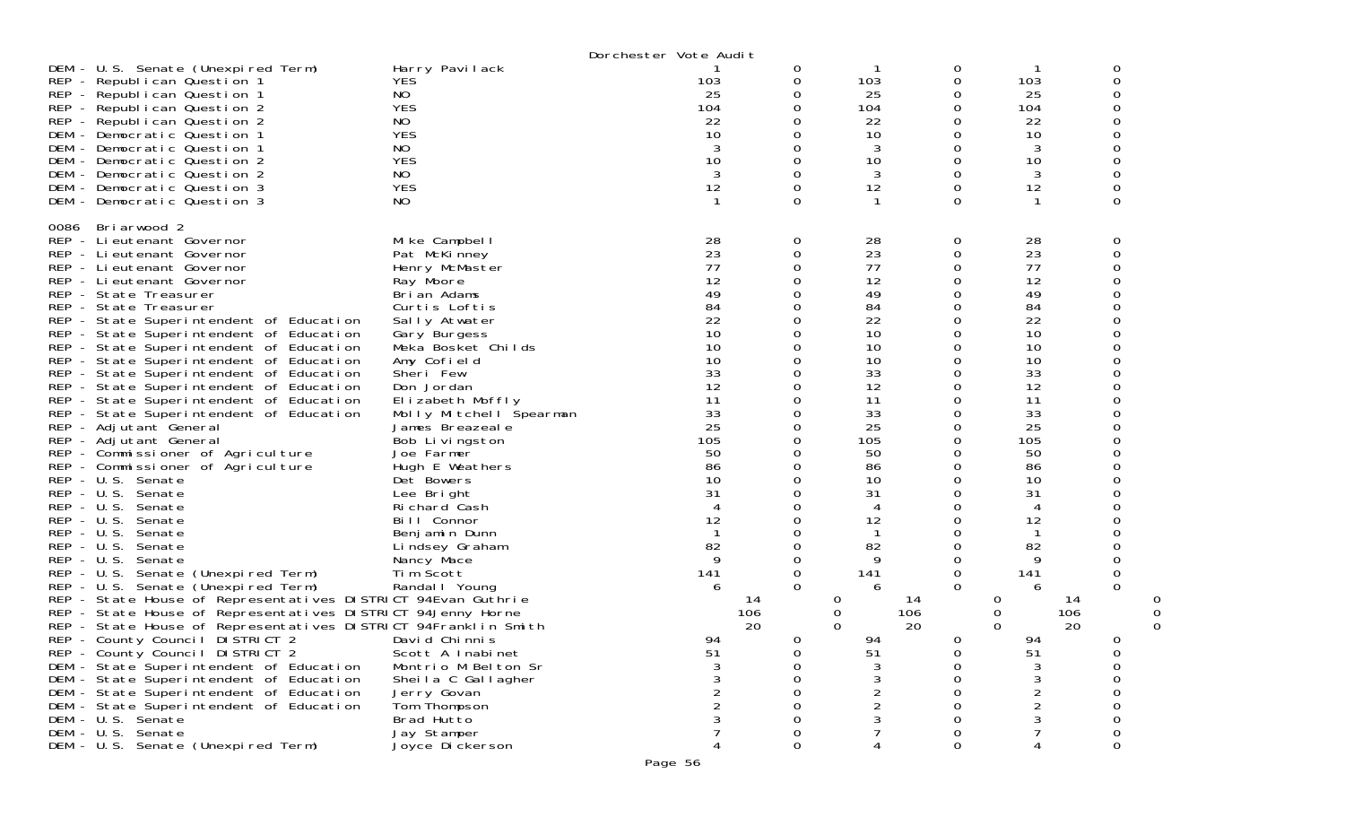Dorchester Vote Audit

| Contest | Candidate | | | | | | |
|---|---|---|---|---|---|---|---|
| DEM - U.S. Senate (Unexpired Term) | Harry Pavilack | 1 | 0 | 1 | 0 | 1 | 0 |
| REP - Republican Question 1 | YES | 103 | 0 | 103 | 0 | 103 | 0 |
| REP - Republican Question 1 | NO | 25 | 0 | 25 | 0 | 25 | 0 |
| REP - Republican Question 2 | YES | 104 | 0 | 104 | 0 | 104 | 0 |
| REP - Republican Question 2 | NO | 22 | 0 | 22 | 0 | 22 | 0 |
| DEM - Democratic Question 1 | YES | 10 | 0 | 10 | 0 | 10 | 0 |
| DEM - Democratic Question 1 | NO | 3 | 0 | 3 | 0 | 3 | 0 |
| DEM - Democratic Question 2 | YES | 10 | 0 | 10 | 0 | 10 | 0 |
| DEM - Democratic Question 2 | NO | 3 | 0 | 3 | 0 | 3 | 0 |
| DEM - Democratic Question 3 | YES | 12 | 0 | 12 | 0 | 12 | 0 |
| DEM - Democratic Question 3 | NO | 1 | 0 | 1 | 0 | 1 | 0 |

0086 Briarwood 2

| Contest | Candidate | | | | | | |
|---|---|---|---|---|---|---|---|
| REP - Lieutenant Governor | Mike Campbell | 28 | 0 | 28 | 0 | 28 | 0 |
| REP - Lieutenant Governor | Pat McKinney | 23 | 0 | 23 | 0 | 23 | 0 |
| REP - Lieutenant Governor | Henry McMaster | 77 | 0 | 77 | 0 | 77 | 0 |
| REP - Lieutenant Governor | Ray Moore | 12 | 0 | 12 | 0 | 12 | 0 |
| REP - State Treasurer | Brian Adams | 49 | 0 | 49 | 0 | 49 | 0 |
| REP - State Treasurer | Curtis Loftis | 84 | 0 | 84 | 0 | 84 | 0 |
| REP - State Superintendent of Education | Sally Atwater | 22 | 0 | 22 | 0 | 22 | 0 |
| REP - State Superintendent of Education | Gary Burgess | 10 | 0 | 10 | 0 | 10 | 0 |
| REP - State Superintendent of Education | Meka Bosket Childs | 10 | 0 | 10 | 0 | 10 | 0 |
| REP - State Superintendent of Education | Amy Cofield | 10 | 0 | 10 | 0 | 10 | 0 |
| REP - State Superintendent of Education | Sheri Few | 33 | 0 | 33 | 0 | 33 | 0 |
| REP - State Superintendent of Education | Don Jordan | 12 | 0 | 12 | 0 | 12 | 0 |
| REP - State Superintendent of Education | Elizabeth Moffly | 11 | 0 | 11 | 0 | 11 | 0 |
| REP - State Superintendent of Education | Molly Mitchell Spearman | 33 | 0 | 33 | 0 | 33 | 0 |
| REP - Adjutant General | James Breazeale | 25 | 0 | 25 | 0 | 25 | 0 |
| REP - Adjutant General | Bob Livingston | 105 | 0 | 105 | 0 | 105 | 0 |
| REP - Commissioner of Agriculture | Joe Farmer | 50 | 0 | 50 | 0 | 50 | 0 |
| REP - Commissioner of Agriculture | Hugh E Weathers | 86 | 0 | 86 | 0 | 86 | 0 |
| REP - U.S. Senate | Det Bowers | 10 | 0 | 10 | 0 | 10 | 0 |
| REP - U.S. Senate | Lee Bright | 31 | 0 | 31 | 0 | 31 | 0 |
| REP - U.S. Senate | Richard Cash | 4 | 0 | 4 | 0 | 4 | 0 |
| REP - U.S. Senate | Bill Connor | 12 | 0 | 12 | 0 | 12 | 0 |
| REP - U.S. Senate | Benjamin Dunn | 1 | 0 | 1 | 0 | 1 | 0 |
| REP - U.S. Senate | Lindsey Graham | 82 | 0 | 82 | 0 | 82 | 0 |
| REP - U.S. Senate | Nancy Mace | 9 | 0 | 9 | 0 | 9 | 0 |
| REP - U.S. Senate (Unexpired Term) | Tim Scott | 141 | 0 | 141 | 0 | 141 | 0 |
| REP - U.S. Senate (Unexpired Term) | Randall Young | 6 | 0 | 6 | 0 | 6 | 0 |
| REP - State House of Representatives DISTRICT 94 | Evan Guthrie | 14 | 0 | 14 | 0 | 14 | 0 |
| REP - State House of Representatives DISTRICT 94 | Jenny Horne | 106 | 0 | 106 | 0 | 106 | 0 |
| REP - State House of Representatives DISTRICT 94 | Franklin Smith | 20 | 0 | 20 | 0 | 20 | 0 |
| REP - County Council DISTRICT 2 | David Chinnis | 94 | 0 | 94 | 0 | 94 | 0 |
| REP - County Council DISTRICT 2 | Scott A Inabinet | 51 | 0 | 51 | 0 | 51 | 0 |
| DEM - State Superintendent of Education | Montrio M Belton Sr | 3 | 0 | 3 | 0 | 3 | 0 |
| DEM - State Superintendent of Education | Sheila C Gallagher | 3 | 0 | 3 | 0 | 3 | 0 |
| DEM - State Superintendent of Education | Jerry Govan | 2 | 0 | 2 | 0 | 2 | 0 |
| DEM - State Superintendent of Education | Tom Thompson | 2 | 0 | 2 | 0 | 2 | 0 |
| DEM - U.S. Senate | Brad Hutto | 3 | 0 | 3 | 0 | 3 | 0 |
| DEM - U.S. Senate | Jay Stamper | 7 | 0 | 7 | 0 | 7 | 0 |
| DEM - U.S. Senate (Unexpired Term) | Joyce Dickerson | 4 | 0 | 4 | 0 | 4 | 0 |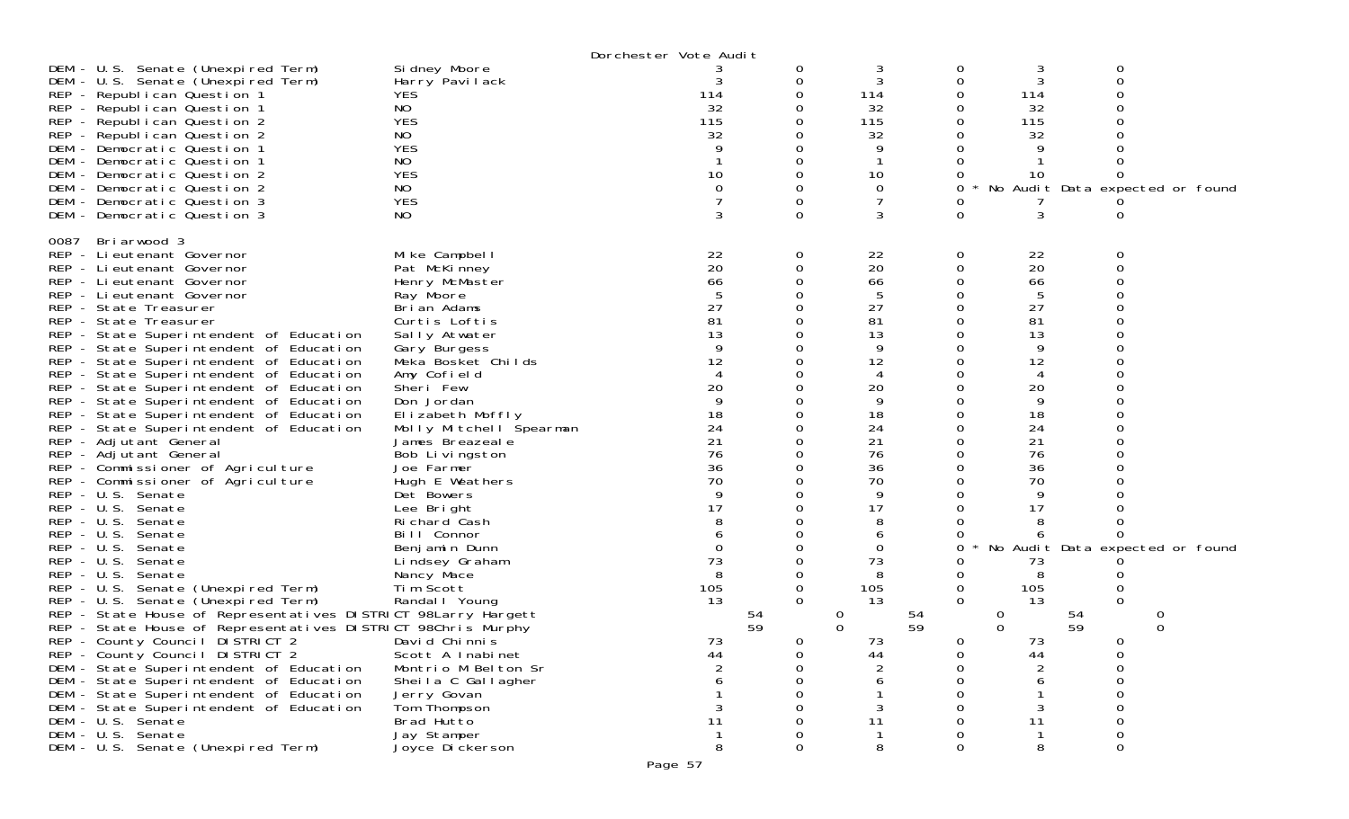Dorchester Vote Audit

| Contest | Candidate | | | | | | |
|---|---|---|---|---|---|---|---|
| DEM - U.S. Senate (Unexpired Term) | Sidney Moore | 3 | 0 | 3 | 0 | 3 | 0 |
| DEM - U.S. Senate (Unexpired Term) | Harry Pavilack | 3 | 0 | 3 | 0 | 3 | 0 |
| REP - Republican Question 1 | YES | 114 | 0 | 114 | 0 | 114 | 0 |
| REP - Republican Question 1 | NO | 32 | 0 | 32 | 0 | 32 | 0 |
| REP - Republican Question 2 | YES | 115 | 0 | 115 | 0 | 115 | 0 |
| REP - Republican Question 2 | NO | 32 | 0 | 32 | 0 | 32 | 0 |
| DEM - Democratic Question 1 | YES | 9 | 0 | 9 | 0 | 9 | 0 |
| DEM - Democratic Question 1 | NO | 1 | 0 | 1 | 0 | 1 | 0 |
| DEM - Democratic Question 2 | YES | 10 | 0 | 10 | 0 | 10 | 0 |
| DEM - Democratic Question 2 | NO | 0 | 0 | 0 | 0 * No Audit Data expected or found | | |
| DEM - Democratic Question 3 | YES | 7 | 0 | 7 | 0 | 7 | 0 |
| DEM - Democratic Question 3 | NO | 3 | 0 | 3 | 0 | 3 | 0 |

0087 Briarwood 3

| Contest | Candidate | | | | | | |
|---|---|---|---|---|---|---|---|
| REP - Lieutenant Governor | Mike Campbell | 22 | 0 | 22 | 0 | 22 | 0 |
| REP - Lieutenant Governor | Pat McKinney | 20 | 0 | 20 | 0 | 20 | 0 |
| REP - Lieutenant Governor | Henry McMaster | 66 | 0 | 66 | 0 | 66 | 0 |
| REP - Lieutenant Governor | Ray Moore | 5 | 0 | 5 | 0 | 5 | 0 |
| REP - State Treasurer | Brian Adams | 27 | 0 | 27 | 0 | 27 | 0 |
| REP - State Treasurer | Curtis Loftis | 81 | 0 | 81 | 0 | 81 | 0 |
| REP - State Superintendent of Education | Sally Atwater | 13 | 0 | 13 | 0 | 13 | 0 |
| REP - State Superintendent of Education | Gary Burgess | 9 | 0 | 9 | 0 | 9 | 0 |
| REP - State Superintendent of Education | Meka Bosket Childs | 12 | 0 | 12 | 0 | 12 | 0 |
| REP - State Superintendent of Education | Amy Cofield | 4 | 0 | 4 | 0 | 4 | 0 |
| REP - State Superintendent of Education | Sheri Few | 20 | 0 | 20 | 0 | 20 | 0 |
| REP - State Superintendent of Education | Don Jordan | 9 | 0 | 9 | 0 | 9 | 0 |
| REP - State Superintendent of Education | Elizabeth Moffly | 18 | 0 | 18 | 0 | 18 | 0 |
| REP - State Superintendent of Education | Molly Mitchell Spearman | 24 | 0 | 24 | 0 | 24 | 0 |
| REP - Adjutant General | James Breazeale | 21 | 0 | 21 | 0 | 21 | 0 |
| REP - Adjutant General | Bob Livingston | 76 | 0 | 76 | 0 | 76 | 0 |
| REP - Commissioner of Agriculture | Joe Farmer | 36 | 0 | 36 | 0 | 36 | 0 |
| REP - Commissioner of Agriculture | Hugh E Weathers | 70 | 0 | 70 | 0 | 70 | 0 |
| REP - U.S. Senate | Det Bowers | 9 | 0 | 9 | 0 | 9 | 0 |
| REP - U.S. Senate | Lee Bright | 17 | 0 | 17 | 0 | 17 | 0 |
| REP - U.S. Senate | Richard Cash | 8 | 0 | 8 | 0 | 8 | 0 |
| REP - U.S. Senate | Bill Connor | 6 | 0 | 6 | 0 | 6 | 0 |
| REP - U.S. Senate | Benjamin Dunn | 0 | 0 | 0 | 0 * No Audit Data expected or found | | |
| REP - U.S. Senate | Lindsey Graham | 73 | 0 | 73 | 0 | 73 | 0 |
| REP - U.S. Senate | Nancy Mace | 8 | 0 | 8 | 0 | 8 | 0 |
| REP - U.S. Senate (Unexpired Term) | Tim Scott | 105 | 0 | 105 | 0 | 105 | 0 |
| REP - U.S. Senate (Unexpired Term) | Randall Young | 13 | 0 | 13 | 0 | 13 | 0 |
| REP - State House of Representatives DISTRICT 98 | Larry Hargett | 54 | 0 | 54 | 0 | 54 | 0 |
| REP - State House of Representatives DISTRICT 98 | Chris Murphy | 59 | 0 | 59 | 0 | 59 | 0 |
| REP - County Council DISTRICT 2 | David Chinnis | 73 | 0 | 73 | 0 | 73 | 0 |
| REP - County Council DISTRICT 2 | Scott A Inabinet | 44 | 0 | 44 | 0 | 44 | 0 |
| DEM - State Superintendent of Education | Montrio M Belton Sr | 2 | 0 | 2 | 0 | 2 | 0 |
| DEM - State Superintendent of Education | Sheila C Gallagher | 6 | 0 | 6 | 0 | 6 | 0 |
| DEM - State Superintendent of Education | Jerry Govan | 1 | 0 | 1 | 0 | 1 | 0 |
| DEM - State Superintendent of Education | Tom Thompson | 3 | 0 | 3 | 0 | 3 | 0 |
| DEM - U.S. Senate | Brad Hutto | 11 | 0 | 11 | 0 | 11 | 0 |
| DEM - U.S. Senate | Jay Stamper | 1 | 0 | 1 | 0 | 1 | 0 |
| DEM - U.S. Senate (Unexpired Term) | Joyce Dickerson | 8 | 0 | 8 | 0 | 8 | 0 |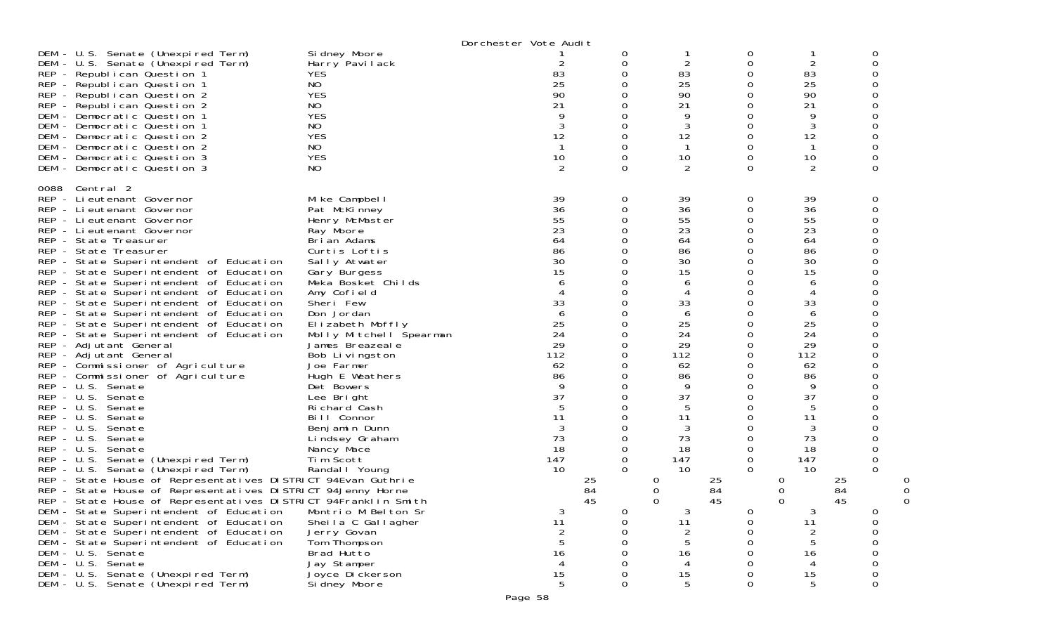Dorchester Vote Audit

| Contest | Candidate | | | | | | |
|---|---|---|---|---|---|---|---|
| DEM - U.S. Senate (Unexpired Term) | Sidney Moore | 1 | 0 | 1 | 0 | 1 | 0 |
| DEM - U.S. Senate (Unexpired Term) | Harry Pavilack | 2 | 0 | 2 | 0 | 2 | 0 |
| REP - Republican Question 1 | YES | 83 | 0 | 83 | 0 | 83 | 0 |
| REP - Republican Question 1 | NO | 25 | 0 | 25 | 0 | 25 | 0 |
| REP - Republican Question 2 | YES | 90 | 0 | 90 | 0 | 90 | 0 |
| REP - Republican Question 2 | NO | 21 | 0 | 21 | 0 | 21 | 0 |
| DEM - Democratic Question 1 | YES | 9 | 0 | 9 | 0 | 9 | 0 |
| DEM - Democratic Question 1 | NO | 3 | 0 | 3 | 0 | 3 | 0 |
| DEM - Democratic Question 2 | YES | 12 | 0 | 12 | 0 | 12 | 0 |
| DEM - Democratic Question 2 | NO | 1 | 0 | 1 | 0 | 1 | 0 |
| DEM - Democratic Question 3 | YES | 10 | 0 | 10 | 0 | 10 | 0 |
| DEM - Democratic Question 3 | NO | 2 | 0 | 2 | 0 | 2 | 0 |

0088 Central 2

| Contest | Candidate | | | | | | |
|---|---|---|---|---|---|---|---|
| REP - Lieutenant Governor | Mike Campbell | 39 | 0 | 39 | 0 | 39 | 0 |
| REP - Lieutenant Governor | Pat McKinney | 36 | 0 | 36 | 0 | 36 | 0 |
| REP - Lieutenant Governor | Henry McMaster | 55 | 0 | 55 | 0 | 55 | 0 |
| REP - Lieutenant Governor | Ray Moore | 23 | 0 | 23 | 0 | 23 | 0 |
| REP - State Treasurer | Brian Adams | 64 | 0 | 64 | 0 | 64 | 0 |
| REP - State Treasurer | Curtis Loftis | 86 | 0 | 86 | 0 | 86 | 0 |
| REP - State Superintendent of Education | Sally Atwater | 30 | 0 | 30 | 0 | 30 | 0 |
| REP - State Superintendent of Education | Gary Burgess | 15 | 0 | 15 | 0 | 15 | 0 |
| REP - State Superintendent of Education | Meka Bosket Childs | 6 | 0 | 6 | 0 | 6 | 0 |
| REP - State Superintendent of Education | Amy Cofield | 4 | 0 | 4 | 0 | 4 | 0 |
| REP - State Superintendent of Education | Sheri Few | 33 | 0 | 33 | 0 | 33 | 0 |
| REP - State Superintendent of Education | Don Jordan | 6 | 0 | 6 | 0 | 6 | 0 |
| REP - State Superintendent of Education | Elizabeth Moffly | 25 | 0 | 25 | 0 | 25 | 0 |
| REP - State Superintendent of Education | Molly Mitchell Spearman | 24 | 0 | 24 | 0 | 24 | 0 |
| REP - Adjutant General | James Breazeale | 29 | 0 | 29 | 0 | 29 | 0 |
| REP - Adjutant General | Bob Livingston | 112 | 0 | 112 | 0 | 112 | 0 |
| REP - Commissioner of Agriculture | Joe Farmer | 62 | 0 | 62 | 0 | 62 | 0 |
| REP - Commissioner of Agriculture | Hugh E Weathers | 86 | 0 | 86 | 0 | 86 | 0 |
| REP - U.S. Senate | Det Bowers | 9 | 0 | 9 | 0 | 9 | 0 |
| REP - U.S. Senate | Lee Bright | 37 | 0 | 37 | 0 | 37 | 0 |
| REP - U.S. Senate | Richard Cash | 5 | 0 | 5 | 0 | 5 | 0 |
| REP - U.S. Senate | Bill Connor | 11 | 0 | 11 | 0 | 11 | 0 |
| REP - U.S. Senate | Benjamin Dunn | 3 | 0 | 3 | 0 | 3 | 0 |
| REP - U.S. Senate | Lindsey Graham | 73 | 0 | 73 | 0 | 73 | 0 |
| REP - U.S. Senate | Nancy Mace | 18 | 0 | 18 | 0 | 18 | 0 |
| REP - U.S. Senate (Unexpired Term) | Tim Scott | 147 | 0 | 147 | 0 | 147 | 0 |
| REP - U.S. Senate (Unexpired Term) | Randall Young | 10 | 0 | 10 | 0 | 10 | 0 |
| REP - State House of Representatives DISTRICT 94 | Evan Guthrie | 25 | 0 | 25 | 0 | 25 | 0 |
| REP - State House of Representatives DISTRICT 94 | Jenny Horne | 84 | 0 | 84 | 0 | 84 | 0 |
| REP - State House of Representatives DISTRICT 94 | Franklin Smith | 45 | 0 | 45 | 0 | 45 | 0 |
| DEM - State Superintendent of Education | Montrio M Belton Sr | 3 | 0 | 3 | 0 | 3 | 0 |
| DEM - State Superintendent of Education | Sheila C Gallagher | 11 | 0 | 11 | 0 | 11 | 0 |
| DEM - State Superintendent of Education | Jerry Govan | 2 | 0 | 2 | 0 | 2 | 0 |
| DEM - State Superintendent of Education | Tom Thompson | 5 | 0 | 5 | 0 | 5 | 0 |
| DEM - U.S. Senate | Brad Hutto | 16 | 0 | 16 | 0 | 16 | 0 |
| DEM - U.S. Senate | Jay Stamper | 4 | 0 | 4 | 0 | 4 | 0 |
| DEM - U.S. Senate (Unexpired Term) | Joyce Dickerson | 15 | 0 | 15 | 0 | 15 | 0 |
| DEM - U.S. Senate (Unexpired Term) | Sidney Moore | 5 | 0 | 5 | 0 | 5 | 0 |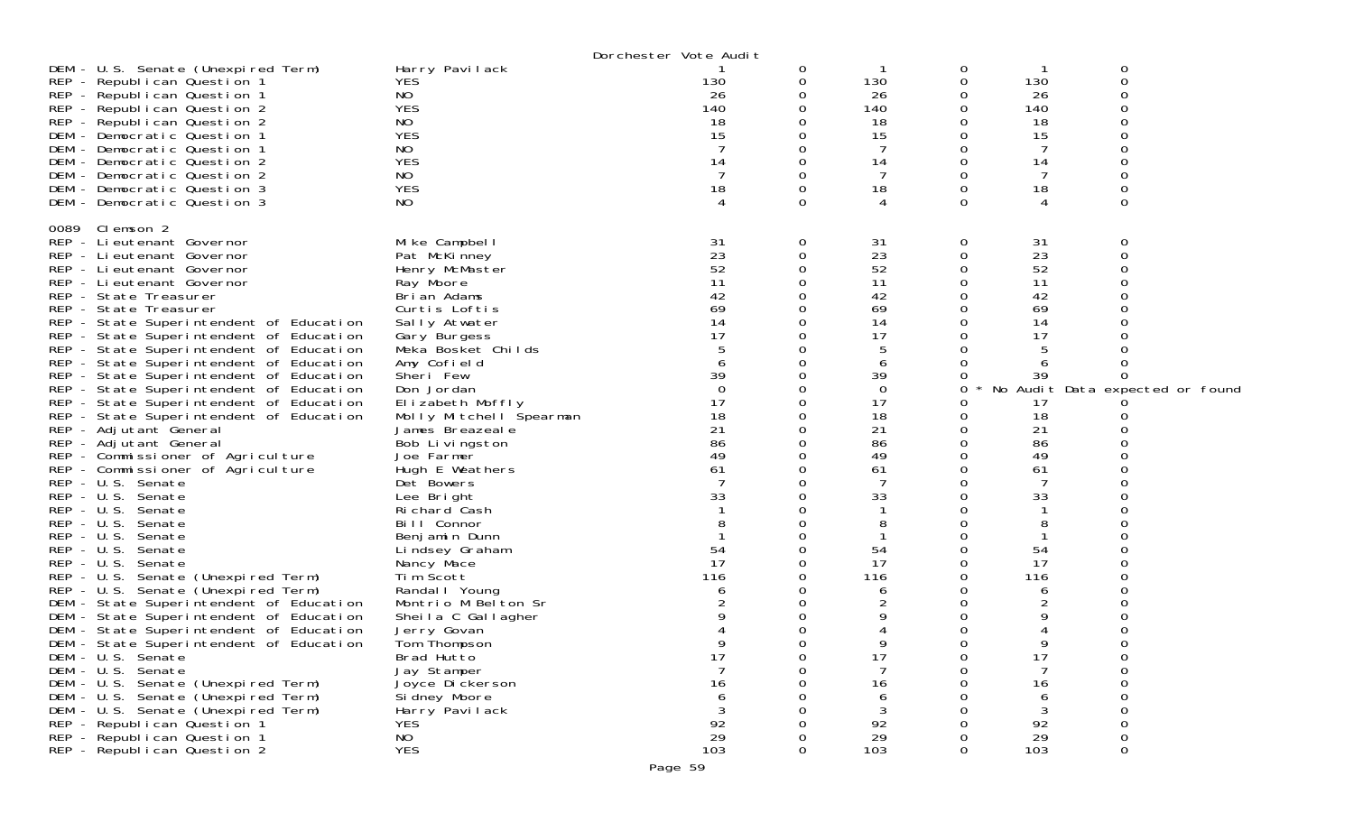Dorchester Vote Audit

| Contest | Candidate | | | | | | |
|---|---|---|---|---|---|---|---|
| DEM - U.S. Senate (Unexpired Term) | Harry Pavilack | 1 | 0 | 1 | 0 | 1 | 0 |
| REP - Republican Question 1 | YES | 130 | 0 | 130 | 0 | 130 | 0 |
| REP - Republican Question 1 | NO | 26 | 0 | 26 | 0 | 26 | 0 |
| REP - Republican Question 2 | YES | 140 | 0 | 140 | 0 | 140 | 0 |
| REP - Republican Question 2 | NO | 18 | 0 | 18 | 0 | 18 | 0 |
| DEM - Democratic Question 1 | YES | 15 | 0 | 15 | 0 | 15 | 0 |
| DEM - Democratic Question 1 | NO | 7 | 0 | 7 | 0 | 7 | 0 |
| DEM - Democratic Question 2 | YES | 14 | 0 | 14 | 0 | 14 | 0 |
| DEM - Democratic Question 2 | NO | 7 | 0 | 7 | 0 | 7 | 0 |
| DEM - Democratic Question 3 | YES | 18 | 0 | 18 | 0 | 18 | 0 |
| DEM - Democratic Question 3 | NO | 4 | 0 | 4 | 0 | 4 | 0 |

0089 Clemson 2

| Contest | Candidate | | | | | | |
|---|---|---|---|---|---|---|---|
| REP - Lieutenant Governor | Mike Campbell | 31 | 0 | 31 | 0 | 31 | 0 |
| REP - Lieutenant Governor | Pat McKinney | 23 | 0 | 23 | 0 | 23 | 0 |
| REP - Lieutenant Governor | Henry McMaster | 52 | 0 | 52 | 0 | 52 | 0 |
| REP - Lieutenant Governor | Ray Moore | 11 | 0 | 11 | 0 | 11 | 0 |
| REP - State Treasurer | Brian Adams | 42 | 0 | 42 | 0 | 42 | 0 |
| REP - State Treasurer | Curtis Loftis | 69 | 0 | 69 | 0 | 69 | 0 |
| REP - State Superintendent of Education | Sally Atwater | 14 | 0 | 14 | 0 | 14 | 0 |
| REP - State Superintendent of Education | Gary Burgess | 17 | 0 | 17 | 0 | 17 | 0 |
| REP - State Superintendent of Education | Meka Bosket Childs | 5 | 0 | 5 | 0 | 5 | 0 |
| REP - State Superintendent of Education | Amy Cofield | 6 | 0 | 6 | 0 | 6 | 0 |
| REP - State Superintendent of Education | Sheri Few | 39 | 0 | 39 | 0 | 39 | 0 |
| REP - State Superintendent of Education | Don Jordan | 0 | 0 | 0 | 0 * No Audit Data expected or found | | |
| REP - State Superintendent of Education | Elizabeth Moffly | 17 | 0 | 17 | 0 | 17 | 0 |
| REP - State Superintendent of Education | Molly Mitchell Spearman | 18 | 0 | 18 | 0 | 18 | 0 |
| REP - Adjutant General | James Breazeale | 21 | 0 | 21 | 0 | 21 | 0 |
| REP - Adjutant General | Bob Livingston | 86 | 0 | 86 | 0 | 86 | 0 |
| REP - Commissioner of Agriculture | Joe Farmer | 49 | 0 | 49 | 0 | 49 | 0 |
| REP - Commissioner of Agriculture | Hugh E Weathers | 61 | 0 | 61 | 0 | 61 | 0 |
| REP - U.S. Senate | Det Bowers | 7 | 0 | 7 | 0 | 7 | 0 |
| REP - U.S. Senate | Lee Bright | 33 | 0 | 33 | 0 | 33 | 0 |
| REP - U.S. Senate | Richard Cash | 1 | 0 | 1 | 0 | 1 | 0 |
| REP - U.S. Senate | Bill Connor | 8 | 0 | 8 | 0 | 8 | 0 |
| REP - U.S. Senate | Benjamin Dunn | 1 | 0 | 1 | 0 | 1 | 0 |
| REP - U.S. Senate | Lindsey Graham | 54 | 0 | 54 | 0 | 54 | 0 |
| REP - U.S. Senate | Nancy Mace | 17 | 0 | 17 | 0 | 17 | 0 |
| REP - U.S. Senate (Unexpired Term) | Tim Scott | 116 | 0 | 116 | 0 | 116 | 0 |
| REP - U.S. Senate (Unexpired Term) | Randall Young | 6 | 0 | 6 | 0 | 6 | 0 |
| DEM - State Superintendent of Education | Montrio M Belton Sr | 2 | 0 | 2 | 0 | 2 | 0 |
| DEM - State Superintendent of Education | Sheila C Gallagher | 9 | 0 | 9 | 0 | 9 | 0 |
| DEM - State Superintendent of Education | Jerry Govan | 4 | 0 | 4 | 0 | 4 | 0 |
| DEM - State Superintendent of Education | Tom Thompson | 9 | 0 | 9 | 0 | 9 | 0 |
| DEM - U.S. Senate | Brad Hutto | 17 | 0 | 17 | 0 | 17 | 0 |
| DEM - U.S. Senate | Jay Stamper | 7 | 0 | 7 | 0 | 7 | 0 |
| DEM - U.S. Senate (Unexpired Term) | Joyce Dickerson | 16 | 0 | 16 | 0 | 16 | 0 |
| DEM - U.S. Senate (Unexpired Term) | Sidney Moore | 6 | 0 | 6 | 0 | 6 | 0 |
| DEM - U.S. Senate (Unexpired Term) | Harry Pavilack | 3 | 0 | 3 | 0 | 3 | 0 |
| REP - Republican Question 1 | YES | 92 | 0 | 92 | 0 | 92 | 0 |
| REP - Republican Question 1 | NO | 29 | 0 | 29 | 0 | 29 | 0 |
| REP - Republican Question 2 | YES | 103 | 0 | 103 | 0 | 103 | 0 |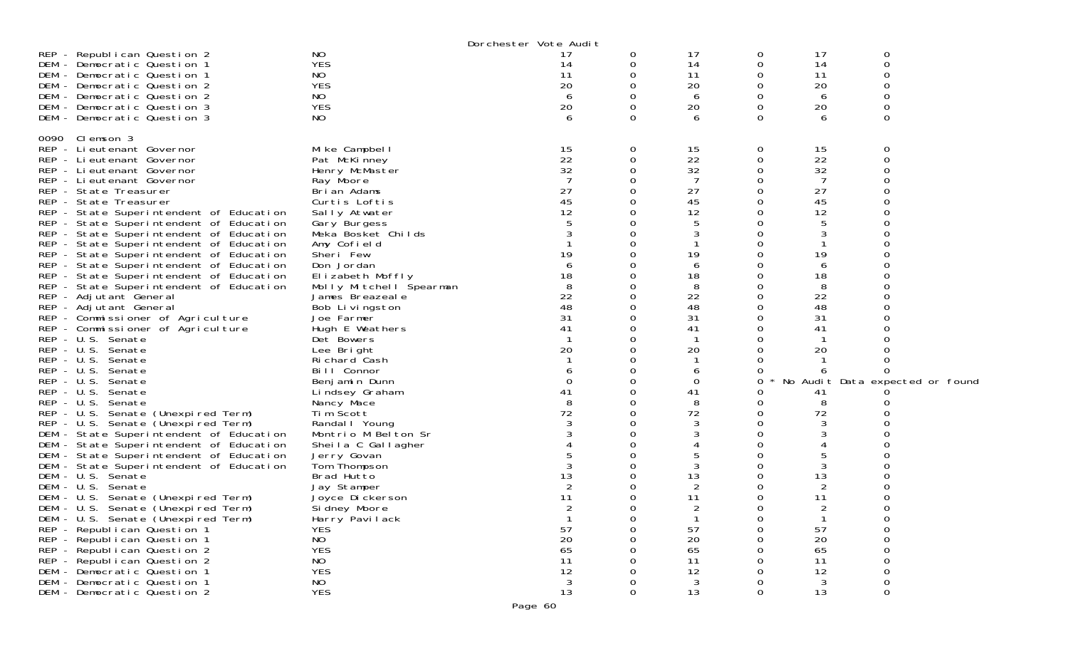Dorchester Vote Audit

| | | | | | | | |
|---|---|---|---|---|---|---|---|
| REP - Republican Question 2 | NO | 17 | 0 | 17 | 0 | 17 | 0 |
| DEM - Democratic Question 1 | YES | 14 | 0 | 14 | 0 | 14 | 0 |
| DEM - Democratic Question 1 | NO | 11 | 0 | 11 | 0 | 11 | 0 |
| DEM - Democratic Question 2 | YES | 20 | 0 | 20 | 0 | 20 | 0 |
| DEM - Democratic Question 2 | NO | 6 | 0 | 6 | 0 | 6 | 0 |
| DEM - Democratic Question 3 | YES | 20 | 0 | 20 | 0 | 20 | 0 |
| DEM - Democratic Question 3 | NO | 6 | 0 | 6 | 0 | 6 | 0 |

0090 Clemson 3

| | | | | | | | |
|---|---|---|---|---|---|---|---|
| REP - Lieutenant Governor | Mike Campbell | 15 | 0 | 15 | 0 | 15 | 0 |
| REP - Lieutenant Governor | Pat McKinney | 22 | 0 | 22 | 0 | 22 | 0 |
| REP - Lieutenant Governor | Henry McMaster | 32 | 0 | 32 | 0 | 32 | 0 |
| REP - Lieutenant Governor | Ray Moore | 7 | 0 | 7 | 0 | 7 | 0 |
| REP - State Treasurer | Brian Adams | 27 | 0 | 27 | 0 | 27 | 0 |
| REP - State Treasurer | Curtis Loftis | 45 | 0 | 45 | 0 | 45 | 0 |
| REP - State Superintendent of Education | Sally Atwater | 12 | 0 | 12 | 0 | 12 | 0 |
| REP - State Superintendent of Education | Gary Burgess | 5 | 0 | 5 | 0 | 5 | 0 |
| REP - State Superintendent of Education | Meka Bosket Childs | 3 | 0 | 3 | 0 | 3 | 0 |
| REP - State Superintendent of Education | Amy Cofield | 1 | 0 | 1 | 0 | 1 | 0 |
| REP - State Superintendent of Education | Sheri Few | 19 | 0 | 19 | 0 | 19 | 0 |
| REP - State Superintendent of Education | Don Jordan | 6 | 0 | 6 | 0 | 6 | 0 |
| REP - State Superintendent of Education | Elizabeth Moffly | 18 | 0 | 18 | 0 | 18 | 0 |
| REP - State Superintendent of Education | Molly Mitchell Spearman | 8 | 0 | 8 | 0 | 8 | 0 |
| REP - Adjutant General | James Breazeale | 22 | 0 | 22 | 0 | 22 | 0 |
| REP - Adjutant General | Bob Livingston | 48 | 0 | 48 | 0 | 48 | 0 |
| REP - Commissioner of Agriculture | Joe Farmer | 31 | 0 | 31 | 0 | 31 | 0 |
| REP - Commissioner of Agriculture | Hugh E Weathers | 41 | 0 | 41 | 0 | 41 | 0 |
| REP - U.S. Senate | Det Bowers | 1 | 0 | 1 | 0 | 1 | 0 |
| REP - U.S. Senate | Lee Bright | 20 | 0 | 20 | 0 | 20 | 0 |
| REP - U.S. Senate | Richard Cash | 1 | 0 | 1 | 0 | 1 | 0 |
| REP - U.S. Senate | Bill Connor | 6 | 0 | 6 | 0 | 6 | 0 |
| REP - U.S. Senate | Benjamin Dunn | 0 | 0 | 0 | 0 * No Audit Data expected or found | | |
| REP - U.S. Senate | Lindsey Graham | 41 | 0 | 41 | 0 | 41 | 0 |
| REP - U.S. Senate | Nancy Mace | 8 | 0 | 8 | 0 | 8 | 0 |
| REP - U.S. Senate (Unexpired Term) | Tim Scott | 72 | 0 | 72 | 0 | 72 | 0 |
| REP - U.S. Senate (Unexpired Term) | Randall Young | 3 | 0 | 3 | 0 | 3 | 0 |
| DEM - State Superintendent of Education | Montrio M Belton Sr | 3 | 0 | 3 | 0 | 3 | 0 |
| DEM - State Superintendent of Education | Sheila C Gallagher | 4 | 0 | 4 | 0 | 4 | 0 |
| DEM - State Superintendent of Education | Jerry Govan | 5 | 0 | 5 | 0 | 5 | 0 |
| DEM - State Superintendent of Education | Tom Thompson | 3 | 0 | 3 | 0 | 3 | 0 |
| DEM - U.S. Senate | Brad Hutto | 13 | 0 | 13 | 0 | 13 | 0 |
| DEM - U.S. Senate | Jay Stamper | 2 | 0 | 2 | 0 | 2 | 0 |
| DEM - U.S. Senate (Unexpired Term) | Joyce Dickerson | 11 | 0 | 11 | 0 | 11 | 0 |
| DEM - U.S. Senate (Unexpired Term) | Sidney Moore | 2 | 0 | 2 | 0 | 2 | 0 |
| DEM - U.S. Senate (Unexpired Term) | Harry Pavilack | 1 | 0 | 1 | 0 | 1 | 0 |
| REP - Republican Question 1 | YES | 57 | 0 | 57 | 0 | 57 | 0 |
| REP - Republican Question 1 | NO | 20 | 0 | 20 | 0 | 20 | 0 |
| REP - Republican Question 2 | YES | 65 | 0 | 65 | 0 | 65 | 0 |
| REP - Republican Question 2 | NO | 11 | 0 | 11 | 0 | 11 | 0 |
| DEM - Democratic Question 1 | YES | 12 | 0 | 12 | 0 | 12 | 0 |
| DEM - Democratic Question 1 | NO | 3 | 0 | 3 | 0 | 3 | 0 |
| DEM - Democratic Question 2 | YES | 13 | 0 | 13 | 0 | 13 | 0 |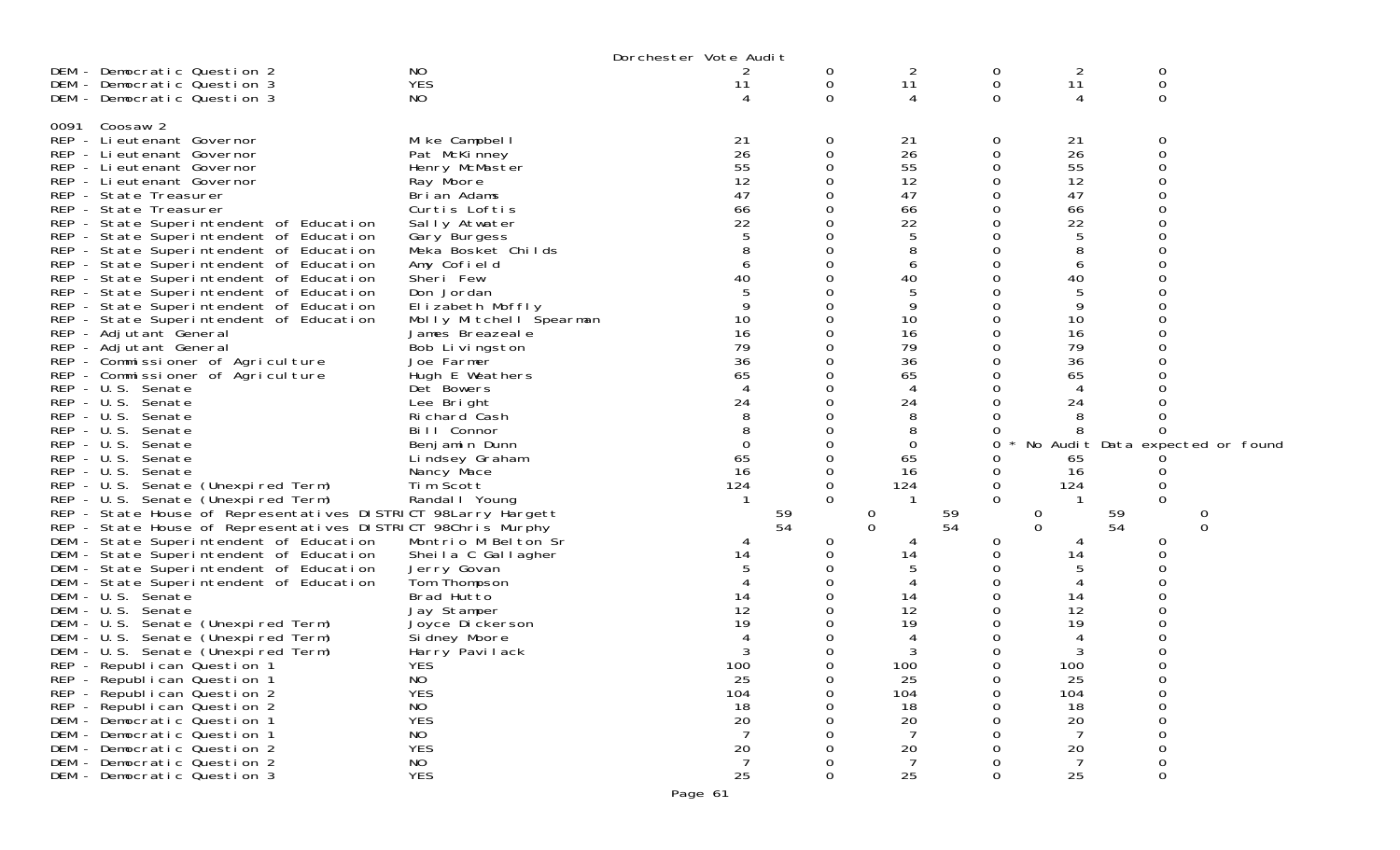Dorchester Vote Audit

| Contest | Choice | | | | | | |
|---|---|---|---|---|---|---|---|
| DEM - Democratic Question 2 | NO | 2 | 0 | 2 | 0 | 2 | 0 |
| DEM - Democratic Question 3 | YES | 11 | 0 | 11 | 0 | 11 | 0 |
| DEM - Democratic Question 3 | NO | 4 | 0 | 4 | 0 | 4 | 0 |

0091 Coosaw 2

| Contest | Choice | | | | | | |
|---|---|---|---|---|---|---|---|
| REP - Lieutenant Governor | Mike Campbell | 21 | 0 | 21 | 0 | 21 | 0 |
| REP - Lieutenant Governor | Pat McKinney | 26 | 0 | 26 | 0 | 26 | 0 |
| REP - Lieutenant Governor | Henry McMaster | 55 | 0 | 55 | 0 | 55 | 0 |
| REP - Lieutenant Governor | Ray Moore | 12 | 0 | 12 | 0 | 12 | 0 |
| REP - State Treasurer | Brian Adams | 47 | 0 | 47 | 0 | 47 | 0 |
| REP - State Treasurer | Curtis Loftis | 66 | 0 | 66 | 0 | 66 | 0 |
| REP - State Superintendent of Education | Sally Atwater | 22 | 0 | 22 | 0 | 22 | 0 |
| REP - State Superintendent of Education | Gary Burgess | 5 | 0 | 5 | 0 | 5 | 0 |
| REP - State Superintendent of Education | Meka Bosket Childs | 8 | 0 | 8 | 0 | 8 | 0 |
| REP - State Superintendent of Education | Amy Cofield | 6 | 0 | 6 | 0 | 6 | 0 |
| REP - State Superintendent of Education | Sheri Few | 40 | 0 | 40 | 0 | 40 | 0 |
| REP - State Superintendent of Education | Don Jordan | 5 | 0 | 5 | 0 | 5 | 0 |
| REP - State Superintendent of Education | Elizabeth Moffly | 9 | 0 | 9 | 0 | 9 | 0 |
| REP - State Superintendent of Education | Molly Mitchell Spearman | 10 | 0 | 10 | 0 | 10 | 0 |
| REP - Adjutant General | James Breazeale | 16 | 0 | 16 | 0 | 16 | 0 |
| REP - Adjutant General | Bob Livingston | 79 | 0 | 79 | 0 | 79 | 0 |
| REP - Commissioner of Agriculture | Joe Farmer | 36 | 0 | 36 | 0 | 36 | 0 |
| REP - Commissioner of Agriculture | Hugh E Weathers | 65 | 0 | 65 | 0 | 65 | 0 |
| REP - U.S. Senate | Det Bowers | 4 | 0 | 4 | 0 | 4 | 0 |
| REP - U.S. Senate | Lee Bright | 24 | 0 | 24 | 0 | 24 | 0 |
| REP - U.S. Senate | Richard Cash | 8 | 0 | 8 | 0 | 8 | 0 |
| REP - U.S. Senate | Bill Connor | 8 | 0 | 8 | 0 | 8 | 0 |
| REP - U.S. Senate | Benjamin Dunn | 0 | 0 | 0 | 0 * No Audit Data expected or found | | |
| REP - U.S. Senate | Lindsey Graham | 65 | 0 | 65 | 0 | 65 | 0 |
| REP - U.S. Senate | Nancy Mace | 16 | 0 | 16 | 0 | 16 | 0 |
| REP - U.S. Senate (Unexpired Term) | Tim Scott | 124 | 0 | 124 | 0 | 124 | 0 |
| REP - U.S. Senate (Unexpired Term) | Randall Young | 1 | 0 | 1 | 0 | 1 | 0 |
| REP - State House of Representatives DISTRICT 98 | Larry Hargett | 59 | 0 | 59 | 0 | 59 | 0 |
| REP - State House of Representatives DISTRICT 98 | Chris Murphy | 54 | 0 | 54 | 0 | 54 | 0 |
| DEM - State Superintendent of Education | Montrio M Belton Sr | 4 | 0 | 4 | 0 | 4 | 0 |
| DEM - State Superintendent of Education | Sheila C Gallagher | 14 | 0 | 14 | 0 | 14 | 0 |
| DEM - State Superintendent of Education | Jerry Govan | 5 | 0 | 5 | 0 | 5 | 0 |
| DEM - State Superintendent of Education | Tom Thompson | 4 | 0 | 4 | 0 | 4 | 0 |
| DEM - U.S. Senate | Brad Hutto | 14 | 0 | 14 | 0 | 14 | 0 |
| DEM - U.S. Senate | Jay Stamper | 12 | 0 | 12 | 0 | 12 | 0 |
| DEM - U.S. Senate (Unexpired Term) | Joyce Dickerson | 19 | 0 | 19 | 0 | 19 | 0 |
| DEM - U.S. Senate (Unexpired Term) | Sidney Moore | 4 | 0 | 4 | 0 | 4 | 0 |
| DEM - U.S. Senate (Unexpired Term) | Harry Pavilack | 3 | 0 | 3 | 0 | 3 | 0 |
| REP - Republican Question 1 | YES | 100 | 0 | 100 | 0 | 100 | 0 |
| REP - Republican Question 1 | NO | 25 | 0 | 25 | 0 | 25 | 0 |
| REP - Republican Question 2 | YES | 104 | 0 | 104 | 0 | 104 | 0 |
| REP - Republican Question 2 | NO | 18 | 0 | 18 | 0 | 18 | 0 |
| DEM - Democratic Question 1 | YES | 20 | 0 | 20 | 0 | 20 | 0 |
| DEM - Democratic Question 1 | NO | 7 | 0 | 7 | 0 | 7 | 0 |
| DEM - Democratic Question 2 | YES | 20 | 0 | 20 | 0 | 20 | 0 |
| DEM - Democratic Question 2 | NO | 7 | 0 | 7 | 0 | 7 | 0 |
| DEM - Democratic Question 3 | YES | 25 | 0 | 25 | 0 | 25 | 0 |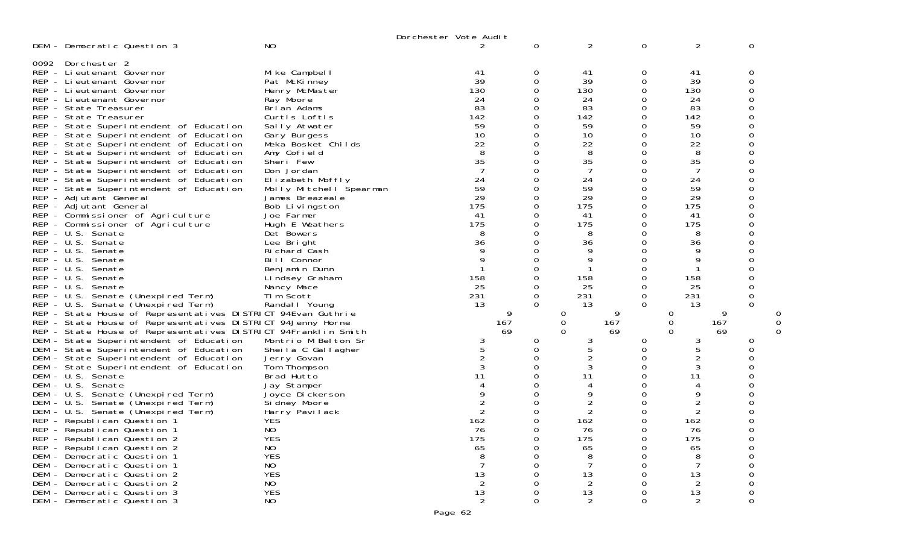Dorchester Vote Audit

| | | | | | | | |
|---|---|---|---|---|---|---|---|
| DEM - Democratic Question 3 | NO | 2 | 0 | 2 | 0 | 2 | 0 |

0092 Dorchester 2

| | | | | | | | |
|---|---|---|---|---|---|---|---|
| REP - Lieutenant Governor | Mike Campbell | 41 | 0 | 41 | 0 | 41 | 0 |
| REP - Lieutenant Governor | Pat McKinney | 39 | 0 | 39 | 0 | 39 | 0 |
| REP - Lieutenant Governor | Henry McMaster | 130 | 0 | 130 | 0 | 130 | 0 |
| REP - Lieutenant Governor | Ray Moore | 24 | 0 | 24 | 0 | 24 | 0 |
| REP - State Treasurer | Brian Adams | 83 | 0 | 83 | 0 | 83 | 0 |
| REP - State Treasurer | Curtis Loftis | 142 | 0 | 142 | 0 | 142 | 0 |
| REP - State Superintendent of Education | Sally Atwater | 59 | 0 | 59 | 0 | 59 | 0 |
| REP - State Superintendent of Education | Gary Burgess | 10 | 0 | 10 | 0 | 10 | 0 |
| REP - State Superintendent of Education | Meka Bosket Childs | 22 | 0 | 22 | 0 | 22 | 0 |
| REP - State Superintendent of Education | Amy Cofield | 8 | 0 | 8 | 0 | 8 | 0 |
| REP - State Superintendent of Education | Sheri Few | 35 | 0 | 35 | 0 | 35 | 0 |
| REP - State Superintendent of Education | Don Jordan | 7 | 0 | 7 | 0 | 7 | 0 |
| REP - State Superintendent of Education | Elizabeth Moffly | 24 | 0 | 24 | 0 | 24 | 0 |
| REP - State Superintendent of Education | Molly Mitchell Spearman | 59 | 0 | 59 | 0 | 59 | 0 |
| REP - Adjutant General | James Breazeale | 29 | 0 | 29 | 0 | 29 | 0 |
| REP - Adjutant General | Bob Livingston | 175 | 0 | 175 | 0 | 175 | 0 |
| REP - Commissioner of Agriculture | Joe Farmer | 41 | 0 | 41 | 0 | 41 | 0 |
| REP - Commissioner of Agriculture | Hugh E Weathers | 175 | 0 | 175 | 0 | 175 | 0 |
| REP - U.S. Senate | Det Bowers | 8 | 0 | 8 | 0 | 8 | 0 |
| REP - U.S. Senate | Lee Bright | 36 | 0 | 36 | 0 | 36 | 0 |
| REP - U.S. Senate | Richard Cash | 9 | 0 | 9 | 0 | 9 | 0 |
| REP - U.S. Senate | Bill Connor | 9 | 0 | 9 | 0 | 9 | 0 |
| REP - U.S. Senate | Benjamin Dunn | 1 | 0 | 1 | 0 | 1 | 0 |
| REP - U.S. Senate | Lindsey Graham | 158 | 0 | 158 | 0 | 158 | 0 |
| REP - U.S. Senate | Nancy Mace | 25 | 0 | 25 | 0 | 25 | 0 |
| REP - U.S. Senate (Unexpired Term) | Tim Scott | 231 | 0 | 231 | 0 | 231 | 0 |
| REP - U.S. Senate (Unexpired Term) | Randall Young | 13 | 0 | 13 | 0 | 13 | 0 |
| REP - State House of Representatives DISTRICT 94 | Evan Guthrie | 9 | 0 | 9 | 0 | 9 | 0 |
| REP - State House of Representatives DISTRICT 94 | Jenny Horne | 167 | 0 | 167 | 0 | 167 | 0 |
| REP - State House of Representatives DISTRICT 94 | Franklin Smith | 69 | 0 | 69 | 0 | 69 | 0 |
| DEM - State Superintendent of Education | Montrio M Belton Sr | 3 | 0 | 3 | 0 | 3 | 0 |
| DEM - State Superintendent of Education | Sheila C Gallagher | 5 | 0 | 5 | 0 | 5 | 0 |
| DEM - State Superintendent of Education | Jerry Govan | 2 | 0 | 2 | 0 | 2 | 0 |
| DEM - State Superintendent of Education | Tom Thompson | 3 | 0 | 3 | 0 | 3 | 0 |
| DEM - U.S. Senate | Brad Hutto | 11 | 0 | 11 | 0 | 11 | 0 |
| DEM - U.S. Senate | Jay Stamper | 4 | 0 | 4 | 0 | 4 | 0 |
| DEM - U.S. Senate (Unexpired Term) | Joyce Dickerson | 9 | 0 | 9 | 0 | 9 | 0 |
| DEM - U.S. Senate (Unexpired Term) | Sidney Moore | 2 | 0 | 2 | 0 | 2 | 0 |
| DEM - U.S. Senate (Unexpired Term) | Harry Pavilack | 2 | 0 | 2 | 0 | 2 | 0 |
| REP - Republican Question 1 | YES | 162 | 0 | 162 | 0 | 162 | 0 |
| REP - Republican Question 1 | NO | 76 | 0 | 76 | 0 | 76 | 0 |
| REP - Republican Question 2 | YES | 175 | 0 | 175 | 0 | 175 | 0 |
| REP - Republican Question 2 | NO | 65 | 0 | 65 | 0 | 65 | 0 |
| DEM - Democratic Question 1 | YES | 8 | 0 | 8 | 0 | 8 | 0 |
| DEM - Democratic Question 1 | NO | 7 | 0 | 7 | 0 | 7 | 0 |
| DEM - Democratic Question 2 | YES | 13 | 0 | 13 | 0 | 13 | 0 |
| DEM - Democratic Question 2 | NO | 2 | 0 | 2 | 0 | 2 | 0 |
| DEM - Democratic Question 3 | YES | 13 | 0 | 13 | 0 | 13 | 0 |
| DEM - Democratic Question 3 | NO | 2 | 0 | 2 | 0 | 2 | 0 |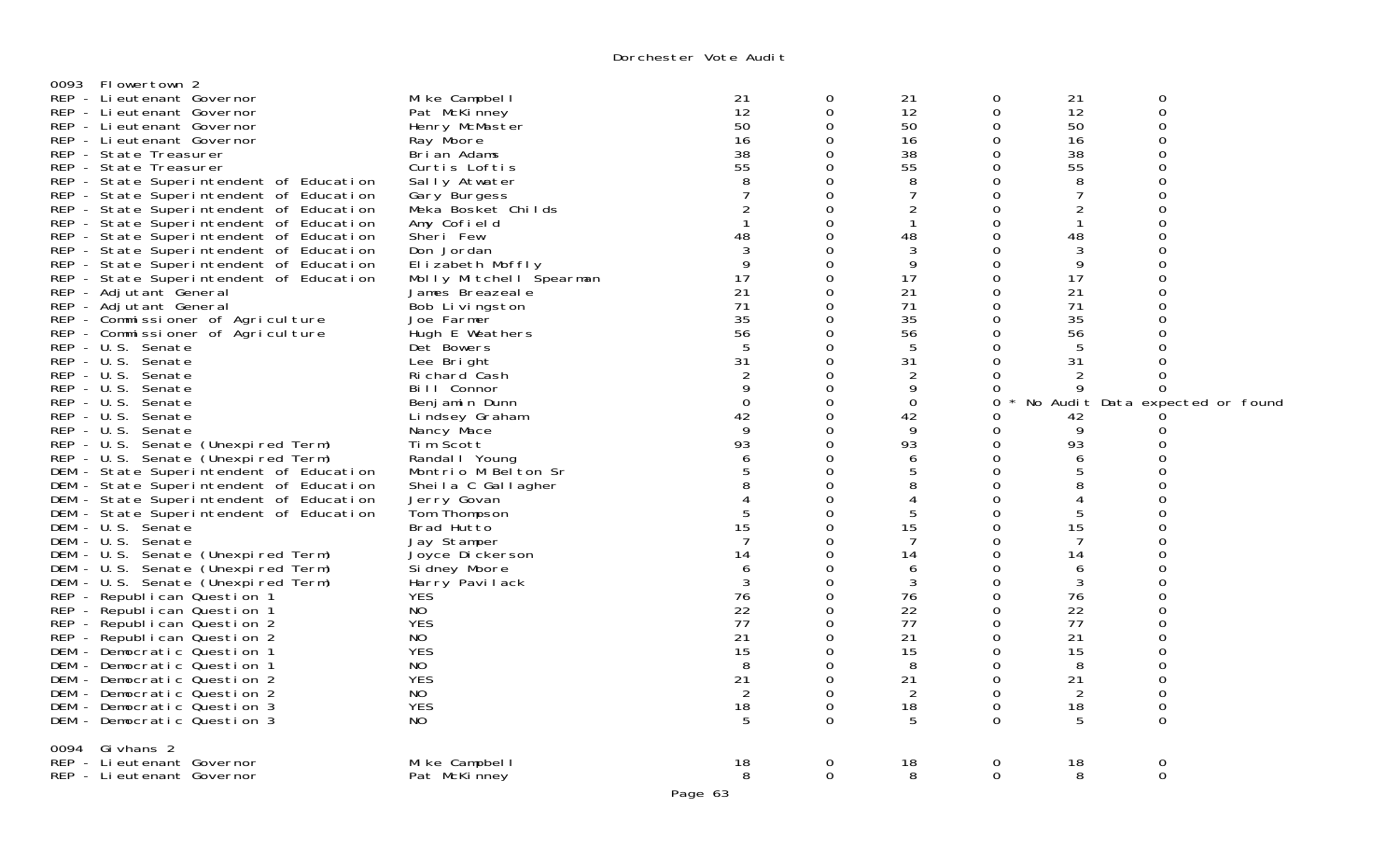Dorchester Vote Audit

0093 Flowertown 2

| Contest | Candidate | | | | | | |
|---|---|---|---|---|---|---|---|
| REP - Lieutenant Governor | Mike Campbell | 21 | 0 | 21 | 0 | 21 | 0 |
| REP - Lieutenant Governor | Pat McKinney | 12 | 0 | 12 | 0 | 12 | 0 |
| REP - Lieutenant Governor | Henry McMaster | 50 | 0 | 50 | 0 | 50 | 0 |
| REP - Lieutenant Governor | Ray Moore | 16 | 0 | 16 | 0 | 16 | 0 |
| REP - State Treasurer | Brian Adams | 38 | 0 | 38 | 0 | 38 | 0 |
| REP - State Treasurer | Curtis Loftis | 55 | 0 | 55 | 0 | 55 | 0 |
| REP - State Superintendent of Education | Sally Atwater | 8 | 0 | 8 | 0 | 8 | 0 |
| REP - State Superintendent of Education | Gary Burgess | 7 | 0 | 7 | 0 | 7 | 0 |
| REP - State Superintendent of Education | Meka Bosket Childs | 2 | 0 | 2 | 0 | 2 | 0 |
| REP - State Superintendent of Education | Amy Cofield | 1 | 0 | 1 | 0 | 1 | 0 |
| REP - State Superintendent of Education | Sheri Few | 48 | 0 | 48 | 0 | 48 | 0 |
| REP - State Superintendent of Education | Don Jordan | 3 | 0 | 3 | 0 | 3 | 0 |
| REP - State Superintendent of Education | Elizabeth Moffly | 9 | 0 | 9 | 0 | 9 | 0 |
| REP - State Superintendent of Education | Molly Mitchell Spearman | 17 | 0 | 17 | 0 | 17 | 0 |
| REP - Adjutant General | James Breazeale | 21 | 0 | 21 | 0 | 21 | 0 |
| REP - Adjutant General | Bob Livingston | 71 | 0 | 71 | 0 | 71 | 0 |
| REP - Commissioner of Agriculture | Joe Farmer | 35 | 0 | 35 | 0 | 35 | 0 |
| REP - Commissioner of Agriculture | Hugh E Weathers | 56 | 0 | 56 | 0 | 56 | 0 |
| REP - U.S. Senate | Det Bowers | 5 | 0 | 5 | 0 | 5 | 0 |
| REP - U.S. Senate | Lee Bright | 31 | 0 | 31 | 0 | 31 | 0 |
| REP - U.S. Senate | Richard Cash | 2 | 0 | 2 | 0 | 2 | 0 |
| REP - U.S. Senate | Bill Connor | 9 | 0 | 9 | 0 | 9 | 0 |
| REP - U.S. Senate | Benjamin Dunn | 0 | 0 | 0 | 0 * No Audit Data expected or found | | |
| REP - U.S. Senate | Lindsey Graham | 42 | 0 | 42 | 0 | 42 | 0 |
| REP - U.S. Senate | Nancy Mace | 9 | 0 | 9 | 0 | 9 | 0 |
| REP - U.S. Senate (Unexpired Term) | Tim Scott | 93 | 0 | 93 | 0 | 93 | 0 |
| REP - U.S. Senate (Unexpired Term) | Randall Young | 6 | 0 | 6 | 0 | 6 | 0 |
| DEM - State Superintendent of Education | Montrio M Belton Sr | 5 | 0 | 5 | 0 | 5 | 0 |
| DEM - State Superintendent of Education | Sheila C Gallagher | 8 | 0 | 8 | 0 | 8 | 0 |
| DEM - State Superintendent of Education | Jerry Govan | 4 | 0 | 4 | 0 | 4 | 0 |
| DEM - State Superintendent of Education | Tom Thompson | 5 | 0 | 5 | 0 | 5 | 0 |
| DEM - U.S. Senate | Brad Hutto | 15 | 0 | 15 | 0 | 15 | 0 |
| DEM - U.S. Senate | Jay Stamper | 7 | 0 | 7 | 0 | 7 | 0 |
| DEM - U.S. Senate (Unexpired Term) | Joyce Dickerson | 14 | 0 | 14 | 0 | 14 | 0 |
| DEM - U.S. Senate (Unexpired Term) | Sidney Moore | 6 | 0 | 6 | 0 | 6 | 0 |
| DEM - U.S. Senate (Unexpired Term) | Harry Pavilack | 3 | 0 | 3 | 0 | 3 | 0 |
| REP - Republican Question 1 | YES | 76 | 0 | 76 | 0 | 76 | 0 |
| REP - Republican Question 1 | NO | 22 | 0 | 22 | 0 | 22 | 0 |
| REP - Republican Question 2 | YES | 77 | 0 | 77 | 0 | 77 | 0 |
| REP - Republican Question 2 | NO | 21 | 0 | 21 | 0 | 21 | 0 |
| DEM - Democratic Question 1 | YES | 15 | 0 | 15 | 0 | 15 | 0 |
| DEM - Democratic Question 1 | NO | 8 | 0 | 8 | 0 | 8 | 0 |
| DEM - Democratic Question 2 | YES | 21 | 0 | 21 | 0 | 21 | 0 |
| DEM - Democratic Question 2 | NO | 2 | 0 | 2 | 0 | 2 | 0 |
| DEM - Democratic Question 3 | YES | 18 | 0 | 18 | 0 | 18 | 0 |
| DEM - Democratic Question 3 | NO | 5 | 0 | 5 | 0 | 5 | 0 |

0094 Givhans 2

| Contest | Candidate | | | | | | |
|---|---|---|---|---|---|---|---|
| REP - Lieutenant Governor | Mike Campbell | 18 | 0 | 18 | 0 | 18 | 0 |
| REP - Lieutenant Governor | Pat McKinney | 8 | 0 | 8 | 0 | 8 | 0 |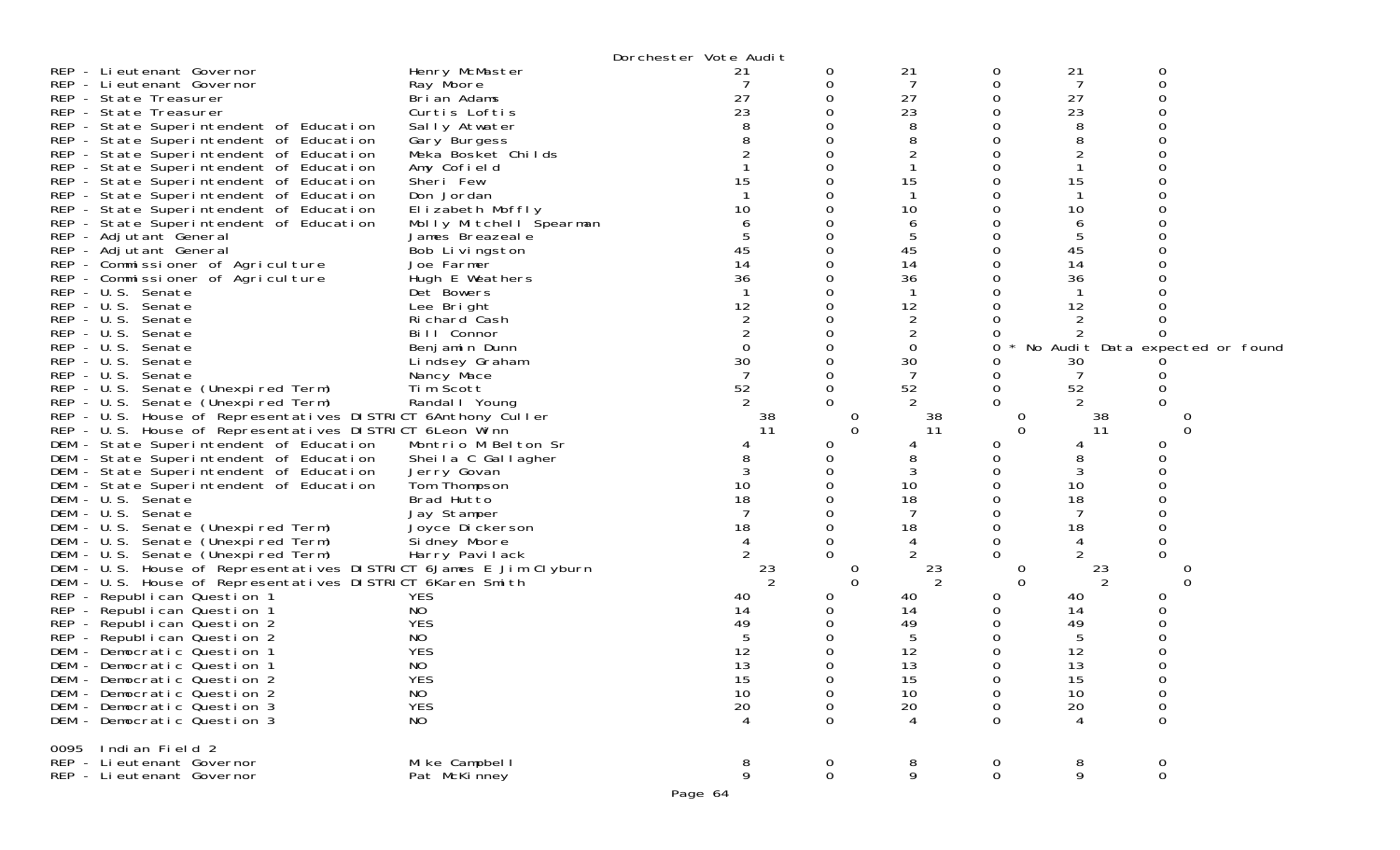Dorchester Vote Audit

| Contest | Candidate | | | | | | |
|---|---|---|---|---|---|---|---|
| REP - Lieutenant Governor | Henry McMaster | 21 | 0 | 21 | 0 | 21 | 0 |
| REP - Lieutenant Governor | Ray Moore | 7 | 0 | 7 | 0 | 7 | 0 |
| REP - State Treasurer | Brian Adams | 27 | 0 | 27 | 0 | 27 | 0 |
| REP - State Treasurer | Curtis Loftis | 23 | 0 | 23 | 0 | 23 | 0 |
| REP - State Superintendent of Education | Sally Atwater | 8 | 0 | 8 | 0 | 8 | 0 |
| REP - State Superintendent of Education | Gary Burgess | 8 | 0 | 8 | 0 | 8 | 0 |
| REP - State Superintendent of Education | Meka Bosket Childs | 2 | 0 | 2 | 0 | 2 | 0 |
| REP - State Superintendent of Education | Amy Cofield | 1 | 0 | 1 | 0 | 1 | 0 |
| REP - State Superintendent of Education | Sheri Few | 15 | 0 | 15 | 0 | 15 | 0 |
| REP - State Superintendent of Education | Don Jordan | 1 | 0 | 1 | 0 | 1 | 0 |
| REP - State Superintendent of Education | Elizabeth Moffly | 10 | 0 | 10 | 0 | 10 | 0 |
| REP - State Superintendent of Education | Molly Mitchell Spearman | 6 | 0 | 6 | 0 | 6 | 0 |
| REP - Adjutant General | James Breazeale | 5 | 0 | 5 | 0 | 5 | 0 |
| REP - Adjutant General | Bob Livingston | 45 | 0 | 45 | 0 | 45 | 0 |
| REP - Commissioner of Agriculture | Joe Farmer | 14 | 0 | 14 | 0 | 14 | 0 |
| REP - Commissioner of Agriculture | Hugh E Weathers | 36 | 0 | 36 | 0 | 36 | 0 |
| REP - U.S. Senate | Det Bowers | 1 | 0 | 1 | 0 | 1 | 0 |
| REP - U.S. Senate | Lee Bright | 12 | 0 | 12 | 0 | 12 | 0 |
| REP - U.S. Senate | Richard Cash | 2 | 0 | 2 | 0 | 2 | 0 |
| REP - U.S. Senate | Bill Connor | 2 | 0 | 2 | 0 | 2 | 0 |
| REP - U.S. Senate | Benjamin Dunn | 0 | 0 | 0 | 0 | * No Audit Data expected or found | |
| REP - U.S. Senate | Lindsey Graham | 30 | 0 | 30 | 0 | 30 | 0 |
| REP - U.S. Senate | Nancy Mace | 7 | 0 | 7 | 0 | 7 | 0 |
| REP - U.S. Senate (Unexpired Term) | Tim Scott | 52 | 0 | 52 | 0 | 52 | 0 |
| REP - U.S. Senate (Unexpired Term) | Randall Young | 2 | 0 | 2 | 0 | 2 | 0 |
| REP - U.S. House of Representatives DISTRICT 6 | Anthony Culler | 38 | 0 | 38 | 0 | 38 | 0 |
| REP - U.S. House of Representatives DISTRICT 6 | Leon Winn | 11 | 0 | 11 | 0 | 11 | 0 |
| DEM - State Superintendent of Education | Montrio M Belton Sr | 4 | 0 | 4 | 0 | 4 | 0 |
| DEM - State Superintendent of Education | Sheila C Gallagher | 8 | 0 | 8 | 0 | 8 | 0 |
| DEM - State Superintendent of Education | Jerry Govan | 3 | 0 | 3 | 0 | 3 | 0 |
| DEM - State Superintendent of Education | Tom Thompson | 10 | 0 | 10 | 0 | 10 | 0 |
| DEM - U.S. Senate | Brad Hutto | 18 | 0 | 18 | 0 | 18 | 0 |
| DEM - U.S. Senate | Jay Stamper | 7 | 0 | 7 | 0 | 7 | 0 |
| DEM - U.S. Senate (Unexpired Term) | Joyce Dickerson | 18 | 0 | 18 | 0 | 18 | 0 |
| DEM - U.S. Senate (Unexpired Term) | Sidney Moore | 4 | 0 | 4 | 0 | 4 | 0 |
| DEM - U.S. Senate (Unexpired Term) | Harry Pavilack | 2 | 0 | 2 | 0 | 2 | 0 |
| DEM - U.S. House of Representatives DISTRICT 6 | James E Jim Clyburn | 23 | 0 | 23 | 0 | 23 | 0 |
| DEM - U.S. House of Representatives DISTRICT 6 | Karen Smith | 2 | 0 | 2 | 0 | 2 | 0 |
| REP - Republican Question 1 | YES | 40 | 0 | 40 | 0 | 40 | 0 |
| REP - Republican Question 1 | NO | 14 | 0 | 14 | 0 | 14 | 0 |
| REP - Republican Question 2 | YES | 49 | 0 | 49 | 0 | 49 | 0 |
| REP - Republican Question 2 | NO | 5 | 0 | 5 | 0 | 5 | 0 |
| DEM - Democratic Question 1 | YES | 12 | 0 | 12 | 0 | 12 | 0 |
| DEM - Democratic Question 1 | NO | 13 | 0 | 13 | 0 | 13 | 0 |
| DEM - Democratic Question 2 | YES | 15 | 0 | 15 | 0 | 15 | 0 |
| DEM - Democratic Question 2 | NO | 10 | 0 | 10 | 0 | 10 | 0 |
| DEM - Democratic Question 3 | YES | 20 | 0 | 20 | 0 | 20 | 0 |
| DEM - Democratic Question 3 | NO | 4 | 0 | 4 | 0 | 4 | 0 |

0095 Indian Field 2

| Contest | Candidate | | | | | | |
|---|---|---|---|---|---|---|---|
| REP - Lieutenant Governor | Mike Campbell | 8 | 0 | 8 | 0 | 8 | 0 |
| REP - Lieutenant Governor | Pat McKinney | 9 | 0 | 9 | 0 | 9 | 0 |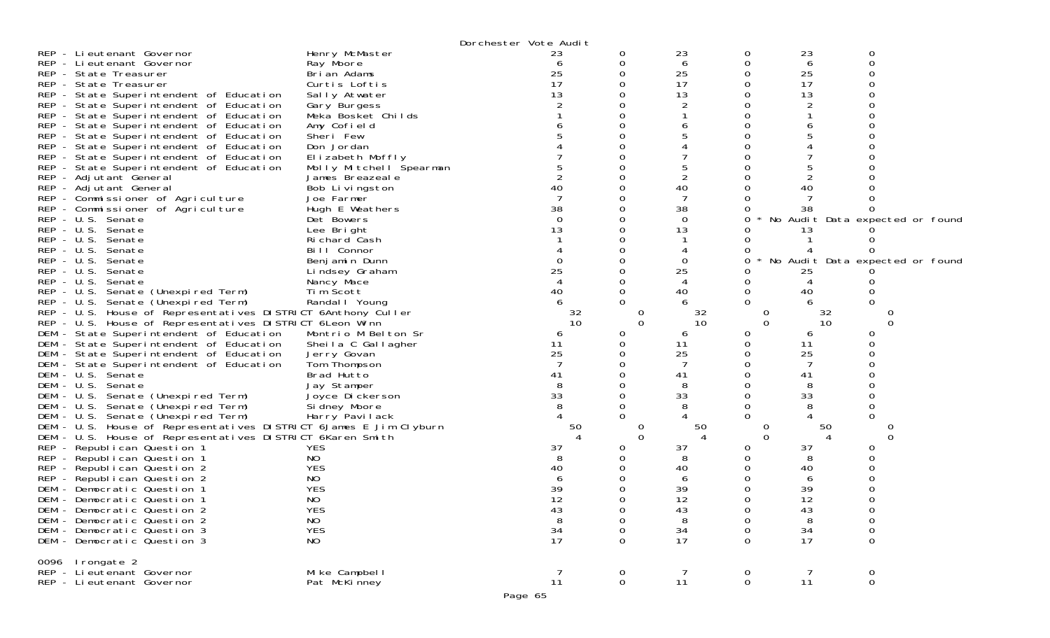Dorchester Vote Audit

| | | | | | | | |
|---|---|---|---|---|---|---|---|
| REP - Lieutenant Governor | Henry McMaster | 23 | 0 | 23 | 0 | 23 | 0 |
| REP - Lieutenant Governor | Ray Moore | 6 | 0 | 6 | 0 | 6 | 0 |
| REP - State Treasurer | Brian Adams | 25 | 0 | 25 | 0 | 25 | 0 |
| REP - State Treasurer | Curtis Loftis | 17 | 0 | 17 | 0 | 17 | 0 |
| REP - State Superintendent of Education | Sally Atwater | 13 | 0 | 13 | 0 | 13 | 0 |
| REP - State Superintendent of Education | Gary Burgess | 2 | 0 | 2 | 0 | 2 | 0 |
| REP - State Superintendent of Education | Meka Bosket Childs | 1 | 0 | 1 | 0 | 1 | 0 |
| REP - State Superintendent of Education | Amy Cofield | 6 | 0 | 6 | 0 | 6 | 0 |
| REP - State Superintendent of Education | Sheri Few | 5 | 0 | 5 | 0 | 5 | 0 |
| REP - State Superintendent of Education | Don Jordan | 4 | 0 | 4 | 0 | 4 | 0 |
| REP - State Superintendent of Education | Elizabeth Moffly | 7 | 0 | 7 | 0 | 7 | 0 |
| REP - State Superintendent of Education | Molly Mitchell Spearman | 5 | 0 | 5 | 0 | 5 | 0 |
| REP - Adjutant General | James Breazeale | 2 | 0 | 2 | 0 | 2 | 0 |
| REP - Adjutant General | Bob Livingston | 40 | 0 | 40 | 0 | 40 | 0 |
| REP - Commissioner of Agriculture | Joe Farmer | 7 | 0 | 7 | 0 | 7 | 0 |
| REP - Commissioner of Agriculture | Hugh E Weathers | 38 | 0 | 38 | 0 | 38 | 0 |
| REP - U.S. Senate | Det Bowers | 0 | 0 | 0 | 0 * No Audit Data expected or found | | |
| REP - U.S. Senate | Lee Bright | 13 | 0 | 13 | 0 | 13 | 0 |
| REP - U.S. Senate | Richard Cash | 1 | 0 | 1 | 0 | 1 | 0 |
| REP - U.S. Senate | Bill Connor | 4 | 0 | 4 | 0 | 4 | 0 |
| REP - U.S. Senate | Benjamin Dunn | 0 | 0 | 0 | 0 * No Audit Data expected or found | | |
| REP - U.S. Senate | Lindsey Graham | 25 | 0 | 25 | 0 | 25 | 0 |
| REP - U.S. Senate | Nancy Mace | 4 | 0 | 4 | 0 | 4 | 0 |
| REP - U.S. Senate (Unexpired Term) | Tim Scott | 40 | 0 | 40 | 0 | 40 | 0 |
| REP - U.S. Senate (Unexpired Term) | Randall Young | 6 | 0 | 6 | 0 | 6 | 0 |
| REP - U.S. House of Representatives DISTRICT 6 | Anthony Culler | 32 | 0 | 32 | 0 | 32 | 0 |
| REP - U.S. House of Representatives DISTRICT 6 | Leon Winn | 10 | 0 | 10 | 0 | 10 | 0 |
| DEM - State Superintendent of Education | Montrio M Belton Sr | 6 | 0 | 6 | 0 | 6 | 0 |
| DEM - State Superintendent of Education | Sheila C Gallagher | 11 | 0 | 11 | 0 | 11 | 0 |
| DEM - State Superintendent of Education | Jerry Govan | 25 | 0 | 25 | 0 | 25 | 0 |
| DEM - State Superintendent of Education | Tom Thompson | 7 | 0 | 7 | 0 | 7 | 0 |
| DEM - U.S. Senate | Brad Hutto | 41 | 0 | 41 | 0 | 41 | 0 |
| DEM - U.S. Senate | Jay Stamper | 8 | 0 | 8 | 0 | 8 | 0 |
| DEM - U.S. Senate (Unexpired Term) | Joyce Dickerson | 33 | 0 | 33 | 0 | 33 | 0 |
| DEM - U.S. Senate (Unexpired Term) | Sidney Moore | 8 | 0 | 8 | 0 | 8 | 0 |
| DEM - U.S. Senate (Unexpired Term) | Harry Pavilack | 4 | 0 | 4 | 0 | 4 | 0 |
| DEM - U.S. House of Representatives DISTRICT 6 | James E Jim Clyburn | 50 | 0 | 50 | 0 | 50 | 0 |
| DEM - U.S. House of Representatives DISTRICT 6 | Karen Smith | 4 | 0 | 4 | 0 | 4 | 0 |
| REP - Republican Question 1 | YES | 37 | 0 | 37 | 0 | 37 | 0 |
| REP - Republican Question 1 | NO | 8 | 0 | 8 | 0 | 8 | 0 |
| REP - Republican Question 2 | YES | 40 | 0 | 40 | 0 | 40 | 0 |
| REP - Republican Question 2 | NO | 6 | 0 | 6 | 0 | 6 | 0 |
| DEM - Democratic Question 1 | YES | 39 | 0 | 39 | 0 | 39 | 0 |
| DEM - Democratic Question 1 | NO | 12 | 0 | 12 | 0 | 12 | 0 |
| DEM - Democratic Question 2 | YES | 43 | 0 | 43 | 0 | 43 | 0 |
| DEM - Democratic Question 2 | NO | 8 | 0 | 8 | 0 | 8 | 0 |
| DEM - Democratic Question 3 | YES | 34 | 0 | 34 | 0 | 34 | 0 |
| DEM - Democratic Question 3 | NO | 17 | 0 | 17 | 0 | 17 | 0 |

0096 Irongate 2

| | | | | | | | |
|---|---|---|---|---|---|---|---|
| REP - Lieutenant Governor | Mike Campbell | 7 | 0 | 7 | 0 | 7 | 0 |
| REP - Lieutenant Governor | Pat McKinney | 11 | 0 | 11 | 0 | 11 | 0 |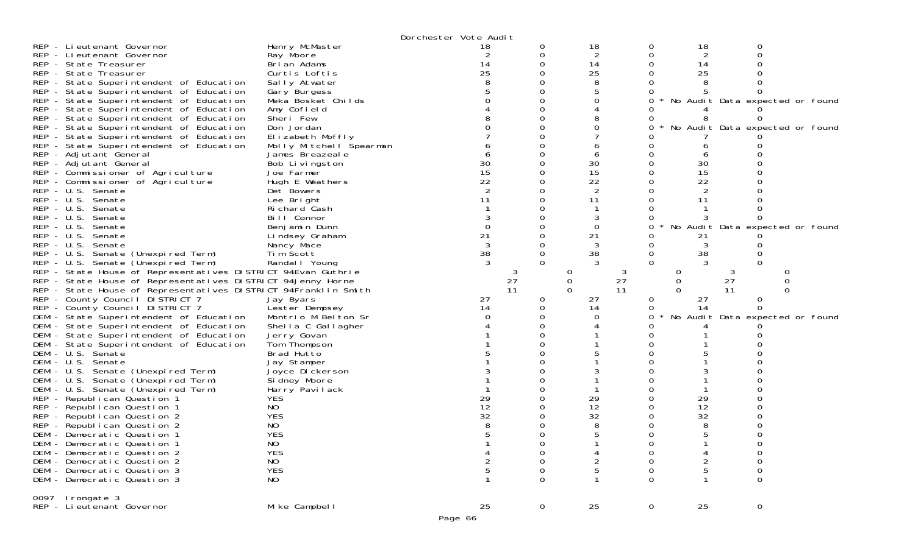Dorchester Vote Audit

| Race | Candidate | | | | | | |
|---|---|---|---|---|---|---|---|
| REP - Lieutenant Governor | Henry McMaster | 18 | 0 | 18 | 0 | 18 | 0 |
| REP - Lieutenant Governor | Ray Moore | 2 | 0 | 2 | 0 | 2 | 0 |
| REP - State Treasurer | Brian Adams | 14 | 0 | 14 | 0 | 14 | 0 |
| REP - State Treasurer | Curtis Loftis | 25 | 0 | 25 | 0 | 25 | 0 |
| REP - State Superintendent of Education | Sally Atwater | 8 | 0 | 8 | 0 | 8 | 0 |
| REP - State Superintendent of Education | Gary Burgess | 5 | 0 | 5 | 0 | 5 | 0 |
| REP - State Superintendent of Education | Meka Bosket Childs | 0 | 0 | 0 | 0 * No Audit Data expected or found | | |
| REP - State Superintendent of Education | Amy Cofield | 4 | 0 | 4 | 0 | 4 | 0 |
| REP - State Superintendent of Education | Sheri Few | 8 | 0 | 8 | 0 | 8 | 0 |
| REP - State Superintendent of Education | Don Jordan | 0 | 0 | 0 | 0 * No Audit Data expected or found | | |
| REP - State Superintendent of Education | Elizabeth Moffly | 7 | 0 | 7 | 0 | 7 | 0 |
| REP - State Superintendent of Education | Molly Mitchell Spearman | 6 | 0 | 6 | 0 | 6 | 0 |
| REP - Adjutant General | James Breazeale | 6 | 0 | 6 | 0 | 6 | 0 |
| REP - Adjutant General | Bob Livingston | 30 | 0 | 30 | 0 | 30 | 0 |
| REP - Commissioner of Agriculture | Joe Farmer | 15 | 0 | 15 | 0 | 15 | 0 |
| REP - Commissioner of Agriculture | Hugh E Weathers | 22 | 0 | 22 | 0 | 22 | 0 |
| REP - U.S. Senate | Det Bowers | 2 | 0 | 2 | 0 | 2 | 0 |
| REP - U.S. Senate | Lee Bright | 11 | 0 | 11 | 0 | 11 | 0 |
| REP - U.S. Senate | Richard Cash | 1 | 0 | 1 | 0 | 1 | 0 |
| REP - U.S. Senate | Bill Connor | 3 | 0 | 3 | 0 | 3 | 0 |
| REP - U.S. Senate | Benjamin Dunn | 0 | 0 | 0 | 0 * No Audit Data expected or found | | |
| REP - U.S. Senate | Lindsey Graham | 21 | 0 | 21 | 0 | 21 | 0 |
| REP - U.S. Senate | Nancy Mace | 3 | 0 | 3 | 0 | 3 | 0 |
| REP - U.S. Senate (Unexpired Term) | Tim Scott | 38 | 0 | 38 | 0 | 38 | 0 |
| REP - U.S. Senate (Unexpired Term) | Randall Young | 3 | 0 | 3 | 0 | 3 | 0 |
| REP - State House of Representatives DISTRICT 94 | Evan Guthrie | 3 | 0 | 3 | 0 | 3 | 0 |
| REP - State House of Representatives DISTRICT 94 | Jenny Horne | 27 | 0 | 27 | 0 | 27 | 0 |
| REP - State House of Representatives DISTRICT 94 | Franklin Smith | 11 | 0 | 11 | 0 | 11 | 0 |
| REP - County Council DISTRICT 7 | Jay Byars | 27 | 0 | 27 | 0 | 27 | 0 |
| REP - County Council DISTRICT 7 | Lester Dempsey | 14 | 0 | 14 | 0 | 14 | 0 |
| DEM - State Superintendent of Education | Montrio M Belton Sr | 0 | 0 | 0 | 0 * No Audit Data expected or found | | |
| DEM - State Superintendent of Education | Sheila C Gallagher | 4 | 0 | 4 | 0 | 4 | 0 |
| DEM - State Superintendent of Education | Jerry Govan | 1 | 0 | 1 | 0 | 1 | 0 |
| DEM - State Superintendent of Education | Tom Thompson | 1 | 0 | 1 | 0 | 1 | 0 |
| DEM - U.S. Senate | Brad Hutto | 5 | 0 | 5 | 0 | 5 | 0 |
| DEM - U.S. Senate | Jay Stamper | 1 | 0 | 1 | 0 | 1 | 0 |
| DEM - U.S. Senate (Unexpired Term) | Joyce Dickerson | 3 | 0 | 3 | 0 | 3 | 0 |
| DEM - U.S. Senate (Unexpired Term) | Sidney Moore | 1 | 0 | 1 | 0 | 1 | 0 |
| DEM - U.S. Senate (Unexpired Term) | Harry Pavilack | 1 | 0 | 1 | 0 | 1 | 0 |
| REP - Republican Question 1 | YES | 29 | 0 | 29 | 0 | 29 | 0 |
| REP - Republican Question 1 | NO | 12 | 0 | 12 | 0 | 12 | 0 |
| REP - Republican Question 2 | YES | 32 | 0 | 32 | 0 | 32 | 0 |
| REP - Republican Question 2 | NO | 8 | 0 | 8 | 0 | 8 | 0 |
| DEM - Democratic Question 1 | YES | 5 | 0 | 5 | 0 | 5 | 0 |
| DEM - Democratic Question 1 | NO | 1 | 0 | 1 | 0 | 1 | 0 |
| DEM - Democratic Question 2 | YES | 4 | 0 | 4 | 0 | 4 | 0 |
| DEM - Democratic Question 2 | NO | 2 | 0 | 2 | 0 | 2 | 0 |
| DEM - Democratic Question 3 | YES | 5 | 0 | 5 | 0 | 5 | 0 |
| DEM - Democratic Question 3 | NO | 1 | 0 | 1 | 0 | 1 | 0 |

0097 Irongate 3

| Race | Candidate | | | | | | |
|---|---|---|---|---|---|---|---|
| REP - Lieutenant Governor | Mike Campbell | 25 | 0 | 25 | 0 | 25 | 0 |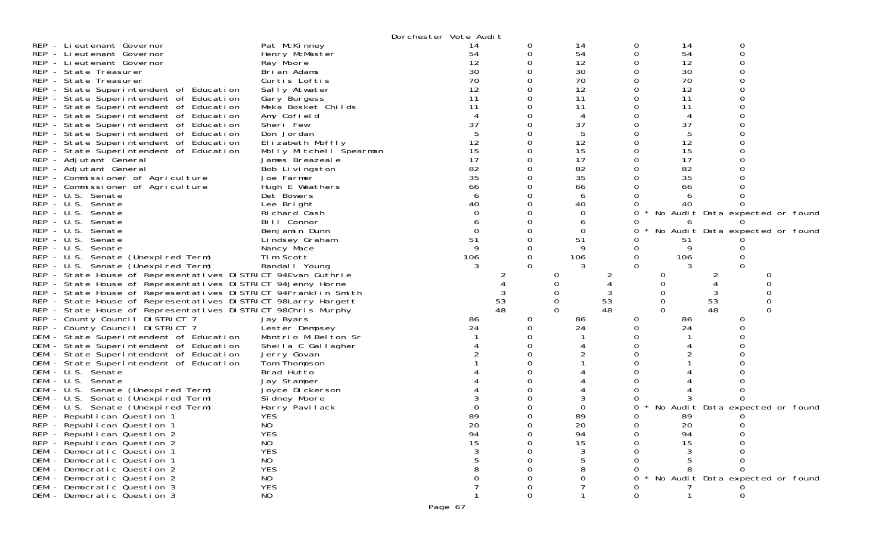Dorchester Vote Audit

| Contest | Candidate | | | | | | | |
|---|---|---|---|---|---|---|---|---|
| REP - Lieutenant Governor | Pat McKinney | 14 | 0 | 14 | 0 | 14 | 0 | |
| REP - Lieutenant Governor | Henry McMaster | 54 | 0 | 54 | 0 | 54 | 0 | |
| REP - Lieutenant Governor | Ray Moore | 12 | 0 | 12 | 0 | 12 | 0 | |
| REP - State Treasurer | Brian Adams | 30 | 0 | 30 | 0 | 30 | 0 | |
| REP - State Treasurer | Curtis Loftis | 70 | 0 | 70 | 0 | 70 | 0 | |
| REP - State Superintendent of Education | Sally Atwater | 12 | 0 | 12 | 0 | 12 | 0 | |
| REP - State Superintendent of Education | Gary Burgess | 11 | 0 | 11 | 0 | 11 | 0 | |
| REP - State Superintendent of Education | Meka Bosket Childs | 11 | 0 | 11 | 0 | 11 | 0 | |
| REP - State Superintendent of Education | Amy Cofield | 4 | 0 | 4 | 0 | 4 | 0 | |
| REP - State Superintendent of Education | Sheri Few | 37 | 0 | 37 | 0 | 37 | 0 | |
| REP - State Superintendent of Education | Don Jordan | 5 | 0 | 5 | 0 | 5 | 0 | |
| REP - State Superintendent of Education | Elizabeth Moffly | 12 | 0 | 12 | 0 | 12 | 0 | |
| REP - State Superintendent of Education | Molly Mitchell Spearman | 15 | 0 | 15 | 0 | 15 | 0 | |
| REP - Adjutant General | James Breazeale | 17 | 0 | 17 | 0 | 17 | 0 | |
| REP - Adjutant General | Bob Livingston | 82 | 0 | 82 | 0 | 82 | 0 | |
| REP - Commissioner of Agriculture | Joe Farmer | 35 | 0 | 35 | 0 | 35 | 0 | |
| REP - Commissioner of Agriculture | Hugh E Weathers | 66 | 0 | 66 | 0 | 66 | 0 | |
| REP - U.S. Senate | Det Bowers | 6 | 0 | 6 | 0 | 6 | 0 | |
| REP - U.S. Senate | Lee Bright | 40 | 0 | 40 | 0 | 40 | 0 | |
| REP - U.S. Senate | Richard Cash | 0 | 0 | 0 | 0 | | | * No Audit Data expected or found |
| REP - U.S. Senate | Bill Connor | 6 | 0 | 6 | 0 | 6 | 0 | |
| REP - U.S. Senate | Benjamin Dunn | 0 | 0 | 0 | 0 | | | * No Audit Data expected or found |
| REP - U.S. Senate | Lindsey Graham | 51 | 0 | 51 | 0 | 51 | 0 | |
| REP - U.S. Senate | Nancy Mace | 9 | 0 | 9 | 0 | 9 | 0 | |
| REP - U.S. Senate (Unexpired Term) | Tim Scott | 106 | 0 | 106 | 0 | 106 | 0 | |
| REP - U.S. Senate (Unexpired Term) | Randall Young | 3 | 0 | 3 | 0 | 3 | 0 | |
| REP - State House of Representatives DISTRICT 94 | Evan Guthrie | 2 | 0 | 2 | 0 | 2 | 0 | |
| REP - State House of Representatives DISTRICT 94 | Jenny Horne | 4 | 0 | 4 | 0 | 4 | 0 | |
| REP - State House of Representatives DISTRICT 94 | Franklin Smith | 3 | 0 | 3 | 0 | 3 | 0 | |
| REP - State House of Representatives DISTRICT 98 | Larry Hargett | 53 | 0 | 53 | 0 | 53 | 0 | |
| REP - State House of Representatives DISTRICT 98 | Chris Murphy | 48 | 0 | 48 | 0 | 48 | 0 | |
| REP - County Council DISTRICT 7 | Jay Byars | 86 | 0 | 86 | 0 | 86 | 0 | |
| REP - County Council DISTRICT 7 | Lester Dempsey | 24 | 0 | 24 | 0 | 24 | 0 | |
| DEM - State Superintendent of Education | Montrio M Belton Sr | 1 | 0 | 1 | 0 | 1 | 0 | |
| DEM - State Superintendent of Education | Sheila C Gallagher | 4 | 0 | 4 | 0 | 4 | 0 | |
| DEM - State Superintendent of Education | Jerry Govan | 2 | 0 | 2 | 0 | 2 | 0 | |
| DEM - State Superintendent of Education | Tom Thompson | 1 | 0 | 1 | 0 | 1 | 0 | |
| DEM - U.S. Senate | Brad Hutto | 4 | 0 | 4 | 0 | 4 | 0 | |
| DEM - U.S. Senate | Jay Stamper | 4 | 0 | 4 | 0 | 4 | 0 | |
| DEM - U.S. Senate (Unexpired Term) | Joyce Dickerson | 4 | 0 | 4 | 0 | 4 | 0 | |
| DEM - U.S. Senate (Unexpired Term) | Sidney Moore | 3 | 0 | 3 | 0 | 3 | 0 | |
| DEM - U.S. Senate (Unexpired Term) | Harry Pavilack | 0 | 0 | 0 | 0 | | | * No Audit Data expected or found |
| REP - Republican Question 1 | YES | 89 | 0 | 89 | 0 | 89 | 0 | |
| REP - Republican Question 1 | NO | 20 | 0 | 20 | 0 | 20 | 0 | |
| REP - Republican Question 2 | YES | 94 | 0 | 94 | 0 | 94 | 0 | |
| REP - Republican Question 2 | NO | 15 | 0 | 15 | 0 | 15 | 0 | |
| DEM - Democratic Question 1 | YES | 3 | 0 | 3 | 0 | 3 | 0 | |
| DEM - Democratic Question 1 | NO | 5 | 0 | 5 | 0 | 5 | 0 | |
| DEM - Democratic Question 2 | YES | 8 | 0 | 8 | 0 | 8 | 0 | |
| DEM - Democratic Question 2 | NO | 0 | 0 | 0 | 0 | | | * No Audit Data expected or found |
| DEM - Democratic Question 3 | YES | 7 | 0 | 7 | 0 | 7 | 0 | |
| DEM - Democratic Question 3 | NO | 1 | 0 | 1 | 0 | 1 | 0 | |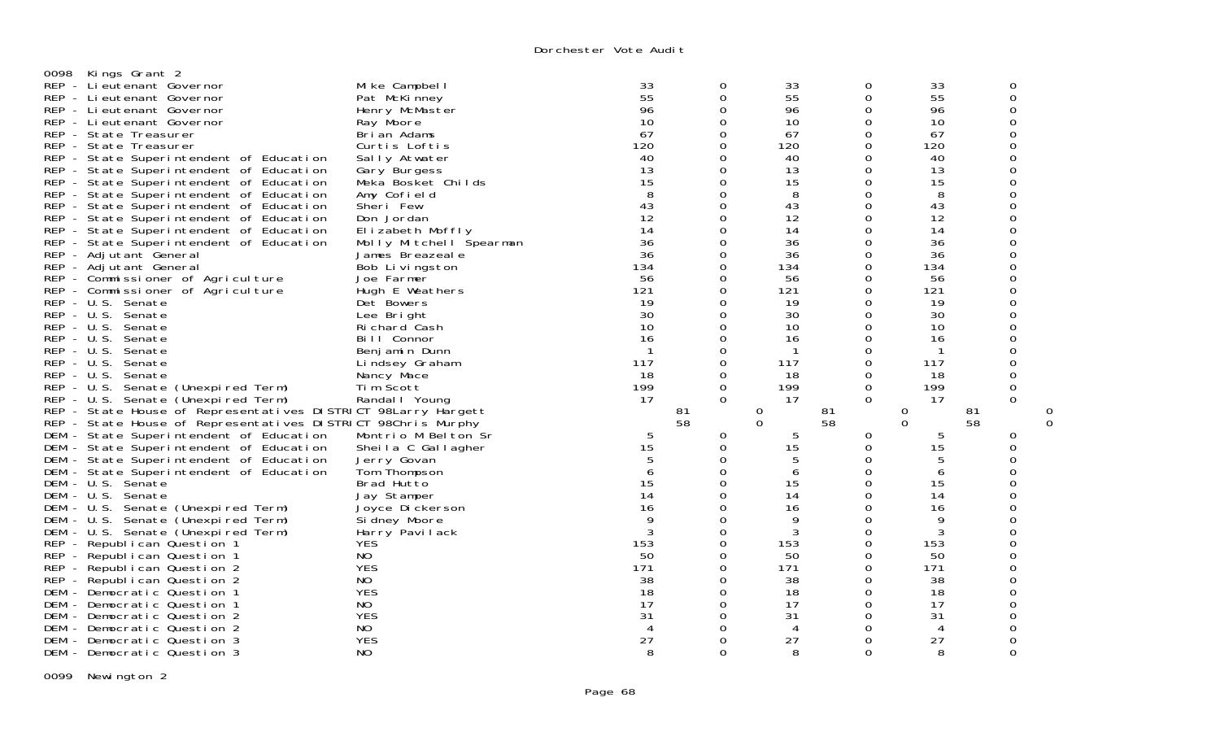## 0098 Kings Grant 2

| Contest | Candidate | | | | | | |
|---|---|---|---|---|---|---|---|
| REP - Lieutenant Governor | Mike Campbell | 33 | 0 | 33 | 0 | 33 | 0 |
| REP - Lieutenant Governor | Pat McKinney | 55 | 0 | 55 | 0 | 55 | 0 |
| REP - Lieutenant Governor | Henry McMaster | 96 | 0 | 96 | 0 | 96 | 0 |
| REP - Lieutenant Governor | Ray Moore | 10 | 0 | 10 | 0 | 10 | 0 |
| REP - State Treasurer | Brian Adams | 67 | 0 | 67 | 0 | 67 | 0 |
| REP - State Treasurer | Curtis Loftis | 120 | 0 | 120 | 0 | 120 | 0 |
| REP - State Superintendent of Education | Sally Atwater | 40 | 0 | 40 | 0 | 40 | 0 |
| REP - State Superintendent of Education | Gary Burgess | 13 | 0 | 13 | 0 | 13 | 0 |
| REP - State Superintendent of Education | Meka Bosket Childs | 15 | 0 | 15 | 0 | 15 | 0 |
| REP - State Superintendent of Education | Amy Cofield | 8 | 0 | 8 | 0 | 8 | 0 |
| REP - State Superintendent of Education | Sheri Few | 43 | 0 | 43 | 0 | 43 | 0 |
| REP - State Superintendent of Education | Don Jordan | 12 | 0 | 12 | 0 | 12 | 0 |
| REP - State Superintendent of Education | Elizabeth Moffly | 14 | 0 | 14 | 0 | 14 | 0 |
| REP - State Superintendent of Education | Molly Mitchell Spearman | 36 | 0 | 36 | 0 | 36 | 0 |
| REP - Adjutant General | James Breazeale | 36 | 0 | 36 | 0 | 36 | 0 |
| REP - Adjutant General | Bob Livingston | 134 | 0 | 134 | 0 | 134 | 0 |
| REP - Commissioner of Agriculture | Joe Farmer | 56 | 0 | 56 | 0 | 56 | 0 |
| REP - Commissioner of Agriculture | Hugh E Weathers | 121 | 0 | 121 | 0 | 121 | 0 |
| REP - U.S. Senate | Det Bowers | 19 | 0 | 19 | 0 | 19 | 0 |
| REP - U.S. Senate | Lee Bright | 30 | 0 | 30 | 0 | 30 | 0 |
| REP - U.S. Senate | Richard Cash | 10 | 0 | 10 | 0 | 10 | 0 |
| REP - U.S. Senate | Bill Connor | 16 | 0 | 16 | 0 | 16 | 0 |
| REP - U.S. Senate | Benjamin Dunn | 1 | 0 | 1 | 0 | 1 | 0 |
| REP - U.S. Senate | Lindsey Graham | 117 | 0 | 117 | 0 | 117 | 0 |
| REP - U.S. Senate | Nancy Mace | 18 | 0 | 18 | 0 | 18 | 0 |
| REP - U.S. Senate (Unexpired Term) | Tim Scott | 199 | 0 | 199 | 0 | 199 | 0 |
| REP - U.S. Senate (Unexpired Term) | Randall Young | 17 | 0 | 17 | 0 | 17 | 0 |
| REP - State House of Representatives DISTRICT 98 | Larry Hargett | 81 | 0 | 81 | 0 | 81 | 0 |
| REP - State House of Representatives DISTRICT 98 | Chris Murphy | 58 | 0 | 58 | 0 | 58 | 0 |
| DEM - State Superintendent of Education | Montrio M Belton Sr | 5 | 0 | 5 | 0 | 5 | 0 |
| DEM - State Superintendent of Education | Sheila C Gallagher | 15 | 0 | 15 | 0 | 15 | 0 |
| DEM - State Superintendent of Education | Jerry Govan | 5 | 0 | 5 | 0 | 5 | 0 |
| DEM - State Superintendent of Education | Tom Thompson | 6 | 0 | 6 | 0 | 6 | 0 |
| DEM - U.S. Senate | Brad Hutto | 15 | 0 | 15 | 0 | 15 | 0 |
| DEM - U.S. Senate | Jay Stamper | 14 | 0 | 14 | 0 | 14 | 0 |
| DEM - U.S. Senate (Unexpired Term) | Joyce Dickerson | 16 | 0 | 16 | 0 | 16 | 0 |
| DEM - U.S. Senate (Unexpired Term) | Sidney Moore | 9 | 0 | 9 | 0 | 9 | 0 |
| DEM - U.S. Senate (Unexpired Term) | Harry Pavilack | 3 | 0 | 3 | 0 | 3 | 0 |
| REP - Republican Question 1 | YES | 153 | 0 | 153 | 0 | 153 | 0 |
| REP - Republican Question 1 | NO | 50 | 0 | 50 | 0 | 50 | 0 |
| REP - Republican Question 2 | YES | 171 | 0 | 171 | 0 | 171 | 0 |
| REP - Republican Question 2 | NO | 38 | 0 | 38 | 0 | 38 | 0 |
| DEM - Democratic Question 1 | YES | 18 | 0 | 18 | 0 | 18 | 0 |
| DEM - Democratic Question 1 | NO | 17 | 0 | 17 | 0 | 17 | 0 |
| DEM - Democratic Question 2 | YES | 31 | 0 | 31 | 0 | 31 | 0 |
| DEM - Democratic Question 2 | NO | 4 | 0 | 4 | 0 | 4 | 0 |
| DEM - Democratic Question 3 | YES | 27 | 0 | 27 | 0 | 27 | 0 |
| DEM - Democratic Question 3 | NO | 8 | 0 | 8 | 0 | 8 | 0 |

## 0099 Newington 2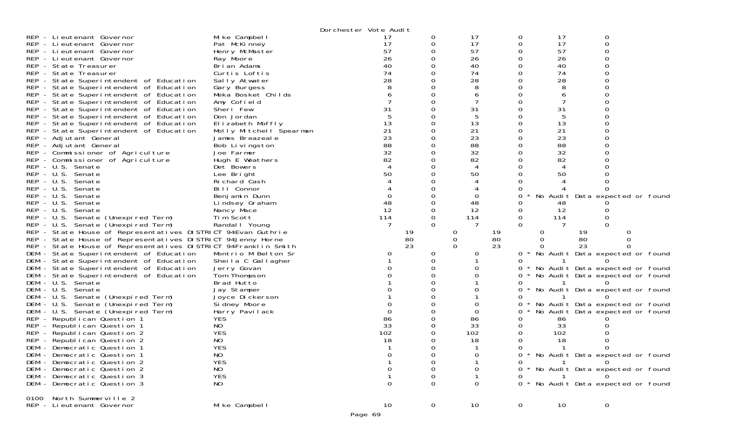Dorchester Vote Audit

| Contest | Candidate | | | | | | |
|---|---|---|---|---|---|---|---|
| REP - Lieutenant Governor | Mike Campbell | 17 | 0 | 17 | 0 | 17 | 0 |
| REP - Lieutenant Governor | Pat McKinney | 17 | 0 | 17 | 0 | 17 | 0 |
| REP - Lieutenant Governor | Henry McMaster | 57 | 0 | 57 | 0 | 57 | 0 |
| REP - Lieutenant Governor | Ray Moore | 26 | 0 | 26 | 0 | 26 | 0 |
| REP - State Treasurer | Brian Adams | 40 | 0 | 40 | 0 | 40 | 0 |
| REP - State Treasurer | Curtis Loftis | 74 | 0 | 74 | 0 | 74 | 0 |
| REP - State Superintendent of Education | Sally Atwater | 28 | 0 | 28 | 0 | 28 | 0 |
| REP - State Superintendent of Education | Gary Burgess | 8 | 0 | 8 | 0 | 8 | 0 |
| REP - State Superintendent of Education | Meka Bosket Childs | 6 | 0 | 6 | 0 | 6 | 0 |
| REP - State Superintendent of Education | Amy Cofield | 7 | 0 | 7 | 0 | 7 | 0 |
| REP - State Superintendent of Education | Sheri Few | 31 | 0 | 31 | 0 | 31 | 0 |
| REP - State Superintendent of Education | Don Jordan | 5 | 0 | 5 | 0 | 5 | 0 |
| REP - State Superintendent of Education | Elizabeth Moffly | 13 | 0 | 13 | 0 | 13 | 0 |
| REP - State Superintendent of Education | Molly Mitchell Spearman | 21 | 0 | 21 | 0 | 21 | 0 |
| REP - Adjutant General | James Breazeale | 23 | 0 | 23 | 0 | 23 | 0 |
| REP - Adjutant General | Bob Livingston | 88 | 0 | 88 | 0 | 88 | 0 |
| REP - Commissioner of Agriculture | Joe Farmer | 32 | 0 | 32 | 0 | 32 | 0 |
| REP - Commissioner of Agriculture | Hugh E Weathers | 82 | 0 | 82 | 0 | 82 | 0 |
| REP - U.S. Senate | Det Bowers | 4 | 0 | 4 | 0 | 4 | 0 |
| REP - U.S. Senate | Lee Bright | 50 | 0 | 50 | 0 | 50 | 0 |
| REP - U.S. Senate | Richard Cash | 4 | 0 | 4 | 0 | 4 | 0 |
| REP - U.S. Senate | Bill Connor | 4 | 0 | 4 | 0 | 4 | 0 |
| REP - U.S. Senate | Benjamin Dunn | 0 | 0 | 0 | 0 * No Audit Data expected or found | | |
| REP - U.S. Senate | Lindsey Graham | 48 | 0 | 48 | 0 | 48 | 0 |
| REP - U.S. Senate | Nancy Mace | 12 | 0 | 12 | 0 | 12 | 0 |
| REP - U.S. Senate (Unexpired Term) | Tim Scott | 114 | 0 | 114 | 0 | 114 | 0 |
| REP - U.S. Senate (Unexpired Term) | Randall Young | 7 | 0 | 7 | 0 | 7 | 0 |
| REP - State House of Representatives DISTRICT 94 | Evan Guthrie | 19 | 0 | 19 | 0 | 19 | 0 |
| REP - State House of Representatives DISTRICT 94 | Jenny Horne | 80 | 0 | 80 | 0 | 80 | 0 |
| REP - State House of Representatives DISTRICT 94 | Franklin Smith | 23 | 0 | 23 | 0 | 23 | 0 |
| DEM - State Superintendent of Education | Montrio M Belton Sr | 0 | 0 | 0 | 0 * No Audit Data expected or found | | |
| DEM - State Superintendent of Education | Sheila C Gallagher | 1 | 0 | 1 | 0 | 1 | 0 |
| DEM - State Superintendent of Education | Jerry Govan | 0 | 0 | 0 | 0 * No Audit Data expected or found | | |
| DEM - State Superintendent of Education | Tom Thompson | 0 | 0 | 0 | 0 * No Audit Data expected or found | | |
| DEM - U.S. Senate | Brad Hutto | 1 | 0 | 1 | 0 | 1 | 0 |
| DEM - U.S. Senate | Jay Stamper | 0 | 0 | 0 | 0 * No Audit Data expected or found | | |
| DEM - U.S. Senate (Unexpired Term) | Joyce Dickerson | 1 | 0 | 1 | 0 | 1 | 0 |
| DEM - U.S. Senate (Unexpired Term) | Sidney Moore | 0 | 0 | 0 | 0 * No Audit Data expected or found | | |
| DEM - U.S. Senate (Unexpired Term) | Harry Pavilack | 0 | 0 | 0 | 0 * No Audit Data expected or found | | |
| REP - Republican Question 1 | YES | 86 | 0 | 86 | 0 | 86 | 0 |
| REP - Republican Question 1 | NO | 33 | 0 | 33 | 0 | 33 | 0 |
| REP - Republican Question 2 | YES | 102 | 0 | 102 | 0 | 102 | 0 |
| REP - Republican Question 2 | NO | 18 | 0 | 18 | 0 | 18 | 0 |
| DEM - Democratic Question 1 | YES | 1 | 0 | 1 | 0 | 1 | 0 |
| DEM - Democratic Question 1 | NO | 0 | 0 | 0 | 0 * No Audit Data expected or found | | |
| DEM - Democratic Question 2 | YES | 1 | 0 | 1 | 0 | 1 | 0 |
| DEM - Democratic Question 2 | NO | 0 | 0 | 0 | 0 * No Audit Data expected or found | | |
| DEM - Democratic Question 3 | YES | 1 | 0 | 1 | 0 | 1 | 0 |
| DEM - Democratic Question 3 | NO | 0 | 0 | 0 | 0 * No Audit Data expected or found | | |

0100 North Summerville 2

| Contest | Candidate | | | | | | |
|---|---|---|---|---|---|---|---|
| REP - Lieutenant Governor | Mike Campbell | 10 | 0 | 10 | 0 | 10 | 0 |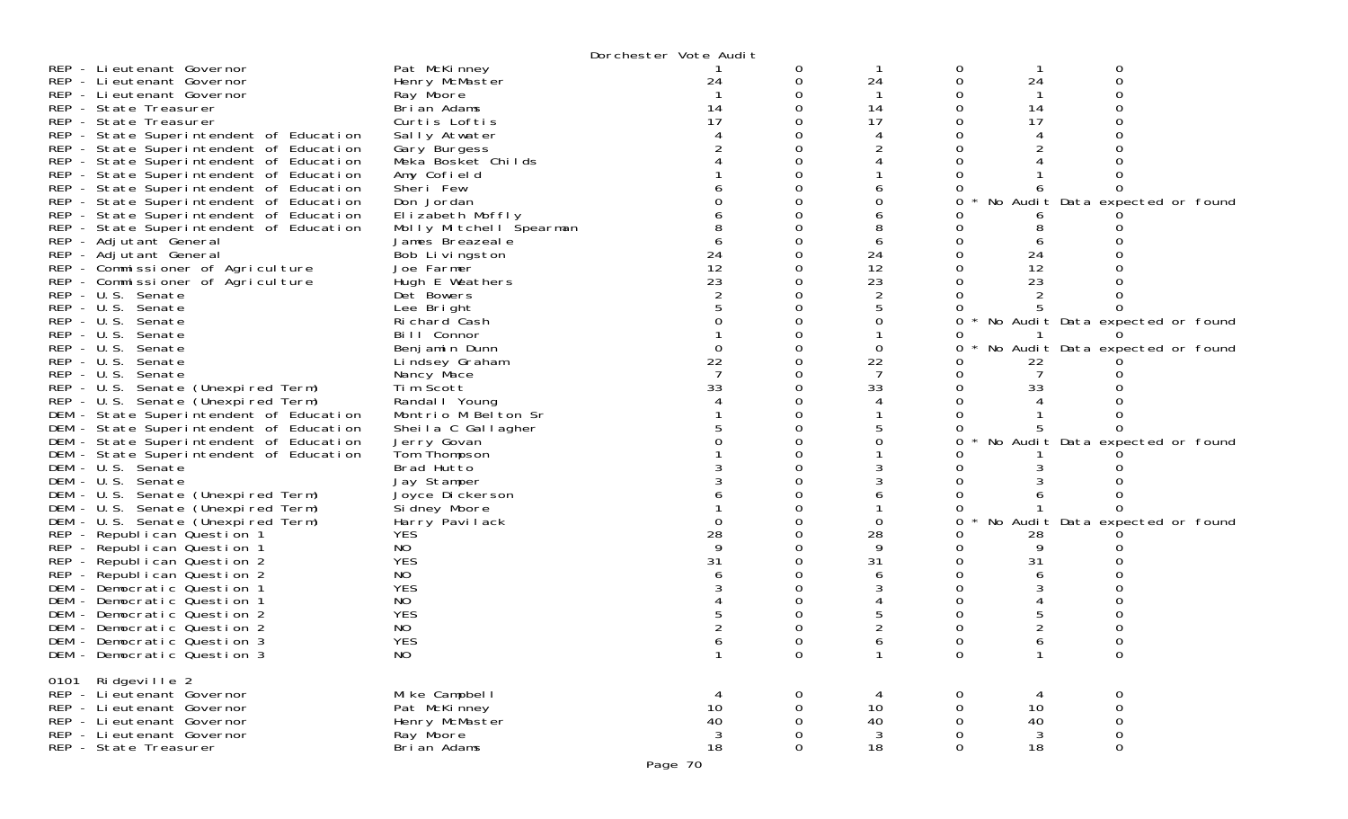Dorchester Vote Audit

| Contest | Candidate | | | | | | |
|---|---|---|---|---|---|---|---|
| REP - Lieutenant Governor | Pat McKinney | 1 | 0 | 1 | 0 | 1 | 0 |
| REP - Lieutenant Governor | Henry McMaster | 24 | 0 | 24 | 0 | 24 | 0 |
| REP - Lieutenant Governor | Ray Moore | 1 | 0 | 1 | 0 | 1 | 0 |
| REP - State Treasurer | Brian Adams | 14 | 0 | 14 | 0 | 14 | 0 |
| REP - State Treasurer | Curtis Loftis | 17 | 0 | 17 | 0 | 17 | 0 |
| REP - State Superintendent of Education | Sally Atwater | 4 | 0 | 4 | 0 | 4 | 0 |
| REP - State Superintendent of Education | Gary Burgess | 2 | 0 | 2 | 0 | 2 | 0 |
| REP - State Superintendent of Education | Meka Bosket Childs | 4 | 0 | 4 | 0 | 4 | 0 |
| REP - State Superintendent of Education | Amy Cofield | 1 | 0 | 1 | 0 | 1 | 0 |
| REP - State Superintendent of Education | Sheri Few | 6 | 0 | 6 | 0 | 6 | 0 |
| REP - State Superintendent of Education | Don Jordan | 0 | 0 | 0 | 0 * | No Audit Data expected or found | |
| REP - State Superintendent of Education | Elizabeth Moffly | 6 | 0 | 6 | 0 | 6 | 0 |
| REP - State Superintendent of Education | Molly Mitchell Spearman | 8 | 0 | 8 | 0 | 8 | 0 |
| REP - Adjutant General | James Breazeale | 6 | 0 | 6 | 0 | 6 | 0 |
| REP - Adjutant General | Bob Livingston | 24 | 0 | 24 | 0 | 24 | 0 |
| REP - Commissioner of Agriculture | Joe Farmer | 12 | 0 | 12 | 0 | 12 | 0 |
| REP - Commissioner of Agriculture | Hugh E Weathers | 23 | 0 | 23 | 0 | 23 | 0 |
| REP - U.S. Senate | Det Bowers | 2 | 0 | 2 | 0 | 2 | 0 |
| REP - U.S. Senate | Lee Bright | 5 | 0 | 5 | 0 | 5 | 0 |
| REP - U.S. Senate | Richard Cash | 0 | 0 | 0 | 0 * | No Audit Data expected or found | |
| REP - U.S. Senate | Bill Connor | 1 | 0 | 1 | 0 | 1 | 0 |
| REP - U.S. Senate | Benjamin Dunn | 0 | 0 | 0 | 0 * | No Audit Data expected or found | |
| REP - U.S. Senate | Lindsey Graham | 22 | 0 | 22 | 0 | 22 | 0 |
| REP - U.S. Senate | Nancy Mace | 7 | 0 | 7 | 0 | 7 | 0 |
| REP - U.S. Senate (Unexpired Term) | Tim Scott | 33 | 0 | 33 | 0 | 33 | 0 |
| REP - U.S. Senate (Unexpired Term) | Randall Young | 4 | 0 | 4 | 0 | 4 | 0 |
| DEM - State Superintendent of Education | Montrio M Belton Sr | 1 | 0 | 1 | 0 | 1 | 0 |
| DEM - State Superintendent of Education | Sheila C Gallagher | 5 | 0 | 5 | 0 | 5 | 0 |
| DEM - State Superintendent of Education | Jerry Govan | 0 | 0 | 0 | 0 * | No Audit Data expected or found | |
| DEM - State Superintendent of Education | Tom Thompson | 1 | 0 | 1 | 0 | 1 | 0 |
| DEM - U.S. Senate | Brad Hutto | 3 | 0 | 3 | 0 | 3 | 0 |
| DEM - U.S. Senate | Jay Stamper | 3 | 0 | 3 | 0 | 3 | 0 |
| DEM - U.S. Senate (Unexpired Term) | Joyce Dickerson | 6 | 0 | 6 | 0 | 6 | 0 |
| DEM - U.S. Senate (Unexpired Term) | Sidney Moore | 1 | 0 | 1 | 0 | 1 | 0 |
| DEM - U.S. Senate (Unexpired Term) | Harry Pavilack | 0 | 0 | 0 | 0 * | No Audit Data expected or found | |
| REP - Republican Question 1 | YES | 28 | 0 | 28 | 0 | 28 | 0 |
| REP - Republican Question 1 | NO | 9 | 0 | 9 | 0 | 9 | 0 |
| REP - Republican Question 2 | YES | 31 | 0 | 31 | 0 | 31 | 0 |
| REP - Republican Question 2 | NO | 6 | 0 | 6 | 0 | 6 | 0 |
| DEM - Democratic Question 1 | YES | 3 | 0 | 3 | 0 | 3 | 0 |
| DEM - Democratic Question 1 | NO | 4 | 0 | 4 | 0 | 4 | 0 |
| DEM - Democratic Question 2 | YES | 5 | 0 | 5 | 0 | 5 | 0 |
| DEM - Democratic Question 2 | NO | 2 | 0 | 2 | 0 | 2 | 0 |
| DEM - Democratic Question 3 | YES | 6 | 0 | 6 | 0 | 6 | 0 |
| DEM - Democratic Question 3 | NO | 1 | 0 | 1 | 0 | 1 | 0 |

0101 Ridgeville 2

| Contest | Candidate | | | | | | |
|---|---|---|---|---|---|---|---|
| REP - Lieutenant Governor | Mike Campbell | 4 | 0 | 4 | 0 | 4 | 0 |
| REP - Lieutenant Governor | Pat McKinney | 10 | 0 | 10 | 0 | 10 | 0 |
| REP - Lieutenant Governor | Henry McMaster | 40 | 0 | 40 | 0 | 40 | 0 |
| REP - Lieutenant Governor | Ray Moore | 3 | 0 | 3 | 0 | 3 | 0 |
| REP - State Treasurer | Brian Adams | 18 | 0 | 18 | 0 | 18 | 0 |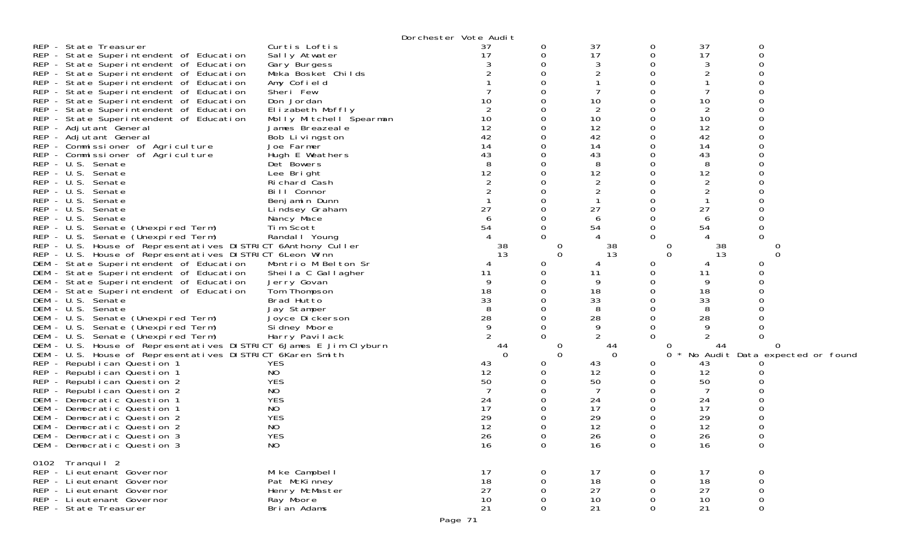Dorchester Vote Audit

| Contest | Candidate | | | | | | |
|---|---|---|---|---|---|---|---|
| REP - State Treasurer | Curtis Loftis | 37 | 0 | 37 | 0 | 37 | 0 |
| REP - State Superintendent of Education | Sally Atwater | 17 | 0 | 17 | 0 | 17 | 0 |
| REP - State Superintendent of Education | Gary Burgess | 3 | 0 | 3 | 0 | 3 | 0 |
| REP - State Superintendent of Education | Meka Bosket Childs | 2 | 0 | 2 | 0 | 2 | 0 |
| REP - State Superintendent of Education | Amy Cofield | 1 | 0 | 1 | 0 | 1 | 0 |
| REP - State Superintendent of Education | Sheri Few | 7 | 0 | 7 | 0 | 7 | 0 |
| REP - State Superintendent of Education | Don Jordan | 10 | 0 | 10 | 0 | 10 | 0 |
| REP - State Superintendent of Education | Elizabeth Moffly | 2 | 0 | 2 | 0 | 2 | 0 |
| REP - State Superintendent of Education | Molly Mitchell Spearman | 10 | 0 | 10 | 0 | 10 | 0 |
| REP - Adjutant General | James Breazeale | 12 | 0 | 12 | 0 | 12 | 0 |
| REP - Adjutant General | Bob Livingston | 42 | 0 | 42 | 0 | 42 | 0 |
| REP - Commissioner of Agriculture | Joe Farmer | 14 | 0 | 14 | 0 | 14 | 0 |
| REP - Commissioner of Agriculture | Hugh E Weathers | 43 | 0 | 43 | 0 | 43 | 0 |
| REP - U.S. Senate | Det Bowers | 8 | 0 | 8 | 0 | 8 | 0 |
| REP - U.S. Senate | Lee Bright | 12 | 0 | 12 | 0 | 12 | 0 |
| REP - U.S. Senate | Richard Cash | 2 | 0 | 2 | 0 | 2 | 0 |
| REP - U.S. Senate | Bill Connor | 2 | 0 | 2 | 0 | 2 | 0 |
| REP - U.S. Senate | Benjamin Dunn | 1 | 0 | 1 | 0 | 1 | 0 |
| REP - U.S. Senate | Lindsey Graham | 27 | 0 | 27 | 0 | 27 | 0 |
| REP - U.S. Senate | Nancy Mace | 6 | 0 | 6 | 0 | 6 | 0 |
| REP - U.S. Senate (Unexpired Term) | Tim Scott | 54 | 0 | 54 | 0 | 54 | 0 |
| REP - U.S. Senate (Unexpired Term) | Randall Young | 4 | 0 | 4 | 0 | 4 | 0 |
| REP - U.S. House of Representatives DISTRICT 6 | Anthony Culler | 38 | 0 | 38 | 0 | 38 | 0 |
| REP - U.S. House of Representatives DISTRICT 6 | Leon Winn | 13 | 0 | 13 | 0 | 13 | 0 |
| DEM - State Superintendent of Education | Montrio M Belton Sr | 4 | 0 | 4 | 0 | 4 | 0 |
| DEM - State Superintendent of Education | Sheila C Gallagher | 11 | 0 | 11 | 0 | 11 | 0 |
| DEM - State Superintendent of Education | Jerry Govan | 9 | 0 | 9 | 0 | 9 | 0 |
| DEM - State Superintendent of Education | Tom Thompson | 18 | 0 | 18 | 0 | 18 | 0 |
| DEM - U.S. Senate | Brad Hutto | 33 | 0 | 33 | 0 | 33 | 0 |
| DEM - U.S. Senate | Jay Stamper | 8 | 0 | 8 | 0 | 8 | 0 |
| DEM - U.S. Senate (Unexpired Term) | Joyce Dickerson | 28 | 0 | 28 | 0 | 28 | 0 |
| DEM - U.S. Senate (Unexpired Term) | Sidney Moore | 9 | 0 | 9 | 0 | 9 | 0 |
| DEM - U.S. Senate (Unexpired Term) | Harry Pavilack | 2 | 0 | 2 | 0 | 2 | 0 |
| DEM - U.S. House of Representatives DISTRICT 6 | James E Jim Clyburn | 44 | 0 | 44 | 0 | 44 | 0 |
| DEM - U.S. House of Representatives DISTRICT 6 | Karen Smith | 0 | 0 | 0 | 0 * No Audit Data expected or found | | |
| REP - Republican Question 1 | YES | 43 | 0 | 43 | 0 | 43 | 0 |
| REP - Republican Question 1 | NO | 12 | 0 | 12 | 0 | 12 | 0 |
| REP - Republican Question 2 | YES | 50 | 0 | 50 | 0 | 50 | 0 |
| REP - Republican Question 2 | NO | 7 | 0 | 7 | 0 | 7 | 0 |
| DEM - Democratic Question 1 | YES | 24 | 0 | 24 | 0 | 24 | 0 |
| DEM - Democratic Question 1 | NO | 17 | 0 | 17 | 0 | 17 | 0 |
| DEM - Democratic Question 2 | YES | 29 | 0 | 29 | 0 | 29 | 0 |
| DEM - Democratic Question 2 | NO | 12 | 0 | 12 | 0 | 12 | 0 |
| DEM - Democratic Question 3 | YES | 26 | 0 | 26 | 0 | 26 | 0 |
| DEM - Democratic Question 3 | NO | 16 | 0 | 16 | 0 | 16 | 0 |

0102 Tranquil 2

| Contest | Candidate | | | | | | |
|---|---|---|---|---|---|---|---|
| REP - Lieutenant Governor | Mike Campbell | 17 | 0 | 17 | 0 | 17 | 0 |
| REP - Lieutenant Governor | Pat McKinney | 18 | 0 | 18 | 0 | 18 | 0 |
| REP - Lieutenant Governor | Henry McMaster | 27 | 0 | 27 | 0 | 27 | 0 |
| REP - Lieutenant Governor | Ray Moore | 10 | 0 | 10 | 0 | 10 | 0 |
| REP - State Treasurer | Brian Adams | 21 | 0 | 21 | 0 | 21 | 0 |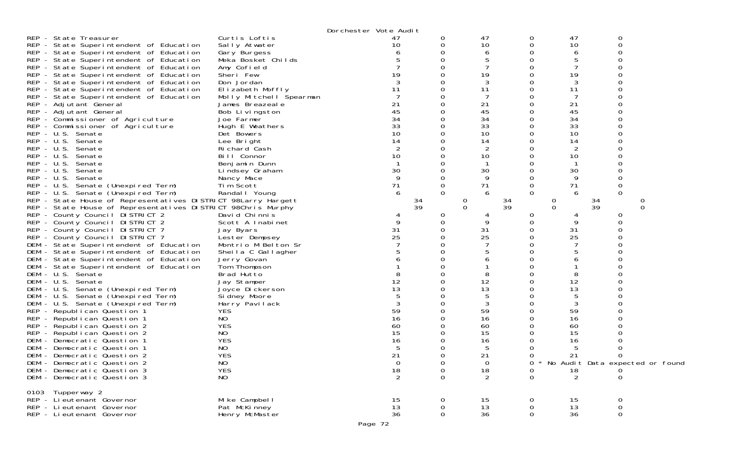Dorchester Vote Audit

| Contest | Candidate | | | | | | |
|---|---|---|---|---|---|---|---|
| REP - State Treasurer | Curtis Loftis | 47 | 0 | 47 | 0 | 47 | 0 |
| REP - State Superintendent of Education | Sally Atwater | 10 | 0 | 10 | 0 | 10 | 0 |
| REP - State Superintendent of Education | Gary Burgess | 6 | 0 | 6 | 0 | 6 | 0 |
| REP - State Superintendent of Education | Meka Bosket Childs | 5 | 0 | 5 | 0 | 5 | 0 |
| REP - State Superintendent of Education | Amy Cofield | 7 | 0 | 7 | 0 | 7 | 0 |
| REP - State Superintendent of Education | Sheri Few | 19 | 0 | 19 | 0 | 19 | 0 |
| REP - State Superintendent of Education | Don Jordan | 3 | 0 | 3 | 0 | 3 | 0 |
| REP - State Superintendent of Education | Elizabeth Moffly | 11 | 0 | 11 | 0 | 11 | 0 |
| REP - State Superintendent of Education | Molly Mitchell Spearman | 7 | 0 | 7 | 0 | 7 | 0 |
| REP - Adjutant General | James Breazeale | 21 | 0 | 21 | 0 | 21 | 0 |
| REP - Adjutant General | Bob Livingston | 45 | 0 | 45 | 0 | 45 | 0 |
| REP - Commissioner of Agriculture | Joe Farmer | 34 | 0 | 34 | 0 | 34 | 0 |
| REP - Commissioner of Agriculture | Hugh E Weathers | 33 | 0 | 33 | 0 | 33 | 0 |
| REP - U.S. Senate | Det Bowers | 10 | 0 | 10 | 0 | 10 | 0 |
| REP - U.S. Senate | Lee Bright | 14 | 0 | 14 | 0 | 14 | 0 |
| REP - U.S. Senate | Richard Cash | 2 | 0 | 2 | 0 | 2 | 0 |
| REP - U.S. Senate | Bill Connor | 10 | 0 | 10 | 0 | 10 | 0 |
| REP - U.S. Senate | Benjamin Dunn | 1 | 0 | 1 | 0 | 1 | 0 |
| REP - U.S. Senate | Lindsey Graham | 30 | 0 | 30 | 0 | 30 | 0 |
| REP - U.S. Senate | Nancy Mace | 9 | 0 | 9 | 0 | 9 | 0 |
| REP - U.S. Senate (Unexpired Term) | Tim Scott | 71 | 0 | 71 | 0 | 71 | 0 |
| REP - U.S. Senate (Unexpired Term) | Randall Young | 6 | 0 | 6 | 0 | 6 | 0 |
| REP - State House of Representatives DISTRICT 98 | Larry Hargett | 34 | 0 | 34 | 0 | 34 | 0 |
| REP - State House of Representatives DISTRICT 98 | Chris Murphy | 39 | 0 | 39 | 0 | 39 | 0 |
| REP - County Council DISTRICT 2 | David Chinnis | 4 | 0 | 4 | 0 | 4 | 0 |
| REP - County Council DISTRICT 2 | Scott A Inabinet | 9 | 0 | 9 | 0 | 9 | 0 |
| REP - County Council DISTRICT 7 | Jay Byars | 31 | 0 | 31 | 0 | 31 | 0 |
| REP - County Council DISTRICT 7 | Lester Dempsey | 25 | 0 | 25 | 0 | 25 | 0 |
| DEM - State Superintendent of Education | Montrio M Belton Sr | 7 | 0 | 7 | 0 | 7 | 0 |
| DEM - State Superintendent of Education | Sheila C Gallagher | 5 | 0 | 5 | 0 | 5 | 0 |
| DEM - State Superintendent of Education | Jerry Govan | 6 | 0 | 6 | 0 | 6 | 0 |
| DEM - State Superintendent of Education | Tom Thompson | 1 | 0 | 1 | 0 | 1 | 0 |
| DEM - U.S. Senate | Brad Hutto | 8 | 0 | 8 | 0 | 8 | 0 |
| DEM - U.S. Senate | Jay Stamper | 12 | 0 | 12 | 0 | 12 | 0 |
| DEM - U.S. Senate (Unexpired Term) | Joyce Dickerson | 13 | 0 | 13 | 0 | 13 | 0 |
| DEM - U.S. Senate (Unexpired Term) | Sidney Moore | 5 | 0 | 5 | 0 | 5 | 0 |
| DEM - U.S. Senate (Unexpired Term) | Harry Pavilack | 3 | 0 | 3 | 0 | 3 | 0 |
| REP - Republican Question 1 | YES | 59 | 0 | 59 | 0 | 59 | 0 |
| REP - Republican Question 1 | NO | 16 | 0 | 16 | 0 | 16 | 0 |
| REP - Republican Question 2 | YES | 60 | 0 | 60 | 0 | 60 | 0 |
| REP - Republican Question 2 | NO | 15 | 0 | 15 | 0 | 15 | 0 |
| DEM - Democratic Question 1 | YES | 16 | 0 | 16 | 0 | 16 | 0 |
| DEM - Democratic Question 1 | NO | 5 | 0 | 5 | 0 | 5 | 0 |
| DEM - Democratic Question 2 | YES | 21 | 0 | 21 | 0 | 21 | 0 |
| DEM - Democratic Question 2 | NO | 0 | 0 | 0 | 0 * No Audit Data expected or found | | |
| DEM - Democratic Question 3 | YES | 18 | 0 | 18 | 0 | 18 | 0 |
| DEM - Democratic Question 3 | NO | 2 | 0 | 2 | 0 | 2 | 0 |

0103 Tupperway 2

| Contest | Candidate | | | | | | |
|---|---|---|---|---|---|---|---|
| REP - Lieutenant Governor | Mike Campbell | 15 | 0 | 15 | 0 | 15 | 0 |
| REP - Lieutenant Governor | Pat McKinney | 13 | 0 | 13 | 0 | 13 | 0 |
| REP - Lieutenant Governor | Henry McMaster | 36 | 0 | 36 | 0 | 36 | 0 |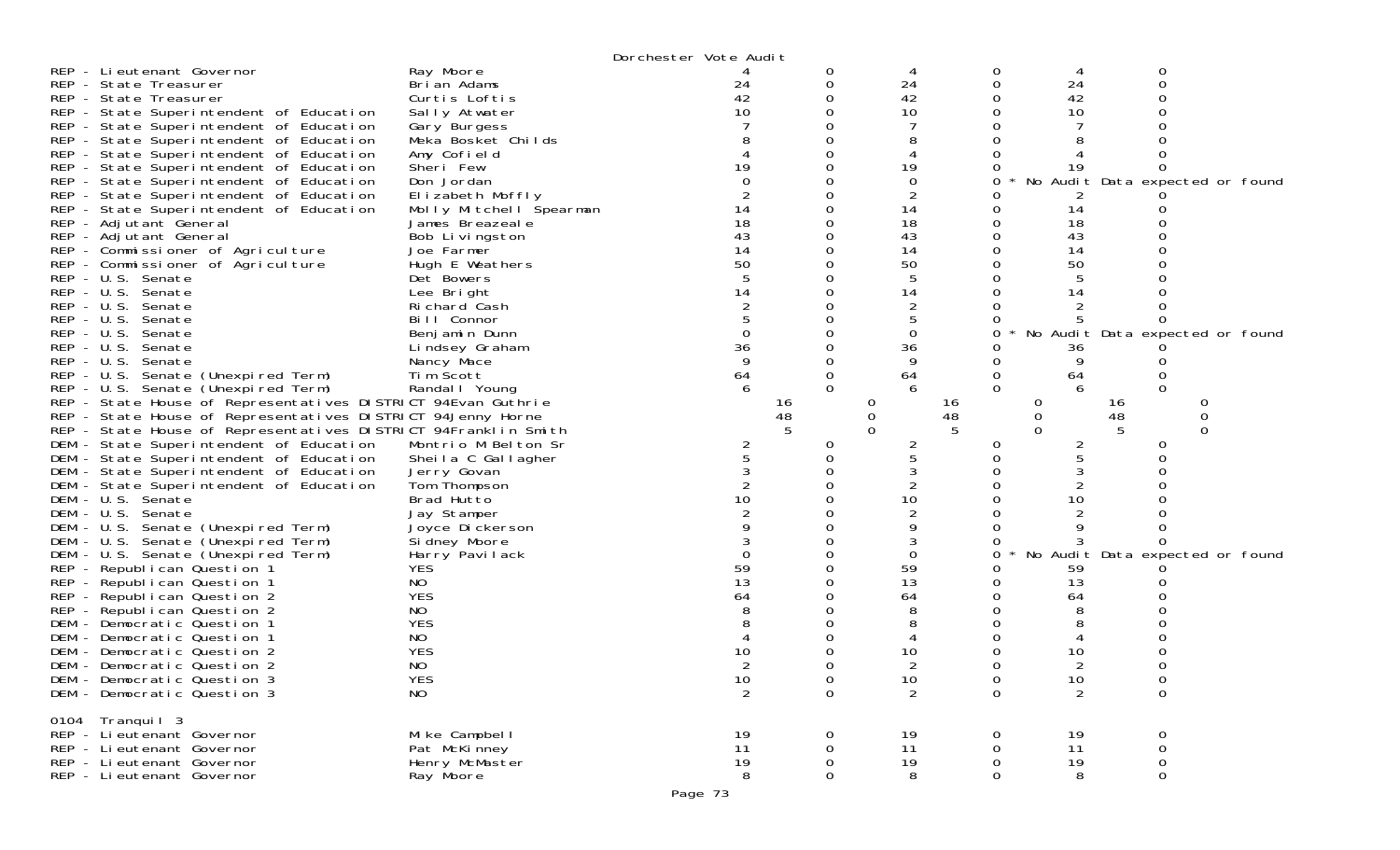Dorchester Vote Audit

| Contest | Candidate | | | | | | |
|---|---|---|---|---|---|---|---|
| REP - Lieutenant Governor | Ray Moore | 4 | 0 | 4 | 0 | 4 | 0 |
| REP - State Treasurer | Brian Adams | 24 | 0 | 24 | 0 | 24 | 0 |
| REP - State Treasurer | Curtis Loftis | 42 | 0 | 42 | 0 | 42 | 0 |
| REP - State Superintendent of Education | Sally Atwater | 10 | 0 | 10 | 0 | 10 | 0 |
| REP - State Superintendent of Education | Gary Burgess | 7 | 0 | 7 | 0 | 7 | 0 |
| REP - State Superintendent of Education | Meka Bosket Childs | 8 | 0 | 8 | 0 | 8 | 0 |
| REP - State Superintendent of Education | Amy Cofield | 4 | 0 | 4 | 0 | 4 | 0 |
| REP - State Superintendent of Education | Sheri Few | 19 | 0 | 19 | 0 | 19 | 0 |
| REP - State Superintendent of Education | Don Jordan | 0 | 0 | 0 | 0 * | No Audit Data expected or found | |
| REP - State Superintendent of Education | Elizabeth Moffly | 2 | 0 | 2 | 0 | 2 | 0 |
| REP - State Superintendent of Education | Molly Mitchell Spearman | 14 | 0 | 14 | 0 | 14 | 0 |
| REP - Adjutant General | James Breazeale | 18 | 0 | 18 | 0 | 18 | 0 |
| REP - Adjutant General | Bob Livingston | 43 | 0 | 43 | 0 | 43 | 0 |
| REP - Commissioner of Agriculture | Joe Farmer | 14 | 0 | 14 | 0 | 14 | 0 |
| REP - Commissioner of Agriculture | Hugh E Weathers | 50 | 0 | 50 | 0 | 50 | 0 |
| REP - U.S. Senate | Det Bowers | 5 | 0 | 5 | 0 | 5 | 0 |
| REP - U.S. Senate | Lee Bright | 14 | 0 | 14 | 0 | 14 | 0 |
| REP - U.S. Senate | Richard Cash | 2 | 0 | 2 | 0 | 2 | 0 |
| REP - U.S. Senate | Bill Connor | 5 | 0 | 5 | 0 | 5 | 0 |
| REP - U.S. Senate | Benjamin Dunn | 0 | 0 | 0 | 0 * | No Audit Data expected or found | |
| REP - U.S. Senate | Lindsey Graham | 36 | 0 | 36 | 0 | 36 | 0 |
| REP - U.S. Senate | Nancy Mace | 9 | 0 | 9 | 0 | 9 | 0 |
| REP - U.S. Senate (Unexpired Term) | Tim Scott | 64 | 0 | 64 | 0 | 64 | 0 |
| REP - U.S. Senate (Unexpired Term) | Randall Young | 6 | 0 | 6 | 0 | 6 | 0 |
| REP - State House of Representatives DISTRICT 94 | Evan Guthrie | 16 | 0 | 16 | 0 | 16 | 0 |
| REP - State House of Representatives DISTRICT 94 | Jenny Horne | 48 | 0 | 48 | 0 | 48 | 0 |
| REP - State House of Representatives DISTRICT 94 | Franklin Smith | 5 | 0 | 5 | 0 | 5 | 0 |
| DEM - State Superintendent of Education | Montrio M Belton Sr | 2 | 0 | 2 | 0 | 2 | 0 |
| DEM - State Superintendent of Education | Sheila C Gallagher | 5 | 0 | 5 | 0 | 5 | 0 |
| DEM - State Superintendent of Education | Jerry Govan | 3 | 0 | 3 | 0 | 3 | 0 |
| DEM - State Superintendent of Education | Tom Thompson | 2 | 0 | 2 | 0 | 2 | 0 |
| DEM - U.S. Senate | Brad Hutto | 10 | 0 | 10 | 0 | 10 | 0 |
| DEM - U.S. Senate | Jay Stamper | 2 | 0 | 2 | 0 | 2 | 0 |
| DEM - U.S. Senate (Unexpired Term) | Joyce Dickerson | 9 | 0 | 9 | 0 | 9 | 0 |
| DEM - U.S. Senate (Unexpired Term) | Sidney Moore | 3 | 0 | 3 | 0 | 3 | 0 |
| DEM - U.S. Senate (Unexpired Term) | Harry Pavilack | 0 | 0 | 0 | 0 * | No Audit Data expected or found | |
| REP - Republican Question 1 | YES | 59 | 0 | 59 | 0 | 59 | 0 |
| REP - Republican Question 1 | NO | 13 | 0 | 13 | 0 | 13 | 0 |
| REP - Republican Question 2 | YES | 64 | 0 | 64 | 0 | 64 | 0 |
| REP - Republican Question 2 | NO | 8 | 0 | 8 | 0 | 8 | 0 |
| DEM - Democratic Question 1 | YES | 8 | 0 | 8 | 0 | 8 | 0 |
| DEM - Democratic Question 1 | NO | 4 | 0 | 4 | 0 | 4 | 0 |
| DEM - Democratic Question 2 | YES | 10 | 0 | 10 | 0 | 10 | 0 |
| DEM - Democratic Question 2 | NO | 2 | 0 | 2 | 0 | 2 | 0 |
| DEM - Democratic Question 3 | YES | 10 | 0 | 10 | 0 | 10 | 0 |
| DEM - Democratic Question 3 | NO | 2 | 0 | 2 | 0 | 2 | 0 |

0104 Tranquil 3

| Contest | Candidate | | | | | | |
|---|---|---|---|---|---|---|---|
| REP - Lieutenant Governor | Mike Campbell | 19 | 0 | 19 | 0 | 19 | 0 |
| REP - Lieutenant Governor | Pat McKinney | 11 | 0 | 11 | 0 | 11 | 0 |
| REP - Lieutenant Governor | Henry McMaster | 19 | 0 | 19 | 0 | 19 | 0 |
| REP - Lieutenant Governor | Ray Moore | 8 | 0 | 8 | 0 | 8 | 0 |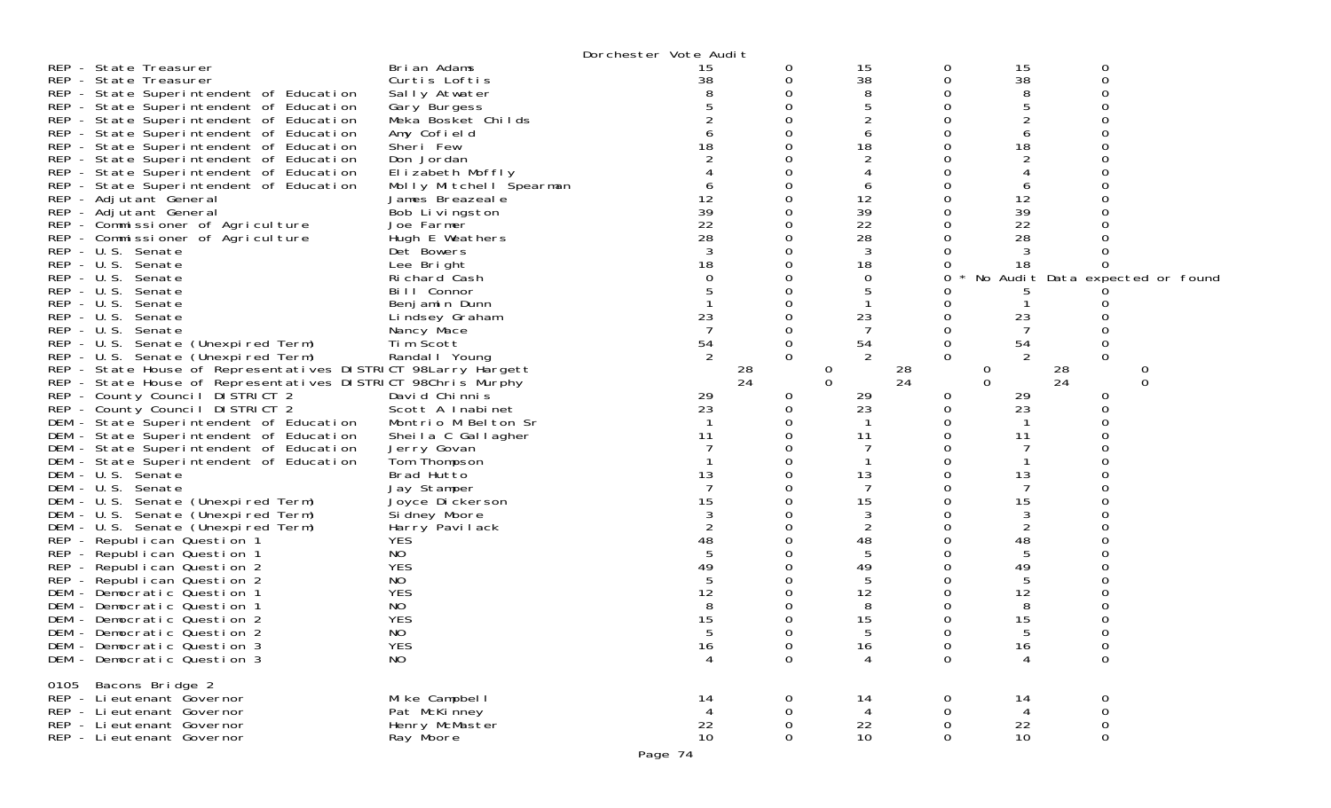Dorchester Vote Audit

| Contest | Candidate | | | | | | |
|---|---|---|---|---|---|---|---|
| REP - State Treasurer | Brian Adams | 15 | 0 | 15 | 0 | 15 | 0 |
| REP - State Treasurer | Curtis Loftis | 38 | 0 | 38 | 0 | 38 | 0 |
| REP - State Superintendent of Education | Sally Atwater | 8 | 0 | 8 | 0 | 8 | 0 |
| REP - State Superintendent of Education | Gary Burgess | 5 | 0 | 5 | 0 | 5 | 0 |
| REP - State Superintendent of Education | Meka Bosket Childs | 2 | 0 | 2 | 0 | 2 | 0 |
| REP - State Superintendent of Education | Amy Cofield | 6 | 0 | 6 | 0 | 6 | 0 |
| REP - State Superintendent of Education | Sheri Few | 18 | 0 | 18 | 0 | 18 | 0 |
| REP - State Superintendent of Education | Don Jordan | 2 | 0 | 2 | 0 | 2 | 0 |
| REP - State Superintendent of Education | Elizabeth Moffly | 4 | 0 | 4 | 0 | 4 | 0 |
| REP - State Superintendent of Education | Molly Mitchell Spearman | 6 | 0 | 6 | 0 | 6 | 0 |
| REP - Adjutant General | James Breazeale | 12 | 0 | 12 | 0 | 12 | 0 |
| REP - Adjutant General | Bob Livingston | 39 | 0 | 39 | 0 | 39 | 0 |
| REP - Commissioner of Agriculture | Joe Farmer | 22 | 0 | 22 | 0 | 22 | 0 |
| REP - Commissioner of Agriculture | Hugh E Weathers | 28 | 0 | 28 | 0 | 28 | 0 |
| REP - U.S. Senate | Det Bowers | 3 | 0 | 3 | 0 | 3 | 0 |
| REP - U.S. Senate | Lee Bright | 18 | 0 | 18 | 0 | 18 | 0 |
| REP - U.S. Senate | Richard Cash | 0 | 0 | 0 | 0 * No Audit Data expected or found | | |
| REP - U.S. Senate | Bill Connor | 5 | 0 | 5 | 0 | 5 | 0 |
| REP - U.S. Senate | Benjamin Dunn | 1 | 0 | 1 | 0 | 1 | 0 |
| REP - U.S. Senate | Lindsey Graham | 23 | 0 | 23 | 0 | 23 | 0 |
| REP - U.S. Senate | Nancy Mace | 7 | 0 | 7 | 0 | 7 | 0 |
| REP - U.S. Senate (Unexpired Term) | Tim Scott | 54 | 0 | 54 | 0 | 54 | 0 |
| REP - U.S. Senate (Unexpired Term) | Randall Young | 2 | 0 | 2 | 0 | 2 | 0 |
| REP - State House of Representatives DISTRICT 98 | Larry Hargett | 28 | 0 | 28 | 0 | 28 | 0 |
| REP - State House of Representatives DISTRICT 98 | Chris Murphy | 24 | 0 | 24 | 0 | 24 | 0 |
| REP - County Council DISTRICT 2 | David Chinnis | 29 | 0 | 29 | 0 | 29 | 0 |
| REP - County Council DISTRICT 2 | Scott A Inabinet | 23 | 0 | 23 | 0 | 23 | 0 |
| DEM - State Superintendent of Education | Montrio M Belton Sr | 1 | 0 | 1 | 0 | 1 | 0 |
| DEM - State Superintendent of Education | Sheila C Gallagher | 11 | 0 | 11 | 0 | 11 | 0 |
| DEM - State Superintendent of Education | Jerry Govan | 7 | 0 | 7 | 0 | 7 | 0 |
| DEM - State Superintendent of Education | Tom Thompson | 1 | 0 | 1 | 0 | 1 | 0 |
| DEM - U.S. Senate | Brad Hutto | 13 | 0 | 13 | 0 | 13 | 0 |
| DEM - U.S. Senate | Jay Stamper | 7 | 0 | 7 | 0 | 7 | 0 |
| DEM - U.S. Senate (Unexpired Term) | Joyce Dickerson | 15 | 0 | 15 | 0 | 15 | 0 |
| DEM - U.S. Senate (Unexpired Term) | Sidney Moore | 3 | 0 | 3 | 0 | 3 | 0 |
| DEM - U.S. Senate (Unexpired Term) | Harry Pavilack | 2 | 0 | 2 | 0 | 2 | 0 |
| REP - Republican Question 1 | YES | 48 | 0 | 48 | 0 | 48 | 0 |
| REP - Republican Question 1 | NO | 5 | 0 | 5 | 0 | 5 | 0 |
| REP - Republican Question 2 | YES | 49 | 0 | 49 | 0 | 49 | 0 |
| REP - Republican Question 2 | NO | 5 | 0 | 5 | 0 | 5 | 0 |
| DEM - Democratic Question 1 | YES | 12 | 0 | 12 | 0 | 12 | 0 |
| DEM - Democratic Question 1 | NO | 8 | 0 | 8 | 0 | 8 | 0 |
| DEM - Democratic Question 2 | YES | 15 | 0 | 15 | 0 | 15 | 0 |
| DEM - Democratic Question 2 | NO | 5 | 0 | 5 | 0 | 5 | 0 |
| DEM - Democratic Question 3 | YES | 16 | 0 | 16 | 0 | 16 | 0 |
| DEM - Democratic Question 3 | NO | 4 | 0 | 4 | 0 | 4 | 0 |

0105 Bacons Bridge 2

| Contest | Candidate | | | | | | |
|---|---|---|---|---|---|---|---|
| REP - Lieutenant Governor | Mike Campbell | 14 | 0 | 14 | 0 | 14 | 0 |
| REP - Lieutenant Governor | Pat McKinney | 4 | 0 | 4 | 0 | 4 | 0 |
| REP - Lieutenant Governor | Henry McMaster | 22 | 0 | 22 | 0 | 22 | 0 |
| REP - Lieutenant Governor | Ray Moore | 10 | 0 | 10 | 0 | 10 | 0 |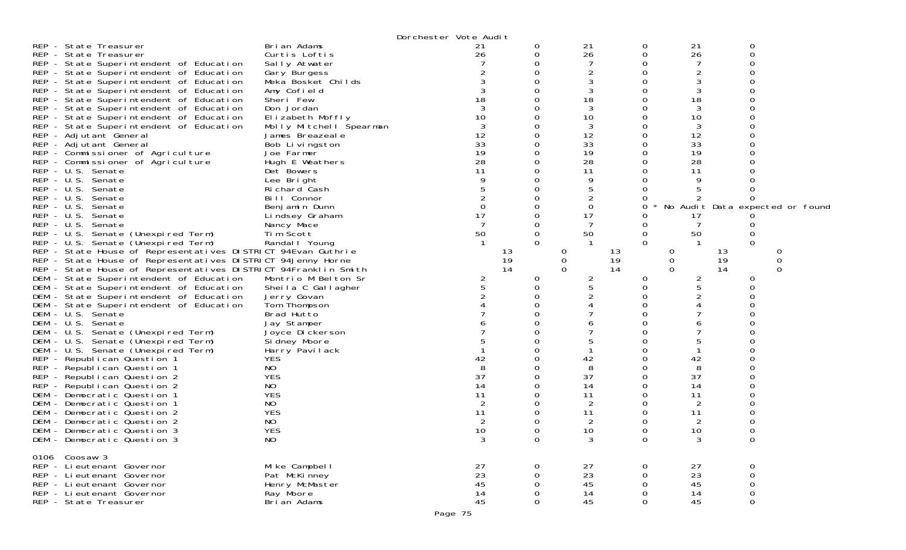Dorchester Vote Audit

| | | | | | | | |
|---|---|---|---|---|---|---|---|
| REP - State Treasurer | Brian Adams | 21 | 0 | 21 | 0 | 21 | 0 |
| REP - State Treasurer | Curtis Loftis | 26 | 0 | 26 | 0 | 26 | 0 |
| REP - State Superintendent of Education | Sally Atwater | 7 | 0 | 7 | 0 | 7 | 0 |
| REP - State Superintendent of Education | Gary Burgess | 2 | 0 | 2 | 0 | 2 | 0 |
| REP - State Superintendent of Education | Meka Bosket Childs | 3 | 0 | 3 | 0 | 3 | 0 |
| REP - State Superintendent of Education | Amy Cofield | 3 | 0 | 3 | 0 | 3 | 0 |
| REP - State Superintendent of Education | Sheri Few | 18 | 0 | 18 | 0 | 18 | 0 |
| REP - State Superintendent of Education | Don Jordan | 3 | 0 | 3 | 0 | 3 | 0 |
| REP - State Superintendent of Education | Elizabeth Moffly | 10 | 0 | 10 | 0 | 10 | 0 |
| REP - State Superintendent of Education | Molly Mitchell Spearman | 3 | 0 | 3 | 0 | 3 | 0 |
| REP - Adjutant General | James Breazeale | 12 | 0 | 12 | 0 | 12 | 0 |
| REP - Adjutant General | Bob Livingston | 33 | 0 | 33 | 0 | 33 | 0 |
| REP - Commissioner of Agriculture | Joe Farmer | 19 | 0 | 19 | 0 | 19 | 0 |
| REP - Commissioner of Agriculture | Hugh E Weathers | 28 | 0 | 28 | 0 | 28 | 0 |
| REP - U.S. Senate | Det Bowers | 11 | 0 | 11 | 0 | 11 | 0 |
| REP - U.S. Senate | Lee Bright | 9 | 0 | 9 | 0 | 9 | 0 |
| REP - U.S. Senate | Richard Cash | 5 | 0 | 5 | 0 | 5 | 0 |
| REP - U.S. Senate | Bill Connor | 2 | 0 | 2 | 0 | 2 | 0 |
| REP - U.S. Senate | Benjamin Dunn | 0 | 0 | 0 | 0 * No Audit Data expected or found | | |
| REP - U.S. Senate | Lindsey Graham | 17 | 0 | 17 | 0 | 17 | 0 |
| REP - U.S. Senate | Nancy Mace | 7 | 0 | 7 | 0 | 7 | 0 |
| REP - U.S. Senate (Unexpired Term) | Tim Scott | 50 | 0 | 50 | 0 | 50 | 0 |
| REP - U.S. Senate (Unexpired Term) | Randall Young | 1 | 0 | 1 | 0 | 1 | 0 |
| REP - State House of Representatives DISTRICT 94 | Evan Guthrie | 13 | 0 | 13 | 0 | 13 | 0 |
| REP - State House of Representatives DISTRICT 94 | Jenny Horne | 19 | 0 | 19 | 0 | 19 | 0 |
| REP - State House of Representatives DISTRICT 94 | Franklin Smith | 14 | 0 | 14 | 0 | 14 | 0 |
| DEM - State Superintendent of Education | Montrio M Belton Sr | 2 | 0 | 2 | 0 | 2 | 0 |
| DEM - State Superintendent of Education | Sheila C Gallagher | 5 | 0 | 5 | 0 | 5 | 0 |
| DEM - State Superintendent of Education | Jerry Govan | 2 | 0 | 2 | 0 | 2 | 0 |
| DEM - State Superintendent of Education | Tom Thompson | 4 | 0 | 4 | 0 | 4 | 0 |
| DEM - U.S. Senate | Brad Hutto | 7 | 0 | 7 | 0 | 7 | 0 |
| DEM - U.S. Senate | Jay Stamper | 6 | 0 | 6 | 0 | 6 | 0 |
| DEM - U.S. Senate (Unexpired Term) | Joyce Dickerson | 7 | 0 | 7 | 0 | 7 | 0 |
| DEM - U.S. Senate (Unexpired Term) | Sidney Moore | 5 | 0 | 5 | 0 | 5 | 0 |
| DEM - U.S. Senate (Unexpired Term) | Harry Pavilack | 1 | 0 | 1 | 0 | 1 | 0 |
| REP - Republican Question 1 | YES | 42 | 0 | 42 | 0 | 42 | 0 |
| REP - Republican Question 1 | NO | 8 | 0 | 8 | 0 | 8 | 0 |
| REP - Republican Question 2 | YES | 37 | 0 | 37 | 0 | 37 | 0 |
| REP - Republican Question 2 | NO | 14 | 0 | 14 | 0 | 14 | 0 |
| DEM - Democratic Question 1 | YES | 11 | 0 | 11 | 0 | 11 | 0 |
| DEM - Democratic Question 1 | NO | 2 | 0 | 2 | 0 | 2 | 0 |
| DEM - Democratic Question 2 | YES | 11 | 0 | 11 | 0 | 11 | 0 |
| DEM - Democratic Question 2 | NO | 2 | 0 | 2 | 0 | 2 | 0 |
| DEM - Democratic Question 3 | YES | 10 | 0 | 10 | 0 | 10 | 0 |
| DEM - Democratic Question 3 | NO | 3 | 0 | 3 | 0 | 3 | 0 |

0106 Coosaw 3

| | | | | | | | |
|---|---|---|---|---|---|---|---|
| REP - Lieutenant Governor | Mike Campbell | 27 | 0 | 27 | 0 | 27 | 0 |
| REP - Lieutenant Governor | Pat McKinney | 23 | 0 | 23 | 0 | 23 | 0 |
| REP - Lieutenant Governor | Henry McMaster | 45 | 0 | 45 | 0 | 45 | 0 |
| REP - Lieutenant Governor | Ray Moore | 14 | 0 | 14 | 0 | 14 | 0 |
| REP - State Treasurer | Brian Adams | 45 | 0 | 45 | 0 | 45 | 0 |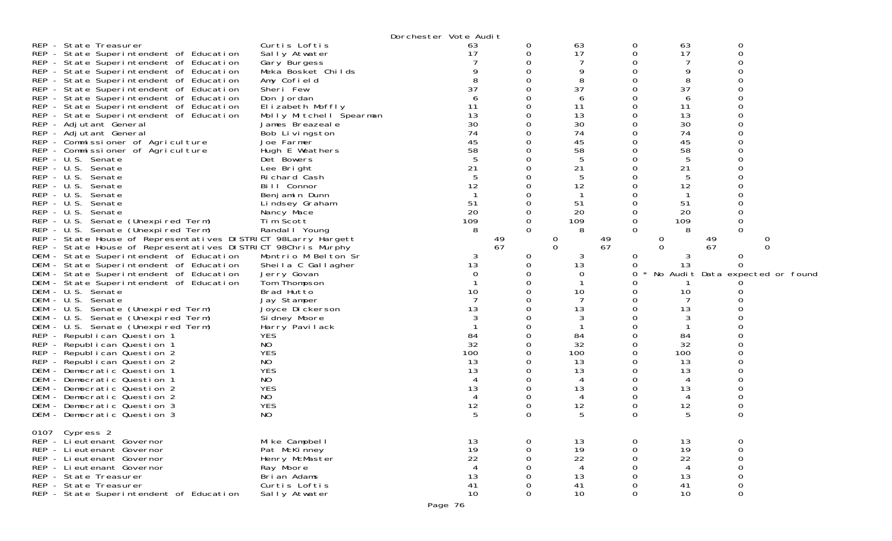Dorchester Vote Audit

| Contest | Candidate | | | | | | |
|---|---|---|---|---|---|---|---|
| REP - State Treasurer | Curtis Loftis | 63 | 0 | 63 | 0 | 63 | 0 |
| REP - State Superintendent of Education | Sally Atwater | 17 | 0 | 17 | 0 | 17 | 0 |
| REP - State Superintendent of Education | Gary Burgess | 7 | 0 | 7 | 0 | 7 | 0 |
| REP - State Superintendent of Education | Meka Bosket Childs | 9 | 0 | 9 | 0 | 9 | 0 |
| REP - State Superintendent of Education | Amy Cofield | 8 | 0 | 8 | 0 | 8 | 0 |
| REP - State Superintendent of Education | Sheri Few | 37 | 0 | 37 | 0 | 37 | 0 |
| REP - State Superintendent of Education | Don Jordan | 6 | 0 | 6 | 0 | 6 | 0 |
| REP - State Superintendent of Education | Elizabeth Moffly | 11 | 0 | 11 | 0 | 11 | 0 |
| REP - State Superintendent of Education | Molly Mitchell Spearman | 13 | 0 | 13 | 0 | 13 | 0 |
| REP - Adjutant General | James Breazeale | 30 | 0 | 30 | 0 | 30 | 0 |
| REP - Adjutant General | Bob Livingston | 74 | 0 | 74 | 0 | 74 | 0 |
| REP - Commissioner of Agriculture | Joe Farmer | 45 | 0 | 45 | 0 | 45 | 0 |
| REP - Commissioner of Agriculture | Hugh E Weathers | 58 | 0 | 58 | 0 | 58 | 0 |
| REP - U.S. Senate | Det Bowers | 5 | 0 | 5 | 0 | 5 | 0 |
| REP - U.S. Senate | Lee Bright | 21 | 0 | 21 | 0 | 21 | 0 |
| REP - U.S. Senate | Richard Cash | 5 | 0 | 5 | 0 | 5 | 0 |
| REP - U.S. Senate | Bill Connor | 12 | 0 | 12 | 0 | 12 | 0 |
| REP - U.S. Senate | Benjamin Dunn | 1 | 0 | 1 | 0 | 1 | 0 |
| REP - U.S. Senate | Lindsey Graham | 51 | 0 | 51 | 0 | 51 | 0 |
| REP - U.S. Senate | Nancy Mace | 20 | 0 | 20 | 0 | 20 | 0 |
| REP - U.S. Senate (Unexpired Term) | Tim Scott | 109 | 0 | 109 | 0 | 109 | 0 |
| REP - U.S. Senate (Unexpired Term) | Randall Young | 8 | 0 | 8 | 0 | 8 | 0 |
| REP - State House of Representatives DISTRICT 98 | Larry Hargett | 49 | 0 | 49 | 0 | 49 | 0 |
| REP - State House of Representatives DISTRICT 98 | Chris Murphy | 67 | 0 | 67 | 0 | 67 | 0 |
| DEM - State Superintendent of Education | Montrio M Belton Sr | 3 | 0 | 3 | 0 | 3 | 0 |
| DEM - State Superintendent of Education | Sheila C Gallagher | 13 | 0 | 13 | 0 | 13 | 0 |
| DEM - State Superintendent of Education | Jerry Govan | 0 | 0 | 0 | 0 * No Audit Data expected or found | | |
| DEM - State Superintendent of Education | Tom Thompson | 1 | 0 | 1 | 0 | 1 | 0 |
| DEM - U.S. Senate | Brad Hutto | 10 | 0 | 10 | 0 | 10 | 0 |
| DEM - U.S. Senate | Jay Stamper | 7 | 0 | 7 | 0 | 7 | 0 |
| DEM - U.S. Senate (Unexpired Term) | Joyce Dickerson | 13 | 0 | 13 | 0 | 13 | 0 |
| DEM - U.S. Senate (Unexpired Term) | Sidney Moore | 3 | 0 | 3 | 0 | 3 | 0 |
| DEM - U.S. Senate (Unexpired Term) | Harry Pavilack | 1 | 0 | 1 | 0 | 1 | 0 |
| REP - Republican Question 1 | YES | 84 | 0 | 84 | 0 | 84 | 0 |
| REP - Republican Question 1 | NO | 32 | 0 | 32 | 0 | 32 | 0 |
| REP - Republican Question 2 | YES | 100 | 0 | 100 | 0 | 100 | 0 |
| REP - Republican Question 2 | NO | 13 | 0 | 13 | 0 | 13 | 0 |
| DEM - Democratic Question 1 | YES | 13 | 0 | 13 | 0 | 13 | 0 |
| DEM - Democratic Question 1 | NO | 4 | 0 | 4 | 0 | 4 | 0 |
| DEM - Democratic Question 2 | YES | 13 | 0 | 13 | 0 | 13 | 0 |
| DEM - Democratic Question 2 | NO | 4 | 0 | 4 | 0 | 4 | 0 |
| DEM - Democratic Question 3 | YES | 12 | 0 | 12 | 0 | 12 | 0 |
| DEM - Democratic Question 3 | NO | 5 | 0 | 5 | 0 | 5 | 0 |

0107 Cypress 2

| Contest | Candidate | | | | | | |
|---|---|---|---|---|---|---|---|
| REP - Lieutenant Governor | Mike Campbell | 13 | 0 | 13 | 0 | 13 | 0 |
| REP - Lieutenant Governor | Pat McKinney | 19 | 0 | 19 | 0 | 19 | 0 |
| REP - Lieutenant Governor | Henry McMaster | 22 | 0 | 22 | 0 | 22 | 0 |
| REP - Lieutenant Governor | Ray Moore | 4 | 0 | 4 | 0 | 4 | 0 |
| REP - State Treasurer | Brian Adams | 13 | 0 | 13 | 0 | 13 | 0 |
| REP - State Treasurer | Curtis Loftis | 41 | 0 | 41 | 0 | 41 | 0 |
| REP - State Superintendent of Education | Sally Atwater | 10 | 0 | 10 | 0 | 10 | 0 |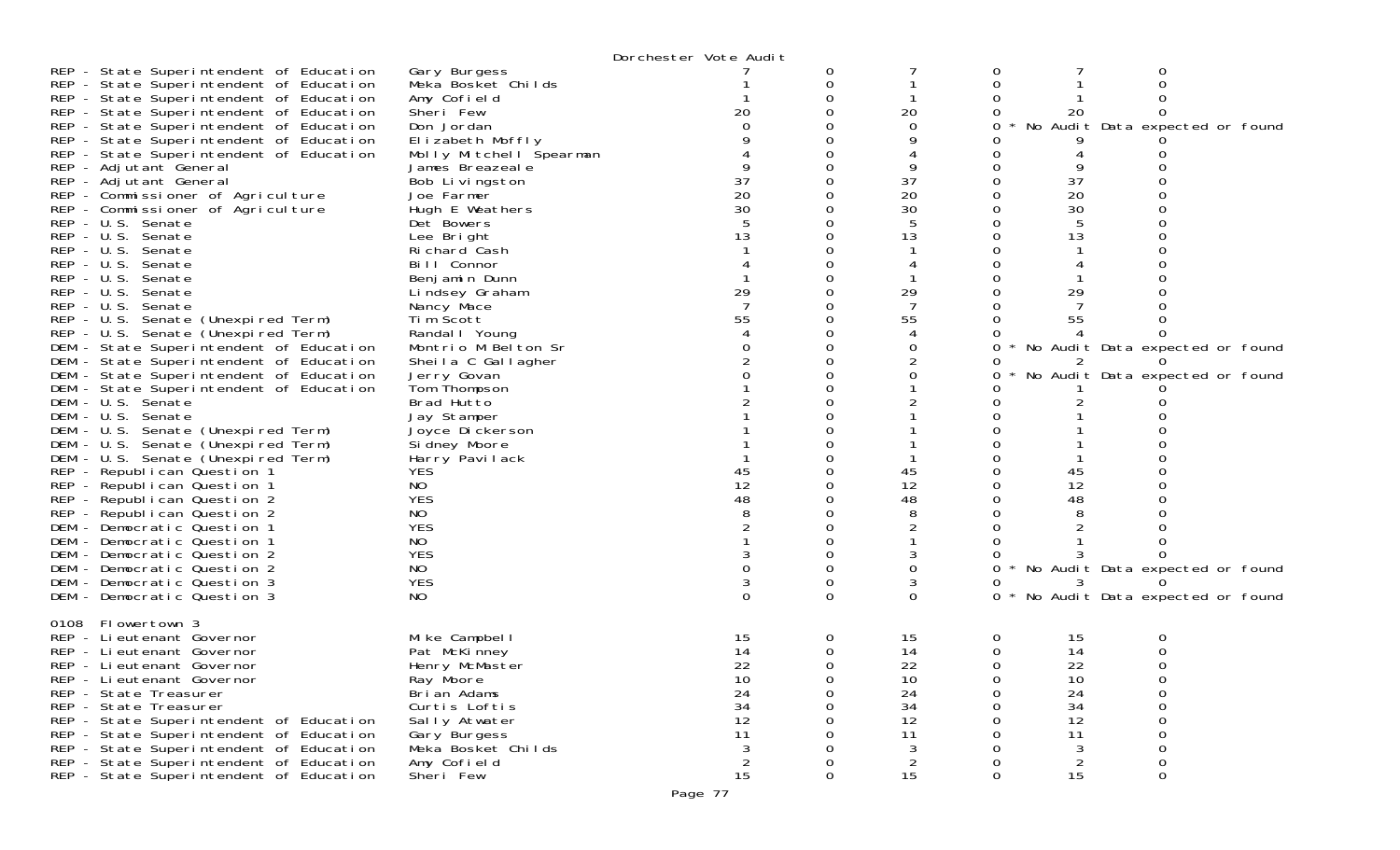Dorchester Vote Audit

| Contest | Candidate | | | | | | |
|---|---|---|---|---|---|---|---|
| REP - State Superintendent of Education | Gary Burgess | 7 | 0 | 7 | 0 | 7 | 0 |
| REP - State Superintendent of Education | Meka Bosket Childs | 1 | 0 | 1 | 0 | 1 | 0 |
| REP - State Superintendent of Education | Amy Cofield | 1 | 0 | 1 | 0 | 1 | 0 |
| REP - State Superintendent of Education | Sheri Few | 20 | 0 | 20 | 0 | 20 | 0 |
| REP - State Superintendent of Education | Don Jordan | 0 | 0 | 0 | 0 * | No Audit Data expected or found | |
| REP - State Superintendent of Education | Elizabeth Moffly | 9 | 0 | 9 | 0 | 9 | 0 |
| REP - State Superintendent of Education | Molly Mitchell Spearman | 4 | 0 | 4 | 0 | 4 | 0 |
| REP - Adjutant General | James Breazeale | 9 | 0 | 9 | 0 | 9 | 0 |
| REP - Adjutant General | Bob Livingston | 37 | 0 | 37 | 0 | 37 | 0 |
| REP - Commissioner of Agriculture | Joe Farmer | 20 | 0 | 20 | 0 | 20 | 0 |
| REP - Commissioner of Agriculture | Hugh E Weathers | 30 | 0 | 30 | 0 | 30 | 0 |
| REP - U.S. Senate | Det Bowers | 5 | 0 | 5 | 0 | 5 | 0 |
| REP - U.S. Senate | Lee Bright | 13 | 0 | 13 | 0 | 13 | 0 |
| REP - U.S. Senate | Richard Cash | 1 | 0 | 1 | 0 | 1 | 0 |
| REP - U.S. Senate | Bill Connor | 4 | 0 | 4 | 0 | 4 | 0 |
| REP - U.S. Senate | Benjamin Dunn | 1 | 0 | 1 | 0 | 1 | 0 |
| REP - U.S. Senate | Lindsey Graham | 29 | 0 | 29 | 0 | 29 | 0 |
| REP - U.S. Senate | Nancy Mace | 7 | 0 | 7 | 0 | 7 | 0 |
| REP - U.S. Senate (Unexpired Term) | Tim Scott | 55 | 0 | 55 | 0 | 55 | 0 |
| REP - U.S. Senate (Unexpired Term) | Randall Young | 4 | 0 | 4 | 0 | 4 | 0 |
| DEM - State Superintendent of Education | Montrio M Belton Sr | 0 | 0 | 0 | 0 * | No Audit Data expected or found | |
| DEM - State Superintendent of Education | Sheila C Gallagher | 2 | 0 | 2 | 0 | 2 | 0 |
| DEM - State Superintendent of Education | Jerry Govan | 0 | 0 | 0 | 0 * | No Audit Data expected or found | |
| DEM - State Superintendent of Education | Tom Thompson | 1 | 0 | 1 | 0 | 1 | 0 |
| DEM - U.S. Senate | Brad Hutto | 2 | 0 | 2 | 0 | 2 | 0 |
| DEM - U.S. Senate | Jay Stamper | 1 | 0 | 1 | 0 | 1 | 0 |
| DEM - U.S. Senate (Unexpired Term) | Joyce Dickerson | 1 | 0 | 1 | 0 | 1 | 0 |
| DEM - U.S. Senate (Unexpired Term) | Sidney Moore | 1 | 0 | 1 | 0 | 1 | 0 |
| DEM - U.S. Senate (Unexpired Term) | Harry Pavilack | 1 | 0 | 1 | 0 | 1 | 0 |
| REP - Republican Question 1 | YES | 45 | 0 | 45 | 0 | 45 | 0 |
| REP - Republican Question 1 | NO | 12 | 0 | 12 | 0 | 12 | 0 |
| REP - Republican Question 2 | YES | 48 | 0 | 48 | 0 | 48 | 0 |
| REP - Republican Question 2 | NO | 8 | 0 | 8 | 0 | 8 | 0 |
| DEM - Democratic Question 1 | YES | 2 | 0 | 2 | 0 | 2 | 0 |
| DEM - Democratic Question 1 | NO | 1 | 0 | 1 | 0 | 1 | 0 |
| DEM - Democratic Question 2 | YES | 3 | 0 | 3 | 0 | 3 | 0 |
| DEM - Democratic Question 2 | NO | 0 | 0 | 0 | 0 * | No Audit Data expected or found | |
| DEM - Democratic Question 3 | YES | 3 | 0 | 3 | 0 | 3 | 0 |
| DEM - Democratic Question 3 | NO | 0 | 0 | 0 | 0 * | No Audit Data expected or found | |

0108 Flowertown 3

| Contest | Candidate | | | | | | |
|---|---|---|---|---|---|---|---|
| REP - Lieutenant Governor | Mike Campbell | 15 | 0 | 15 | 0 | 15 | 0 |
| REP - Lieutenant Governor | Pat McKinney | 14 | 0 | 14 | 0 | 14 | 0 |
| REP - Lieutenant Governor | Henry McMaster | 22 | 0 | 22 | 0 | 22 | 0 |
| REP - Lieutenant Governor | Ray Moore | 10 | 0 | 10 | 0 | 10 | 0 |
| REP - State Treasurer | Brian Adams | 24 | 0 | 24 | 0 | 24 | 0 |
| REP - State Treasurer | Curtis Loftis | 34 | 0 | 34 | 0 | 34 | 0 |
| REP - State Superintendent of Education | Sally Atwater | 12 | 0 | 12 | 0 | 12 | 0 |
| REP - State Superintendent of Education | Gary Burgess | 11 | 0 | 11 | 0 | 11 | 0 |
| REP - State Superintendent of Education | Meka Bosket Childs | 3 | 0 | 3 | 0 | 3 | 0 |
| REP - State Superintendent of Education | Amy Cofield | 2 | 0 | 2 | 0 | 2 | 0 |
| REP - State Superintendent of Education | Sheri Few | 15 | 0 | 15 | 0 | 15 | 0 |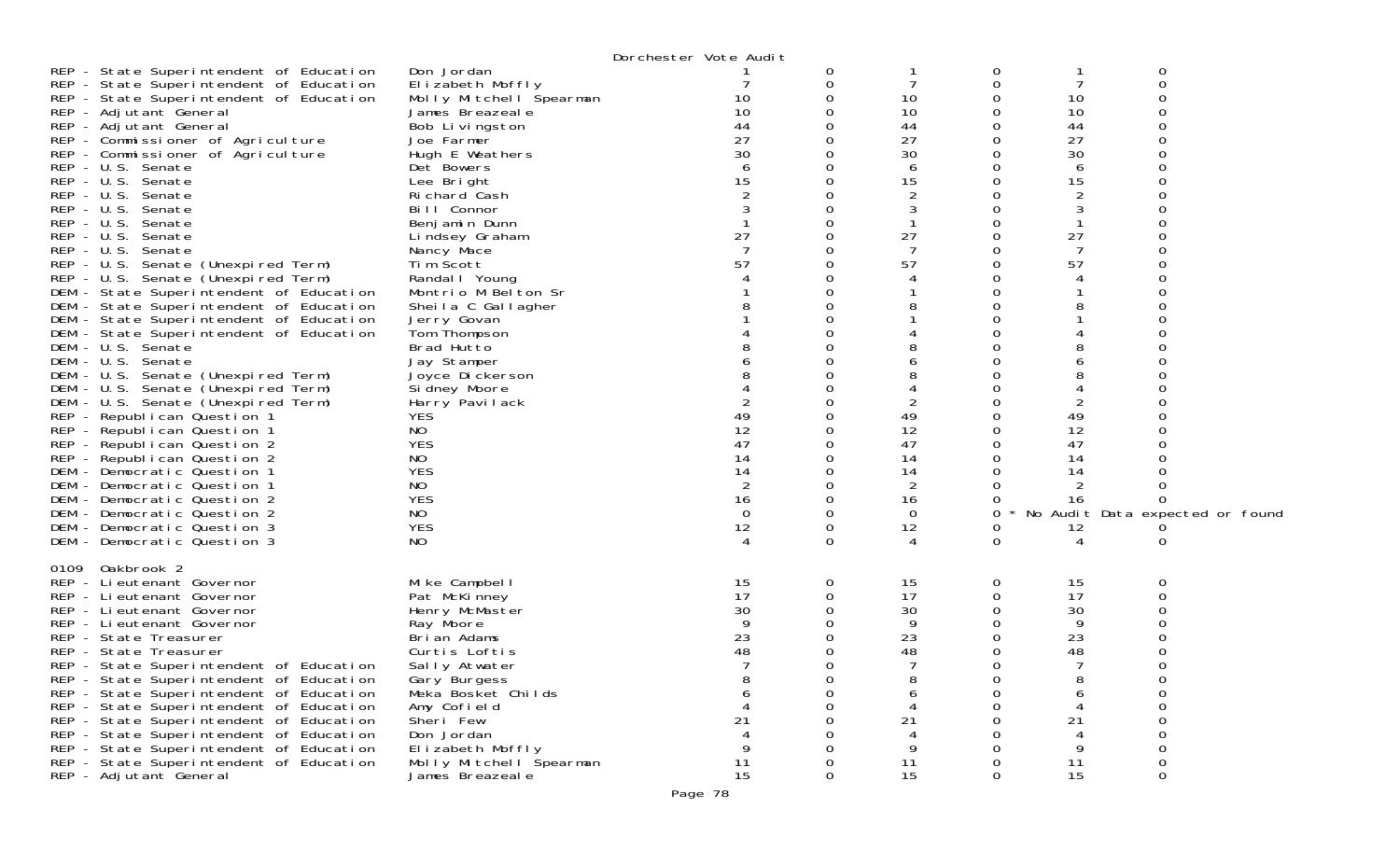Dorchester Vote Audit

| | | | | | | | |
|---|---|---|---|---|---|---|---|
| REP - State Superintendent of Education | Don Jordan | 1 | 0 | 1 | 0 | 1 | 0 |
| REP - State Superintendent of Education | Elizabeth Moffly | 7 | 0 | 7 | 0 | 7 | 0 |
| REP - State Superintendent of Education | Molly Mitchell Spearman | 10 | 0 | 10 | 0 | 10 | 0 |
| REP - Adjutant General | James Breazeale | 10 | 0 | 10 | 0 | 10 | 0 |
| REP - Adjutant General | Bob Livingston | 44 | 0 | 44 | 0 | 44 | 0 |
| REP - Commissioner of Agriculture | Joe Farmer | 27 | 0 | 27 | 0 | 27 | 0 |
| REP - Commissioner of Agriculture | Hugh E Weathers | 30 | 0 | 30 | 0 | 30 | 0 |
| REP - U.S. Senate | Det Bowers | 6 | 0 | 6 | 0 | 6 | 0 |
| REP - U.S. Senate | Lee Bright | 15 | 0 | 15 | 0 | 15 | 0 |
| REP - U.S. Senate | Richard Cash | 2 | 0 | 2 | 0 | 2 | 0 |
| REP - U.S. Senate | Bill Connor | 3 | 0 | 3 | 0 | 3 | 0 |
| REP - U.S. Senate | Benjamin Dunn | 1 | 0 | 1 | 0 | 1 | 0 |
| REP - U.S. Senate | Lindsey Graham | 27 | 0 | 27 | 0 | 27 | 0 |
| REP - U.S. Senate | Nancy Mace | 7 | 0 | 7 | 0 | 7 | 0 |
| REP - U.S. Senate (Unexpired Term) | Tim Scott | 57 | 0 | 57 | 0 | 57 | 0 |
| REP - U.S. Senate (Unexpired Term) | Randall Young | 4 | 0 | 4 | 0 | 4 | 0 |
| DEM - State Superintendent of Education | Montrio M Belton Sr | 1 | 0 | 1 | 0 | 1 | 0 |
| DEM - State Superintendent of Education | Sheila C Gallagher | 8 | 0 | 8 | 0 | 8 | 0 |
| DEM - State Superintendent of Education | Jerry Govan | 1 | 0 | 1 | 0 | 1 | 0 |
| DEM - State Superintendent of Education | Tom Thompson | 4 | 0 | 4 | 0 | 4 | 0 |
| DEM - U.S. Senate | Brad Hutto | 8 | 0 | 8 | 0 | 8 | 0 |
| DEM - U.S. Senate | Jay Stamper | 6 | 0 | 6 | 0 | 6 | 0 |
| DEM - U.S. Senate (Unexpired Term) | Joyce Dickerson | 8 | 0 | 8 | 0 | 8 | 0 |
| DEM - U.S. Senate (Unexpired Term) | Sidney Moore | 4 | 0 | 4 | 0 | 4 | 0 |
| DEM - U.S. Senate (Unexpired Term) | Harry Pavilack | 2 | 0 | 2 | 0 | 2 | 0 |
| REP - Republican Question 1 | YES | 49 | 0 | 49 | 0 | 49 | 0 |
| REP - Republican Question 1 | NO | 12 | 0 | 12 | 0 | 12 | 0 |
| REP - Republican Question 2 | YES | 47 | 0 | 47 | 0 | 47 | 0 |
| REP - Republican Question 2 | NO | 14 | 0 | 14 | 0 | 14 | 0 |
| DEM - Democratic Question 1 | YES | 14 | 0 | 14 | 0 | 14 | 0 |
| DEM - Democratic Question 1 | NO | 2 | 0 | 2 | 0 | 2 | 0 |
| DEM - Democratic Question 2 | YES | 16 | 0 | 16 | 0 | 16 | 0 |
| DEM - Democratic Question 2 | NO | 0 | 0 | 0 | 0 * No Audit Data expected or found | | |
| DEM - Democratic Question 3 | YES | 12 | 0 | 12 | 0 | 12 | 0 |
| DEM - Democratic Question 3 | NO | 4 | 0 | 4 | 0 | 4 | 0 |

0109 Oakbrook 2

| | | | | | | | |
|---|---|---|---|---|---|---|---|
| REP - Lieutenant Governor | Mike Campbell | 15 | 0 | 15 | 0 | 15 | 0 |
| REP - Lieutenant Governor | Pat McKinney | 17 | 0 | 17 | 0 | 17 | 0 |
| REP - Lieutenant Governor | Henry McMaster | 30 | 0 | 30 | 0 | 30 | 0 |
| REP - Lieutenant Governor | Ray Moore | 9 | 0 | 9 | 0 | 9 | 0 |
| REP - State Treasurer | Brian Adams | 23 | 0 | 23 | 0 | 23 | 0 |
| REP - State Treasurer | Curtis Loftis | 48 | 0 | 48 | 0 | 48 | 0 |
| REP - State Superintendent of Education | Sally Atwater | 7 | 0 | 7 | 0 | 7 | 0 |
| REP - State Superintendent of Education | Gary Burgess | 8 | 0 | 8 | 0 | 8 | 0 |
| REP - State Superintendent of Education | Meka Bosket Childs | 6 | 0 | 6 | 0 | 6 | 0 |
| REP - State Superintendent of Education | Amy Cofield | 4 | 0 | 4 | 0 | 4 | 0 |
| REP - State Superintendent of Education | Sheri Few | 21 | 0 | 21 | 0 | 21 | 0 |
| REP - State Superintendent of Education | Don Jordan | 4 | 0 | 4 | 0 | 4 | 0 |
| REP - State Superintendent of Education | Elizabeth Moffly | 9 | 0 | 9 | 0 | 9 | 0 |
| REP - State Superintendent of Education | Molly Mitchell Spearman | 11 | 0 | 11 | 0 | 11 | 0 |
| REP - Adjutant General | James Breazeale | 15 | 0 | 15 | 0 | 15 | 0 |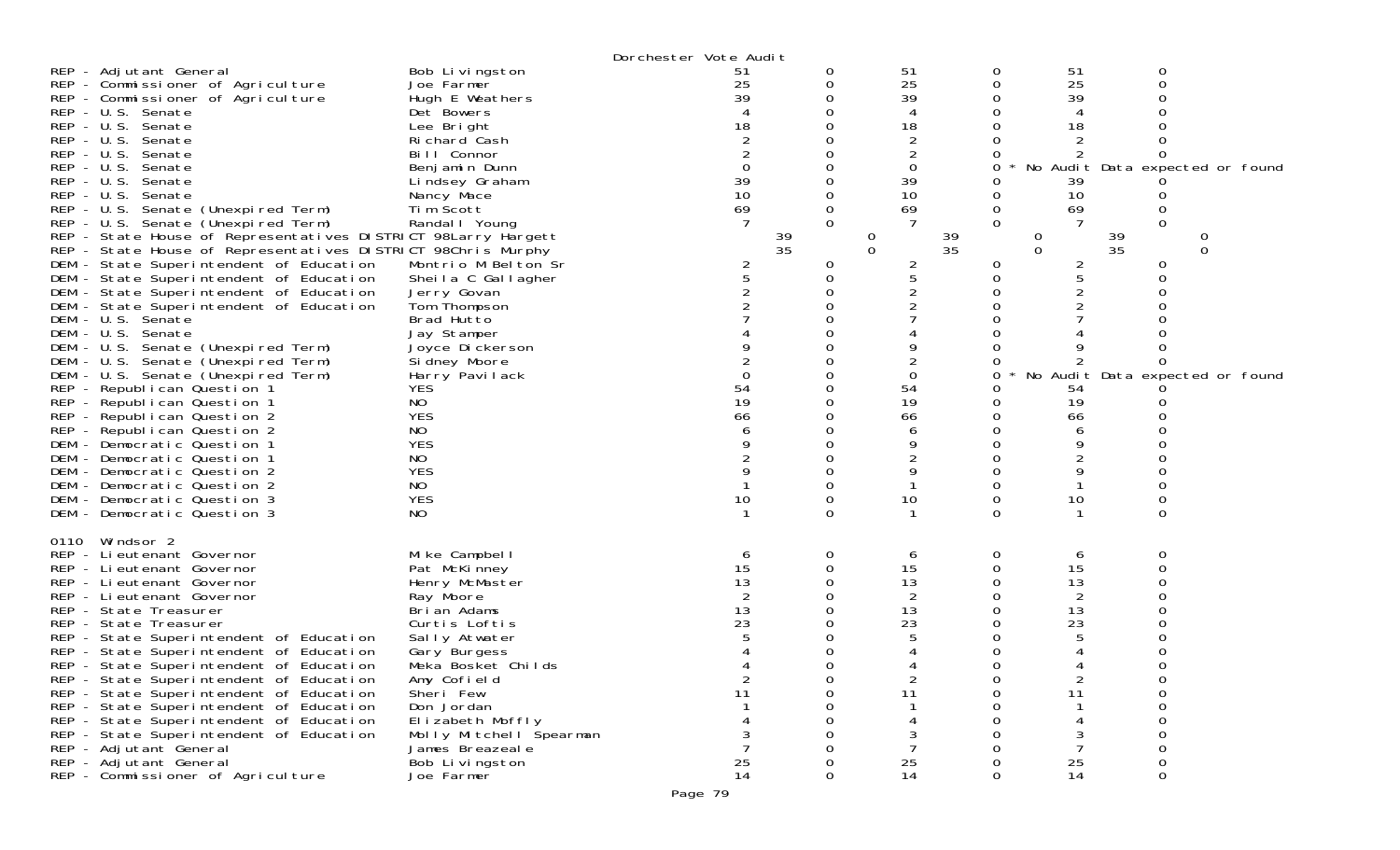Dorchester Vote Audit

| Contest | Candidate | | | | | | |
|---|---|---|---|---|---|---|---|
| REP - Adjutant General | Bob Livingston | 51 | 0 | 51 | 0 | 51 | 0 |
| REP - Commissioner of Agriculture | Joe Farmer | 25 | 0 | 25 | 0 | 25 | 0 |
| REP - Commissioner of Agriculture | Hugh E Weathers | 39 | 0 | 39 | 0 | 39 | 0 |
| REP - U.S. Senate | Det Bowers | 4 | 0 | 4 | 0 | 4 | 0 |
| REP - U.S. Senate | Lee Bright | 18 | 0 | 18 | 0 | 18 | 0 |
| REP - U.S. Senate | Richard Cash | 2 | 0 | 2 | 0 | 2 | 0 |
| REP - U.S. Senate | Bill Connor | 2 | 0 | 2 | 0 | 2 | 0 |
| REP - U.S. Senate | Benjamin Dunn | 0 | 0 | 0 | 0 * No Audit Data expected or found | | |
| REP - U.S. Senate | Lindsey Graham | 39 | 0 | 39 | 0 | 39 | 0 |
| REP - U.S. Senate | Nancy Mace | 10 | 0 | 10 | 0 | 10 | 0 |
| REP - U.S. Senate (Unexpired Term) | Tim Scott | 69 | 0 | 69 | 0 | 69 | 0 |
| REP - U.S. Senate (Unexpired Term) | Randall Young | 7 | 0 | 7 | 0 | 7 | 0 |
| REP - State House of Representatives DISTRICT 98 | Larry Hargett | 39 | 0 | 39 | 0 | 39 | 0 |
| REP - State House of Representatives DISTRICT 98 | Chris Murphy | 35 | 0 | 35 | 0 | 35 | 0 |
| DEM - State Superintendent of Education | Montrio M Belton Sr | 2 | 0 | 2 | 0 | 2 | 0 |
| DEM - State Superintendent of Education | Sheila C Gallagher | 5 | 0 | 5 | 0 | 5 | 0 |
| DEM - State Superintendent of Education | Jerry Govan | 2 | 0 | 2 | 0 | 2 | 0 |
| DEM - State Superintendent of Education | Tom Thompson | 2 | 0 | 2 | 0 | 2 | 0 |
| DEM - U.S. Senate | Brad Hutto | 7 | 0 | 7 | 0 | 7 | 0 |
| DEM - U.S. Senate | Jay Stamper | 4 | 0 | 4 | 0 | 4 | 0 |
| DEM - U.S. Senate (Unexpired Term) | Joyce Dickerson | 9 | 0 | 9 | 0 | 9 | 0 |
| DEM - U.S. Senate (Unexpired Term) | Sidney Moore | 2 | 0 | 2 | 0 | 2 | 0 |
| DEM - U.S. Senate (Unexpired Term) | Harry Pavilack | 0 | 0 | 0 | 0 * No Audit Data expected or found | | |
| REP - Republican Question 1 | YES | 54 | 0 | 54 | 0 | 54 | 0 |
| REP - Republican Question 1 | NO | 19 | 0 | 19 | 0 | 19 | 0 |
| REP - Republican Question 2 | YES | 66 | 0 | 66 | 0 | 66 | 0 |
| REP - Republican Question 2 | NO | 6 | 0 | 6 | 0 | 6 | 0 |
| DEM - Democratic Question 1 | YES | 9 | 0 | 9 | 0 | 9 | 0 |
| DEM - Democratic Question 1 | NO | 2 | 0 | 2 | 0 | 2 | 0 |
| DEM - Democratic Question 2 | YES | 9 | 0 | 9 | 0 | 9 | 0 |
| DEM - Democratic Question 2 | NO | 1 | 0 | 1 | 0 | 1 | 0 |
| DEM - Democratic Question 3 | YES | 10 | 0 | 10 | 0 | 10 | 0 |
| DEM - Democratic Question 3 | NO | 1 | 0 | 1 | 0 | 1 | 0 |

0110 Windsor 2

| Contest | Candidate | | | | | | |
|---|---|---|---|---|---|---|---|
| REP - Lieutenant Governor | Mike Campbell | 6 | 0 | 6 | 0 | 6 | 0 |
| REP - Lieutenant Governor | Pat McKinney | 15 | 0 | 15 | 0 | 15 | 0 |
| REP - Lieutenant Governor | Henry McMaster | 13 | 0 | 13 | 0 | 13 | 0 |
| REP - Lieutenant Governor | Ray Moore | 2 | 0 | 2 | 0 | 2 | 0 |
| REP - State Treasurer | Brian Adams | 13 | 0 | 13 | 0 | 13 | 0 |
| REP - State Treasurer | Curtis Loftis | 23 | 0 | 23 | 0 | 23 | 0 |
| REP - State Superintendent of Education | Sally Atwater | 5 | 0 | 5 | 0 | 5 | 0 |
| REP - State Superintendent of Education | Gary Burgess | 4 | 0 | 4 | 0 | 4 | 0 |
| REP - State Superintendent of Education | Meka Bosket Childs | 4 | 0 | 4 | 0 | 4 | 0 |
| REP - State Superintendent of Education | Amy Cofield | 2 | 0 | 2 | 0 | 2 | 0 |
| REP - State Superintendent of Education | Sheri Few | 11 | 0 | 11 | 0 | 11 | 0 |
| REP - State Superintendent of Education | Don Jordan | 1 | 0 | 1 | 0 | 1 | 0 |
| REP - State Superintendent of Education | Elizabeth Moffly | 4 | 0 | 4 | 0 | 4 | 0 |
| REP - State Superintendent of Education | Molly Mitchell Spearman | 3 | 0 | 3 | 0 | 3 | 0 |
| REP - Adjutant General | James Breazeale | 7 | 0 | 7 | 0 | 7 | 0 |
| REP - Adjutant General | Bob Livingston | 25 | 0 | 25 | 0 | 25 | 0 |
| REP - Commissioner of Agriculture | Joe Farmer | 14 | 0 | 14 | 0 | 14 | 0 |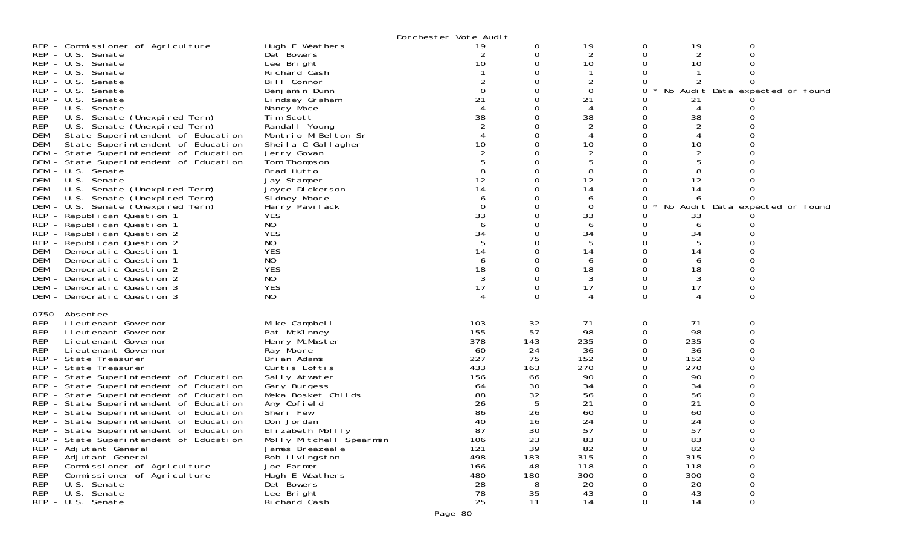Dorchester Vote Audit

| | | | | | | | |
|---|---|---|---|---|---|---|---|
| REP - Commissioner of Agriculture | Hugh E Weathers | 19 | 0 | 19 | 0 | 19 | 0 |
| REP - U.S. Senate | Det Bowers | 2 | 0 | 2 | 0 | 2 | 0 |
| REP - U.S. Senate | Lee Bright | 10 | 0 | 10 | 0 | 10 | 0 |
| REP - U.S. Senate | Richard Cash | 1 | 0 | 1 | 0 | 1 | 0 |
| REP - U.S. Senate | Bill Connor | 2 | 0 | 2 | 0 | 2 | 0 |
| REP - U.S. Senate | Benjamin Dunn | 0 | 0 | 0 | 0 * | No Audit Data expected or found | |
| REP - U.S. Senate | Lindsey Graham | 21 | 0 | 21 | 0 | 21 | 0 |
| REP - U.S. Senate | Nancy Mace | 4 | 0 | 4 | 0 | 4 | 0 |
| REP - U.S. Senate (Unexpired Term) | Tim Scott | 38 | 0 | 38 | 0 | 38 | 0 |
| REP - U.S. Senate (Unexpired Term) | Randall Young | 2 | 0 | 2 | 0 | 2 | 0 |
| DEM - State Superintendent of Education | Montrio M Belton Sr | 4 | 0 | 4 | 0 | 4 | 0 |
| DEM - State Superintendent of Education | Sheila C Gallagher | 10 | 0 | 10 | 0 | 10 | 0 |
| DEM - State Superintendent of Education | Jerry Govan | 2 | 0 | 2 | 0 | 2 | 0 |
| DEM - State Superintendent of Education | Tom Thompson | 5 | 0 | 5 | 0 | 5 | 0 |
| DEM - U.S. Senate | Brad Hutto | 8 | 0 | 8 | 0 | 8 | 0 |
| DEM - U.S. Senate | Jay Stamper | 12 | 0 | 12 | 0 | 12 | 0 |
| DEM - U.S. Senate (Unexpired Term) | Joyce Dickerson | 14 | 0 | 14 | 0 | 14 | 0 |
| DEM - U.S. Senate (Unexpired Term) | Sidney Moore | 6 | 0 | 6 | 0 | 6 | 0 |
| DEM - U.S. Senate (Unexpired Term) | Harry Pavilack | 0 | 0 | 0 | 0 * | No Audit Data expected or found | |
| REP - Republican Question 1 | YES | 33 | 0 | 33 | 0 | 33 | 0 |
| REP - Republican Question 1 | NO | 6 | 0 | 6 | 0 | 6 | 0 |
| REP - Republican Question 2 | YES | 34 | 0 | 34 | 0 | 34 | 0 |
| REP - Republican Question 2 | NO | 5 | 0 | 5 | 0 | 5 | 0 |
| DEM - Democratic Question 1 | YES | 14 | 0 | 14 | 0 | 14 | 0 |
| DEM - Democratic Question 1 | NO | 6 | 0 | 6 | 0 | 6 | 0 |
| DEM - Democratic Question 2 | YES | 18 | 0 | 18 | 0 | 18 | 0 |
| DEM - Democratic Question 2 | NO | 3 | 0 | 3 | 0 | 3 | 0 |
| DEM - Democratic Question 3 | YES | 17 | 0 | 17 | 0 | 17 | 0 |
| DEM - Democratic Question 3 | NO | 4 | 0 | 4 | 0 | 4 | 0 |

0750 Absentee

| | | | | | | | |
|---|---|---|---|---|---|---|---|
| REP - Lieutenant Governor | Mike Campbell | 103 | 32 | 71 | 0 | 71 | 0 |
| REP - Lieutenant Governor | Pat McKinney | 155 | 57 | 98 | 0 | 98 | 0 |
| REP - Lieutenant Governor | Henry McMaster | 378 | 143 | 235 | 0 | 235 | 0 |
| REP - Lieutenant Governor | Ray Moore | 60 | 24 | 36 | 0 | 36 | 0 |
| REP - State Treasurer | Brian Adams | 227 | 75 | 152 | 0 | 152 | 0 |
| REP - State Treasurer | Curtis Loftis | 433 | 163 | 270 | 0 | 270 | 0 |
| REP - State Superintendent of Education | Sally Atwater | 156 | 66 | 90 | 0 | 90 | 0 |
| REP - State Superintendent of Education | Gary Burgess | 64 | 30 | 34 | 0 | 34 | 0 |
| REP - State Superintendent of Education | Meka Bosket Childs | 88 | 32 | 56 | 0 | 56 | 0 |
| REP - State Superintendent of Education | Amy Cofield | 26 | 5 | 21 | 0 | 21 | 0 |
| REP - State Superintendent of Education | Sheri Few | 86 | 26 | 60 | 0 | 60 | 0 |
| REP - State Superintendent of Education | Don Jordan | 40 | 16 | 24 | 0 | 24 | 0 |
| REP - State Superintendent of Education | Elizabeth Moffly | 87 | 30 | 57 | 0 | 57 | 0 |
| REP - State Superintendent of Education | Molly Mitchell Spearman | 106 | 23 | 83 | 0 | 83 | 0 |
| REP - Adjutant General | James Breazeale | 121 | 39 | 82 | 0 | 82 | 0 |
| REP - Adjutant General | Bob Livingston | 498 | 183 | 315 | 0 | 315 | 0 |
| REP - Commissioner of Agriculture | Joe Farmer | 166 | 48 | 118 | 0 | 118 | 0 |
| REP - Commissioner of Agriculture | Hugh E Weathers | 480 | 180 | 300 | 0 | 300 | 0 |
| REP - U.S. Senate | Det Bowers | 28 | 8 | 20 | 0 | 20 | 0 |
| REP - U.S. Senate | Lee Bright | 78 | 35 | 43 | 0 | 43 | 0 |
| REP - U.S. Senate | Richard Cash | 25 | 11 | 14 | 0 | 14 | 0 |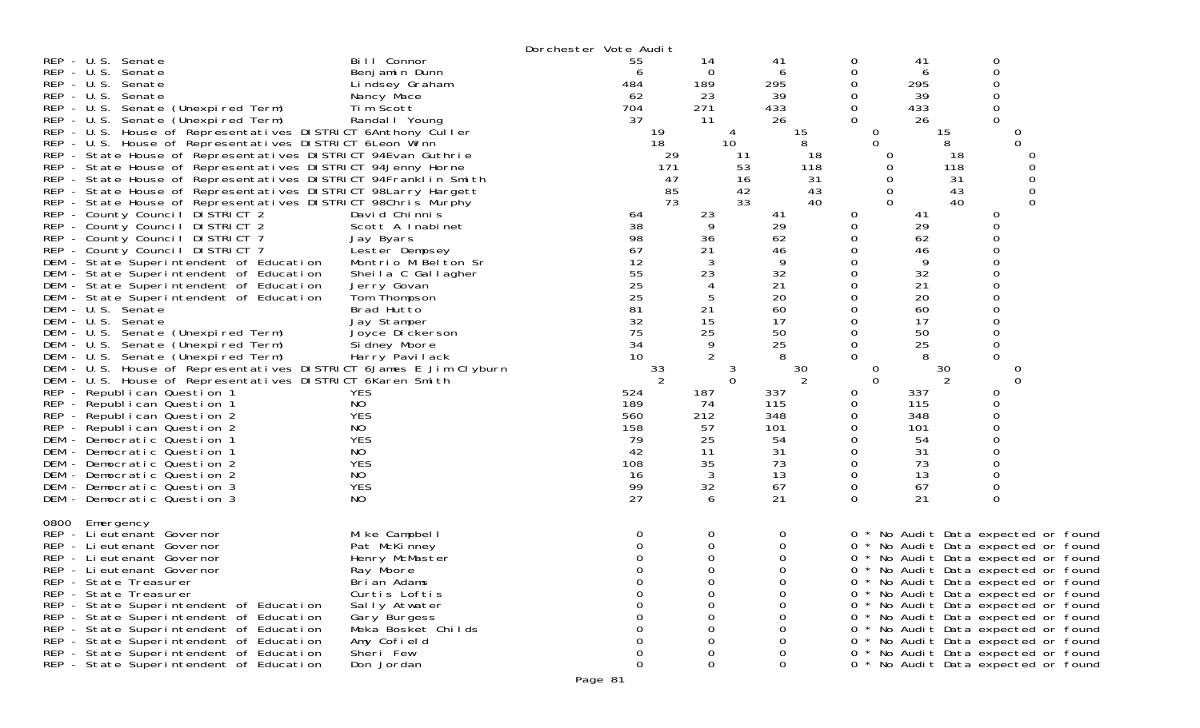Dorchester Vote Audit

| Contest | Candidate | | | | | | |
|---|---|---|---|---|---|---|---|
| REP - U.S. Senate | Bill Connor | 55 | 14 | 41 | 0 | 41 | 0 |
| REP - U.S. Senate | Benjamin Dunn | 6 | 0 | 6 | 0 | 6 | 0 |
| REP - U.S. Senate | Lindsey Graham | 484 | 189 | 295 | 0 | 295 | 0 |
| REP - U.S. Senate | Nancy Mace | 62 | 23 | 39 | 0 | 39 | 0 |
| REP - U.S. Senate (Unexpired Term) | Tim Scott | 704 | 271 | 433 | 0 | 433 | 0 |
| REP - U.S. Senate (Unexpired Term) | Randall Young | 37 | 11 | 26 | 0 | 26 | 0 |
| REP - U.S. House of Representatives DISTRICT 6 | Anthony Culler | 19 | 4 | 15 | 0 | 15 | 0 |
| REP - U.S. House of Representatives DISTRICT 6 | Leon Winn | 18 | 10 | 8 | 0 | 8 | 0 |
| REP - State House of Representatives DISTRICT 94 | Evan Guthrie | 29 | 11 | 18 | 0 | 18 | 0 |
| REP - State House of Representatives DISTRICT 94 | Jenny Horne | 171 | 53 | 118 | 0 | 118 | 0 |
| REP - State House of Representatives DISTRICT 94 | Franklin Smith | 47 | 16 | 31 | 0 | 31 | 0 |
| REP - State House of Representatives DISTRICT 98 | Larry Hargett | 85 | 42 | 43 | 0 | 43 | 0 |
| REP - State House of Representatives DISTRICT 98 | Chris Murphy | 73 | 33 | 40 | 0 | 40 | 0 |
| REP - County Council DISTRICT 2 | David Chinnis | 64 | 23 | 41 | 0 | 41 | 0 |
| REP - County Council DISTRICT 2 | Scott A Inabinet | 38 | 9 | 29 | 0 | 29 | 0 |
| REP - County Council DISTRICT 7 | Jay Byars | 98 | 36 | 62 | 0 | 62 | 0 |
| REP - County Council DISTRICT 7 | Lester Dempsey | 67 | 21 | 46 | 0 | 46 | 0 |
| DEM - State Superintendent of Education | Montrio M Belton Sr | 12 | 3 | 9 | 0 | 9 | 0 |
| DEM - State Superintendent of Education | Sheila C Gallagher | 55 | 23 | 32 | 0 | 32 | 0 |
| DEM - State Superintendent of Education | Jerry Govan | 25 | 4 | 21 | 0 | 21 | 0 |
| DEM - State Superintendent of Education | Tom Thompson | 25 | 5 | 20 | 0 | 20 | 0 |
| DEM - U.S. Senate | Brad Hutto | 81 | 21 | 60 | 0 | 60 | 0 |
| DEM - U.S. Senate | Jay Stamper | 32 | 15 | 17 | 0 | 17 | 0 |
| DEM - U.S. Senate (Unexpired Term) | Joyce Dickerson | 75 | 25 | 50 | 0 | 50 | 0 |
| DEM - U.S. Senate (Unexpired Term) | Sidney Moore | 34 | 9 | 25 | 0 | 25 | 0 |
| DEM - U.S. Senate (Unexpired Term) | Harry Pavilack | 10 | 2 | 8 | 0 | 8 | 0 |
| DEM - U.S. House of Representatives DISTRICT 6 | James E Jim Clyburn | 33 | 3 | 30 | 0 | 30 | 0 |
| DEM - U.S. House of Representatives DISTRICT 6 | Karen Smith | 2 | 0 | 2 | 0 | 2 | 0 |
| REP - Republican Question 1 | YES | 524 | 187 | 337 | 0 | 337 | 0 |
| REP - Republican Question 1 | NO | 189 | 74 | 115 | 0 | 115 | 0 |
| REP - Republican Question 2 | YES | 560 | 212 | 348 | 0 | 348 | 0 |
| REP - Republican Question 2 | NO | 158 | 57 | 101 | 0 | 101 | 0 |
| DEM - Democratic Question 1 | YES | 79 | 25 | 54 | 0 | 54 | 0 |
| DEM - Democratic Question 1 | NO | 42 | 11 | 31 | 0 | 31 | 0 |
| DEM - Democratic Question 2 | YES | 108 | 35 | 73 | 0 | 73 | 0 |
| DEM - Democratic Question 2 | NO | 16 | 3 | 13 | 0 | 13 | 0 |
| DEM - Democratic Question 3 | YES | 99 | 32 | 67 | 0 | 67 | 0 |
| DEM - Democratic Question 3 | NO | 27 | 6 | 21 | 0 | 21 | 0 |

0800 Emergency

| Contest | Candidate | | | | | |
|---|---|---|---|---|---|---|
| REP - Lieutenant Governor | Mike Campbell | 0 | 0 | 0 | 0 | * No Audit Data expected or found |
| REP - Lieutenant Governor | Pat McKinney | 0 | 0 | 0 | 0 | * No Audit Data expected or found |
| REP - Lieutenant Governor | Henry McMaster | 0 | 0 | 0 | 0 | * No Audit Data expected or found |
| REP - Lieutenant Governor | Ray Moore | 0 | 0 | 0 | 0 | * No Audit Data expected or found |
| REP - State Treasurer | Brian Adams | 0 | 0 | 0 | 0 | * No Audit Data expected or found |
| REP - State Treasurer | Curtis Loftis | 0 | 0 | 0 | 0 | * No Audit Data expected or found |
| REP - State Superintendent of Education | Sally Atwater | 0 | 0 | 0 | 0 | * No Audit Data expected or found |
| REP - State Superintendent of Education | Gary Burgess | 0 | 0 | 0 | 0 | * No Audit Data expected or found |
| REP - State Superintendent of Education | Meka Bosket Childs | 0 | 0 | 0 | 0 | * No Audit Data expected or found |
| REP - State Superintendent of Education | Amy Cofield | 0 | 0 | 0 | 0 | * No Audit Data expected or found |
| REP - State Superintendent of Education | Sheri Few | 0 | 0 | 0 | 0 | * No Audit Data expected or found |
| REP - State Superintendent of Education | Don Jordan | 0 | 0 | 0 | 0 | * No Audit Data expected or found |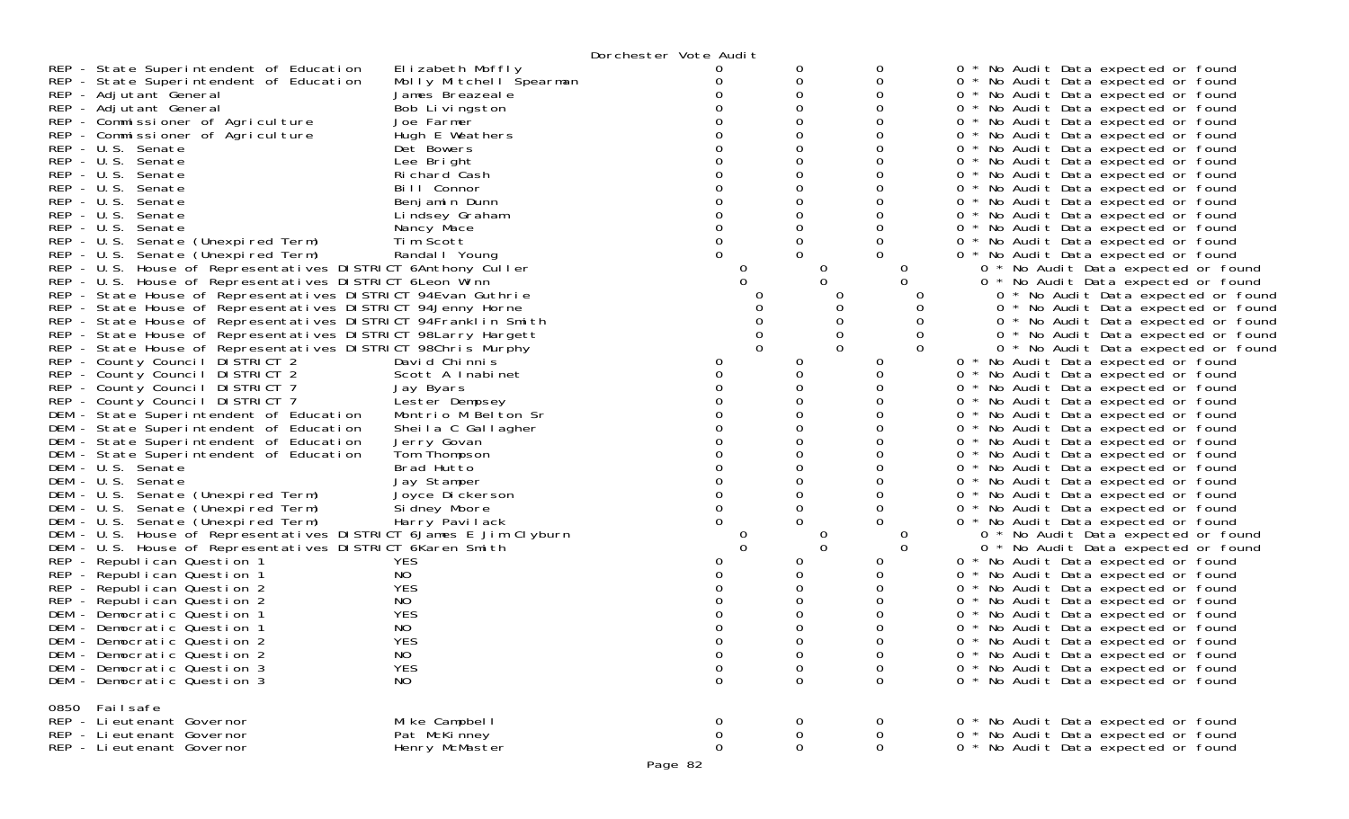Dorchester Vote Audit

| Contest | Candidate | | | | | |
|---|---|---|---|---|---|---|
| REP - State Superintendent of Education | Elizabeth Moffly | 0 | 0 | 0 | 0 | * No Audit Data expected or found |
| REP - State Superintendent of Education | Molly Mitchell Spearman | 0 | 0 | 0 | 0 | * No Audit Data expected or found |
| REP - Adjutant General | James Breazeale | 0 | 0 | 0 | 0 | * No Audit Data expected or found |
| REP - Adjutant General | Bob Livingston | 0 | 0 | 0 | 0 | * No Audit Data expected or found |
| REP - Commissioner of Agriculture | Joe Farmer | 0 | 0 | 0 | 0 | * No Audit Data expected or found |
| REP - Commissioner of Agriculture | Hugh E Weathers | 0 | 0 | 0 | 0 | * No Audit Data expected or found |
| REP - U.S. Senate | Det Bowers | 0 | 0 | 0 | 0 | * No Audit Data expected or found |
| REP - U.S. Senate | Lee Bright | 0 | 0 | 0 | 0 | * No Audit Data expected or found |
| REP - U.S. Senate | Richard Cash | 0 | 0 | 0 | 0 | * No Audit Data expected or found |
| REP - U.S. Senate | Bill Connor | 0 | 0 | 0 | 0 | * No Audit Data expected or found |
| REP - U.S. Senate | Benjamin Dunn | 0 | 0 | 0 | 0 | * No Audit Data expected or found |
| REP - U.S. Senate | Lindsey Graham | 0 | 0 | 0 | 0 | * No Audit Data expected or found |
| REP - U.S. Senate | Nancy Mace | 0 | 0 | 0 | 0 | * No Audit Data expected or found |
| REP - U.S. Senate (Unexpired Term) | Tim Scott | 0 | 0 | 0 | 0 | * No Audit Data expected or found |
| REP - U.S. Senate (Unexpired Term) | Randall Young | 0 | 0 | 0 | 0 | * No Audit Data expected or found |
| REP - U.S. House of Representatives DISTRICT 6 | Anthony Culler | 0 | 0 | 0 | 0 | * No Audit Data expected or found |
| REP - U.S. House of Representatives DISTRICT 6 | Leon Winn | 0 | 0 | 0 | 0 | * No Audit Data expected or found |
| REP - State House of Representatives DISTRICT 94 | Evan Guthrie | 0 | 0 | 0 | 0 | * No Audit Data expected or found |
| REP - State House of Representatives DISTRICT 94 | Jenny Horne | 0 | 0 | 0 | 0 | * No Audit Data expected or found |
| REP - State House of Representatives DISTRICT 94 | Franklin Smith | 0 | 0 | 0 | 0 | * No Audit Data expected or found |
| REP - State House of Representatives DISTRICT 98 | Larry Hargett | 0 | 0 | 0 | 0 | * No Audit Data expected or found |
| REP - State House of Representatives DISTRICT 98 | Chris Murphy | 0 | 0 | 0 | 0 | * No Audit Data expected or found |
| REP - County Council DISTRICT 2 | David Chinnis | 0 | 0 | 0 | 0 | * No Audit Data expected or found |
| REP - County Council DISTRICT 2 | Scott A Inabinet | 0 | 0 | 0 | 0 | * No Audit Data expected or found |
| REP - County Council DISTRICT 7 | Jay Byars | 0 | 0 | 0 | 0 | * No Audit Data expected or found |
| REP - County Council DISTRICT 7 | Lester Dempsey | 0 | 0 | 0 | 0 | * No Audit Data expected or found |
| DEM - State Superintendent of Education | Montrio M Belton Sr | 0 | 0 | 0 | 0 | * No Audit Data expected or found |
| DEM - State Superintendent of Education | Sheila C Gallagher | 0 | 0 | 0 | 0 | * No Audit Data expected or found |
| DEM - State Superintendent of Education | Jerry Govan | 0 | 0 | 0 | 0 | * No Audit Data expected or found |
| DEM - State Superintendent of Education | Tom Thompson | 0 | 0 | 0 | 0 | * No Audit Data expected or found |
| DEM - U.S. Senate | Brad Hutto | 0 | 0 | 0 | 0 | * No Audit Data expected or found |
| DEM - U.S. Senate | Jay Stamper | 0 | 0 | 0 | 0 | * No Audit Data expected or found |
| DEM - U.S. Senate (Unexpired Term) | Joyce Dickerson | 0 | 0 | 0 | 0 | * No Audit Data expected or found |
| DEM - U.S. Senate (Unexpired Term) | Sidney Moore | 0 | 0 | 0 | 0 | * No Audit Data expected or found |
| DEM - U.S. Senate (Unexpired Term) | Harry Pavilack | 0 | 0 | 0 | 0 | * No Audit Data expected or found |
| DEM - U.S. House of Representatives DISTRICT 6 | James E Jim Clyburn | 0 | 0 | 0 | 0 | * No Audit Data expected or found |
| DEM - U.S. House of Representatives DISTRICT 6 | Karen Smith | 0 | 0 | 0 | 0 | * No Audit Data expected or found |
| REP - Republican Question 1 | YES | 0 | 0 | 0 | 0 | * No Audit Data expected or found |
| REP - Republican Question 1 | NO | 0 | 0 | 0 | 0 | * No Audit Data expected or found |
| REP - Republican Question 2 | YES | 0 | 0 | 0 | 0 | * No Audit Data expected or found |
| REP - Republican Question 2 | NO | 0 | 0 | 0 | 0 | * No Audit Data expected or found |
| DEM - Democratic Question 1 | YES | 0 | 0 | 0 | 0 | * No Audit Data expected or found |
| DEM - Democratic Question 1 | NO | 0 | 0 | 0 | 0 | * No Audit Data expected or found |
| DEM - Democratic Question 2 | YES | 0 | 0 | 0 | 0 | * No Audit Data expected or found |
| DEM - Democratic Question 2 | NO | 0 | 0 | 0 | 0 | * No Audit Data expected or found |
| DEM - Democratic Question 3 | YES | 0 | 0 | 0 | 0 | * No Audit Data expected or found |
| DEM - Democratic Question 3 | NO | 0 | 0 | 0 | 0 | * No Audit Data expected or found |

0850 Failsafe

| Contest | Candidate | | | | | |
|---|---|---|---|---|---|---|
| REP - Lieutenant Governor | Mike Campbell | 0 | 0 | 0 | 0 | * No Audit Data expected or found |
| REP - Lieutenant Governor | Pat McKinney | 0 | 0 | 0 | 0 | * No Audit Data expected or found |
| REP - Lieutenant Governor | Henry McMaster | 0 | 0 | 0 | 0 | * No Audit Data expected or found |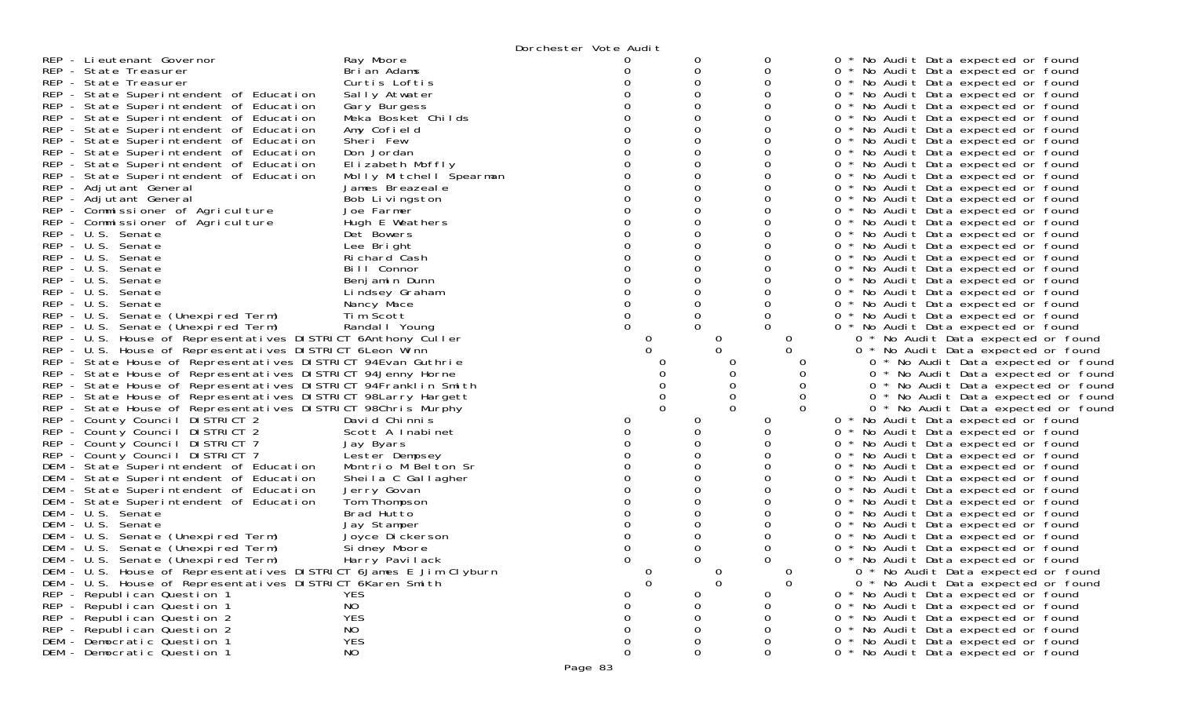Dorchester Vote Audit

| Contest | Candidate | | | | |
|---|---|---|---|---|---|
| REP - Lieutenant Governor | Ray Moore | 0 | 0 | 0 | 0 * No Audit Data expected or found |
| REP - State Treasurer | Brian Adams | 0 | 0 | 0 | 0 * No Audit Data expected or found |
| REP - State Treasurer | Curtis Loftis | 0 | 0 | 0 | 0 * No Audit Data expected or found |
| REP - State Superintendent of Education | Sally Atwater | 0 | 0 | 0 | 0 * No Audit Data expected or found |
| REP - State Superintendent of Education | Gary Burgess | 0 | 0 | 0 | 0 * No Audit Data expected or found |
| REP - State Superintendent of Education | Meka Bosket Childs | 0 | 0 | 0 | 0 * No Audit Data expected or found |
| REP - State Superintendent of Education | Amy Cofield | 0 | 0 | 0 | 0 * No Audit Data expected or found |
| REP - State Superintendent of Education | Sheri Few | 0 | 0 | 0 | 0 * No Audit Data expected or found |
| REP - State Superintendent of Education | Don Jordan | 0 | 0 | 0 | 0 * No Audit Data expected or found |
| REP - State Superintendent of Education | Elizabeth Moffly | 0 | 0 | 0 | 0 * No Audit Data expected or found |
| REP - State Superintendent of Education | Molly Mitchell Spearman | 0 | 0 | 0 | 0 * No Audit Data expected or found |
| REP - Adjutant General | James Breazeale | 0 | 0 | 0 | 0 * No Audit Data expected or found |
| REP - Adjutant General | Bob Livingston | 0 | 0 | 0 | 0 * No Audit Data expected or found |
| REP - Commissioner of Agriculture | Joe Farmer | 0 | 0 | 0 | 0 * No Audit Data expected or found |
| REP - Commissioner of Agriculture | Hugh E Weathers | 0 | 0 | 0 | 0 * No Audit Data expected or found |
| REP - U.S. Senate | Det Bowers | 0 | 0 | 0 | 0 * No Audit Data expected or found |
| REP - U.S. Senate | Lee Bright | 0 | 0 | 0 | 0 * No Audit Data expected or found |
| REP - U.S. Senate | Richard Cash | 0 | 0 | 0 | 0 * No Audit Data expected or found |
| REP - U.S. Senate | Bill Connor | 0 | 0 | 0 | 0 * No Audit Data expected or found |
| REP - U.S. Senate | Benjamin Dunn | 0 | 0 | 0 | 0 * No Audit Data expected or found |
| REP - U.S. Senate | Lindsey Graham | 0 | 0 | 0 | 0 * No Audit Data expected or found |
| REP - U.S. Senate | Nancy Mace | 0 | 0 | 0 | 0 * No Audit Data expected or found |
| REP - U.S. Senate (Unexpired Term) | Tim Scott | 0 | 0 | 0 | 0 * No Audit Data expected or found |
| REP - U.S. Senate (Unexpired Term) | Randall Young | 0 | 0 | 0 | 0 * No Audit Data expected or found |
| REP - U.S. House of Representatives DISTRICT 6 | Anthony Culler | 0 | 0 | 0 | 0 * No Audit Data expected or found |
| REP - U.S. House of Representatives DISTRICT 6 | Leon Winn | 0 | 0 | 0 | 0 * No Audit Data expected or found |
| REP - State House of Representatives DISTRICT 94 | Evan Guthrie | 0 | 0 | 0 | 0 * No Audit Data expected or found |
| REP - State House of Representatives DISTRICT 94 | Jenny Horne | 0 | 0 | 0 | 0 * No Audit Data expected or found |
| REP - State House of Representatives DISTRICT 94 | Franklin Smith | 0 | 0 | 0 | 0 * No Audit Data expected or found |
| REP - State House of Representatives DISTRICT 98 | Larry Hargett | 0 | 0 | 0 | 0 * No Audit Data expected or found |
| REP - State House of Representatives DISTRICT 98 | Chris Murphy | 0 | 0 | 0 | 0 * No Audit Data expected or found |
| REP - County Council DISTRICT 2 | David Chinnis | 0 | 0 | 0 | 0 * No Audit Data expected or found |
| REP - County Council DISTRICT 2 | Scott A Inabinet | 0 | 0 | 0 | 0 * No Audit Data expected or found |
| REP - County Council DISTRICT 7 | Jay Byars | 0 | 0 | 0 | 0 * No Audit Data expected or found |
| REP - County Council DISTRICT 7 | Lester Dempsey | 0 | 0 | 0 | 0 * No Audit Data expected or found |
| DEM - State Superintendent of Education | Montrio M Belton Sr | 0 | 0 | 0 | 0 * No Audit Data expected or found |
| DEM - State Superintendent of Education | Sheila C Gallagher | 0 | 0 | 0 | 0 * No Audit Data expected or found |
| DEM - State Superintendent of Education | Jerry Govan | 0 | 0 | 0 | 0 * No Audit Data expected or found |
| DEM - State Superintendent of Education | Tom Thompson | 0 | 0 | 0 | 0 * No Audit Data expected or found |
| DEM - U.S. Senate | Brad Hutto | 0 | 0 | 0 | 0 * No Audit Data expected or found |
| DEM - U.S. Senate | Jay Stamper | 0 | 0 | 0 | 0 * No Audit Data expected or found |
| DEM - U.S. Senate (Unexpired Term) | Joyce Dickerson | 0 | 0 | 0 | 0 * No Audit Data expected or found |
| DEM - U.S. Senate (Unexpired Term) | Sidney Moore | 0 | 0 | 0 | 0 * No Audit Data expected or found |
| DEM - U.S. Senate (Unexpired Term) | Harry Pavilack | 0 | 0 | 0 | 0 * No Audit Data expected or found |
| DEM - U.S. House of Representatives DISTRICT 6 | James E Jim Clyburn | 0 | 0 | 0 | 0 * No Audit Data expected or found |
| DEM - U.S. House of Representatives DISTRICT 6 | Karen Smith | 0 | 0 | 0 | 0 * No Audit Data expected or found |
| REP - Republican Question 1 | YES | 0 | 0 | 0 | 0 * No Audit Data expected or found |
| REP - Republican Question 1 | NO | 0 | 0 | 0 | 0 * No Audit Data expected or found |
| REP - Republican Question 2 | YES | 0 | 0 | 0 | 0 * No Audit Data expected or found |
| REP - Republican Question 2 | NO | 0 | 0 | 0 | 0 * No Audit Data expected or found |
| DEM - Democratic Question 1 | YES | 0 | 0 | 0 | 0 * No Audit Data expected or found |
| DEM - Democratic Question 1 | NO | 0 | 0 | 0 | 0 * No Audit Data expected or found |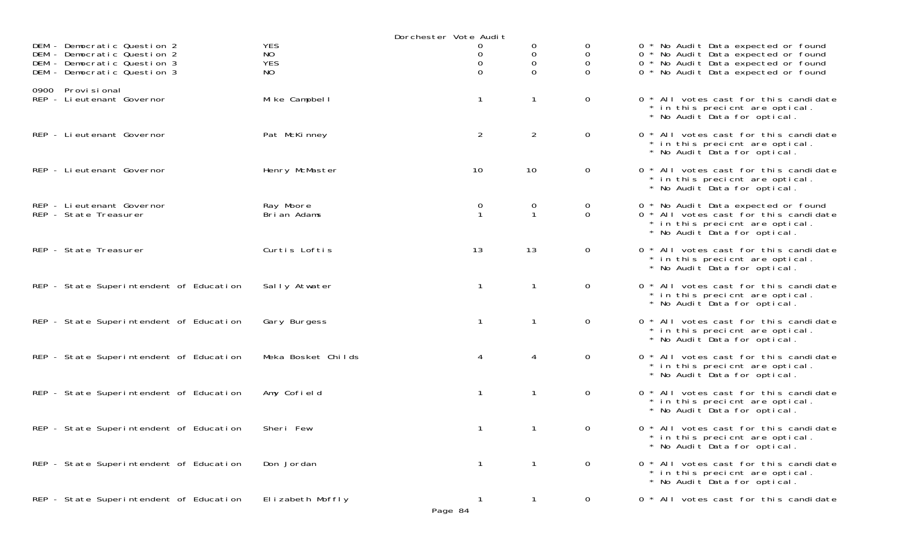Dorchester Vote Audit

| Contest | Candidate | | | | | Notes |
|---|---|---|---|---|---|---|
| DEM - Democratic Question 2 | YES | 0 | 0 | 0 | 0 | * No Audit Data expected or found |
| DEM - Democratic Question 2 | NO | 0 | 0 | 0 | 0 | * No Audit Data expected or found |
| DEM - Democratic Question 3 | YES | 0 | 0 | 0 | 0 | * No Audit Data expected or found |
| DEM - Democratic Question 3 | NO | 0 | 0 | 0 | 0 | * No Audit Data expected or found |
| 0900 Provisional | | | | | | |
| REP - Lieutenant Governor | Mike Campbell | 1 | 1 | 0 | 0 | * All votes cast for this candidate * in this precicnt are optical. * No Audit Data for optical. |
| REP - Lieutenant Governor | Pat McKinney | 2 | 2 | 0 | 0 | * All votes cast for this candidate * in this precicnt are optical. * No Audit Data for optical. |
| REP - Lieutenant Governor | Henry McMaster | 10 | 10 | 0 | 0 | * All votes cast for this candidate * in this precicnt are optical. * No Audit Data for optical. |
| REP - Lieutenant Governor | Ray Moore | 0 | 0 | 0 | 0 | * No Audit Data expected or found |
| REP - State Treasurer | Brian Adams | 1 | 1 | 0 | 0 | * All votes cast for this candidate * in this precicnt are optical. * No Audit Data for optical. |
| REP - State Treasurer | Curtis Loftis | 13 | 13 | 0 | 0 | * All votes cast for this candidate * in this precicnt are optical. * No Audit Data for optical. |
| REP - State Superintendent of Education | Sally Atwater | 1 | 1 | 0 | 0 | * All votes cast for this candidate * in this precicnt are optical. * No Audit Data for optical. |
| REP - State Superintendent of Education | Gary Burgess | 1 | 1 | 0 | 0 | * All votes cast for this candidate * in this precicnt are optical. * No Audit Data for optical. |
| REP - State Superintendent of Education | Meka Bosket Childs | 4 | 4 | 0 | 0 | * All votes cast for this candidate * in this precicnt are optical. * No Audit Data for optical. |
| REP - State Superintendent of Education | Amy Cofield | 1 | 1 | 0 | 0 | * All votes cast for this candidate * in this precicnt are optical. * No Audit Data for optical. |
| REP - State Superintendent of Education | Sheri Few | 1 | 1 | 0 | 0 | * All votes cast for this candidate * in this precicnt are optical. * No Audit Data for optical. |
| REP - State Superintendent of Education | Don Jordan | 1 | 1 | 0 | 0 | * All votes cast for this candidate * in this precicnt are optical. * No Audit Data for optical. |
| REP - State Superintendent of Education | Elizabeth Moffly | 1 | 1 | 0 | 0 | * All votes cast for this candidate |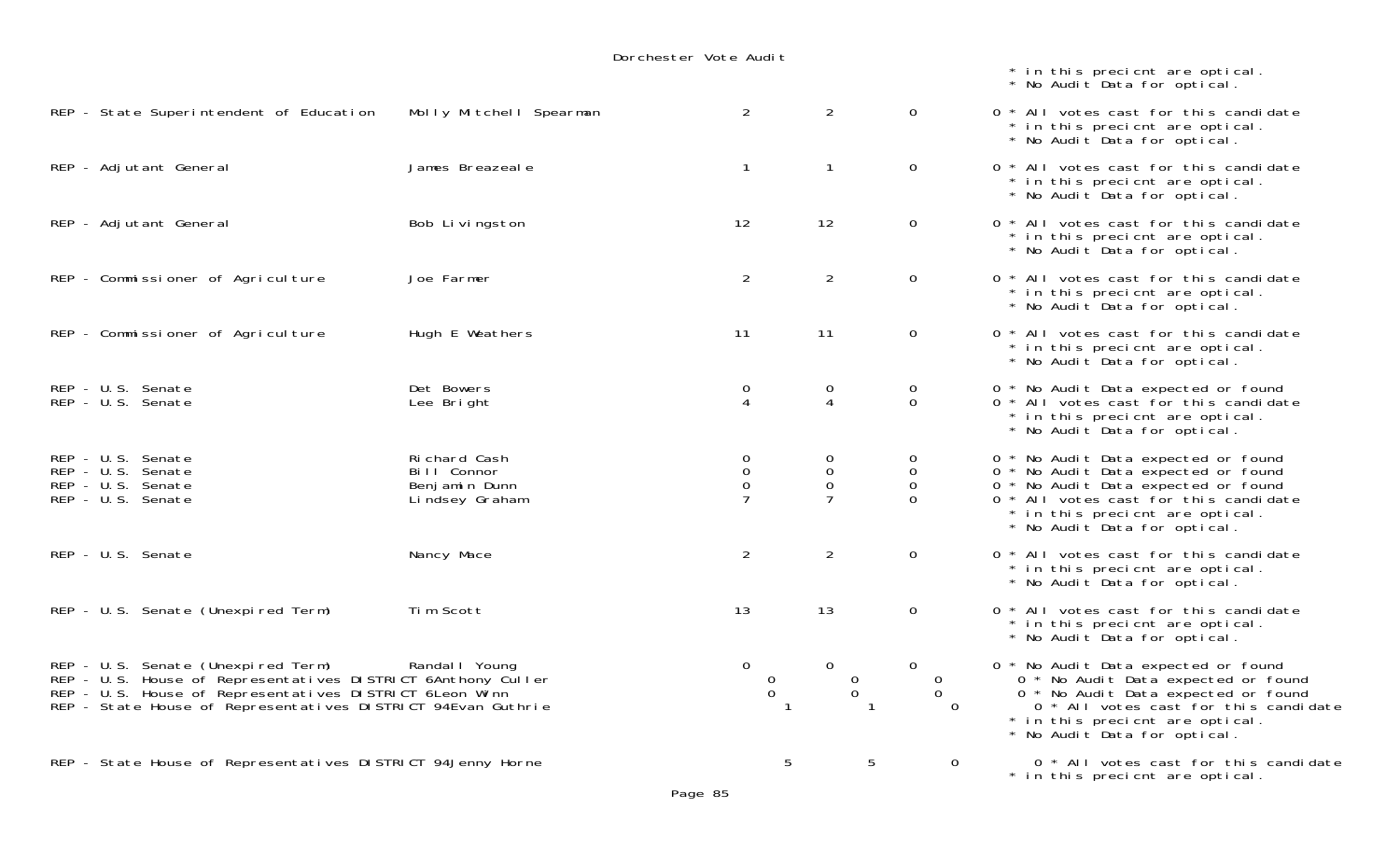Dorchester Vote Audit

| | | | | | |
|---|---|---|---|---|---|
| | | | | | * in this precicnt are optical.<br>* No Audit Data for optical. |
| REP - State Superintendent of Education | Molly Mitchell Spearman | 2 | 2 | 0 | 0 * All votes cast for this candidate<br>* in this precicnt are optical.<br>* No Audit Data for optical. |
| REP - Adjutant General | James Breazeale | 1 | 1 | 0 | 0 * All votes cast for this candidate<br>* in this precicnt are optical.<br>* No Audit Data for optical. |
| REP - Adjutant General | Bob Livingston | 12 | 12 | 0 | 0 * All votes cast for this candidate<br>* in this precicnt are optical.<br>* No Audit Data for optical. |
| REP - Commissioner of Agriculture | Joe Farmer | 2 | 2 | 0 | 0 * All votes cast for this candidate<br>* in this precicnt are optical.<br>* No Audit Data for optical. |
| REP - Commissioner of Agriculture | Hugh E Weathers | 11 | 11 | 0 | 0 * All votes cast for this candidate<br>* in this precicnt are optical.<br>* No Audit Data for optical. |
| REP - U.S. Senate | Det Bowers | 0 | 0 | 0 | 0 * No Audit Data expected or found |
| REP - U.S. Senate | Lee Bright | 4 | 4 | 0 | 0 * All votes cast for this candidate<br>* in this precicnt are optical.<br>* No Audit Data for optical. |
| REP - U.S. Senate | Richard Cash | 0 | 0 | 0 | 0 * No Audit Data expected or found |
| REP - U.S. Senate | Bill Connor | 0 | 0 | 0 | 0 * No Audit Data expected or found |
| REP - U.S. Senate | Benjamin Dunn | 0 | 0 | 0 | 0 * No Audit Data expected or found |
| REP - U.S. Senate | Lindsey Graham | 7 | 7 | 0 | 0 * All votes cast for this candidate<br>* in this precicnt are optical.<br>* No Audit Data for optical. |
| REP - U.S. Senate | Nancy Mace | 2 | 2 | 0 | 0 * All votes cast for this candidate<br>* in this precicnt are optical.<br>* No Audit Data for optical. |
| REP - U.S. Senate (Unexpired Term) | Tim Scott | 13 | 13 | 0 | 0 * All votes cast for this candidate<br>* in this precicnt are optical.<br>* No Audit Data for optical. |
| REP - U.S. Senate (Unexpired Term) | Randall Young | 0 | 0 | 0 | 0 * No Audit Data expected or found |
| REP - U.S. House of Representatives DISTRICT 6 | Anthony Culler | 0 | 0 | 0 | 0 * No Audit Data expected or found |
| REP - U.S. House of Representatives DISTRICT 6 | Leon Winn | 0 | 0 | 0 | 0 * No Audit Data expected or found |
| REP - State House of Representatives DISTRICT 94 | Evan Guthrie | 1 | 1 | 0 | 0 * All votes cast for this candidate<br>* in this precicnt are optical.<br>* No Audit Data for optical. |
| REP - State House of Representatives DISTRICT 94 | Jenny Horne | 5 | 5 | 0 | 0 * All votes cast for this candidate<br>* in this precicnt are optical. |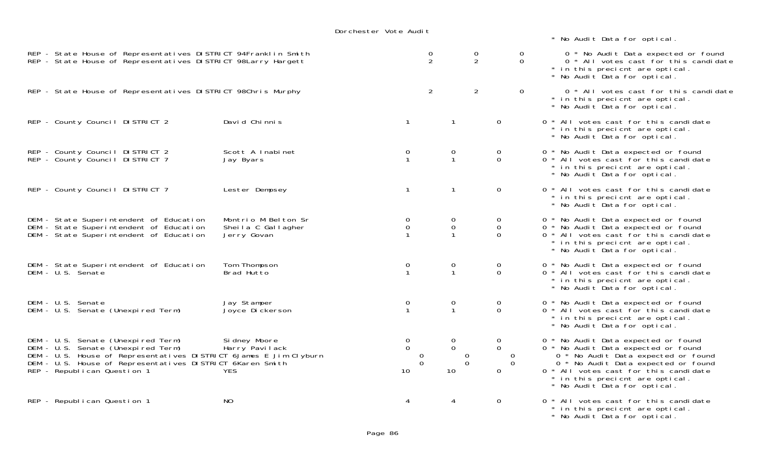Dorchester Vote Audit

| Race | Candidate | | | | Notes |
|---|---|---|---|---|---|
| | | | | | * No Audit Data for optical. |
| REP - State House of Representatives DISTRICT 94 | Franklin Smith | 0 | 0 | 0 | 0 * No Audit Data expected or found |
| REP - State House of Representatives DISTRICT 98 | Larry Hargett | 2 | 2 | 0 | 0 * All votes cast for this candidate * in this precicnt are optical. * No Audit Data for optical. |
| REP - State House of Representatives DISTRICT 98 | Chris Murphy | 2 | 2 | 0 | 0 * All votes cast for this candidate * in this precicnt are optical. * No Audit Data for optical. |
| REP - County Council DISTRICT 2 | David Chinnis | 1 | 1 | 0 | 0 * All votes cast for this candidate * in this precicnt are optical. * No Audit Data for optical. |
| REP - County Council DISTRICT 2 | Scott A Inabinet | 0 | 0 | 0 | 0 * No Audit Data expected or found |
| REP - County Council DISTRICT 7 | Jay Byars | 1 | 1 | 0 | 0 * All votes cast for this candidate * in this precicnt are optical. * No Audit Data for optical. |
| REP - County Council DISTRICT 7 | Lester Dempsey | 1 | 1 | 0 | 0 * All votes cast for this candidate * in this precicnt are optical. * No Audit Data for optical. |
| DEM - State Superintendent of Education | Montrio M Belton Sr | 0 | 0 | 0 | 0 * No Audit Data expected or found |
| DEM - State Superintendent of Education | Sheila C Gallagher | 0 | 0 | 0 | 0 * No Audit Data expected or found |
| DEM - State Superintendent of Education | Jerry Govan | 1 | 1 | 0 | 0 * All votes cast for this candidate * in this precicnt are optical. * No Audit Data for optical. |
| DEM - State Superintendent of Education | Tom Thompson | 0 | 0 | 0 | 0 * No Audit Data expected or found |
| DEM - U.S. Senate | Brad Hutto | 1 | 1 | 0 | 0 * All votes cast for this candidate * in this precicnt are optical. * No Audit Data for optical. |
| DEM - U.S. Senate | Jay Stamper | 0 | 0 | 0 | 0 * No Audit Data expected or found |
| DEM - U.S. Senate (Unexpired Term) | Joyce Dickerson | 1 | 1 | 0 | 0 * All votes cast for this candidate * in this precicnt are optical. * No Audit Data for optical. |
| DEM - U.S. Senate (Unexpired Term) | Sidney Moore | 0 | 0 | 0 | 0 * No Audit Data expected or found |
| DEM - U.S. Senate (Unexpired Term) | Harry Pavilack | 0 | 0 | 0 | 0 * No Audit Data expected or found |
| DEM - U.S. House of Representatives DISTRICT 6 | James E Jim Clyburn | 0 | 0 | 0 | 0 * No Audit Data expected or found |
| DEM - U.S. House of Representatives DISTRICT 6 | Karen Smith | 0 | 0 | 0 | 0 * No Audit Data expected or found |
| REP - Republican Question 1 | YES | 10 | 10 | 0 | 0 * All votes cast for this candidate * in this precicnt are optical. * No Audit Data for optical. |
| REP - Republican Question 1 | NO | 4 | 4 | 0 | 0 * All votes cast for this candidate * in this precicnt are optical. * No Audit Data for optical. |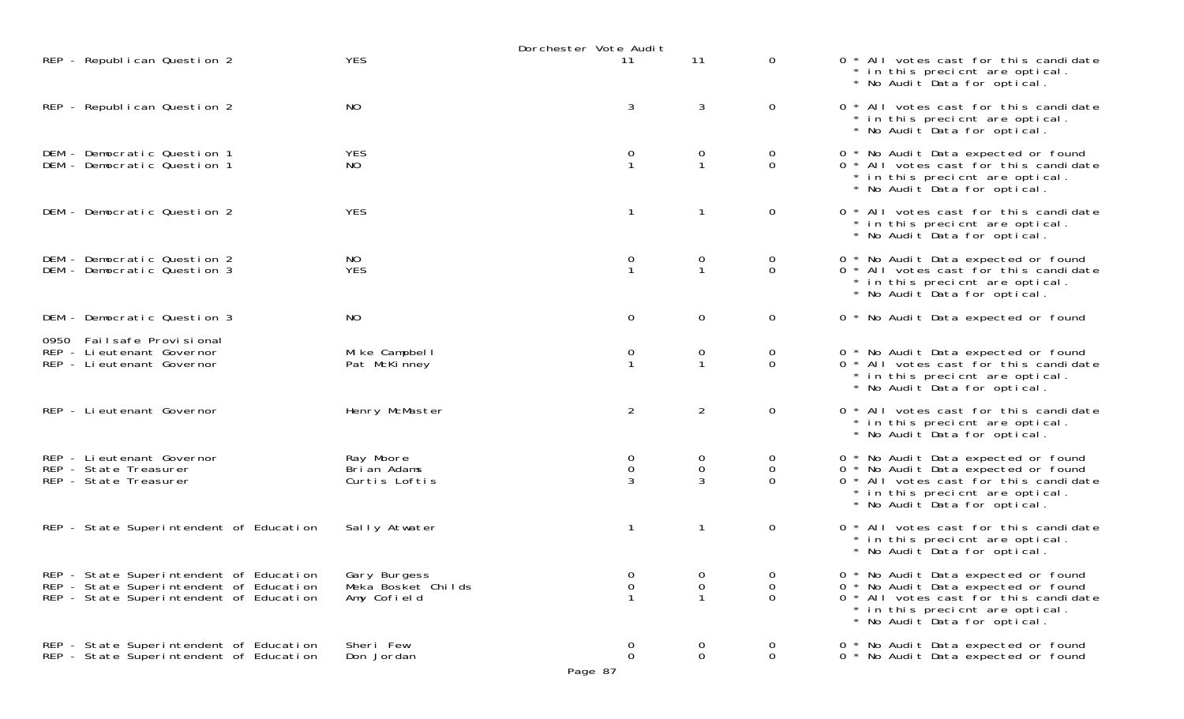Dorchester Vote Audit

| Contest | Choice | | | | Notes |
|---|---|---|---|---|---|
| REP - Republican Question 2 | YES | 11 | 11 | 0 | 0 * All votes cast for this candidate * in this precicnt are optical. * No Audit Data for optical. |
| REP - Republican Question 2 | NO | 3 | 3 | 0 | 0 * All votes cast for this candidate * in this precicnt are optical. * No Audit Data for optical. |
| DEM - Democratic Question 1 | YES | 0 | 0 | 0 | 0 * No Audit Data expected or found |
| DEM - Democratic Question 1 | NO | 1 | 1 | 0 | 0 * All votes cast for this candidate * in this precicnt are optical. * No Audit Data for optical. |
| DEM - Democratic Question 2 | YES | 1 | 1 | 0 | 0 * All votes cast for this candidate * in this precicnt are optical. * No Audit Data for optical. |
| DEM - Democratic Question 2 | NO | 0 | 0 | 0 | 0 * No Audit Data expected or found |
| DEM - Democratic Question 3 | YES | 1 | 1 | 0 | 0 * All votes cast for this candidate * in this precicnt are optical. * No Audit Data for optical. |
| DEM - Democratic Question 3 | NO | 0 | 0 | 0 | 0 * No Audit Data expected or found |
| 0950 Failsafe Provisional | | | | | |
| REP - Lieutenant Governor | Mike Campbell | 0 | 0 | 0 | 0 * No Audit Data expected or found |
| REP - Lieutenant Governor | Pat McKinney | 1 | 1 | 0 | 0 * All votes cast for this candidate * in this precicnt are optical. * No Audit Data for optical. |
| REP - Lieutenant Governor | Henry McMaster | 2 | 2 | 0 | 0 * All votes cast for this candidate * in this precicnt are optical. * No Audit Data for optical. |
| REP - Lieutenant Governor | Ray Moore | 0 | 0 | 0 | 0 * No Audit Data expected or found |
| REP - State Treasurer | Brian Adams | 0 | 0 | 0 | 0 * No Audit Data expected or found |
| REP - State Treasurer | Curtis Loftis | 3 | 3 | 0 | 0 * All votes cast for this candidate * in this precicnt are optical. * No Audit Data for optical. |
| REP - State Superintendent of Education | Sally Atwater | 1 | 1 | 0 | 0 * All votes cast for this candidate * in this precicnt are optical. * No Audit Data for optical. |
| REP - State Superintendent of Education | Gary Burgess | 0 | 0 | 0 | 0 * No Audit Data expected or found |
| REP - State Superintendent of Education | Meka Bosket Childs | 0 | 0 | 0 | 0 * No Audit Data expected or found |
| REP - State Superintendent of Education | Amy Cofield | 1 | 1 | 0 | 0 * All votes cast for this candidate * in this precicnt are optical. * No Audit Data for optical. |
| REP - State Superintendent of Education | Sheri Few | 0 | 0 | 0 | 0 * No Audit Data expected or found |
| REP - State Superintendent of Education | Don Jordan | 0 | 0 | 0 | 0 * No Audit Data expected or found |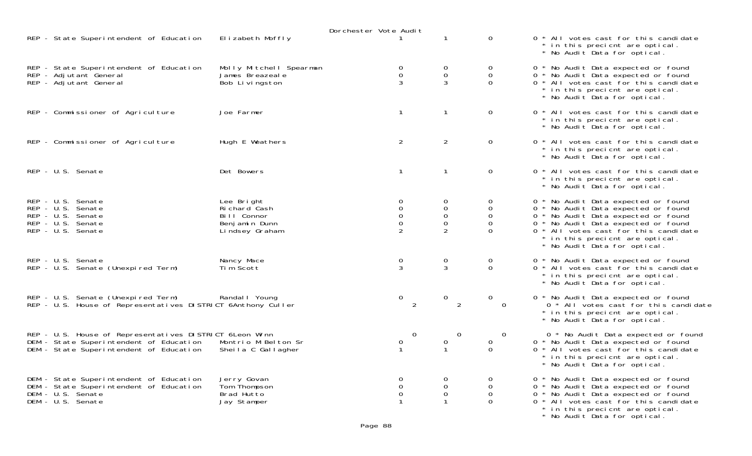Dorchester Vote Audit

| Contest | Candidate | | | | Notes |
|---|---|---|---|---|---|
| REP - State Superintendent of Education | Elizabeth Moffly | 1 | 1 | 0 | 0 * All votes cast for this candidate * in this precicnt are optical. * No Audit Data for optical. |
| REP - State Superintendent of Education | Molly Mitchell Spearman | 0 | 0 | 0 | 0 * No Audit Data expected or found |
| REP - Adjutant General | James Breazeale | 0 | 0 | 0 | 0 * No Audit Data expected or found |
| REP - Adjutant General | Bob Livingston | 3 | 3 | 0 | 0 * All votes cast for this candidate * in this precicnt are optical. * No Audit Data for optical. |
| REP - Commissioner of Agriculture | Joe Farmer | 1 | 1 | 0 | 0 * All votes cast for this candidate * in this precicnt are optical. * No Audit Data for optical. |
| REP - Commissioner of Agriculture | Hugh E Weathers | 2 | 2 | 0 | 0 * All votes cast for this candidate * in this precicnt are optical. * No Audit Data for optical. |
| REP - U.S. Senate | Det Bowers | 1 | 1 | 0 | 0 * All votes cast for this candidate * in this precicnt are optical. * No Audit Data for optical. |
| REP - U.S. Senate | Lee Bright | 0 | 0 | 0 | 0 * No Audit Data expected or found |
| REP - U.S. Senate | Richard Cash | 0 | 0 | 0 | 0 * No Audit Data expected or found |
| REP - U.S. Senate | Bill Connor | 0 | 0 | 0 | 0 * No Audit Data expected or found |
| REP - U.S. Senate | Benjamin Dunn | 0 | 0 | 0 | 0 * No Audit Data expected or found |
| REP - U.S. Senate | Lindsey Graham | 2 | 2 | 0 | 0 * All votes cast for this candidate * in this precicnt are optical. * No Audit Data for optical. |
| REP - U.S. Senate | Nancy Mace | 0 | 0 | 0 | 0 * No Audit Data expected or found |
| REP - U.S. Senate (Unexpired Term) | Tim Scott | 3 | 3 | 0 | 0 * All votes cast for this candidate * in this precicnt are optical. * No Audit Data for optical. |
| REP - U.S. Senate (Unexpired Term) | Randall Young | 0 | 0 | 0 | 0 * No Audit Data expected or found |
| REP - U.S. House of Representatives DISTRICT 6 | Anthony Culler | 2 | 2 | 0 | 0 * All votes cast for this candidate * in this precicnt are optical. * No Audit Data for optical. |
| REP - U.S. House of Representatives DISTRICT 6 | Leon Winn | 0 | 0 | 0 | 0 * No Audit Data expected or found |
| DEM - State Superintendent of Education | Montrio M Belton Sr | 0 | 0 | 0 | 0 * No Audit Data expected or found |
| DEM - State Superintendent of Education | Sheila C Gallagher | 1 | 1 | 0 | 0 * All votes cast for this candidate * in this precicnt are optical. * No Audit Data for optical. |
| DEM - State Superintendent of Education | Jerry Govan | 0 | 0 | 0 | 0 * No Audit Data expected or found |
| DEM - State Superintendent of Education | Tom Thompson | 0 | 0 | 0 | 0 * No Audit Data expected or found |
| DEM - U.S. Senate | Brad Hutto | 0 | 0 | 0 | 0 * No Audit Data expected or found |
| DEM - U.S. Senate | Jay Stamper | 1 | 1 | 0 | 0 * All votes cast for this candidate * in this precicnt are optical. * No Audit Data for optical. |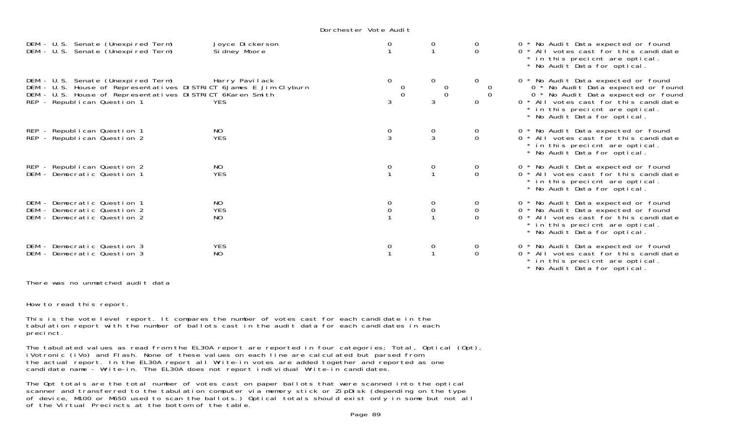Dorchester Vote Audit

| Contest | Candidate | | | | |
|---|---|---|---|---|---|
| DEM - U.S. Senate (Unexpired Term) | Joyce Dickerson | 0 | 0 | 0 | 0 * No Audit Data expected or found |
| DEM - U.S. Senate (Unexpired Term) | Sidney Moore | 1 | 1 | 0 | 0 * All votes cast for this candidate * in this precicnt are optical. * No Audit Data for optical. |
| DEM - U.S. Senate (Unexpired Term) | Harry Pavilack | 0 | 0 | 0 | 0 * No Audit Data expected or found |
| DEM - U.S. House of Representatives DISTRICT 6 | James E Jim Clyburn | 0 | 0 | 0 | 0 * No Audit Data expected or found |
| DEM - U.S. House of Representatives DISTRICT 6 | Karen Smith | 0 | 0 | 0 | 0 * No Audit Data expected or found |
| REP - Republican Question 1 | YES | 3 | 3 | 0 | 0 * All votes cast for this candidate * in this precicnt are optical. * No Audit Data for optical. |
| REP - Republican Question 1 | NO | 0 | 0 | 0 | 0 * No Audit Data expected or found |
| REP - Republican Question 2 | YES | 3 | 3 | 0 | 0 * All votes cast for this candidate * in this precicnt are optical. * No Audit Data for optical. |
| REP - Republican Question 2 | NO | 0 | 0 | 0 | 0 * No Audit Data expected or found |
| DEM - Democratic Question 1 | YES | 1 | 1 | 0 | 0 * All votes cast for this candidate * in this precicnt are optical. * No Audit Data for optical. |
| DEM - Democratic Question 1 | NO | 0 | 0 | 0 | 0 * No Audit Data expected or found |
| DEM - Democratic Question 2 | YES | 0 | 0 | 0 | 0 * No Audit Data expected or found |
| DEM - Democratic Question 2 | NO | 1 | 1 | 0 | 0 * All votes cast for this candidate * in this precicnt are optical. * No Audit Data for optical. |
| DEM - Democratic Question 3 | YES | 0 | 0 | 0 | 0 * No Audit Data expected or found |
| DEM - Democratic Question 3 | NO | 1 | 1 | 0 | 0 * All votes cast for this candidate * in this precicnt are optical. * No Audit Data for optical. |

There was no unmatched audit data

How to read this report.

This is the vote level report. It compares the number of votes cast for each candidate in the tabulation report with the number of ballots cast in the audit data for each candidates in each precinct.

The tabulated values as read from the EL30A report are reported in four categories; Total, Optical (Opt), iVotronic (iVo) and Flash. None of these values on each line are calculated but parsed from the actual report. In the EL30A report all Write-in votes are added together and reported as one candidate name - Write-in. The EL30A does not report individual Write-in candidates.

The Opt totals are the total number of votes cast on paper ballots that were scanned into the optical scanner and transferred to the tabulation computer via memory stick or ZipDisk (depending on the type of device, M100 or M650 used to scan the ballots.) Optical totals should exist only in some but not all of the Virtual Precincts at the bottom of the table.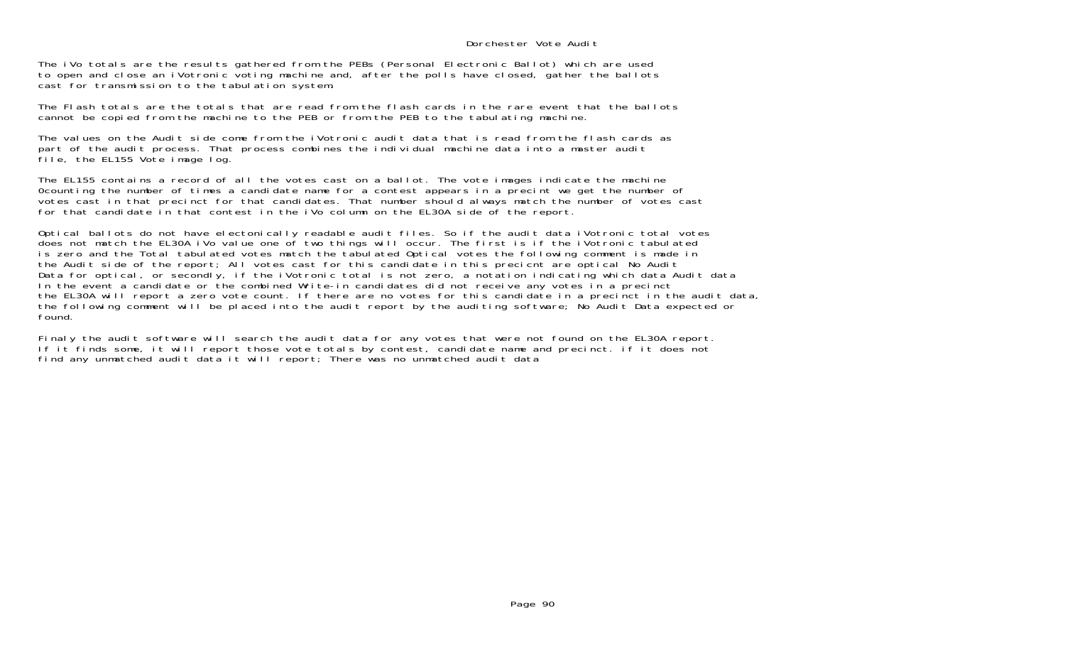# Dorchester Vote Audit

The iVo totals are the results gathered from the PEBs (Personal Electronic Ballot) which are used to open and close an iVotronic voting machine and, after the polls have closed, gather the ballots cast for transmission to the tabulation system.

The Flash totals are the totals that are read from the flash cards in the rare event that the ballots cannot be copied from the machine to the PEB or from the PEB to the tabulating machine.

The values on the Audit side come from the iVotronic audit data that is read from the flash cards as part of the audit process. That process combines the individual machine data into a master audit file, the EL155 Vote image log.

The EL155 contains a record of all the votes cast on a ballot. The vote images indicate the machine 0counting the number of times a candidate name for a contest appears in a precint we get the number of votes cast in that precinct for that candidates. That number should always match the number of votes cast for that candidate in that contest in the iVo column on the EL30A side of the report.

Optical ballots do not have electonically readable audit files. So if the audit data iVotronic total votes does not match the EL30A iVo value one of two things will occur. The first is if the iVotronic tabulated is zero and the Total tabulated votes match the tabulated Optical votes the following comment is made in the Audit side of the report; All votes cast for this candidate in this precicnt are optical No Audit Data for optical, or secondly, if the iVotronic total is not zero, a notation indicating which data Audit data In the event a candidate or the combined Write-in candidates did not receive any votes in a precinct the EL30A will report a zero vote count. If there are no votes for this candidate in a precinct in the audit data, the following comment will be placed into the audit report by the auditing software; No Audit Data expected or found.

Finaly the audit software will search the audit data for any votes that were not found on the EL30A report. If it finds some, it will report those vote totals by contest, candidate name and precinct. if it does not find any unmatched audit data it will report; There was no unmatched audit data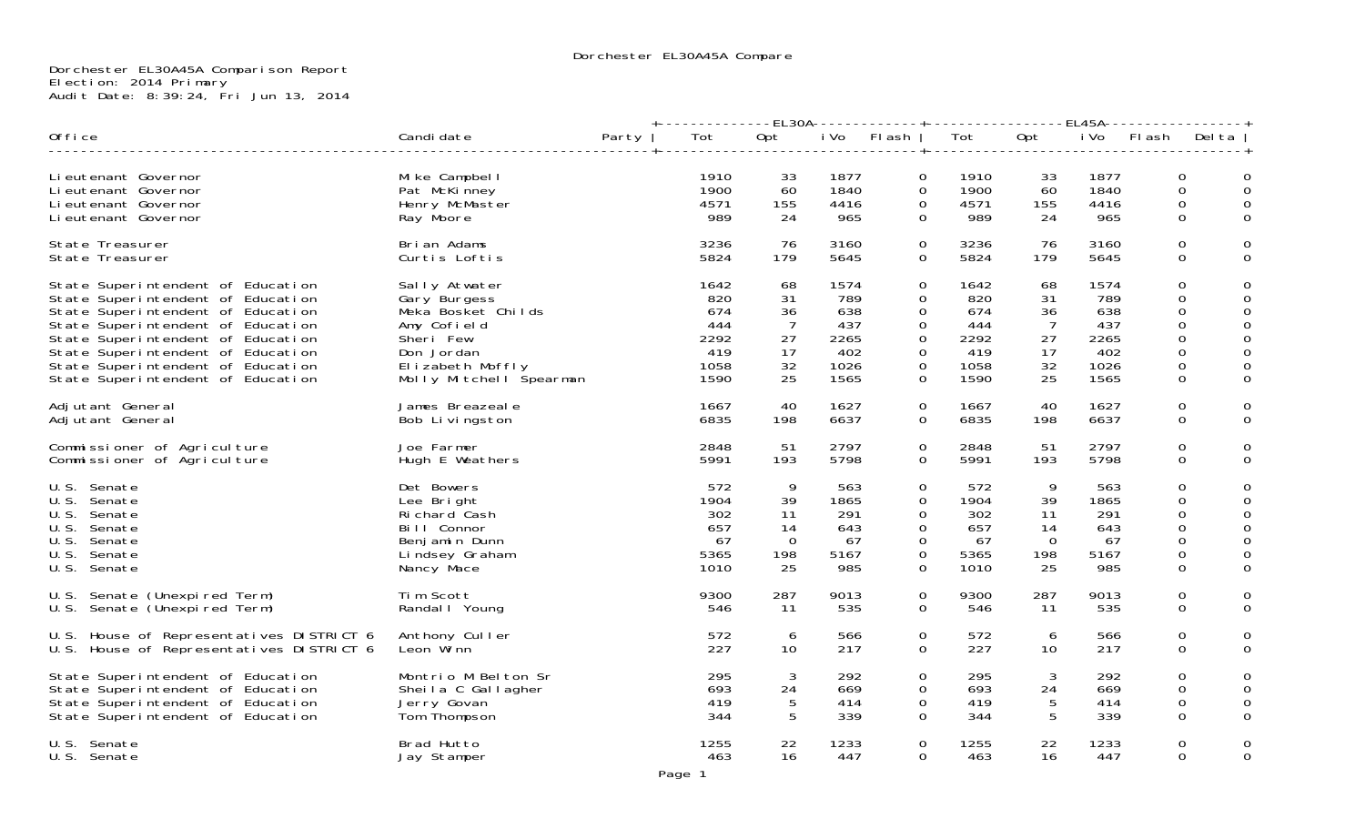Dorchester EL30A45A Compare

Dorchester EL30A45A Comparison Report
Election: 2014 Primary
Audit Date: 8:39:24, Fri Jun 13, 2014

| Office | Candidate | Party | EL30A Tot | EL30A Opt | EL30A iVo | EL30A Flash | EL45A Tot | EL45A Opt | EL45A iVo | EL45A Flash | Delta |
|---|---|---|---|---|---|---|---|---|---|---|---|
| Lieutenant Governor | Mike Campbell | | 1910 | 33 | 1877 | 0 | 1910 | 33 | 1877 | 0 | 0 |
| Lieutenant Governor | Pat McKinney | | 1900 | 60 | 1840 | 0 | 1900 | 60 | 1840 | 0 | 0 |
| Lieutenant Governor | Henry McMaster | | 4571 | 155 | 4416 | 0 | 4571 | 155 | 4416 | 0 | 0 |
| Lieutenant Governor | Ray Moore | | 989 | 24 | 965 | 0 | 989 | 24 | 965 | 0 | 0 |
| State Treasurer | Brian Adams | | 3236 | 76 | 3160 | 0 | 3236 | 76 | 3160 | 0 | 0 |
| State Treasurer | Curtis Loftis | | 5824 | 179 | 5645 | 0 | 5824 | 179 | 5645 | 0 | 0 |
| State Superintendent of Education | Sally Atwater | | 1642 | 68 | 1574 | 0 | 1642 | 68 | 1574 | 0 | 0 |
| State Superintendent of Education | Gary Burgess | | 820 | 31 | 789 | 0 | 820 | 31 | 789 | 0 | 0 |
| State Superintendent of Education | Meka Bosket Childs | | 674 | 36 | 638 | 0 | 674 | 36 | 638 | 0 | 0 |
| State Superintendent of Education | Amy Cofield | | 444 | 7 | 437 | 0 | 444 | 7 | 437 | 0 | 0 |
| State Superintendent of Education | Sheri Few | | 2292 | 27 | 2265 | 0 | 2292 | 27 | 2265 | 0 | 0 |
| State Superintendent of Education | Don Jordan | | 419 | 17 | 402 | 0 | 419 | 17 | 402 | 0 | 0 |
| State Superintendent of Education | Elizabeth Moffly | | 1058 | 32 | 1026 | 0 | 1058 | 32 | 1026 | 0 | 0 |
| State Superintendent of Education | Molly Mitchell Spearman | | 1590 | 25 | 1565 | 0 | 1590 | 25 | 1565 | 0 | 0 |
| Adjutant General | James Breazeale | | 1667 | 40 | 1627 | 0 | 1667 | 40 | 1627 | 0 | 0 |
| Adjutant General | Bob Livingston | | 6835 | 198 | 6637 | 0 | 6835 | 198 | 6637 | 0 | 0 |
| Commissioner of Agriculture | Joe Farmer | | 2848 | 51 | 2797 | 0 | 2848 | 51 | 2797 | 0 | 0 |
| Commissioner of Agriculture | Hugh E Weathers | | 5991 | 193 | 5798 | 0 | 5991 | 193 | 5798 | 0 | 0 |
| U.S. Senate | Det Bowers | | 572 | 9 | 563 | 0 | 572 | 9 | 563 | 0 | 0 |
| U.S. Senate | Lee Bright | | 1904 | 39 | 1865 | 0 | 1904 | 39 | 1865 | 0 | 0 |
| U.S. Senate | Richard Cash | | 302 | 11 | 291 | 0 | 302 | 11 | 291 | 0 | 0 |
| U.S. Senate | Bill Connor | | 657 | 14 | 643 | 0 | 657 | 14 | 643 | 0 | 0 |
| U.S. Senate | Benjamin Dunn | | 67 | 0 | 67 | 0 | 67 | 0 | 67 | 0 | 0 |
| U.S. Senate | Lindsey Graham | | 5365 | 198 | 5167 | 0 | 5365 | 198 | 5167 | 0 | 0 |
| U.S. Senate | Nancy Mace | | 1010 | 25 | 985 | 0 | 1010 | 25 | 985 | 0 | 0 |
| U.S. Senate (Unexpired Term) | Tim Scott | | 9300 | 287 | 9013 | 0 | 9300 | 287 | 9013 | 0 | 0 |
| U.S. Senate (Unexpired Term) | Randall Young | | 546 | 11 | 535 | 0 | 546 | 11 | 535 | 0 | 0 |
| U.S. House of Representatives DISTRICT 6 | Anthony Culler | | 572 | 6 | 566 | 0 | 572 | 6 | 566 | 0 | 0 |
| U.S. House of Representatives DISTRICT 6 | Leon Winn | | 227 | 10 | 217 | 0 | 227 | 10 | 217 | 0 | 0 |
| State Superintendent of Education | Montrio M Belton Sr | | 295 | 3 | 292 | 0 | 295 | 3 | 292 | 0 | 0 |
| State Superintendent of Education | Sheila C Gallagher | | 693 | 24 | 669 | 0 | 693 | 24 | 669 | 0 | 0 |
| State Superintendent of Education | Jerry Govan | | 419 | 5 | 414 | 0 | 419 | 5 | 414 | 0 | 0 |
| State Superintendent of Education | Tom Thompson | | 344 | 5 | 339 | 0 | 344 | 5 | 339 | 0 | 0 |
| U.S. Senate | Brad Hutto | | 1255 | 22 | 1233 | 0 | 1255 | 22 | 1233 | 0 | 0 |
| U.S. Senate | Jay Stamper | | 463 | 16 | 447 | 0 | 463 | 16 | 447 | 0 | 0 |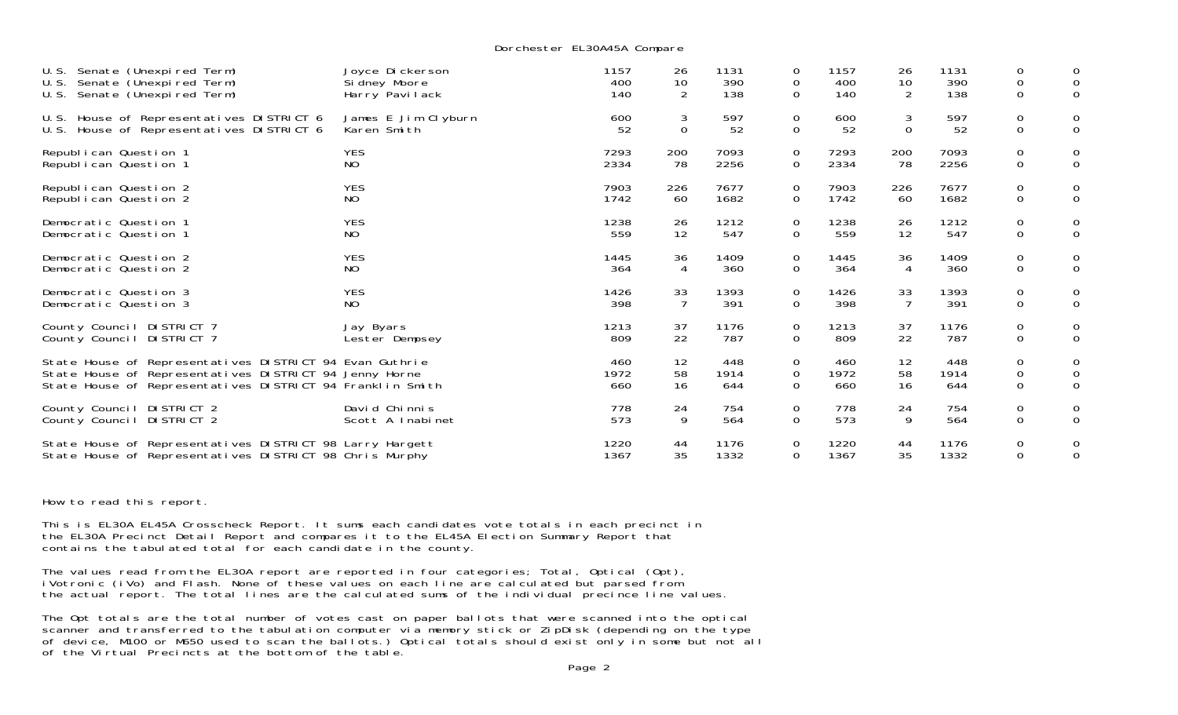Dorchester EL30A45A Compare

| | | | | | | | | | | |
|---|---|---|---|---|---|---|---|---|---|---|
| U.S. Senate (Unexpired Term) | Joyce Dickerson | 1157 | 26 | 1131 | 0 | 1157 | 26 | 1131 | 0 | 0 |
| U.S. Senate (Unexpired Term) | Sidney Moore | 400 | 10 | 390 | 0 | 400 | 10 | 390 | 0 | 0 |
| U.S. Senate (Unexpired Term) | Harry Pavilack | 140 | 2 | 138 | 0 | 140 | 2 | 138 | 0 | 0 |
| U.S. House of Representatives DISTRICT 6 | James E Jim Clyburn | 600 | 3 | 597 | 0 | 600 | 3 | 597 | 0 | 0 |
| U.S. House of Representatives DISTRICT 6 | Karen Smith | 52 | 0 | 52 | 0 | 52 | 0 | 52 | 0 | 0 |
| Republican Question 1 | YES | 7293 | 200 | 7093 | 0 | 7293 | 200 | 7093 | 0 | 0 |
| Republican Question 1 | NO | 2334 | 78 | 2256 | 0 | 2334 | 78 | 2256 | 0 | 0 |
| Republican Question 2 | YES | 7903 | 226 | 7677 | 0 | 7903 | 226 | 7677 | 0 | 0 |
| Republican Question 2 | NO | 1742 | 60 | 1682 | 0 | 1742 | 60 | 1682 | 0 | 0 |
| Democratic Question 1 | YES | 1238 | 26 | 1212 | 0 | 1238 | 26 | 1212 | 0 | 0 |
| Democratic Question 1 | NO | 559 | 12 | 547 | 0 | 559 | 12 | 547 | 0 | 0 |
| Democratic Question 2 | YES | 1445 | 36 | 1409 | 0 | 1445 | 36 | 1409 | 0 | 0 |
| Democratic Question 2 | NO | 364 | 4 | 360 | 0 | 364 | 4 | 360 | 0 | 0 |
| Democratic Question 3 | YES | 1426 | 33 | 1393 | 0 | 1426 | 33 | 1393 | 0 | 0 |
| Democratic Question 3 | NO | 398 | 7 | 391 | 0 | 398 | 7 | 391 | 0 | 0 |
| County Council DISTRICT 7 | Jay Byars | 1213 | 37 | 1176 | 0 | 1213 | 37 | 1176 | 0 | 0 |
| County Council DISTRICT 7 | Lester Dempsey | 809 | 22 | 787 | 0 | 809 | 22 | 787 | 0 | 0 |
| State House of Representatives DISTRICT 94 | Evan Guthrie | 460 | 12 | 448 | 0 | 460 | 12 | 448 | 0 | 0 |
| State House of Representatives DISTRICT 94 | Jenny Horne | 1972 | 58 | 1914 | 0 | 1972 | 58 | 1914 | 0 | 0 |
| State House of Representatives DISTRICT 94 | Franklin Smith | 660 | 16 | 644 | 0 | 660 | 16 | 644 | 0 | 0 |
| County Council DISTRICT 2 | David Chinnis | 778 | 24 | 754 | 0 | 778 | 24 | 754 | 0 | 0 |
| County Council DISTRICT 2 | Scott A Inabinet | 573 | 9 | 564 | 0 | 573 | 9 | 564 | 0 | 0 |
| State House of Representatives DISTRICT 98 | Larry Hargett | 1220 | 44 | 1176 | 0 | 1220 | 44 | 1176 | 0 | 0 |
| State House of Representatives DISTRICT 98 | Chris Murphy | 1367 | 35 | 1332 | 0 | 1367 | 35 | 1332 | 0 | 0 |

How to read this report.

This is EL30A EL45A Crosscheck Report. It sums each candidates vote totals in each precinct in the EL30A Precinct Detail Report and compares it to the EL45A Election Summary Report that contains the tabulated total for each candidate in the county.

The values read from the EL30A report are reported in four categories; Total, Optical (Opt), iVotronic (iVo) and Flash. None of these values on each line are calculated but parsed from the actual report. The total lines are the calculated sums of the individual precince line values.

The Opt totals are the total number of votes cast on paper ballots that were scanned into the optical scanner and transferred to the tabulation computer via memory stick or ZipDisk (depending on the type of device, M100 or M650 used to scan the ballots.) Optical totals should exist only in some but not all of the Virtual Precincts at the bottom of the table.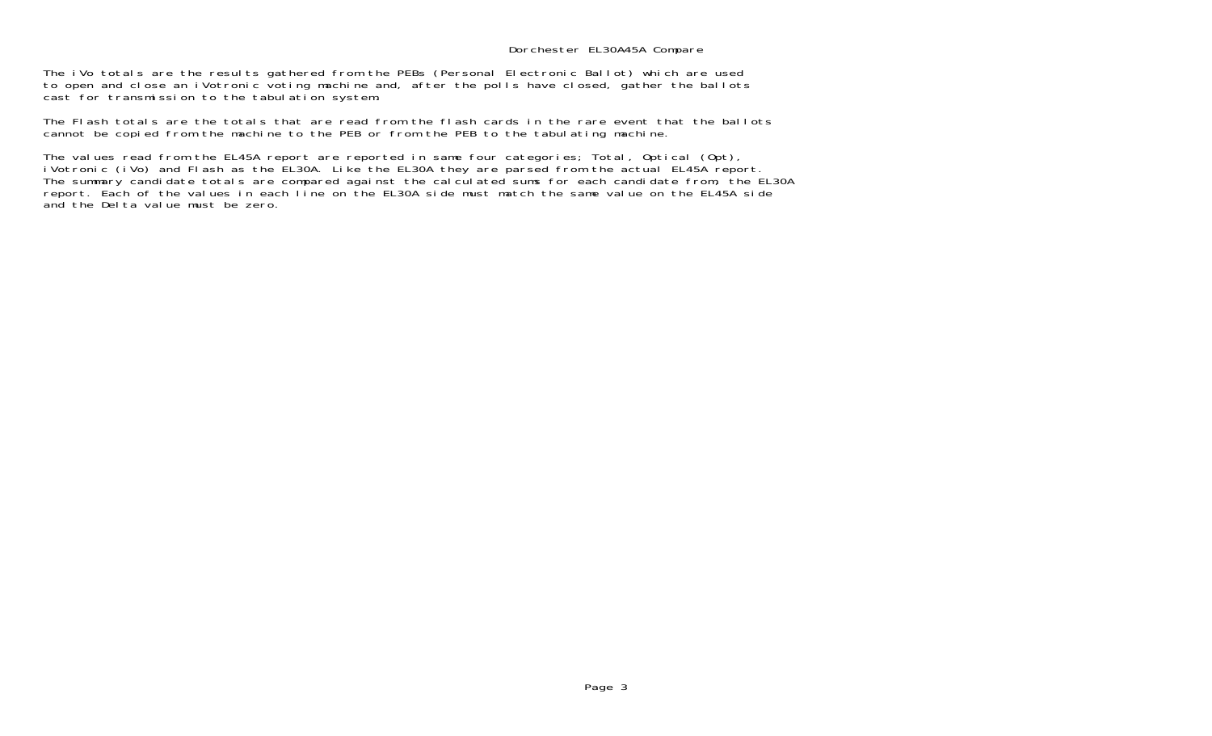# Dorchester EL30A45A Compare

The iVo totals are the results gathered from the PEBs (Personal Electronic Ballot) which are used to open and close an iVotronic voting machine and, after the polls have closed, gather the ballots cast for transmission to the tabulation system.

The Flash totals are the totals that are read from the flash cards in the rare event that the ballots cannot be copied from the machine to the PEB or from the PEB to the tabulating machine.

The values read from the EL45A report are reported in same four categories; Total, Optical (Opt), iVotronic (iVo) and Flash as the EL30A. Like the EL30A they are parsed from the actual EL45A report. The summary candidate totals are compared against the calculated sums for each candidate from, the EL30A report. Each of the values in each line on the EL30A side must match the same value on the EL45A side and the Delta value must be zero.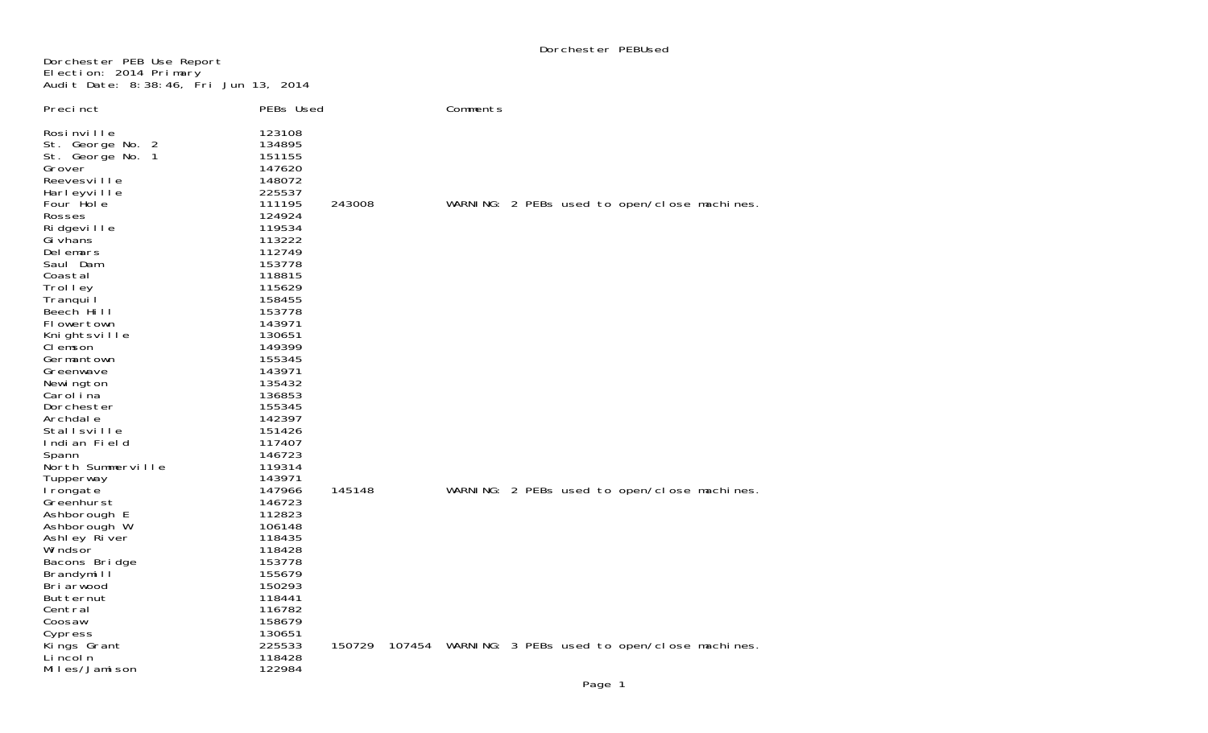Dorchester PEB Use Report
Election: 2014 Primary
Audit Date: 8:38:46, Fri Jun 13, 2014

| Precinct | PEBs Used | | | Comments |
| --- | --- | --- | --- | --- |
| Rosinville | 123108 | | | |
| St. George No. 2 | 134895 | | | |
| St. George No. 1 | 151155 | | | |
| Grover | 147620 | | | |
| Reevesville | 148072 | | | |
| Harleyville | 225537 | | | |
| Four Hole | 111195 | 243008 | | WARNING: 2 PEBs used to open/close machines. |
| Rosses | 124924 | | | |
| Ridgeville | 119534 | | | |
| Givhans | 113222 | | | |
| Delemars | 112749 | | | |
| Saul Dam | 153778 | | | |
| Coastal | 118815 | | | |
| Trolley | 115629 | | | |
| Tranquil | 158455 | | | |
| Beech Hill | 153778 | | | |
| Flowertown | 143971 | | | |
| Knightsville | 130651 | | | |
| Clemson | 149399 | | | |
| Germantown | 155345 | | | |
| Greenwave | 143971 | | | |
| Newington | 135432 | | | |
| Carolina | 136853 | | | |
| Dorchester | 155345 | | | |
| Archdale | 142397 | | | |
| Stallsville | 151426 | | | |
| Indian Field | 117407 | | | |
| Spann | 146723 | | | |
| North Summerville | 119314 | | | |
| Tupperway | 143971 | | | |
| Irongate | 147966 | 145148 | | WARNING: 2 PEBs used to open/close machines. |
| Greenhurst | 146723 | | | |
| Ashborough E | 112823 | | | |
| Ashborough W | 106148 | | | |
| Ashley River | 118435 | | | |
| Windsor | 118428 | | | |
| Bacons Bridge | 153778 | | | |
| Brandymill | 155679 | | | |
| Briarwood | 150293 | | | |
| Butternut | 118441 | | | |
| Central | 116782 | | | |
| Coosaw | 158679 | | | |
| Cypress | 130651 | | | |
| Kings Grant | 225533 | 150729 | 107454 | WARNING: 3 PEBs used to open/close machines. |
| Lincoln | 118428 | | | |
| Miles/Jamison | 122984 | | | |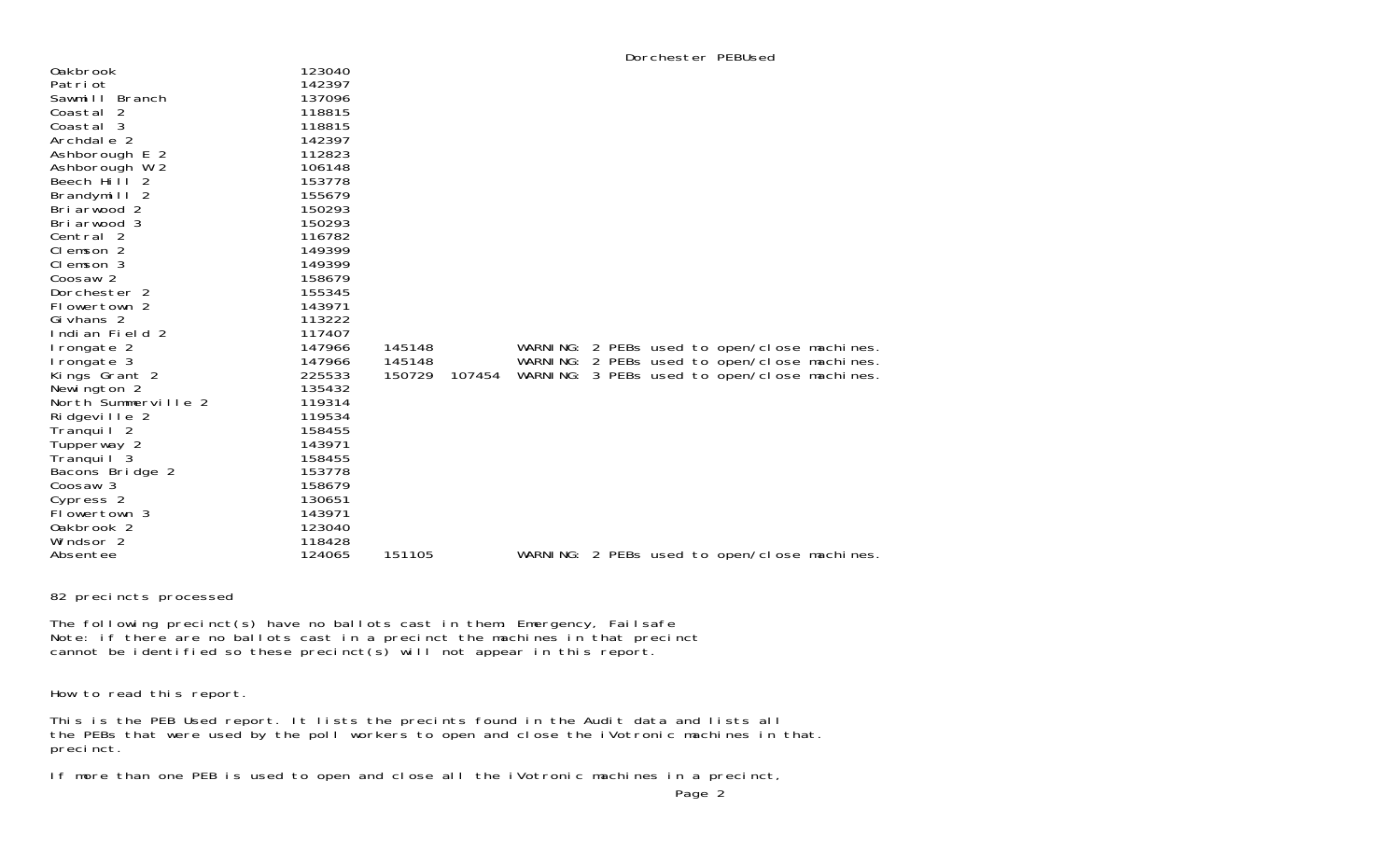Dorchester PEBUsed

| | | | | |
|---|---|---|---|---|
| Oakbrook | 123040 | | | |
| Patriot | 142397 | | | |
| Sawmill Branch | 137096 | | | |
| Coastal 2 | 118815 | | | |
| Coastal 3 | 118815 | | | |
| Archdale 2 | 142397 | | | |
| Ashborough E 2 | 112823 | | | |
| Ashborough W 2 | 106148 | | | |
| Beech Hill 2 | 153778 | | | |
| Brandymill 2 | 155679 | | | |
| Briarwood 2 | 150293 | | | |
| Briarwood 3 | 150293 | | | |
| Central 2 | 116782 | | | |
| Clemson 2 | 149399 | | | |
| Clemson 3 | 149399 | | | |
| Coosaw 2 | 158679 | | | |
| Dorchester 2 | 155345 | | | |
| Flowertown 2 | 143971 | | | |
| Givhans 2 | 113222 | | | |
| Indian Field 2 | 117407 | | | |
| Irongate 2 | 147966 | 145148 | | WARNING: 2 PEBs used to open/close machines. |
| Irongate 3 | 147966 | 145148 | | WARNING: 2 PEBs used to open/close machines. |
| Kings Grant 2 | 225533 | 150729 | 107454 | WARNING: 3 PEBs used to open/close machines. |
| Newington 2 | 135432 | | | |
| North Summerville 2 | 119314 | | | |
| Ridgeville 2 | 119534 | | | |
| Tranquil 2 | 158455 | | | |
| Tupperway 2 | 143971 | | | |
| Tranquil 3 | 158455 | | | |
| Bacons Bridge 2 | 153778 | | | |
| Coosaw 3 | 158679 | | | |
| Cypress 2 | 130651 | | | |
| Flowertown 3 | 143971 | | | |
| Oakbrook 2 | 123040 | | | |
| Windsor 2 | 118428 | | | |
| Absentee | 124065 | 151105 | | WARNING: 2 PEBs used to open/close machines. |

82 precincts processed

The following precinct(s) have no ballots cast in them: Emergency, Failsafe
Note: if there are no ballots cast in a precinct the machines in that precinct
cannot be identified so these precinct(s) will not appear in this report.

How to read this report.

This is the PEB Used report. It lists the precints found in the Audit data and lists all
the PEBs that were used by the poll workers to open and close the iVotronic machines in that.
precinct.

If more than one PEB is used to open and close all the iVotronic machines in a precinct,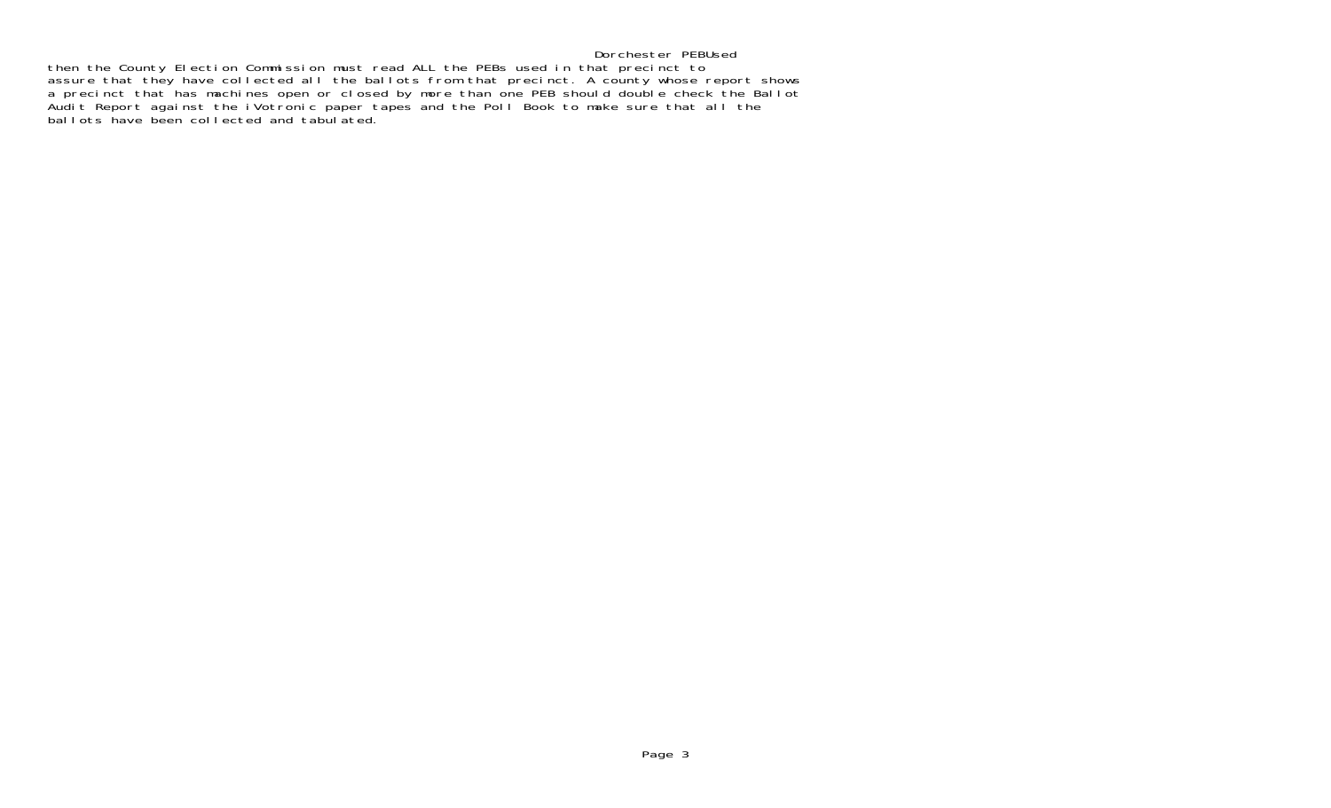then the County Election Commission must read ALL the PEBs used in that precinct to assure that they have collected all the ballots from that precinct. A county whose report shows a precinct that has machines open or closed by more than one PEB should double check the Ballot Audit Report against the iVotronic paper tapes and the Poll Book to make sure that all the ballots have been collected and tabulated.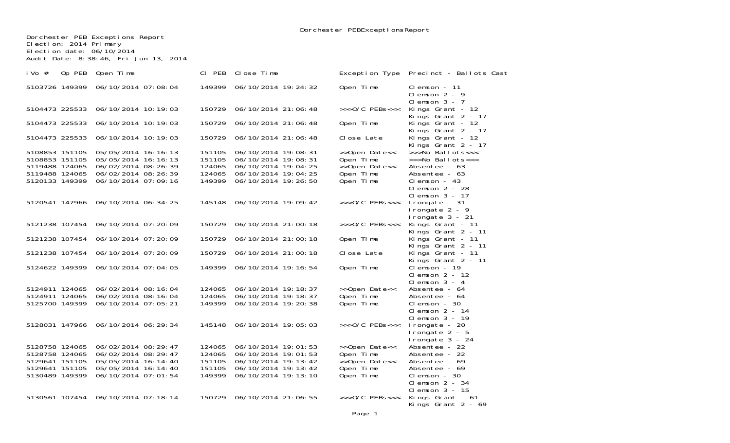Dorchester PEB Exceptions Report
Election: 2014 Primary
Election date: 06/10/2014
Audit Date: 8:38:46, Fri Jun 13, 2014

| iVo # | Op PEB | Open Time | Cl PEB | Close Time | Exception Type | Precinct - Ballots Cast |
|---|---|---|---|---|---|---|
| 5103726 | 149399 | 06/10/2014 07:08:04 | 149399 | 06/10/2014 19:24:32 | Open Time | Clemson - 11<br>Clemson 2 - 9<br>Clemson 3 - 7 |
| 5104473 | 225533 | 06/10/2014 10:19:03 | 150729 | 06/10/2014 21:06:48 | >>>O/C PEBs<<< | Kings Grant - 12<br>Kings Grant 2 - 17 |
| 5104473 | 225533 | 06/10/2014 10:19:03 | 150729 | 06/10/2014 21:06:48 | Open Time | Kings Grant - 12<br>Kings Grant 2 - 17 |
| 5104473 | 225533 | 06/10/2014 10:19:03 | 150729 | 06/10/2014 21:06:48 | Close Late | Kings Grant - 12<br>Kings Grant 2 - 17 |
| 5108853 | 151105 | 05/05/2014 16:16:13 | 151105 | 06/10/2014 19:08:31 | >>Open Date<< | >>>No Ballots<<< |
| 5108853 | 151105 | 05/05/2014 16:16:13 | 151105 | 06/10/2014 19:08:31 | Open Time | >>>No Ballots<<< |
| 5119488 | 124065 | 06/02/2014 08:26:39 | 124065 | 06/10/2014 19:04:25 | >>Open Date<< | Absentee - 63 |
| 5119488 | 124065 | 06/02/2014 08:26:39 | 124065 | 06/10/2014 19:04:25 | Open Time | Absentee - 63 |
| 5120133 | 149399 | 06/10/2014 07:09:16 | 149399 | 06/10/2014 19:26:50 | Open Time | Clemson - 43<br>Clemson 2 - 28<br>Clemson 3 - 17 |
| 5120541 | 147966 | 06/10/2014 06:34:25 | 145148 | 06/10/2014 19:09:42 | >>>O/C PEBs<<< | Irongate - 31<br>Irongate 2 - 9<br>Irongate 3 - 21 |
| 5121238 | 107454 | 06/10/2014 07:20:09 | 150729 | 06/10/2014 21:00:18 | >>>O/C PEBs<<< | Kings Grant - 11<br>Kings Grant 2 - 11 |
| 5121238 | 107454 | 06/10/2014 07:20:09 | 150729 | 06/10/2014 21:00:18 | Open Time | Kings Grant - 11<br>Kings Grant 2 - 11 |
| 5121238 | 107454 | 06/10/2014 07:20:09 | 150729 | 06/10/2014 21:00:18 | Close Late | Kings Grant - 11<br>Kings Grant 2 - 11 |
| 5124622 | 149399 | 06/10/2014 07:04:05 | 149399 | 06/10/2014 19:16:54 | Open Time | Clemson - 19<br>Clemson 2 - 12<br>Clemson 3 - 4 |
| 5124911 | 124065 | 06/02/2014 08:16:04 | 124065 | 06/10/2014 19:18:37 | >>Open Date<< | Absentee - 64 |
| 5124911 | 124065 | 06/02/2014 08:16:04 | 124065 | 06/10/2014 19:18:37 | Open Time | Absentee - 64 |
| 5125700 | 149399 | 06/10/2014 07:05:21 | 149399 | 06/10/2014 19:20:38 | Open Time | Clemson - 30<br>Clemson 2 - 14<br>Clemson 3 - 19 |
| 5128031 | 147966 | 06/10/2014 06:29:34 | 145148 | 06/10/2014 19:05:03 | >>>O/C PEBs<<< | Irongate - 20<br>Irongate 2 - 5<br>Irongate 3 - 24 |
| 5128758 | 124065 | 06/02/2014 08:29:47 | 124065 | 06/10/2014 19:01:53 | >>Open Date<< | Absentee - 22 |
| 5128758 | 124065 | 06/02/2014 08:29:47 | 124065 | 06/10/2014 19:01:53 | Open Time | Absentee - 22 |
| 5129641 | 151105 | 05/05/2014 16:14:40 | 151105 | 06/10/2014 19:13:42 | >>Open Date<< | Absentee - 69 |
| 5129641 | 151105 | 05/05/2014 16:14:40 | 151105 | 06/10/2014 19:13:42 | Open Time | Absentee - 69 |
| 5130489 | 149399 | 06/10/2014 07:01:54 | 149399 | 06/10/2014 19:13:10 | Open Time | Clemson - 30<br>Clemson 2 - 34<br>Clemson 3 - 15 |
| 5130561 | 107454 | 06/10/2014 07:18:14 | 150729 | 06/10/2014 21:06:55 | >>>O/C PEBs<<< | Kings Grant - 61<br>Kings Grant 2 - 69 |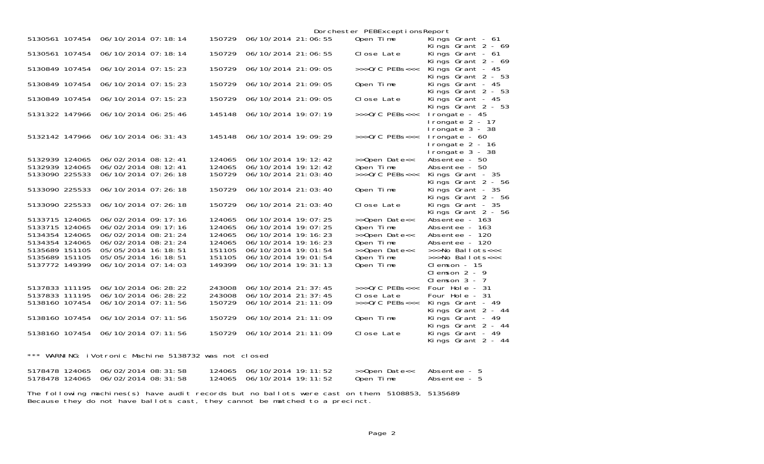Dorchester PEBExceptionsReport

| | | | | | | |
|---|---|---|---|---|---|---|
| 5130561 | 107454 | 06/10/2014 07:18:14 | 150729 | 06/10/2014 21:06:55 | Open Time | Kings Grant - 61<br>Kings Grant 2 - 69 |
| 5130561 | 107454 | 06/10/2014 07:18:14 | 150729 | 06/10/2014 21:06:55 | Close Late | Kings Grant - 61<br>Kings Grant 2 - 69 |
| 5130849 | 107454 | 06/10/2014 07:15:23 | 150729 | 06/10/2014 21:09:05 | >>>O/C PEBs<<< | Kings Grant - 45<br>Kings Grant 2 - 53 |
| 5130849 | 107454 | 06/10/2014 07:15:23 | 150729 | 06/10/2014 21:09:05 | Open Time | Kings Grant - 45<br>Kings Grant 2 - 53 |
| 5130849 | 107454 | 06/10/2014 07:15:23 | 150729 | 06/10/2014 21:09:05 | Close Late | Kings Grant - 45<br>Kings Grant 2 - 53 |
| 5131322 | 147966 | 06/10/2014 06:25:46 | 145148 | 06/10/2014 19:07:19 | >>>O/C PEBs<<< | Irongate - 45<br>Irongate 2 - 17<br>Irongate 3 - 38 |
| 5132142 | 147966 | 06/10/2014 06:31:43 | 145148 | 06/10/2014 19:09:29 | >>>O/C PEBs<<< | Irongate - 60<br>Irongate 2 - 16<br>Irongate 3 - 38 |
| 5132939 | 124065 | 06/02/2014 08:12:41 | 124065 | 06/10/2014 19:12:42 | >>Open Date<< | Absentee - 50 |
| 5132939 | 124065 | 06/02/2014 08:12:41 | 124065 | 06/10/2014 19:12:42 | Open Time | Absentee - 50 |
| 5133090 | 225533 | 06/10/2014 07:26:18 | 150729 | 06/10/2014 21:03:40 | >>>O/C PEBs<<< | Kings Grant - 35<br>Kings Grant 2 - 56 |
| 5133090 | 225533 | 06/10/2014 07:26:18 | 150729 | 06/10/2014 21:03:40 | Open Time | Kings Grant - 35<br>Kings Grant 2 - 56 |
| 5133090 | 225533 | 06/10/2014 07:26:18 | 150729 | 06/10/2014 21:03:40 | Close Late | Kings Grant - 35<br>Kings Grant 2 - 56 |
| 5133715 | 124065 | 06/02/2014 09:17:16 | 124065 | 06/10/2014 19:07:25 | >>Open Date<< | Absentee - 163 |
| 5133715 | 124065 | 06/02/2014 09:17:16 | 124065 | 06/10/2014 19:07:25 | Open Time | Absentee - 163 |
| 5134354 | 124065 | 06/02/2014 08:21:24 | 124065 | 06/10/2014 19:16:23 | >>Open Date<< | Absentee - 120 |
| 5134354 | 124065 | 06/02/2014 08:21:24 | 124065 | 06/10/2014 19:16:23 | Open Time | Absentee - 120 |
| 5135689 | 151105 | 05/05/2014 16:18:51 | 151105 | 06/10/2014 19:01:54 | >>Open Date<< | >>>No Ballots<<< |
| 5135689 | 151105 | 05/05/2014 16:18:51 | 151105 | 06/10/2014 19:01:54 | Open Time | >>>No Ballots<<< |
| 5137772 | 149399 | 06/10/2014 07:14:03 | 149399 | 06/10/2014 19:31:13 | Open Time | Clemson - 15<br>Clemson 2 - 9<br>Clemson 3 - 7 |
| 5137833 | 111195 | 06/10/2014 06:28:22 | 243008 | 06/10/2014 21:37:45 | >>>O/C PEBs<<< | Four Hole - 31 |
| 5137833 | 111195 | 06/10/2014 06:28:22 | 243008 | 06/10/2014 21:37:45 | Close Late | Four Hole - 31 |
| 5138160 | 107454 | 06/10/2014 07:11:56 | 150729 | 06/10/2014 21:11:09 | >>>O/C PEBs<<< | Kings Grant - 49<br>Kings Grant 2 - 44 |
| 5138160 | 107454 | 06/10/2014 07:11:56 | 150729 | 06/10/2014 21:11:09 | Open Time | Kings Grant - 49<br>Kings Grant 2 - 44 |
| 5138160 | 107454 | 06/10/2014 07:11:56 | 150729 | 06/10/2014 21:11:09 | Close Late | Kings Grant - 49<br>Kings Grant 2 - 44 |

*** WARNING: iVotronic Machine 5138732 was not closed

| | | | | | | |
|---|---|---|---|---|---|---|
| 5178478 | 124065 | 06/02/2014 08:31:58 | 124065 | 06/10/2014 19:11:52 | >>Open Date<< | Absentee - 5 |
| 5178478 | 124065 | 06/02/2014 08:31:58 | 124065 | 06/10/2014 19:11:52 | Open Time | Absentee - 5 |

The following machines(s) have audit records but no ballots were cast on them: 5108853, 5135689
Because they do not have ballots cast, they cannot be matched to a precinct.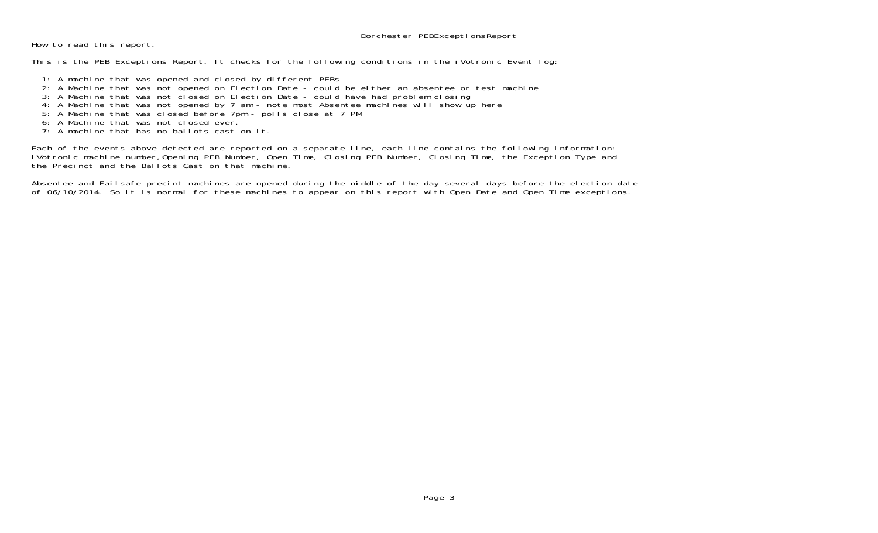# Dorchester PEBExceptionsReport

How to read this report.

This is the PEB Exceptions Report. It checks for the following conditions in the iVotronic Event log;

1: A machine that was opened and closed by different PEBs
2: A Machine that was not opened on Election Date - could be either an absentee or test machine
3: A Machine that was not closed on Election Date - could have had problem closing
4: A Machine that was not opened by 7 am - note most Absentee machines will show up here
5: A Machine that was closed before 7pm - polls close at 7 PM
6: A Machine that was not closed ever.
7: A machine that has no ballots cast on it.

Each of the events above detected are reported on a separate line, each line contains the following information:
iVotronic machine number,Opening PEB Number, Open Time, Closing PEB Number, Closing Time, the Exception Type and the Precinct and the Ballots Cast on that machine.

Absentee and Failsafe precint machines are opened during the middle of the day several days before the election date of 06/10/2014. So it is normal for these machines to appear on this report with Open Date and Open Time exceptions.